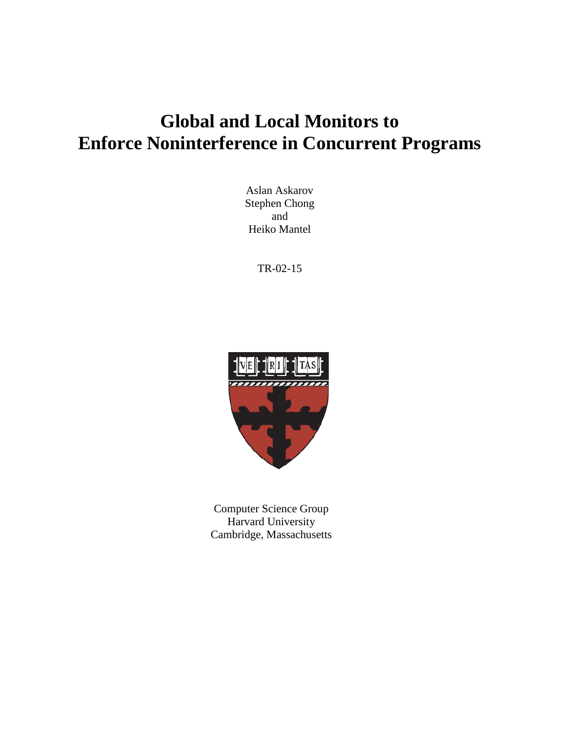# Global and Local Monitors to Enforce Noninterference in Concurrent Programs

Aslan Askarov
Stephen Chong
and
Heiko Mantel

TR-02-15

Computer Science Group
Harvard University
Cambridge, Massachusetts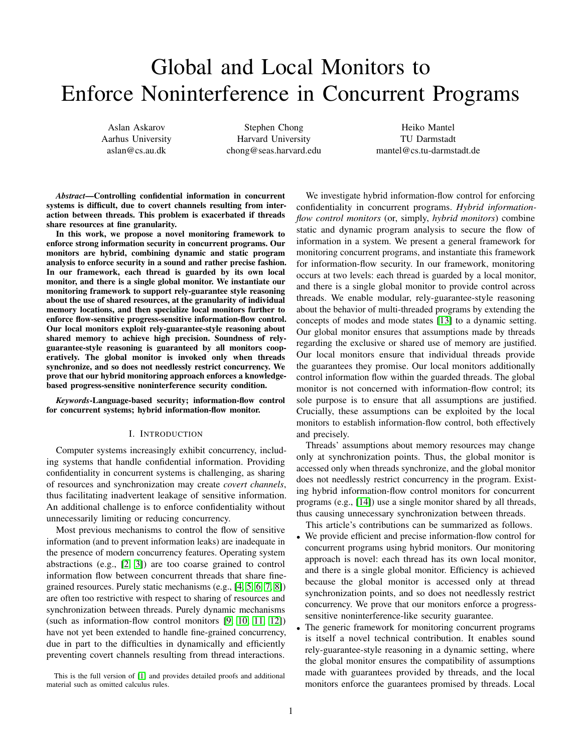# Global and Local Monitors to Enforce Noninterference in Concurrent Programs

Aslan Askarov
Aarhus University
aslan@cs.au.dk

Stephen Chong
Harvard University
chong@seas.harvard.edu

Heiko Mantel
TU Darmstadt
mantel@cs.tu-darmstadt.de

***Abstract*—Controlling confidential information in concurrent systems is difficult, due to covert channels resulting from interaction between threads. This problem is exacerbated if threads share resources at fine granularity.**

**In this work, we propose a novel monitoring framework to enforce strong information security in concurrent programs. Our monitors are hybrid, combining dynamic and static program analysis to enforce security in a sound and rather precise fashion. In our framework, each thread is guarded by its own local monitor, and there is a single global monitor. We instantiate our monitoring framework to support rely-guarantee style reasoning about the use of shared resources, at the granularity of individual memory locations, and then specialize local monitors further to enforce flow-sensitive progress-sensitive information-flow control. Our local monitors exploit rely-guarantee-style reasoning about shared memory to achieve high precision. Soundness of rely-guarantee-style reasoning is guaranteed by all monitors cooperatively. The global monitor is invoked only when threads synchronize, and so does not needlessly restrict concurrency. We prove that our hybrid monitoring approach enforces a knowledge-based progress-sensitive noninterference security condition.**

***Keywords*-Language-based security; information-flow control for concurrent systems; hybrid information-flow monitor.**

## I. Introduction

Computer systems increasingly exhibit concurrency, including systems that handle confidential information. Providing confidentiality in concurrent systems is challenging, as sharing of resources and synchronization may create *covert channels*, thus facilitating inadvertent leakage of sensitive information. An additional challenge is to enforce confidentiality without unnecessarily limiting or reducing concurrency.

Most previous mechanisms to control the flow of sensitive information (and to prevent information leaks) are inadequate in the presence of modern concurrency features. Operating system abstractions (e.g., [2, 3]) are too coarse grained to control information flow between concurrent threads that share fine-grained resources. Purely static mechanisms (e.g., [4, 5, 6, 7, 8]) are often too restrictive with respect to sharing of resources and synchronization between threads. Purely dynamic mechanisms (such as information-flow control monitors [9, 10, 11, 12]) have not yet been extended to handle fine-grained concurrency, due in part to the difficulties in dynamically and efficiently preventing covert channels resulting from thread interactions.

This is the full version of [1] and provides detailed proofs and additional material such as omitted calculus rules.

We investigate hybrid information-flow control for enforcing confidentiality in concurrent programs. *Hybrid information-flow control monitors* (or, simply, *hybrid monitors*) combine static and dynamic program analysis to secure the flow of information in a system. We present a general framework for monitoring concurrent programs, and instantiate this framework for information-flow security. In our framework, monitoring occurs at two levels: each thread is guarded by a local monitor, and there is a single global monitor to provide control across threads. We enable modular, rely-guarantee-style reasoning about the behavior of multi-threaded programs by extending the concepts of modes and mode states [13] to a dynamic setting. Our global monitor ensures that assumptions made by threads regarding the exclusive or shared use of memory are justified. Our local monitors ensure that individual threads provide the guarantees they promise. Our local monitors additionally control information flow within the guarded threads. The global monitor is not concerned with information-flow control; its sole purpose is to ensure that all assumptions are justified. Crucially, these assumptions can be exploited by the local monitors to establish information-flow control, both effectively and precisely.

Threads' assumptions about memory resources may change only at synchronization points. Thus, the global monitor is accessed only when threads synchronize, and the global monitor does not needlessly restrict concurrency in the program. Existing hybrid information-flow control monitors for concurrent programs (e.g., [14]) use a single monitor shared by all threads, thus causing unnecessary synchronization between threads.

This article's contributions can be summarized as follows.

- We provide efficient and precise information-flow control for concurrent programs using hybrid monitors. Our monitoring approach is novel: each thread has its own local monitor, and there is a single global monitor. Efficiency is achieved because the global monitor is accessed only at thread synchronization points, and so does not needlessly restrict concurrency. We prove that our monitors enforce a progress-sensitive noninterference-like security guarantee.
- The generic framework for monitoring concurrent programs is itself a novel technical contribution. It enables sound rely-guarantee-style reasoning in a dynamic setting, where the global monitor ensures the compatibility of assumptions made with guarantees provided by threads, and the local monitors enforce the guarantees promised by threads. Local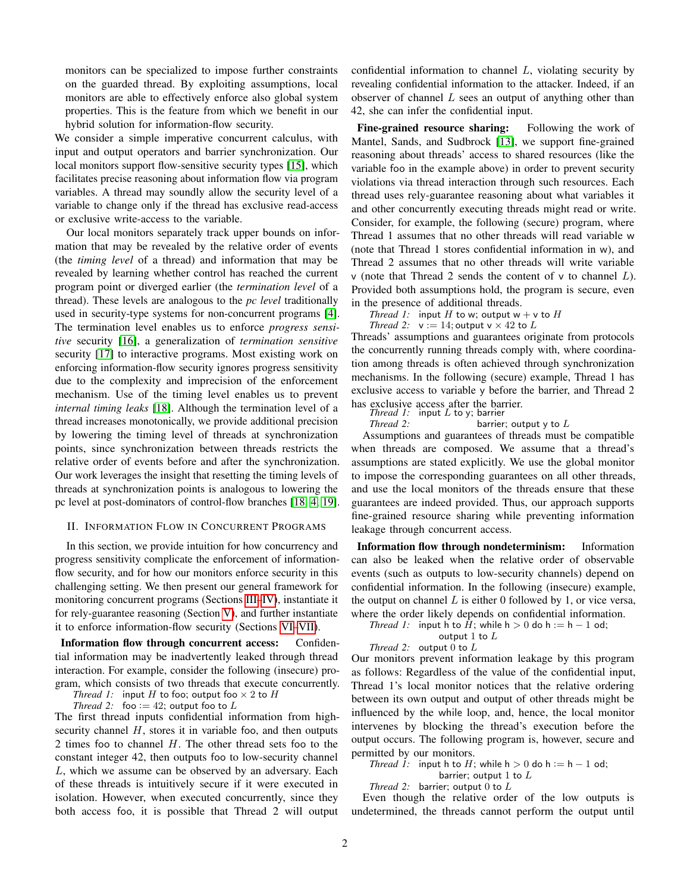monitors can be specialized to impose further constraints on the guarded thread. By exploiting assumptions, local monitors are able to effectively enforce also global system properties. This is the feature from which we benefit in our hybrid solution for information-flow security.

We consider a simple imperative concurrent calculus, with input and output operators and barrier synchronization. Our local monitors support flow-sensitive security types [15], which facilitates precise reasoning about information flow via program variables. A thread may soundly allow the security level of a variable to change only if the thread has exclusive read-access or exclusive write-access to the variable.

Our local monitors separately track upper bounds on information that may be revealed by the relative order of events (the *timing level* of a thread) and information that may be revealed by learning whether control has reached the current program point or diverged earlier (the *termination level* of a thread). These levels are analogous to the *pc level* traditionally used in security-type systems for non-concurrent programs [4]. The termination level enables us to enforce *progress sensitive* security [16], a generalization of *termination sensitive* security [17] to interactive programs. Most existing work on enforcing information-flow security ignores progress sensitivity due to the complexity and imprecision of the enforcement mechanism. Use of the timing level enables us to prevent *internal timing leaks* [18]. Although the termination level of a thread increases monotonically, we provide additional precision by lowering the timing level of threads at synchronization points, since synchronization between threads restricts the relative order of events before and after the synchronization. Our work leverages the insight that resetting the timing levels of threads at synchronization points is analogous to lowering the pc level at post-dominators of control-flow branches [18, 4, 19].

## II. Information Flow in Concurrent Programs

In this section, we provide intuition for how concurrency and progress sensitivity complicate the enforcement of information-flow security, and for how our monitors enforce security in this challenging setting. We then present our general framework for monitoring concurrent programs (Sections III–IV), instantiate it for rely-guarantee reasoning (Section V), and further instantiate it to enforce information-flow security (Sections VI–VII).

**Information flow through concurrent access:** Confidential information may be inadvertently leaked through thread interaction. For example, consider the following (insecure) program, which consists of two threads that execute concurrently.

*Thread 1:* input $H$ to foo; output foo $\times$ 2 to $H$
*Thread 2:* foo := 42; output foo to $L$

The first thread inputs confidential information from high-security channel $H$, stores it in variable foo, and then outputs 2 times foo to channel $H$. The other thread sets foo to the constant integer 42, then outputs foo to low-security channel $L$, which we assume can be observed by an adversary. Each of these threads is intuitively secure if it were executed in isolation. However, when executed concurrently, since they both access foo, it is possible that Thread 2 will output confidential information to channel $L$, violating security by revealing confidential information to the attacker. Indeed, if an observer of channel $L$ sees an output of anything other than 42, she can infer the confidential input.

**Fine-grained resource sharing:** Following the work of Mantel, Sands, and Sudbrock [13], we support fine-grained reasoning about threads' access to shared resources (like the variable foo in the example above) in order to prevent security violations via thread interaction through such resources. Each thread uses rely-guarantee reasoning about what variables it and other concurrently executing threads might read or write. Consider, for example, the following (secure) program, where Thread 1 assumes that no other threads will read variable w (note that Thread 1 stores confidential information in w), and Thread 2 assumes that no other threads will write variable v (note that Thread 2 sends the content of v to channel $L$). Provided both assumptions hold, the program is secure, even in the presence of additional threads.

*Thread 1:* input $H$ to w; output w + v to $H$
*Thread 2:* v := 14; output v $\times$ 42 to $L$

Threads' assumptions and guarantees originate from protocols the concurrently running threads comply with, where coordination among threads is often achieved through synchronization mechanisms. In the following (secure) example, Thread 1 has exclusive access to variable y before the barrier, and Thread 2 has exclusive access after the barrier.

*Thread 1:* input $L$ to y; barrier
*Thread 2:* barrier; output y to $L$

Assumptions and guarantees of threads must be compatible when threads are composed. We assume that a thread's assumptions are stated explicitly. We use the global monitor to impose the corresponding guarantees on all other threads, and use the local monitors of the threads ensure that these guarantees are indeed provided. Thus, our approach supports fine-grained resource sharing while preventing information leakage through concurrent access.

**Information flow through nondeterminism:** Information can also be leaked when the relative order of observable events (such as outputs to low-security channels) depend on confidential information. In the following (insecure) example, the output on channel $L$ is either 0 followed by 1, or vice versa, where the order likely depends on confidential information.

*Thread 1:* input h to $H$; while h $> 0$ do h := h $- 1$ od; output 1 to $L$
*Thread 2:* output 0 to $L$

Our monitors prevent information leakage by this program as follows: Regardless of the value of the confidential input, Thread 1's local monitor notices that the relative ordering between its own output and output of other threads might be influenced by the while loop, and, hence, the local monitor intervenes by blocking the thread's execution before the output occurs. The following program is, however, secure and permitted by our monitors.

*Thread 1:* input h to $H$; while h $> 0$ do h := h $- 1$ od; barrier; output 1 to $L$
*Thread 2:* barrier; output 0 to $L$

Even though the relative order of the low outputs is undetermined, the threads cannot perform the output until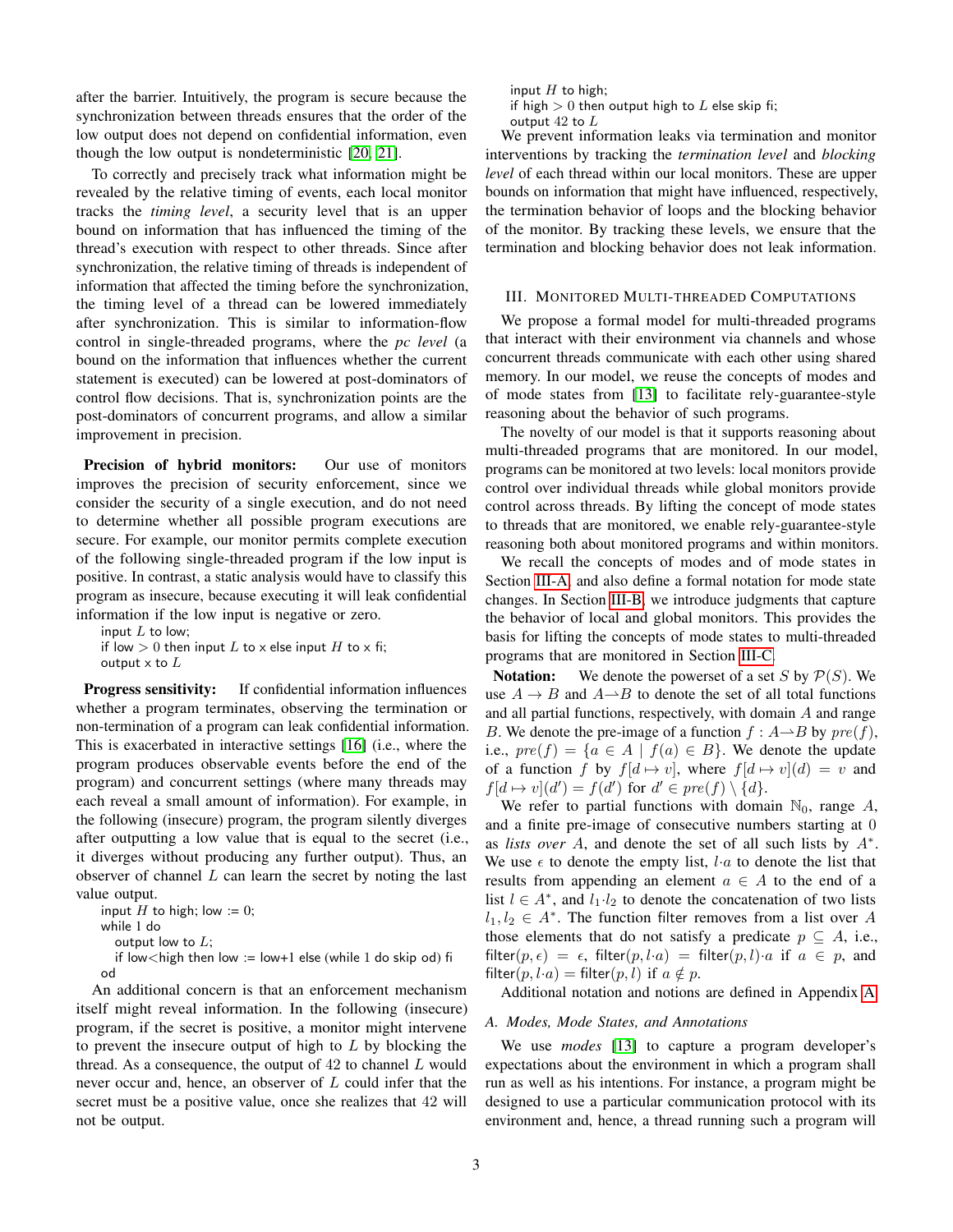after the barrier. Intuitively, the program is secure because the synchronization between threads ensures that the order of the low output does not depend on confidential information, even though the low output is nondeterministic [20, 21].

To correctly and precisely track what information might be revealed by the relative timing of events, each local monitor tracks the *timing level*, a security level that is an upper bound on information that has influenced the timing of the thread's execution with respect to other threads. Since after synchronization, the relative timing of threads is independent of information that affected the timing before the synchronization, the timing level of a thread can be lowered immediately after synchronization. This is similar to information-flow control in single-threaded programs, where the *pc level* (a bound on the information that influences whether the current statement is executed) can be lowered at post-dominators of control flow decisions. That is, synchronization points are the post-dominators of concurrent programs, and allow a similar improvement in precision.

**Precision of hybrid monitors:** Our use of monitors improves the precision of security enforcement, since we consider the security of a single execution, and do not need to determine whether all possible program executions are secure. For example, our monitor permits complete execution of the following single-threaded program if the low input is positive. In contrast, a static analysis would have to classify this program as insecure, because executing it will leak confidential information if the low input is negative or zero.

```
input L to low;
if low > 0 then input L to x else input H to x fi;
output x to L
```

**Progress sensitivity:** If confidential information influences whether a program terminates, observing the termination or non-termination of a program can leak confidential information. This is exacerbated in interactive settings [16] (i.e., where the program produces observable events before the end of the program) and concurrent settings (where many threads may each reveal a small amount of information). For example, in the following (insecure) program, the program silently diverges after outputting a low value that is equal to the secret (i.e., it diverges without producing any further output). Thus, an observer of channel $L$ can learn the secret by noting the last value output.

```
input H to high; low := 0;
while 1 do
  output low to L;
  if low<high then low := low+1 else (while 1 do skip od) fi
od
```

An additional concern is that an enforcement mechanism itself might reveal information. In the following (insecure) program, if the secret is positive, a monitor might intervene to prevent the insecure output of high to $L$ by blocking the thread. As a consequence, the output of 42 to channel $L$ would never occur and, hence, an observer of $L$ could infer that the secret must be a positive value, once she realizes that 42 will not be output.

```
input H to high;
if high > 0 then output high to L else skip fi;
output 42 to L
```

We prevent information leaks via termination and monitor interventions by tracking the *termination level* and *blocking level* of each thread within our local monitors. These are upper bounds on information that might have influenced, respectively, the termination behavior of loops and the blocking behavior of the monitor. By tracking these levels, we ensure that the termination and blocking behavior does not leak information.

## III. Monitored Multi-threaded Computations

We propose a formal model for multi-threaded programs that interact with their environment via channels and whose concurrent threads communicate with each other using shared memory. In our model, we reuse the concepts of modes and of mode states from [13] to facilitate rely-guarantee-style reasoning about the behavior of such programs.

The novelty of our model is that it supports reasoning about multi-threaded programs that are monitored. In our model, programs can be monitored at two levels: local monitors provide control over individual threads while global monitors provide control across threads. By lifting the concept of mode states to threads that are monitored, we enable rely-guarantee-style reasoning both about monitored programs and within monitors.

We recall the concepts of modes and of mode states in Section III-A, and also define a formal notation for mode state changes. In Section III-B, we introduce judgments that capture the behavior of local and global monitors. This provides the basis for lifting the concepts of mode states to multi-threaded programs that are monitored in Section III-C.

**Notation:** We denote the powerset of a set $S$ by $\mathcal{P}(S)$. We use $A \to B$ and $A \rightharpoonup B$ to denote the set of all total functions and all partial functions, respectively, with domain $A$ and range $B$. We denote the pre-image of a function $f : A \rightharpoonup B$ by $pre(f)$, i.e., $pre(f) = \{a \in A \mid f(a) \in B\}$. We denote the update of a function $f$ by $f[d \mapsto v]$, where $f[d \mapsto v](d) = v$ and $f[d \mapsto v](d') = f(d')$ for $d' \in pre(f) \setminus \{d\}$.

We refer to partial functions with domain $\mathbb{N}_0$, range $A$, and a finite pre-image of consecutive numbers starting at 0 as *lists over* $A$, and denote the set of all such lists by $A^*$. We use $\epsilon$ to denote the empty list, $l{\cdot}a$ to denote the list that results from appending an element $a \in A$ to the end of a list $l \in A^*$, and $l_1{\cdot}l_2$ to denote the concatenation of two lists $l_1, l_2 \in A^*$. The function filter removes from a list over $A$ those elements that do not satisfy a predicate $p \subseteq A$, i.e., $\mathsf{filter}(p, \epsilon) = \epsilon$, $\mathsf{filter}(p, l{\cdot}a) = \mathsf{filter}(p, l){\cdot}a$ if $a \in p$, and $\mathsf{filter}(p, l{\cdot}a) = \mathsf{filter}(p, l)$ if $a \notin p$.

Additional notation and notions are defined in Appendix A.

### A. Modes, Mode States, and Annotations

We use *modes* [13] to capture a program developer's expectations about the environment in which a program shall run as well as his intentions. For instance, a program might be designed to use a particular communication protocol with its environment and, hence, a thread running such a program will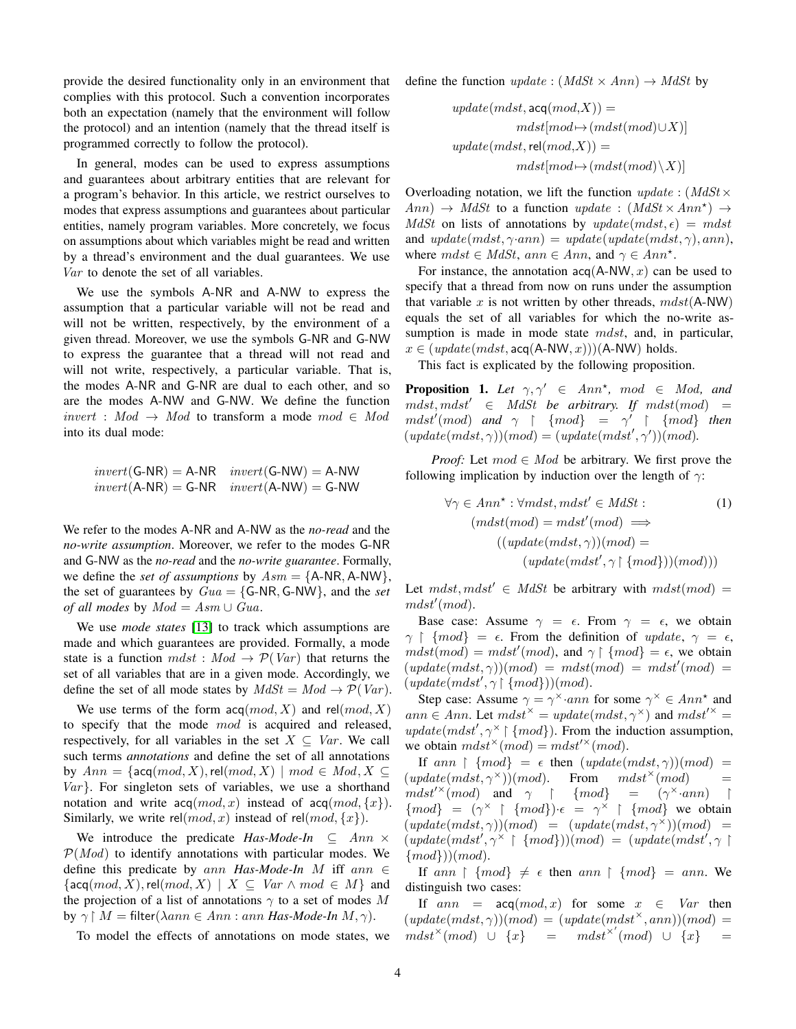provide the desired functionality only in an environment that complies with this protocol. Such a convention incorporates both an expectation (namely that the environment will follow the protocol) and an intention (namely that the thread itself is programmed correctly to follow the protocol).

In general, modes can be used to express assumptions and guarantees about arbitrary entities that are relevant for a program's behavior. In this article, we restrict ourselves to modes that express assumptions and guarantees about particular entities, namely program variables. More concretely, we focus on assumptions about which variables might be read and written by a thread's environment and the dual guarantees. We use $\mathit{Var}$ to denote the set of all variables.

We use the symbols A-NR and A-NW to express the assumption that a particular variable will not be read and will not be written, respectively, by the environment of a given thread. Moreover, we use the symbols G-NR and G-NW to express the guarantee that a thread will not read and will not write, respectively, a particular variable. That is, the modes A-NR and G-NR are dual to each other, and so are the modes A-NW and G-NW. We define the function $\mathit{invert} : \mathit{Mod} \to \mathit{Mod}$ to transform a mode $\mathit{mod} \in \mathit{Mod}$ into its dual mode:

$$\mathit{invert}(\mathsf{G\text{-}NR}) = \mathsf{A\text{-}NR} \quad \mathit{invert}(\mathsf{G\text{-}NW}) = \mathsf{A\text{-}NW}$$
$$\mathit{invert}(\mathsf{A\text{-}NR}) = \mathsf{G\text{-}NR} \quad \mathit{invert}(\mathsf{A\text{-}NW}) = \mathsf{G\text{-}NW}$$

We refer to the modes A-NR and A-NW as the *no-read* and the *no-write assumption*. Moreover, we refer to the modes G-NR and G-NW as the *no-read* and the *no-write guarantee*. Formally, we define the *set of assumptions* by $\mathit{Asm} = \{\mathsf{A\text{-}NR}, \mathsf{A\text{-}NW}\}$, the set of guarantees by $\mathit{Gua} = \{\mathsf{G\text{-}NR}, \mathsf{G\text{-}NW}\}$, and the *set of all modes* by $\mathit{Mod} = \mathit{Asm} \cup \mathit{Gua}$.

We use *mode states* [13] to track which assumptions are made and which guarantees are provided. Formally, a mode state is a function $\mathit{mdst} : \mathit{Mod} \to \mathcal{P}(\mathit{Var})$ that returns the set of all variables that are in a given mode. Accordingly, we define the set of all mode states by $\mathit{MdSt} = \mathit{Mod} \to \mathcal{P}(\mathit{Var})$.

We use terms of the form $\mathsf{acq}(\mathit{mod}, X)$ and $\mathsf{rel}(\mathit{mod}, X)$ to specify that the mode $\mathit{mod}$ is acquired and released, respectively, for all variables in the set $X \subseteq \mathit{Var}$. We call such terms *annotations* and define the set of all annotations by $\mathit{Ann} = \{\mathsf{acq}(\mathit{mod}, X), \mathsf{rel}(\mathit{mod}, X) \mid \mathit{mod} \in \mathit{Mod}, X \subseteq \mathit{Var}\}$. For singleton sets of variables, we use a shorthand notation and write $\mathsf{acq}(\mathit{mod}, x)$ instead of $\mathsf{acq}(\mathit{mod}, \{x\})$. Similarly, we write $\mathsf{rel}(\mathit{mod}, x)$ instead of $\mathsf{rel}(\mathit{mod}, \{x\})$.

We introduce the predicate ***Has-Mode-In*** $\subseteq \mathit{Ann} \times \mathcal{P}(\mathit{Mod})$ to identify annotations with particular modes. We define this predicate by $\mathit{ann}$ ***Has-Mode-In*** $M$ iff $\mathit{ann} \in \{\mathsf{acq}(\mathit{mod}, X), \mathsf{rel}(\mathit{mod}, X) \mid X \subseteq \mathit{Var} \wedge \mathit{mod} \in M\}$ and the projection of a list of annotations $\gamma$ to a set of modes $M$ by $\gamma \upharpoonright M = \mathsf{filter}(\lambda \mathit{ann} \in \mathit{Ann} : \mathit{ann}$ ***Has-Mode-In*** $M, \gamma)$.

To model the effects of annotations on mode states, we define the function $\mathit{update} : (\mathit{MdSt} \times \mathit{Ann}) \to \mathit{MdSt}$ by

$$\mathit{update}(\mathit{mdst}, \mathsf{acq}(\mathit{mod}, X)) = \mathit{mdst}[\mathit{mod} \mapsto (\mathit{mdst}(\mathit{mod}) \cup X)]$$
$$\mathit{update}(\mathit{mdst}, \mathsf{rel}(\mathit{mod}, X)) = \mathit{mdst}[\mathit{mod} \mapsto (\mathit{mdst}(\mathit{mod}) \setminus X)]$$

Overloading notation, we lift the function $\mathit{update} : (\mathit{MdSt} \times \mathit{Ann}) \to \mathit{MdSt}$ to a function $\mathit{update} : (\mathit{MdSt} \times \mathit{Ann}^\star) \to \mathit{MdSt}$ on lists of annotations by $\mathit{update}(\mathit{mdst}, \epsilon) = \mathit{mdst}$ and $\mathit{update}(\mathit{mdst}, \gamma \cdot \mathit{ann}) = \mathit{update}(\mathit{update}(\mathit{mdst}, \gamma), \mathit{ann})$, where $\mathit{mdst} \in \mathit{MdSt}$, $\mathit{ann} \in \mathit{Ann}$, and $\gamma \in \mathit{Ann}^\star$.

For instance, the annotation $\mathsf{acq}(\mathsf{A\text{-}NW}, x)$ can be used to specify that a thread from now on runs under the assumption that variable $x$ is not written by other threads, $\mathit{mdst}(\mathsf{A\text{-}NW})$ equals the set of all variables for which the no-write assumption is made in mode state $\mathit{mdst}$, and, in particular, $x \in (\mathit{update}(\mathit{mdst}, \mathsf{acq}(\mathsf{A\text{-}NW}, x)))(\mathsf{A\text{-}NW})$ holds.

This fact is explicated by the following proposition.

**Proposition 1.** *Let $\gamma, \gamma' \in \mathit{Ann}^\star$, $\mathit{mod} \in \mathit{Mod}$, and $\mathit{mdst}, \mathit{mdst}' \in \mathit{MdSt}$ be arbitrary. If $\mathit{mdst}(\mathit{mod}) = \mathit{mdst}'(\mathit{mod})$ and $\gamma \upharpoonright \{\mathit{mod}\} = \gamma' \upharpoonright \{\mathit{mod}\}$ then $(\mathit{update}(\mathit{mdst}, \gamma))(\mathit{mod}) = (\mathit{update}(\mathit{mdst}', \gamma'))(\mathit{mod})$.*

*Proof:* Let $\mathit{mod} \in \mathit{Mod}$ be arbitrary. We first prove the following implication by induction over the length of $\gamma$:

$$\begin{aligned}
&\forall \gamma \in \mathit{Ann}^\star : \forall \mathit{mdst}, \mathit{mdst}' \in \mathit{MdSt} : \\
&\quad (\mathit{mdst}(\mathit{mod}) = \mathit{mdst}'(\mathit{mod}) \implies \\
&\quad\quad ((\mathit{update}(\mathit{mdst}, \gamma))(\mathit{mod}) = \\
&\quad\quad\quad (\mathit{update}(\mathit{mdst}', \gamma \upharpoonright \{\mathit{mod}\}))(\mathit{mod})))
\end{aligned} \tag{1}$$

Let $\mathit{mdst}, \mathit{mdst}' \in \mathit{MdSt}$ be arbitrary with $\mathit{mdst}(\mathit{mod}) = \mathit{mdst}'(\mathit{mod})$.

Base case: Assume $\gamma = \epsilon$. From $\gamma = \epsilon$, we obtain $\gamma \upharpoonright \{\mathit{mod}\} = \epsilon$. From the definition of $\mathit{update}$, $\gamma = \epsilon$, $\mathit{mdst}(\mathit{mod}) = \mathit{mdst}'(\mathit{mod})$, and $\gamma \upharpoonright \{\mathit{mod}\} = \epsilon$, we obtain $(\mathit{update}(\mathit{mdst}, \gamma))(\mathit{mod}) = \mathit{mdst}(\mathit{mod}) = \mathit{mdst}'(\mathit{mod}) = (\mathit{update}(\mathit{mdst}', \gamma \upharpoonright \{\mathit{mod}\}))(\mathit{mod})$.

Step case: Assume $\gamma = \gamma^\times \cdot \mathit{ann}$ for some $\gamma^\times \in \mathit{Ann}^\star$ and $\mathit{ann} \in \mathit{Ann}$. Let $\mathit{mdst}^\times = \mathit{update}(\mathit{mdst}, \gamma^\times)$ and $\mathit{mdst}'^\times = \mathit{update}(\mathit{mdst}', \gamma^\times \upharpoonright \{\mathit{mod}\})$. From the induction assumption, we obtain $\mathit{mdst}^\times(\mathit{mod}) = \mathit{mdst}'^\times(\mathit{mod})$.

If $\mathit{ann} \upharpoonright \{\mathit{mod}\} = \epsilon$ then $(\mathit{update}(\mathit{mdst}, \gamma))(\mathit{mod}) = (\mathit{update}(\mathit{mdst}, \gamma^\times))(\mathit{mod})$. From $\mathit{mdst}^\times(\mathit{mod}) = \mathit{mdst}'^\times(\mathit{mod})$ and $\gamma \upharpoonright \{\mathit{mod}\} = (\gamma^\times \cdot \mathit{ann}) \upharpoonright \{\mathit{mod}\} = (\gamma^\times \upharpoonright \{\mathit{mod}\}) \cdot \epsilon = \gamma^\times \upharpoonright \{\mathit{mod}\}$ we obtain $(\mathit{update}(\mathit{mdst}, \gamma))(\mathit{mod}) = (\mathit{update}(\mathit{mdst}, \gamma^\times))(\mathit{mod}) = (\mathit{update}(\mathit{mdst}', \gamma^\times \upharpoonright \{\mathit{mod}\}))(\mathit{mod}) = (\mathit{update}(\mathit{mdst}', \gamma \upharpoonright \{\mathit{mod}\}))(\mathit{mod})$.

If $\mathit{ann} \upharpoonright \{\mathit{mod}\} \neq \epsilon$ then $\mathit{ann} \upharpoonright \{\mathit{mod}\} = \mathit{ann}$. We distinguish two cases:

If $\mathit{ann} = \mathsf{acq}(\mathit{mod}, x)$ for some $x \in \mathit{Var}$ then $(\mathit{update}(\mathit{mdst}, \gamma))(\mathit{mod}) = (\mathit{update}(\mathit{mdst}^\times, \mathit{ann}))(\mathit{mod}) = \mathit{mdst}^\times(\mathit{mod}) \cup \{x\} = \mathit{mdst}^{\times'}(\mathit{mod}) \cup \{x\} =$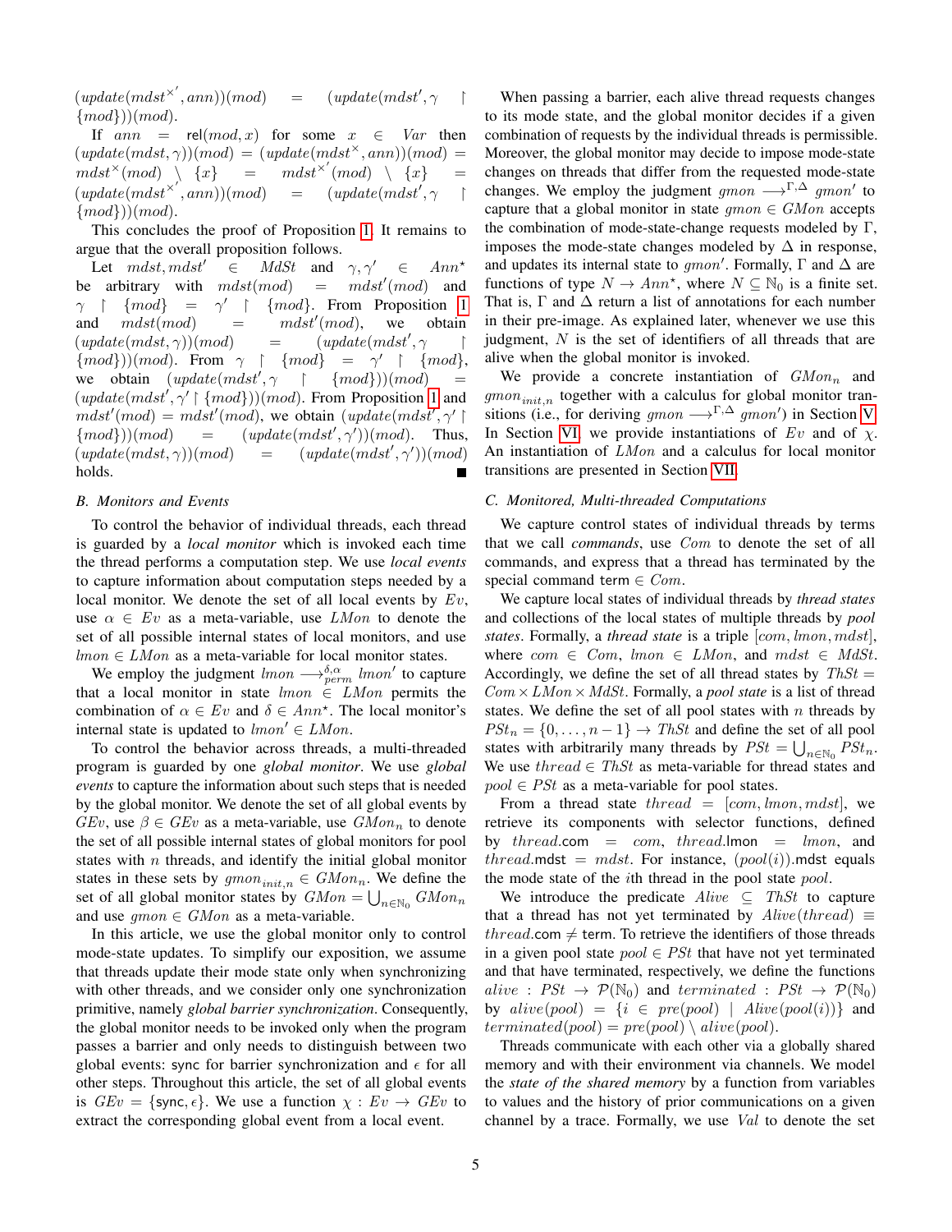$(update(mdst^{\times'}, ann))(mod) = (update(mdst', \gamma \restriction \{mod\}))(mod)$.

If $ann = \mathsf{rel}(mod, x)$ for some $x \in Var$ then $(update(mdst, \gamma))(mod) = (update(mdst^{\times}, ann))(mod) = mdst^{\times}(mod) \setminus \{x\} = mdst^{\times'}(mod) \setminus \{x\} = (update(mdst^{\times'}, ann))(mod) = (update(mdst', \gamma \restriction \{mod\}))(mod)$.

This concludes the proof of Proposition 1. It remains to argue that the overall proposition follows.

Let $mdst, mdst' \in MdSt$ and $\gamma, \gamma' \in Ann^\star$ be arbitrary with $mdst(mod) = mdst'(mod)$ and $\gamma \restriction \{mod\} = \gamma' \restriction \{mod\}$. From Proposition 1 and $mdst(mod) = mdst'(mod)$, we obtain $(update(mdst, \gamma))(mod) = (update(mdst', \gamma \restriction \{mod\}))(mod)$. From $\gamma \restriction \{mod\} = \gamma' \restriction \{mod\}$, we obtain $(update(mdst', \gamma \restriction \{mod\}))(mod) = (update(mdst', \gamma' \restriction \{mod\}))(mod)$. From Proposition 1 and $mdst'(mod) = mdst'(mod)$, we obtain $(update(mdst', \gamma' \restriction \{mod\}))(mod) = (update(mdst', \gamma'))(mod)$. Thus, $(update(mdst, \gamma))(mod) = (update(mdst', \gamma'))(mod)$ holds. ■

### B. Monitors and Events

To control the behavior of individual threads, each thread is guarded by a *local monitor* which is invoked each time the thread performs a computation step. We use *local events* to capture information about computation steps needed by a local monitor. We denote the set of all local events by $Ev$, use $\alpha \in Ev$ as a meta-variable, use $LMon$ to denote the set of all possible internal states of local monitors, and use $lmon \in LMon$ as a meta-variable for local monitor states.

We employ the judgment $lmon \longrightarrow^{\delta,\alpha}_{perm} lmon'$ to capture that a local monitor in state $lmon \in LMon$ permits the combination of $\alpha \in Ev$ and $\delta \in Ann^\star$. The local monitor's internal state is updated to $lmon' \in LMon$.

To control the behavior across threads, a multi-threaded program is guarded by one *global monitor*. We use *global events* to capture the information about such steps that is needed by the global monitor. We denote the set of all global events by $GEv$, use $\beta \in GEv$ as a meta-variable, use $GMon_n$ to denote the set of all possible internal states of global monitors for pool states with $n$ threads, and identify the initial global monitor states in these sets by $gmon_{init,n} \in GMon_n$. We define the set of all global monitor states by $GMon = \bigcup_{n \in \mathbb{N}_0} GMon_n$ and use $gmon \in GMon$ as a meta-variable.

In this article, we use the global monitor only to control mode-state updates. To simplify our exposition, we assume that threads update their mode state only when synchronizing with other threads, and we consider only one synchronization primitive, namely *global barrier synchronization*. Consequently, the global monitor needs to be invoked only when the program passes a barrier and only needs to distinguish between two global events: $\mathsf{sync}$ for barrier synchronization and $\epsilon$ for all other steps. Throughout this article, the set of all global events is $GEv = \{\mathsf{sync}, \epsilon\}$. We use a function $\chi : Ev \to GEv$ to extract the corresponding global event from a local event.

When passing a barrier, each alive thread requests changes to its mode state, and the global monitor decides if a given combination of requests by the individual threads is permissible. Moreover, the global monitor may decide to impose mode-state changes on threads that differ from the requested mode-state changes. We employ the judgment $gmon \longrightarrow^{\Gamma,\Delta} gmon'$ to capture that a global monitor in state $gmon \in GMon$ accepts the combination of mode-state-change requests modeled by $\Gamma$, imposes the mode-state changes modeled by $\Delta$ in response, and updates its internal state to $gmon'$. Formally, $\Gamma$ and $\Delta$ are functions of type $N \to Ann^\star$, where $N \subseteq \mathbb{N}_0$ is a finite set. That is, $\Gamma$ and $\Delta$ return a list of annotations for each number in their pre-image. As explained later, whenever we use this judgment, $N$ is the set of identifiers of all threads that are alive when the global monitor is invoked.

We provide a concrete instantiation of $GMon_n$ and $gmon_{init,n}$ together with a calculus for global monitor transitions (i.e., for deriving $gmon \longrightarrow^{\Gamma,\Delta} gmon'$) in Section V. In Section VI, we provide instantiations of $Ev$ and of $\chi$. An instantiation of $LMon$ and a calculus for local monitor transitions are presented in Section VII.

### C. Monitored, Multi-threaded Computations

We capture control states of individual threads by terms that we call *commands*, use $Com$ to denote the set of all commands, and express that a thread has terminated by the special command $\mathsf{term} \in Com$.

We capture local states of individual threads by *thread states* and collections of the local states of multiple threads by *pool states*. Formally, a *thread state* is a triple $[com, lmon, mdst]$, where $com \in Com$, $lmon \in LMon$, and $mdst \in MdSt$. Accordingly, we define the set of all thread states by $ThSt = Com \times LMon \times MdSt$. Formally, a *pool state* is a list of thread states. We define the set of all pool states with $n$ threads by $PSt_n = \{0, \ldots, n-1\} \to ThSt$ and define the set of all pool states with arbitrarily many threads by $PSt = \bigcup_{n \in \mathbb{N}_0} PSt_n$. We use $thread \in ThSt$ as meta-variable for thread states and $pool \in PSt$ as a meta-variable for pool states.

From a thread state $thread = [com, lmon, mdst]$, we retrieve its components with selector functions, defined by $thread.\mathsf{com} = com$, $thread.\mathsf{lmon} = lmon$, and $thread.\mathsf{mdst} = mdst$. For instance, $(pool(i)).\mathsf{mdst}$ equals the mode state of the $i$th thread in the pool state $pool$.

We introduce the predicate $Alive \subseteq ThSt$ to capture that a thread has not yet terminated by $Alive(thread) \equiv thread.\mathsf{com} \neq \mathsf{term}$. To retrieve the identifiers of those threads in a given pool state $pool \in PSt$ that have not yet terminated and that have terminated, respectively, we define the functions $alive : PSt \to \mathcal{P}(\mathbb{N}_0)$ and $terminated : PSt \to \mathcal{P}(\mathbb{N}_0)$ by $alive(pool) = \{i \in pre(pool) \mid Alive(pool(i))\}$ and $terminated(pool) = pre(pool) \setminus alive(pool)$.

Threads communicate with each other via a globally shared memory and with their environment via channels. We model the *state of the shared memory* by a function from variables to values and the history of prior communications on a given channel by a trace. Formally, we use $Val$ to denote the set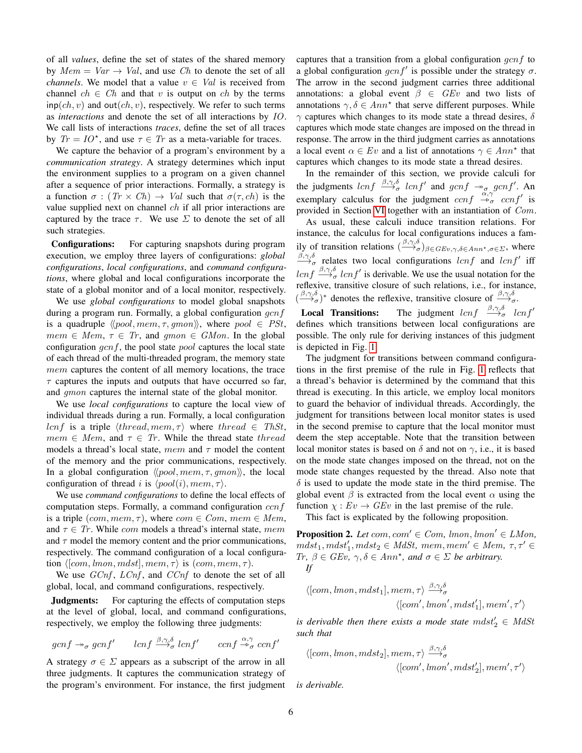of all *values*, define the set of states of the shared memory by $Mem = Var \to Val$, and use $Ch$ to denote the set of all *channels*. We model that a value $v \in Val$ is received from channel $ch \in Ch$ and that $v$ is output on $ch$ by the terms $\mathsf{inp}(ch, v)$ and $\mathsf{out}(ch, v)$, respectively. We refer to such terms as *interactions* and denote the set of all interactions by $IO$. We call lists of interactions *traces*, define the set of all traces by $Tr = IO^\star$, and use $\tau \in Tr$ as a meta-variable for traces.

We capture the behavior of a program's environment by a *communication strategy*. A strategy determines which input the environment supplies to a program on a given channel after a sequence of prior interactions. Formally, a strategy is a function $\sigma : (Tr \times Ch) \to Val$ such that $\sigma(\tau, ch)$ is the value supplied next on channel $ch$ if all prior interactions are captured by the trace $\tau$. We use $\Sigma$ to denote the set of all such strategies.

**Configurations:** For capturing snapshots during program execution, we employ three layers of configurations: *global configurations*, *local configurations*, and *command configurations*, where global and local configurations incorporate the state of a global monitor and of a local monitor, respectively.

We use *global configurations* to model global snapshots during a program run. Formally, a global configuration $gcnf$ is a quadruple $\langle\!\langle pool, mem, \tau, gmon \rangle\!\rangle$, where $pool \in PSt$, $mem \in Mem$, $\tau \in Tr$, and $gmon \in GMon$. In the global configuration $gcnf$, the pool state $pool$ captures the local state of each thread of the multi-threaded program, the memory state $mem$ captures the content of all memory locations, the trace $\tau$ captures the inputs and outputs that have occurred so far, and $gmon$ captures the internal state of the global monitor.

We use *local configurations* to capture the local view of individual threads during a run. Formally, a local configuration $lcnf$ is a triple $\langle thread, mem, \tau \rangle$ where $thread \in ThSt$, $mem \in Mem$, and $\tau \in Tr$. While the thread state $thread$ models a thread's local state, $mem$ and $\tau$ model the content of the memory and the prior communications, respectively. In a global configuration $\langle\!\langle pool, mem, \tau, gmon \rangle\!\rangle$, the local configuration of thread $i$ is $\langle pool(i), mem, \tau \rangle$.

We use *command configurations* to define the local effects of computation steps. Formally, a command configuration $ccnf$ is a triple $(com, mem, \tau)$, where $com \in Com$, $mem \in Mem$, and $\tau \in Tr$. While $com$ models a thread's internal state, $mem$ and $\tau$ model the memory content and the prior communications, respectively. The command configuration of a local configuration $\langle [com, lmon, mdst], mem, \tau \rangle$ is $(com, mem, \tau)$.

We use $GCnf$, $LCnf$, and $CCnf$ to denote the set of all global, local, and command configurations, respectively.

**Judgments:** For capturing the effects of computation steps at the level of global, local, and command configurations, respectively, we employ the following three judgments:

$$gcnf \twoheadrightarrow_\sigma gcnf' \qquad lcnf \xrightarrow{\beta,\gamma,\delta}_\sigma lcnf' \qquad ccnf \overset{\alpha,\gamma}{\dashrightarrow}_\sigma ccnf'$$

A strategy $\sigma \in \Sigma$ appears as a subscript of the arrow in all three judgments. It captures the communication strategy of the program's environment. For instance, the first judgment captures that a transition from a global configuration $gcnf$ to a global configuration $gcnf'$ is possible under the strategy $\sigma$. The arrow in the second judgment carries three additional annotations: a global event $\beta \in GEv$ and two lists of annotations $\gamma, \delta \in Ann^\star$ that serve different purposes. While $\gamma$ captures which changes to its mode state a thread desires, $\delta$ captures which mode state changes are imposed on the thread in response. The arrow in the third judgment carries as annotations a local event $\alpha \in Ev$ and a list of annotations $\gamma \in Ann^\star$ that captures which changes to its mode state a thread desires.

In the remainder of this section, we provide calculi for the judgments $lcnf \xrightarrow{\beta,\gamma,\delta}_\sigma lcnf'$ and $gcnf \twoheadrightarrow_\sigma gcnf'$. An exemplary calculus for the judgment $ccnf \overset{\alpha,\gamma}{\dashrightarrow}_\sigma ccnf'$ is provided in Section VI together with an instantiation of $Com$.

As usual, these calculi induce transition relations. For instance, the calculus for local configurations induces a family of transition relations $(\xrightarrow{\beta,\gamma,\delta}_\sigma)_{\beta \in GEv, \gamma,\delta \in Ann^\star, \sigma \in \Sigma}$, where $\xrightarrow{\beta,\gamma,\delta}_\sigma$ relates two local configurations $lcnf$ and $lcnf'$ iff $lcnf \xrightarrow{\beta,\gamma,\delta}_\sigma lcnf'$ is derivable. We use the usual notation for the reflexive, transitive closure of such relations, i.e., for instance, $(\xrightarrow{\beta,\gamma,\delta}_\sigma)^*$ denotes the reflexive, transitive closure of $\xrightarrow{\beta,\gamma,\delta}_\sigma$.

**Local Transitions:** The judgment $lcnf \xrightarrow{\beta,\gamma,\delta}_\sigma lcnf'$ defines which transitions between local configurations are possible. The only rule for deriving instances of this judgment is depicted in Fig. 1.

The judgment for transitions between command configurations in the first premise of the rule in Fig. 1 reflects that a thread's behavior is determined by the command that this thread is executing. In this article, we employ local monitors to guard the behavior of individual threads. Accordingly, the judgment for transitions between local monitor states is used in the second premise to capture that the local monitor must deem the step acceptable. Note that the transition between local monitor states is based on $\delta$ and not on $\gamma$, i.e., it is based on the mode state changes imposed on the thread, not on the mode state changes requested by the thread. Also note that $\delta$ is used to update the mode state in the third premise. The global event $\beta$ is extracted from the local event $\alpha$ using the function $\chi : Ev \to GEv$ in the last premise of the rule.

This fact is explicated by the following proposition.

**Proposition 2.** *Let $com, com' \in Com$, $lmon, lmon' \in LMon$, $mdst_1, mdst_1', mdst_2 \in MdSt$, $mem, mem' \in Mem$, $\tau, \tau' \in Tr$, $\beta \in GEv$, $\gamma, \delta \in Ann^\star$, and $\sigma \in \Sigma$ be arbitrary. If*

$$\langle [com, lmon, mdst_1], mem, \tau \rangle \xrightarrow{\beta,\gamma,\delta}_\sigma \langle [com', lmon', mdst_1'], mem', \tau' \rangle$$

*is derivable then there exists a mode state $mdst_2' \in MdSt$ such that*

$$\langle [com, lmon, mdst_2], mem, \tau \rangle \xrightarrow{\beta,\gamma,\delta}_\sigma \langle [com', lmon', mdst_2'], mem', \tau' \rangle$$

*is derivable.*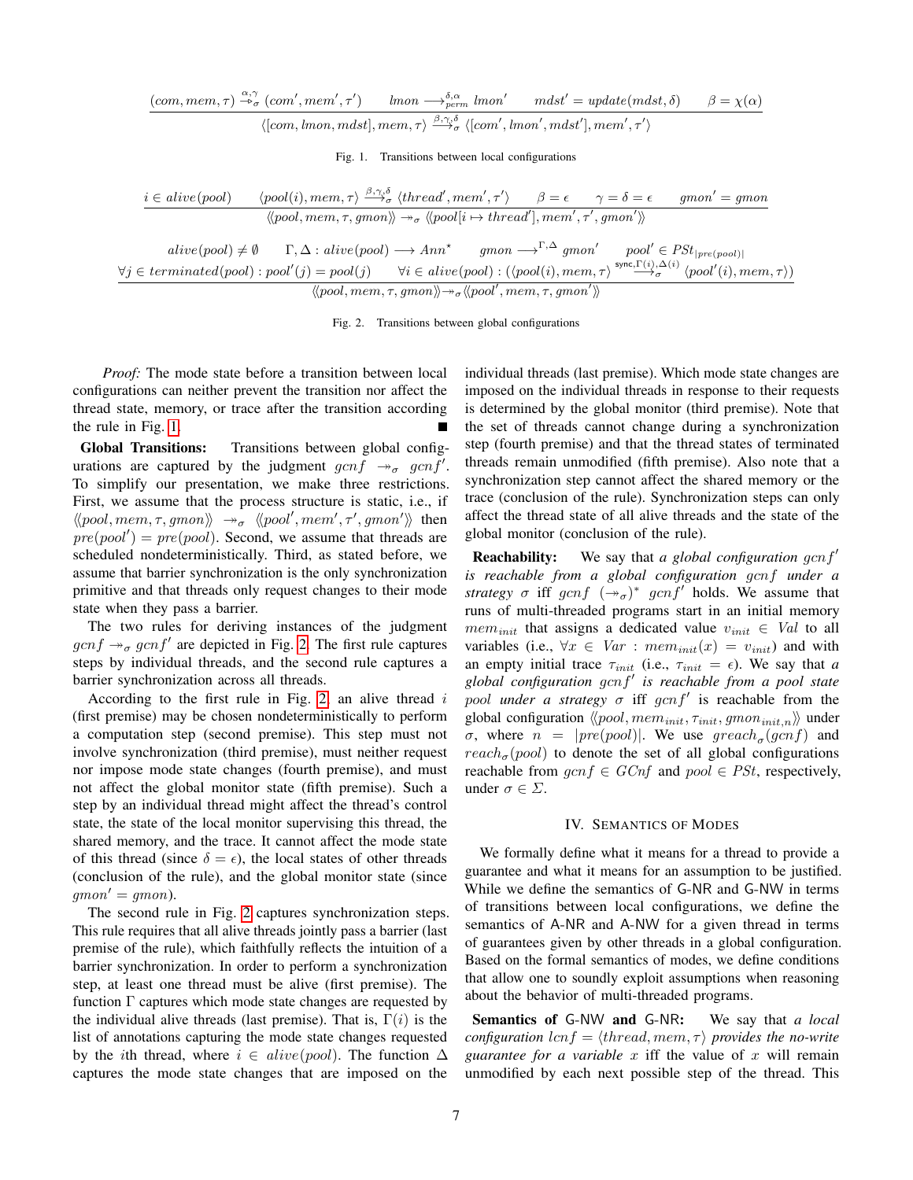$$\frac{(com, mem, \tau) \overset{\alpha,\gamma}{\twoheadrightarrow}_{\sigma} (com', mem', \tau') \qquad lmon \longrightarrow^{\delta,\alpha}_{perm} lmon' \qquad mdst' = update(mdst, \delta) \qquad \beta = \chi(\alpha)}{\langle [com, lmon, mdst], mem, \tau \rangle \xrightarrow{\beta,\gamma,\delta}_{\sigma} \langle [com', lmon', mdst'], mem', \tau' \rangle}$$

Fig. 1. Transitions between local configurations

$$\frac{i \in alive(pool) \qquad \langle pool(i), mem, \tau \rangle \xrightarrow{\beta,\gamma,\delta}_{\sigma} \langle thread', mem', \tau' \rangle \qquad \beta = \epsilon \qquad \gamma = \delta = \epsilon \qquad gmon' = gmon}{\langle\!\langle pool, mem, \tau, gmon \rangle\!\rangle \twoheadrightarrow_{\sigma} \langle\!\langle pool[i \mapsto thread'], mem', \tau', gmon' \rangle\!\rangle}$$

$$\frac{\begin{array}{c} alive(pool) \neq \emptyset \qquad \Gamma, \Delta : alive(pool) \longrightarrow Ann^{\star} \qquad gmon \longrightarrow^{\Gamma,\Delta} gmon' \qquad pool' \in PSt_{|pre(pool)|} \\ \forall j \in terminated(pool) : pool'(j) = pool(j) \qquad \forall i \in alive(pool) : (\langle pool(i), mem, \tau \rangle \xrightarrow{\mathsf{sync},\Gamma(i),\Delta(i)}_{\sigma} \langle pool'(i), mem, \tau \rangle) \end{array}}{\langle\!\langle pool, mem, \tau, gmon \rangle\!\rangle \twoheadrightarrow_{\sigma} \langle\!\langle pool', mem, \tau, gmon' \rangle\!\rangle}$$

Fig. 2. Transitions between global configurations

*Proof:* The mode state before a transition between local configurations can neither prevent the transition nor affect the thread state, memory, or trace after the transition according the rule in Fig. 1. ■

**Global Transitions:** Transitions between global configurations are captured by the judgment $gcnf \twoheadrightarrow_{\sigma} gcnf'$. To simplify our presentation, we make three restrictions. First, we assume that the process structure is static, i.e., if $\langle\!\langle pool, mem, \tau, gmon \rangle\!\rangle \twoheadrightarrow_{\sigma} \langle\!\langle pool', mem', \tau', gmon' \rangle\!\rangle$ then $pre(pool') = pre(pool)$. Second, we assume that threads are scheduled nondeterministically. Third, as stated before, we assume that barrier synchronization is the only synchronization primitive and that threads only request changes to their mode state when they pass a barrier.

The two rules for deriving instances of the judgment $gcnf \twoheadrightarrow_{\sigma} gcnf'$ are depicted in Fig. 2. The first rule captures steps by individual threads, and the second rule captures a barrier synchronization across all threads.

According to the first rule in Fig. 2, an alive thread $i$ (first premise) may be chosen nondeterministically to perform a computation step (second premise). This step must not involve synchronization (third premise), must neither request nor impose mode state changes (fourth premise), and must not affect the global monitor state (fifth premise). Such a step by an individual thread might affect the thread's control state, the state of the local monitor supervising this thread, the shared memory, and the trace. It cannot affect the mode state of this thread (since $\delta = \epsilon$), the local states of other threads (conclusion of the rule), and the global monitor state (since $gmon' = gmon$).

The second rule in Fig. 2 captures synchronization steps. This rule requires that all alive threads jointly pass a barrier (last premise of the rule), which faithfully reflects the intuition of a barrier synchronization. In order to perform a synchronization step, at least one thread must be alive (first premise). The function $\Gamma$ captures which mode state changes are requested by the individual alive threads (last premise). That is, $\Gamma(i)$ is the list of annotations capturing the mode state changes requested by the $i$th thread, where $i \in alive(pool)$. The function $\Delta$ captures the mode state changes that are imposed on the individual threads (last premise). Which mode state changes are imposed on the individual threads in response to their requests is determined by the global monitor (third premise). Note that the set of threads cannot change during a synchronization step (fourth premise) and that the thread states of terminated threads remain unmodified (fifth premise). Also note that a synchronization step cannot affect the shared memory or the trace (conclusion of the rule). Synchronization steps can only affect the thread state of all alive threads and the state of the global monitor (conclusion of the rule).

**Reachability:** We say that *a global configuration $gcnf'$ is reachable from a global configuration $gcnf$ under a strategy $\sigma$* iff $gcnf \ (\twoheadrightarrow_{\sigma})^{*} \ gcnf'$ holds. We assume that runs of multi-threaded programs start in an initial memory $mem_{init}$ that assigns a dedicated value $v_{init} \in Val$ to all variables (i.e., $\forall x \in Var : mem_{init}(x) = v_{init}$) and with an empty initial trace $\tau_{init}$ (i.e., $\tau_{init} = \epsilon$). We say that *a global configuration $gcnf'$ is reachable from a pool state $pool$ under a strategy $\sigma$* iff $gcnf'$ is reachable from the global configuration $\langle\!\langle pool, mem_{init}, \tau_{init}, gmon_{init,n} \rangle\!\rangle$ under $\sigma$, where $n = |pre(pool)|$. We use $greach_{\sigma}(gcnf)$ and $reach_{\sigma}(pool)$ to denote the set of all global configurations reachable from $gcnf \in GCnf$ and $pool \in PSt$, respectively, under $\sigma \in \Sigma$.

## IV. Semantics of Modes

We formally define what it means for a thread to provide a guarantee and what it means for an assumption to be justified. While we define the semantics of G-NR and G-NW in terms of transitions between local configurations, we define the semantics of A-NR and A-NW for a given thread in terms of guarantees given by other threads in a global configuration. Based on the formal semantics of modes, we define conditions that allow one to soundly exploit assumptions when reasoning about the behavior of multi-threaded programs.

**Semantics of G-NW and G-NR:** We say that *a local configuration $lcnf = \langle thread, mem, \tau \rangle$ provides the no-write guarantee for a variable $x$* iff the value of $x$ will remain unmodified by each next possible step of the thread. This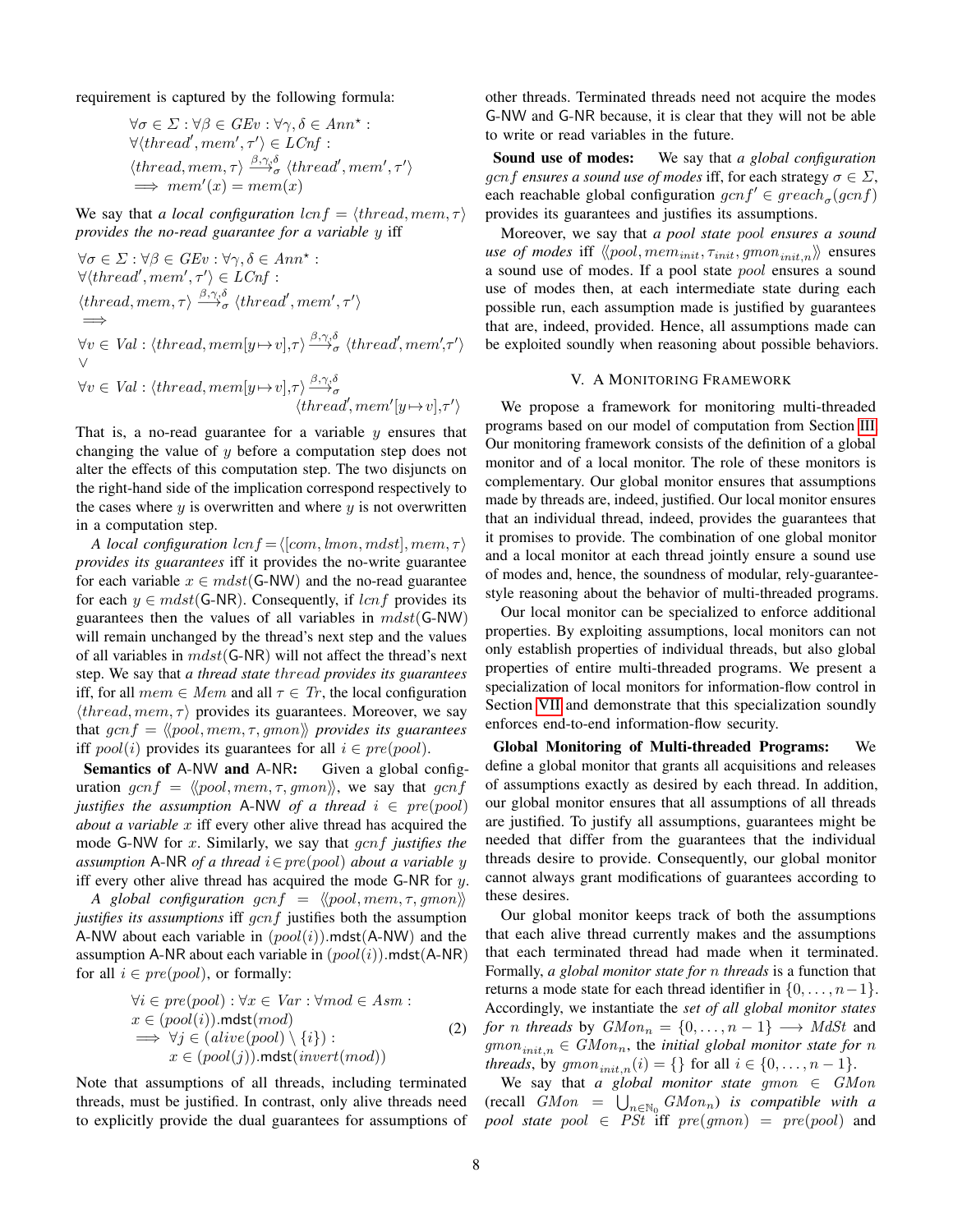requirement is captured by the following formula:

$$\begin{array}{l}\forall \sigma \in \Sigma : \forall \beta \in GEv : \forall \gamma, \delta \in Ann^{\star} : \\ \forall \langle thread', mem', \tau' \rangle \in LCnf : \\ \langle thread, mem, \tau \rangle \xrightarrow{\beta,\gamma,\delta}_{\sigma} \langle thread', mem', \tau' \rangle \\ \implies mem'(x) = mem(x)\end{array}$$

We say that *a local configuration* $lcnf = \langle thread, mem, \tau \rangle$ *provides the no-read guarantee for a variable* $y$ iff

$$\begin{array}{l}\forall \sigma \in \Sigma : \forall \beta \in GEv : \forall \gamma, \delta \in Ann^{\star} : \\ \forall \langle thread', mem', \tau' \rangle \in LCnf : \\ \langle thread, mem, \tau \rangle \xrightarrow{\beta,\gamma,\delta}_{\sigma} \langle thread', mem', \tau' \rangle \\ \implies \\ \forall v \in Val : \langle thread, mem[y \mapsto v], \tau \rangle \xrightarrow{\beta,\gamma,\delta}_{\sigma} \langle thread', mem', \tau' \rangle \\ \vee \\ \forall v \in Val : \langle thread, mem[y \mapsto v], \tau \rangle \xrightarrow{\beta,\gamma,\delta}_{\sigma} \\ \qquad \langle thread', mem'[y \mapsto v], \tau' \rangle\end{array}$$

That is, a no-read guarantee for a variable $y$ ensures that changing the value of $y$ before a computation step does not alter the effects of this computation step. The two disjuncts on the right-hand side of the implication correspond respectively to the cases where $y$ is overwritten and where $y$ is not overwritten in a computation step.

*A local configuration* $lcnf = \langle [com, lmon, mdst], mem, \tau \rangle$ *provides its guarantees* iff it provides the no-write guarantee for each variable $x \in mdst(\text{G-NW})$ and the no-read guarantee for each $y \in mdst(\text{G-NR})$. Consequently, if $lcnf$ provides its guarantees then the values of all variables in $mdst(\text{G-NW})$ will remain unchanged by the thread's next step and the values of all variables in $mdst(\text{G-NR})$ will not affect the thread's next step. We say that *a thread state* $thread$ *provides its guarantees* iff, for all $mem \in Mem$ and all $\tau \in Tr$, the local configuration $\langle thread, mem, \tau \rangle$ provides its guarantees. Moreover, we say that $gcnf = \langle\langle pool, mem, \tau, gmon \rangle\rangle$ *provides its guarantees* iff $pool(i)$ provides its guarantees for all $i \in pre(pool)$.

**Semantics of A-NW and A-NR:** Given a global configuration $gcnf = \langle\langle pool, mem, \tau, gmon \rangle\rangle$, we say that $gcnf$ *justifies the assumption* A-NW *of a thread* $i \in pre(pool)$ *about a variable* $x$ iff every other alive thread has acquired the mode G-NW for $x$. Similarly, we say that $gcnf$ *justifies the assumption* A-NR *of a thread* $i \in pre(pool)$ *about a variable* $y$ iff every other alive thread has acquired the mode G-NR for $y$.

*A global configuration* $gcnf = \langle\langle pool, mem, \tau, gmon \rangle\rangle$ *justifies its assumptions* iff $gcnf$ justifies both the assumption A-NW about each variable in $(pool(i)).\mathsf{mdst}(\text{A-NW})$ and the assumption A-NR about each variable in $(pool(i)).\mathsf{mdst}(\text{A-NR})$ for all $i \in pre(pool)$, or formally:

$$\begin{array}{l}\forall i \in pre(pool) : \forall x \in Var : \forall mod \in Asm : \\ x \in (pool(i)).\mathsf{mdst}(mod) \\ \implies \forall j \in (alive(pool) \setminus \{i\}) : \\ \qquad x \in (pool(j)).\mathsf{mdst}(invert(mod))\end{array} \tag{2}$$

Note that assumptions of all threads, including terminated threads, must be justified. In contrast, only alive threads need to explicitly provide the dual guarantees for assumptions of other threads. Terminated threads need not acquire the modes G-NW and G-NR because, it is clear that they will not be able to write or read variables in the future.

**Sound use of modes:** We say that *a global configuration* $gcnf$ *ensures a sound use of modes* iff, for each strategy $\sigma \in \Sigma$, each reachable global configuration $gcnf' \in greach_{\sigma}(gcnf)$ provides its guarantees and justifies its assumptions.

Moreover, we say that *a pool state* $pool$ *ensures a sound use of modes* iff $\langle\langle pool, mem_{init}, \tau_{init}, gmon_{init,n} \rangle\rangle$ ensures a sound use of modes. If a pool state $pool$ ensures a sound use of modes then, at each intermediate state during each possible run, each assumption made is justified by guarantees that are, indeed, provided. Hence, all assumptions made can be exploited soundly when reasoning about possible behaviors.

## V. A Monitoring Framework

We propose a framework for monitoring multi-threaded programs based on our model of computation from Section III. Our monitoring framework consists of the definition of a global monitor and of a local monitor. The role of these monitors is complementary. Our global monitor ensures that assumptions made by threads are, indeed, justified. Our local monitor ensures that an individual thread, indeed, provides the guarantees that it promises to provide. The combination of one global monitor and a local monitor at each thread jointly ensure a sound use of modes and, hence, the soundness of modular, rely-guarantee-style reasoning about the behavior of multi-threaded programs.

Our local monitor can be specialized to enforce additional properties. By exploiting assumptions, local monitors can not only establish properties of individual threads, but also global properties of entire multi-threaded programs. We present a specialization of local monitors for information-flow control in Section VII and demonstrate that this specialization soundly enforces end-to-end information-flow security.

**Global Monitoring of Multi-threaded Programs:** We define a global monitor that grants all acquisitions and releases of assumptions exactly as desired by each thread. In addition, our global monitor ensures that all assumptions of all threads are justified. To justify all assumptions, guarantees might be needed that differ from the guarantees that the individual threads desire to provide. Consequently, our global monitor cannot always grant modifications of guarantees according to these desires.

Our global monitor keeps track of both the assumptions that each alive thread currently makes and the assumptions that each terminated thread had made when it terminated. Formally, *a global monitor state for* $n$ *threads* is a function that returns a mode state for each thread identifier in $\{0, \ldots, n-1\}$. Accordingly, we instantiate the *set of all global monitor states for* $n$ *threads* by $GMon_n = \{0, \ldots, n-1\} \longrightarrow MdSt$ and $gmon_{init,n} \in GMon_n$, the *initial global monitor state for* $n$ *threads*, by $gmon_{init,n}(i) = \{\}$ for all $i \in \{0, \ldots, n-1\}$.

We say that *a global monitor state* $gmon \in GMon$ (recall $GMon = \bigcup_{n \in \mathbb{N}_0} GMon_n$) *is compatible with a pool state* $pool \in PSt$ iff $pre(gmon) = pre(pool)$ and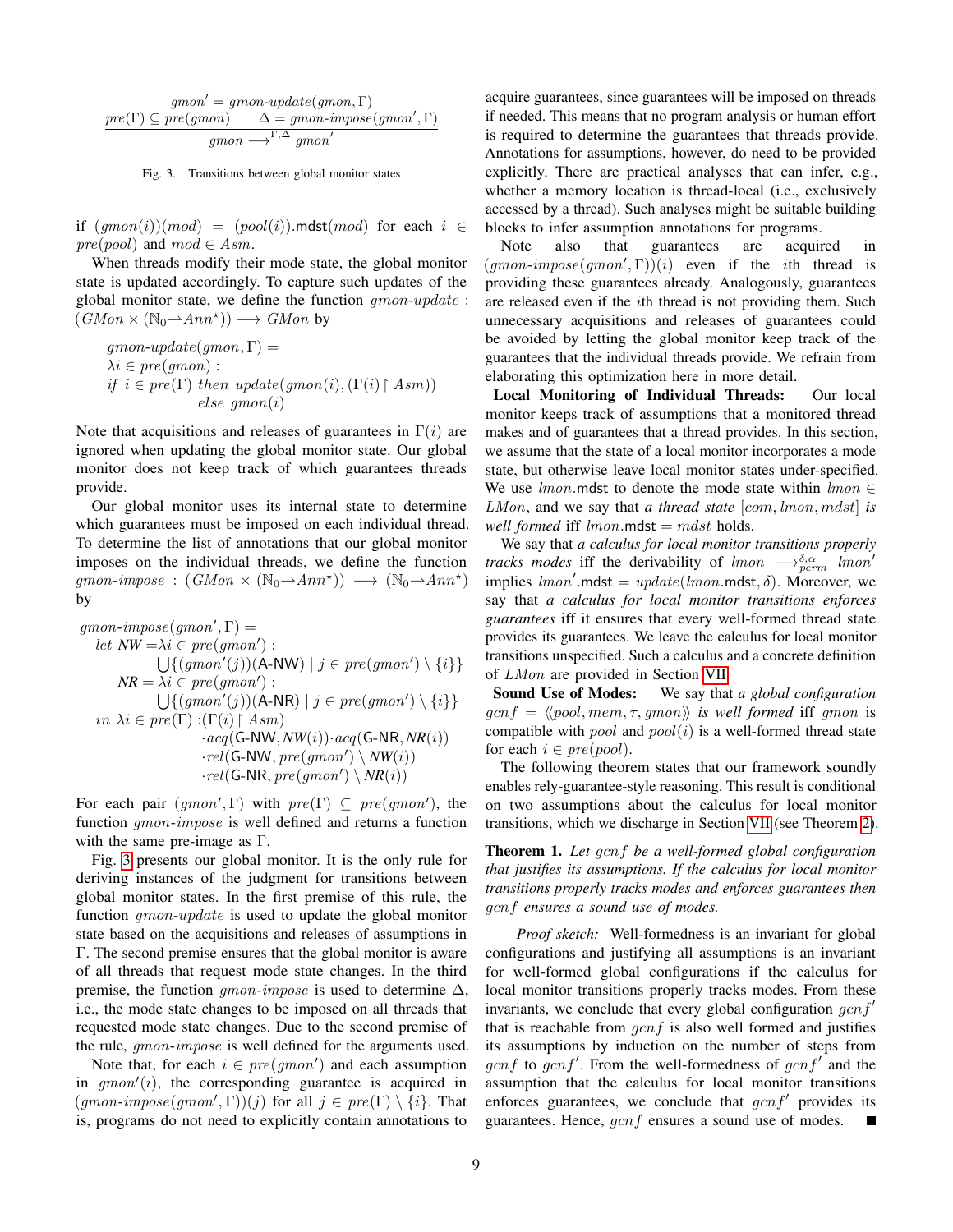$$\frac{\begin{array}{c} gmon' = gmon\text{-}update(gmon, \Gamma) \\ pre(\Gamma) \subseteq pre(gmon) \qquad \Delta = gmon\text{-}impose(gmon', \Gamma) \end{array}}{gmon \longrightarrow^{\Gamma, \Delta} gmon'}$$

Fig. 3. Transitions between global monitor states

if $(gmon(i))(mod) = (pool(i)).\mathsf{mdst}(mod)$ for each $i \in pre(pool)$ and $mod \in Asm$.

When threads modify their mode state, the global monitor state is updated accordingly. To capture such updates of the global monitor state, we define the function $gmon\text{-}update : (GMon \times (\mathbb{N}_0 \rightharpoonup Ann^\star)) \longrightarrow GMon$ by

$$\begin{array}{l} gmon\text{-}update(gmon, \Gamma) = \\ \quad \lambda i \in pre(gmon) : \\ \quad if\ i \in pre(\Gamma)\ then\ update(gmon(i), (\Gamma(i) \upharpoonright Asm)) \\ \quad\quad\quad\quad\quad\quad\quad else\ gmon(i) \end{array}$$

Note that acquisitions and releases of guarantees in $\Gamma(i)$ are ignored when updating the global monitor state. Our global monitor does not keep track of which guarantees threads provide.

Our global monitor uses its internal state to determine which guarantees must be imposed on each individual thread. To determine the list of annotations that our global monitor imposes on the individual threads, we define the function $gmon\text{-}impose : (GMon \times (\mathbb{N}_0 \rightharpoonup Ann^\star)) \longrightarrow (\mathbb{N}_0 \rightharpoonup Ann^\star)$ by

$$\begin{array}{l} gmon\text{-}impose(gmon', \Gamma) = \\ \quad let\ NW = \lambda i \in pre(gmon') : \\ \quad\quad\quad \bigcup\{(gmon'(j))(\mathsf{A\text{-}NW}) \mid j \in pre(gmon') \setminus \{i\}\} \\ \quad\quad NR = \lambda i \in pre(gmon') : \\ \quad\quad\quad \bigcup\{(gmon'(j))(\mathsf{A\text{-}NR}) \mid j \in pre(gmon') \setminus \{i\}\} \\ \quad in\ \lambda i \in pre(\Gamma) : (\Gamma(i) \upharpoonright Asm) \\ \quad\quad\quad \cdot acq(\mathsf{G\text{-}NW}, NW(i)) \cdot acq(\mathsf{G\text{-}NR}, NR(i)) \\ \quad\quad\quad \cdot rel(\mathsf{G\text{-}NW}, pre(gmon') \setminus NW(i)) \\ \quad\quad\quad \cdot rel(\mathsf{G\text{-}NR}, pre(gmon') \setminus NR(i)) \end{array}$$

For each pair $(gmon', \Gamma)$ with $pre(\Gamma) \subseteq pre(gmon')$, the function $gmon\text{-}impose$ is well defined and returns a function with the same pre-image as $\Gamma$.

Fig. 3 presents our global monitor. It is the only rule for deriving instances of the judgment for transitions between global monitor states. In the first premise of this rule, the function $gmon\text{-}update$ is used to update the global monitor state based on the acquisitions and releases of assumptions in $\Gamma$. The second premise ensures that the global monitor is aware of all threads that request mode state changes. In the third premise, the function $gmon\text{-}impose$ is used to determine $\Delta$, i.e., the mode state changes to be imposed on all threads that requested mode state changes. Due to the second premise of the rule, $gmon\text{-}impose$ is well defined for the arguments used.

Note that, for each $i \in pre(gmon')$ and each assumption in $gmon'(i)$, the corresponding guarantee is acquired in $(gmon\text{-}impose(gmon', \Gamma))(j)$ for all $j \in pre(\Gamma) \setminus \{i\}$. That is, programs do not need to explicitly contain annotations to acquire guarantees, since guarantees will be imposed on threads if needed. This means that no program analysis or human effort is required to determine the guarantees that threads provide. Annotations for assumptions, however, do need to be provided explicitly. There are practical analyses that can infer, e.g., whether a memory location is thread-local (i.e., exclusively accessed by a thread). Such analyses might be suitable building blocks to infer assumption annotations for programs.

Note also that guarantees are acquired in $(gmon\text{-}impose(gmon', \Gamma))(i)$ even if the $i$th thread is providing these guarantees already. Analogously, guarantees are released even if the $i$th thread is not providing them. Such unnecessary acquisitions and releases of guarantees could be avoided by letting the global monitor keep track of the guarantees that the individual threads provide. We refrain from elaborating this optimization here in more detail.

**Local Monitoring of Individual Threads:** Our local monitor keeps track of assumptions that a monitored thread makes and of guarantees that a thread provides. In this section, we assume that the state of a local monitor incorporates a mode state, but otherwise leave local monitor states under-specified. We use $lmon.\mathsf{mdst}$ to denote the mode state within $lmon \in LMon$, and we say that *a thread state* $[com, lmon, mdst]$ *is well formed* iff $lmon.\mathsf{mdst} = mdst$ holds.

We say that *a calculus for local monitor transitions properly tracks modes* iff the derivability of $lmon \longrightarrow^{\delta,\alpha}_{perm} lmon'$ implies $lmon'.\mathsf{mdst} = update(lmon.\mathsf{mdst}, \delta)$. Moreover, we say that *a calculus for local monitor transitions enforces guarantees* iff it ensures that every well-formed thread state provides its guarantees. We leave the calculus for local monitor transitions unspecified. Such a calculus and a concrete definition of $LMon$ are provided in Section VII.

**Sound Use of Modes:** We say that *a global configuration* $gcnf = \langle\langle pool, mem, \tau, gmon\rangle\rangle$ *is well formed* iff $gmon$ is compatible with $pool$ and $pool(i)$ is a well-formed thread state for each $i \in pre(pool)$.

The following theorem states that our framework soundly enables rely-guarantee-style reasoning. This result is conditional on two assumptions about the calculus for local monitor transitions, which we discharge in Section VII (see Theorem 2).

**Theorem 1.** *Let $gcnf$ be a well-formed global configuration that justifies its assumptions. If the calculus for local monitor transitions properly tracks modes and enforces guarantees then $gcnf$ ensures a sound use of modes.*

*Proof sketch:* Well-formedness is an invariant for global configurations and justifying all assumptions is an invariant for well-formed global configurations if the calculus for local monitor transitions properly tracks modes. From these invariants, we conclude that every global configuration $gcnf'$ that is reachable from $gcnf$ is also well formed and justifies its assumptions by induction on the number of steps from $gcnf$ to $gcnf'$. From the well-formedness of $gcnf'$ and the assumption that the calculus for local monitor transitions enforces guarantees, we conclude that $gcnf'$ provides its guarantees. Hence, $gcnf$ ensures a sound use of modes. ∎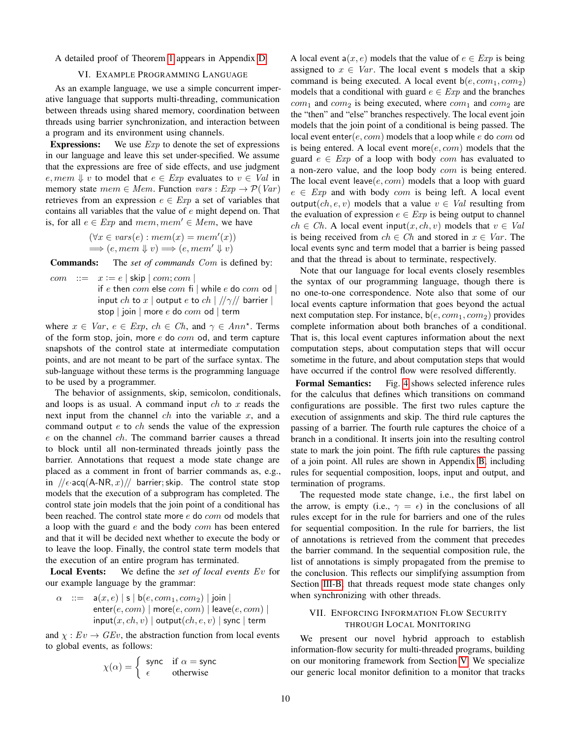A detailed proof of Theorem 1 appears in Appendix D.

## VI. Example Programming Language

As an example language, we use a simple concurrent imperative language that supports multi-threading, communication between threads using shared memory, coordination between threads using barrier synchronization, and interaction between a program and its environment using channels.

**Expressions:** We use $Exp$ to denote the set of expressions in our language and leave this set under-specified. We assume that the expressions are free of side effects, and use judgment $e, mem \Downarrow v$ to model that $e \in Exp$ evaluates to $v \in Val$ in memory state $mem \in Mem$. Function $vars : Exp \to \mathcal{P}(Var)$ retrieves from an expression $e \in Exp$ a set of variables that contains all variables that the value of $e$ might depend on. That is, for all $e \in Exp$ and $mem, mem' \in Mem$, we have

$$(\forall x \in vars(e) : mem(x) = mem'(x)) \implies (e, mem \Downarrow v) \implies (e, mem' \Downarrow v)$$

**Commands:** The *set of commands* $Com$ is defined by:

$$\begin{aligned} com \quad ::= \quad & x := e \mid \mathsf{skip} \mid com; com \mid \\ & \mathsf{if}\ e\ \mathsf{then}\ com\ \mathsf{else}\ com\ \mathsf{fi} \mid \mathsf{while}\ e\ \mathsf{do}\ com\ \mathsf{od} \mid \\ & \mathsf{input}\ ch\ \mathsf{to}\ x \mid \mathsf{output}\ e\ \mathsf{to}\ ch \mid //\gamma//\ \mathsf{barrier} \mid \\ & \mathsf{stop} \mid \mathsf{join} \mid \mathsf{more}\ e\ \mathsf{do}\ com\ \mathsf{od} \mid \mathsf{term} \end{aligned}$$

where $x \in Var$, $e \in Exp$, $ch \in Ch$, and $\gamma \in Ann^{\star}$. Terms of the form stop, join, more $e$ do $com$ od, and term capture snapshots of the control state at intermediate computation points, and are not meant to be part of the surface syntax. The sub-language without these terms is the programming language to be used by a programmer.

The behavior of assignments, skip, semicolon, conditionals, and loops is as usual. A command input $ch$ to $x$ reads the next input from the channel $ch$ into the variable $x$, and a command output $e$ to $ch$ sends the value of the expression $e$ on the channel $ch$. The command barrier causes a thread to block until all non-terminated threads jointly pass the barrier. Annotations that request a mode state change are placed as a comment in front of barrier commands as, e.g., in $//\epsilon{\cdot}\mathsf{acq}(\mathsf{A\text{-}NR}, x)//\ \mathsf{barrier}; \mathsf{skip}$. The control state stop models that the execution of a subprogram has completed. The control state join models that the join point of a conditional has been reached. The control state more $e$ do $com$ od models that a loop with the guard $e$ and the body $com$ has been entered and that it will be decided next whether to execute the body or to leave the loop. Finally, the control state term models that the execution of an entire program has terminated.

**Local Events:** We define the *set of local events* $Ev$ for our example language by the grammar:

$$\begin{aligned} \alpha \quad ::= \quad & \mathsf{a}(x, e) \mid \mathsf{s} \mid \mathsf{b}(e, com_1, com_2) \mid \mathsf{join} \mid \\ & \mathsf{enter}(e, com) \mid \mathsf{more}(e, com) \mid \mathsf{leave}(e, com) \mid \\ & \mathsf{input}(x, ch, v) \mid \mathsf{output}(ch, e, v) \mid \mathsf{sync} \mid \mathsf{term} \end{aligned}$$

and $\chi : Ev \to GEv$, the abstraction function from local events to global events, as follows:

$$\chi(\alpha) = \begin{cases} \mathsf{sync} & \text{if } \alpha = \mathsf{sync} \\ \epsilon & \text{otherwise} \end{cases}$$

A local event $\mathsf{a}(x, e)$ models that the value of $e \in Exp$ is being assigned to $x \in Var$. The local event $\mathsf{s}$ models that a skip command is being executed. A local event $\mathsf{b}(e, com_1, com_2)$ models that a conditional with guard $e \in Exp$ and the branches $com_1$ and $com_2$ is being executed, where $com_1$ and $com_2$ are the "then" and "else" branches respectively. The local event join models that the join point of a conditional is being passed. The local event $\mathsf{enter}(e, com)$ models that a loop while $e$ do $com$ od is being entered. A local event $\mathsf{more}(e, com)$ models that the guard $e \in Exp$ of a loop with body $com$ has evaluated to a non-zero value, and the loop body $com$ is being entered. The local event $\mathsf{leave}(e, com)$ models that a loop with guard $e \in Exp$ and with body $com$ is being left. A local event $\mathsf{output}(ch, e, v)$ models that a value $v \in Val$ resulting from the evaluation of expression $e \in Exp$ is being output to channel $ch \in Ch$. A local event $\mathsf{input}(x, ch, v)$ models that $v \in Val$ is being received from $ch \in Ch$ and stored in $x \in Var$. The local events sync and term model that a barrier is being passed and that the thread is about to terminate, respectively.

Note that our language for local events closely resembles the syntax of our programming language, though there is no one-to-one correspondence. Note also that some of our local events capture information that goes beyond the actual next computation step. For instance, $\mathsf{b}(e, com_1, com_2)$ provides complete information about both branches of a conditional. That is, this local event captures information about the next computation steps, about computation steps that will occur sometime in the future, and about computation steps that would have occurred if the control flow were resolved differently.

**Formal Semantics:** Fig. 4 shows selected inference rules for the calculus that defines which transitions on command configurations are possible. The first two rules capture the execution of assignments and skip. The third rule captures the passing of a barrier. The fourth rule captures the choice of a branch in a conditional. It inserts join into the resulting control state to mark the join point. The fifth rule captures the passing of a join point. All rules are shown in Appendix B, including rules for sequential composition, loops, input and output, and termination of programs.

The requested mode state change, i.e., the first label on the arrow, is empty (i.e., $\gamma = \epsilon$) in the conclusions of all rules except for in the rule for barriers and one of the rules for sequential composition. In the rule for barriers, the list of annotations is retrieved from the comment that precedes the barrier command. In the sequential composition rule, the list of annotations is simply propagated from the premise to the conclusion. This reflects our simplifying assumption from Section III-B that threads request mode state changes only when synchronizing with other threads.

## VII. Enforcing Information Flow Security through Local Monitoring

We present our novel hybrid approach to establish information-flow security for multi-threaded programs, building on our monitoring framework from Section V. We specialize our generic local monitor definition to a monitor that tracks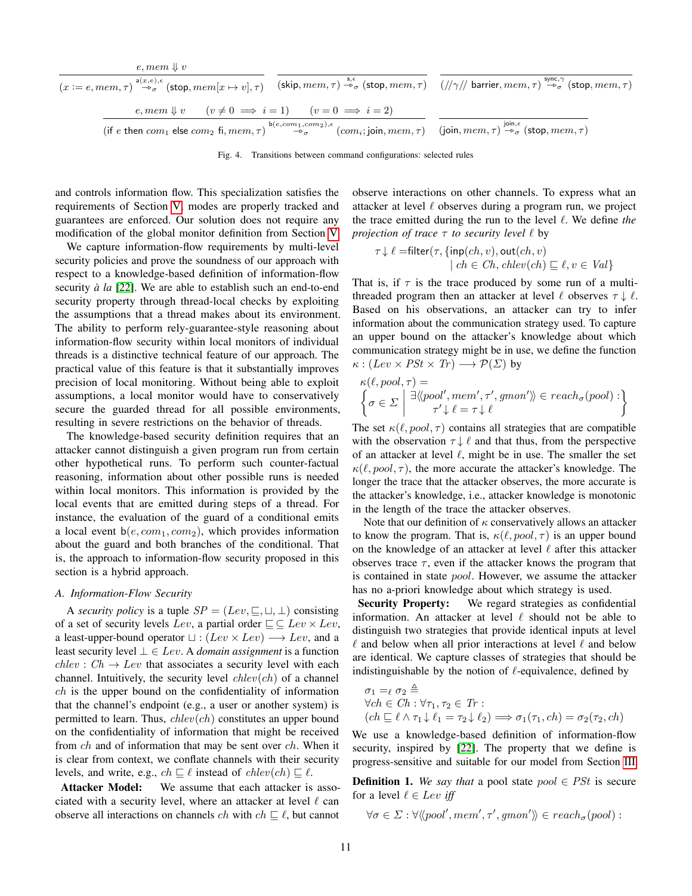$$\frac{e, mem \Downarrow v}{(x := e, mem, \tau) \overset{\mathsf{a}(x,e),\epsilon}{\twoheadrightarrow_\sigma} (\mathsf{stop}, mem[x \mapsto v], \tau)} \qquad (\mathsf{skip}, mem, \tau) \overset{\mathsf{s},\epsilon}{\twoheadrightarrow_\sigma} (\mathsf{stop}, mem, \tau) \qquad (//\gamma//\ \mathsf{barrier}, mem, \tau) \overset{\mathsf{sync},\gamma}{\twoheadrightarrow_\sigma} (\mathsf{stop}, mem, \tau)$$

$$\frac{e, mem \Downarrow v \qquad (v \neq 0 \implies i = 1) \qquad (v = 0 \implies i = 2)}{(\mathsf{if}\ e\ \mathsf{then}\ com_1\ \mathsf{else}\ com_2\ \mathsf{fi}, mem, \tau) \overset{\mathsf{b}(e,com_1,com_2),\epsilon}{\twoheadrightarrow_\sigma} (com_i; \mathsf{join}, mem, \tau)} \qquad (\mathsf{join}, mem, \tau) \overset{\mathsf{join},\epsilon}{\twoheadrightarrow_\sigma} (\mathsf{stop}, mem, \tau)$$

Fig. 4. Transitions between command configurations: selected rules

and controls information flow. This specialization satisfies the requirements of Section V, modes are properly tracked and guarantees are enforced. Our solution does not require any modification of the global monitor definition from Section V.

We capture information-flow requirements by multi-level security policies and prove the soundness of our approach with respect to a knowledge-based definition of information-flow security *à la* [22]. We are able to establish such an end-to-end security property through thread-local checks by exploiting the assumptions that a thread makes about its environment. The ability to perform rely-guarantee-style reasoning about information-flow security within local monitors of individual threads is a distinctive technical feature of our approach. The practical value of this feature is that it substantially improves precision of local monitoring. Without being able to exploit assumptions, a local monitor would have to conservatively secure the guarded thread for all possible environments, resulting in severe restrictions on the behavior of threads.

The knowledge-based security definition requires that an attacker cannot distinguish a given program run from certain other hypothetical runs. To perform such counter-factual reasoning, information about other possible runs is needed within local monitors. This information is provided by the local events that are emitted during steps of a thread. For instance, the evaluation of the guard of a conditional emits a local event $\mathsf{b}(e, com_1, com_2)$, which provides information about the guard and both branches of the conditional. That is, the approach to information-flow security proposed in this section is a hybrid approach.

### A. Information-Flow Security

A *security policy* is a tuple $SP = (Lev, \sqsubseteq, \sqcup, \bot)$ consisting of a set of security levels $Lev$, a partial order $\sqsubseteq \subseteq Lev \times Lev$, a least-upper-bound operator $\sqcup : (Lev \times Lev) \longrightarrow Lev$, and a least security level $\bot \in Lev$. A *domain assignment* is a function $chlev : Ch \to Lev$ that associates a security level with each channel. Intuitively, the security level $chlev(ch)$ of a channel $ch$ is the upper bound on the confidentiality of information that the channel's endpoint (e.g., a user or another system) is permitted to learn. Thus, $chlev(ch)$ constitutes an upper bound on the confidentiality of information that might be received from $ch$ and of information that may be sent over $ch$. When it is clear from context, we conflate channels with their security levels, and write, e.g., $ch \sqsubseteq \ell$ instead of $chlev(ch) \sqsubseteq \ell$.

**Attacker Model:** We assume that each attacker is associated with a security level, where an attacker at level $\ell$ can observe all interactions on channels $ch$ with $ch \sqsubseteq \ell$, but cannot observe interactions on other channels. To express what an attacker at level $\ell$ observes during a program run, we project the trace emitted during the run to the level $\ell$. We define *the projection of trace $\tau$ to security level $\ell$* by

$$\tau{\downarrow}\ell = \mathsf{filter}(\tau, \{\mathsf{inp}(ch, v), \mathsf{out}(ch, v) \mid ch \in Ch, chlev(ch) \sqsubseteq \ell, v \in Val\}$$

That is, if $\tau$ is the trace produced by some run of a multi-threaded program then an attacker at level $\ell$ observes $\tau{\downarrow}\ell$. Based on his observations, an attacker can try to infer information about the communication strategy used. To capture an upper bound on the attacker's knowledge about which communication strategy might be in use, we define the function $\kappa : (Lev \times PSt \times Tr) \longrightarrow \mathcal{P}(\Sigma)$ by

$$\kappa(\ell, pool, \tau) = \left\{ \sigma \in \Sigma \;\middle|\; \begin{array}{c} \exists \langle\!\langle pool', mem', \tau', gmon' \rangle\!\rangle \in reach_\sigma(pool) : \\ \tau'{\downarrow}\ell = \tau{\downarrow}\ell \end{array} \right\}$$

The set $\kappa(\ell, pool, \tau)$ contains all strategies that are compatible with the observation $\tau{\downarrow}\ell$ and that thus, from the perspective of an attacker at level $\ell$, might be in use. The smaller the set $\kappa(\ell, pool, \tau)$, the more accurate the attacker's knowledge. The longer the trace that the attacker observes, the more accurate is the attacker's knowledge, i.e., attacker knowledge is monotonic in the length of the trace the attacker observes.

Note that our definition of $\kappa$ conservatively allows an attacker to know the program. That is, $\kappa(\ell, pool, \tau)$ is an upper bound on the knowledge of an attacker at level $\ell$ after this attacker observes trace $\tau$, even if the attacker knows the program that is contained in state $pool$. However, we assume the attacker has no a-priori knowledge about which strategy is used.

**Security Property:** We regard strategies as confidential information. An attacker at level $\ell$ should not be able to distinguish two strategies that provide identical inputs at level $\ell$ and below when all prior interactions at level $\ell$ and below are identical. We capture classes of strategies that should be indistinguishable by the notion of $\ell$-equivalence, defined by

$$\begin{array}{l} \sigma_1 =_\ell \sigma_2 \triangleq \\ \forall ch \in Ch : \forall \tau_1, \tau_2 \in Tr : \\ (ch \sqsubseteq \ell \wedge \tau_1{\downarrow}\ell_1 = \tau_2{\downarrow}\ell_2) \Longrightarrow \sigma_1(\tau_1, ch) = \sigma_2(\tau_2, ch) \end{array}$$

We use a knowledge-based definition of information-flow security, inspired by [22]. The property that we define is progress-sensitive and suitable for our model from Section III.

**Definition 1.** *We say that* a pool state $pool \in PSt$ is secure for a level $\ell \in Lev$ *iff*

$$\forall \sigma \in \Sigma : \forall \langle\!\langle pool', mem', \tau', gmon' \rangle\!\rangle \in reach_\sigma(pool) :$$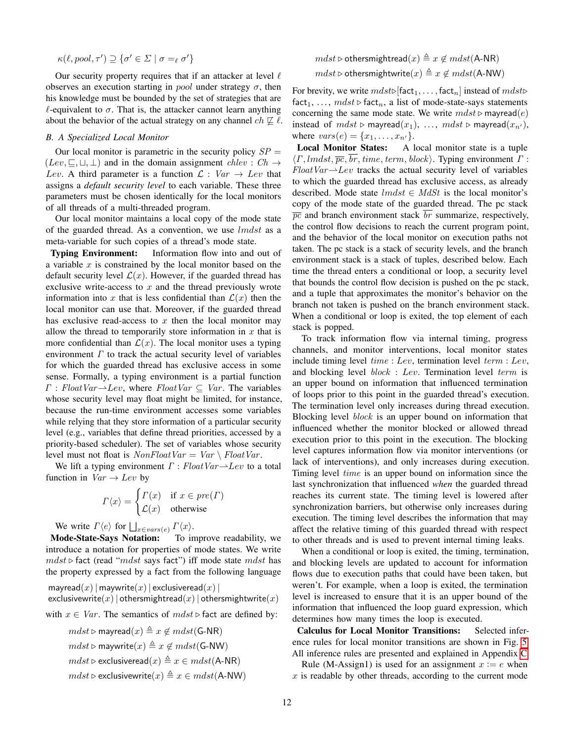$$\kappa(\ell, pool, \tau') \supseteq \{\sigma' \in \Sigma \mid \sigma =_\ell \sigma'\}$$

Our security property requires that if an attacker at level $\ell$ observes an execution starting in $pool$ under strategy $\sigma$, then his knowledge must be bounded by the set of strategies that are $\ell$-equivalent to $\sigma$. That is, the attacker cannot learn anything about the behavior of the actual strategy on any channel $ch \not\sqsubseteq \ell$.

### B. A Specialized Local Monitor

Our local monitor is parametric in the security policy $SP = (Lev, \sqsubseteq, \sqcup, \bot)$ and in the domain assignment $chlev : Ch \rightarrow Lev$. A third parameter is a function $\mathcal{L} : Var \rightarrow Lev$ that assigns a *default security level* to each variable. These three parameters must be chosen identically for the local monitors of all threads of a multi-threaded program.

Our local monitor maintains a local copy of the mode state of the guarded thread. As a convention, we use $lmdst$ as a meta-variable for such copies of a thread's mode state.

**Typing Environment:** Information flow into and out of a variable $x$ is constrained by the local monitor based on the default security level $\mathcal{L}(x)$. However, if the guarded thread has exclusive write-access to $x$ and the thread previously wrote information into $x$ that is less confidential than $\mathcal{L}(x)$ then the local monitor can use that. Moreover, if the guarded thread has exclusive read-access to $x$ then the local monitor may allow the thread to temporarily store information in $x$ that is more confidential than $\mathcal{L}(x)$. The local monitor uses a typing environment $\Gamma$ to track the actual security level of variables for which the guarded thread has exclusive access in some sense. Formally, a typing environment is a partial function $\Gamma : FloatVar \rightharpoonup Lev$, where $FloatVar \subseteq Var$. The variables whose security level may float might be limited, for instance, because the run-time environment accesses some variables while relying that they store information of a particular security level (e.g., variables that define thread priorities, accessed by a priority-based scheduler). The set of variables whose security level must not float is $NonFloatVar = Var \setminus FloatVar$.

We lift a typing environment $\Gamma : FloatVar \rightharpoonup Lev$ to a total function in $Var \rightarrow Lev$ by

$$\Gamma\langle x\rangle = \begin{cases} \Gamma(x) & \text{if } x \in pre(\Gamma) \\ \mathcal{L}(x) & \text{otherwise} \end{cases}$$

We write $\Gamma\langle e\rangle$ for $\bigsqcup_{x \in vars(e)} \Gamma\langle x\rangle$.

**Mode-State-Says Notation:** To improve readability, we introduce a notation for properties of mode states. We write $mdst \triangleright \mathsf{fact}$ (read "$mdst$ says fact") iff mode state $mdst$ has the property expressed by a fact from the following language

$\mathsf{mayread}(x) \mid \mathsf{maywrite}(x) \mid \mathsf{exclusiveread}(x) \mid \mathsf{exclusivewrite}(x) \mid \mathsf{othersmightread}(x) \mid \mathsf{othersmightwrite}(x)$

with $x \in Var$. The semantics of $mdst \triangleright \mathsf{fact}$ are defined by:

$$mdst \triangleright \mathsf{mayread}(x) \triangleq x \notin mdst(\mathsf{G\text{-}NR})$$
$$mdst \triangleright \mathsf{maywrite}(x) \triangleq x \notin mdst(\mathsf{G\text{-}NW})$$
$$mdst \triangleright \mathsf{exclusiveread}(x) \triangleq x \in mdst(\mathsf{A\text{-}NR})$$
$$mdst \triangleright \mathsf{exclusivewrite}(x) \triangleq x \in mdst(\mathsf{A\text{-}NW})$$
$$mdst \triangleright \mathsf{othersmightread}(x) \triangleq x \notin mdst(\mathsf{A\text{-}NR})$$
$$mdst \triangleright \mathsf{othersmightwrite}(x) \triangleq x \notin mdst(\mathsf{A\text{-}NW})$$

For brevity, we write $mdst \triangleright [\mathsf{fact}_1, \ldots, \mathsf{fact}_n]$ instead of $mdst \triangleright \mathsf{fact}_1, \ldots, mdst \triangleright \mathsf{fact}_n$, a list of mode-state-says statements concerning the same mode state. We write $mdst \triangleright \mathsf{mayread}(e)$ instead of $mdst \triangleright \mathsf{mayread}(x_1), \ldots, mdst \triangleright \mathsf{mayread}(x_{n'})$, where $vars(e) = \{x_1, \ldots, x_{n'}\}$.

**Local Monitor States:** A local monitor state is a tuple $\langle \Gamma, lmdst, \overline{pc}, \overline{br}, time, term, block\rangle$. Typing environment $\Gamma : FloatVar \rightharpoonup Lev$ tracks the actual security level of variables to which the guarded thread has exclusive access, as already described. Mode state $lmdst \in MdSt$ is the local monitor's copy of the mode state of the guarded thread. The pc stack $\overline{pc}$ and branch environment stack $\overline{br}$ summarize, respectively, the control flow decisions to reach the current program point, and the behavior of the local monitor on execution paths not taken. The pc stack is a stack of security levels, and the branch environment stack is a stack of tuples, described below. Each time the thread enters a conditional or loop, a security level that bounds the control flow decision is pushed on the pc stack, and a tuple that approximates the monitor's behavior on the branch not taken is pushed on the branch environment stack. When a conditional or loop is exited, the top element of each stack is popped.

To track information flow via internal timing, progress channels, and monitor interventions, local monitor states include timing level $time : Lev$, termination level $term : Lev$, and blocking level $block : Lev$. Termination level $term$ is an upper bound on information that influenced termination of loops prior to this point in the guarded thread's execution. The termination level only increases during thread execution. Blocking level $block$ is an upper bound on information that influenced whether the monitor blocked or allowed thread execution prior to this point in the execution. The blocking level captures information flow via monitor interventions (or lack of interventions), and only increases during execution. Timing level $time$ is an upper bound on information since the last synchronization that influenced *when* the guarded thread reaches its current state. The timing level is lowered after synchronization barriers, but otherwise only increases during execution. The timing level describes the information that may affect the relative timing of this guarded thread with respect to other threads and is used to prevent internal timing leaks.

When a conditional or loop is exited, the timing, termination, and blocking levels are updated to account for information flows due to execution paths that could have been taken, but weren't. For example, when a loop is exited, the termination level is increased to ensure that it is an upper bound of the information that influenced the loop guard expression, which determines how many times the loop is executed.

**Calculus for Local Monitor Transitions:** Selected inference rules for local monitor transitions are shown in Fig. 5. All inference rules are presented and explained in Appendix C.

Rule (M-Assign1) is used for an assignment $x := e$ when $x$ is readable by other threads, according to the current mode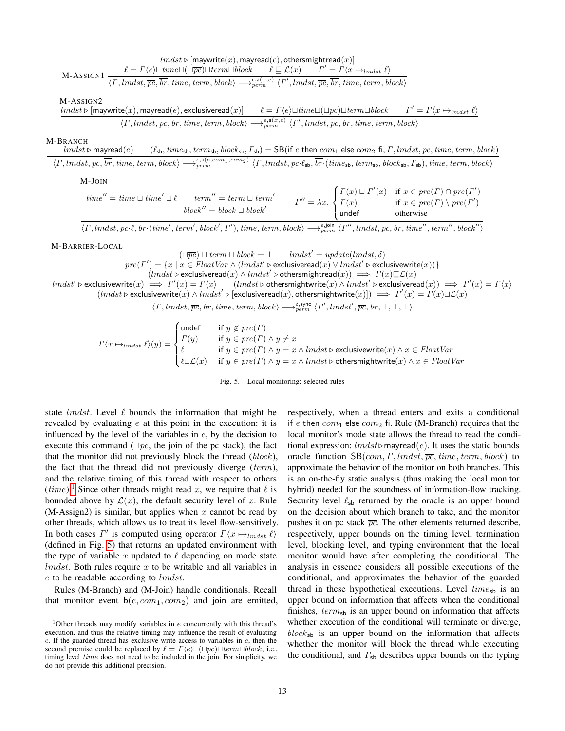$$
\text{M-ASSIGN1}\;\frac{\begin{array}{c} lmdst \triangleright [\mathsf{maywrite}(x), \mathsf{mayread}(e), \mathsf{othersmightread}(x)] \\ \ell = \Gamma\langle e\rangle \sqcup time \sqcup (\sqcup \overline{pc}) \sqcup term \sqcup block \qquad \ell \sqsubseteq \mathcal{L}(x) \qquad \Gamma' = \Gamma\langle x \mapsto_{lmdst} \ell\rangle \end{array}}{\langle \Gamma, lmdst, \overline{pc}, \overline{br}, time, term, block\rangle \longrightarrow^{\epsilon, \mathsf{a}(x,e)}_{perm} \langle \Gamma', lmdst, \overline{pc}, \overline{br}, time, term, block\rangle}
$$

$$
\text{M-ASSIGN2}\;\frac{lmdst \triangleright [\mathsf{maywrite}(x), \mathsf{mayread}(e), \mathsf{exclusiveread}(x)] \qquad \ell = \Gamma\langle e\rangle \sqcup time \sqcup (\sqcup \overline{pc}) \sqcup term \sqcup block \qquad \Gamma' = \Gamma\langle x \mapsto_{lmdst} \ell\rangle}{\langle \Gamma, lmdst, \overline{pc}, \overline{br}, time, term, block\rangle \longrightarrow^{\epsilon, \mathsf{a}(x,e)}_{perm} \langle \Gamma', lmdst, \overline{pc}, \overline{br}, time, term, block\rangle}
$$

$$
\text{M-BRANCH}\;\frac{lmdst \triangleright \mathsf{mayread}(e) \qquad (\ell_{\mathsf{sb}}, time_{\mathsf{sb}}, term_{\mathsf{sb}}, block_{\mathsf{sb}}, \Gamma_{\mathsf{sb}}) = \mathsf{SB}(\mathsf{if}\ e\ \mathsf{then}\ com_1\ \mathsf{else}\ com_2\ \mathsf{fi}, \Gamma, lmdst, \overline{pc}, time, term, block)}{\langle \Gamma, lmdst, \overline{pc}, \overline{br}, time, term, block\rangle \longrightarrow^{\epsilon, \mathsf{b}(e, com_1, com_2)}_{perm} \langle \Gamma, lmdst, \overline{pc}\cdot\ell_{\mathsf{sb}}, \overline{br}\cdot(time_{\mathsf{sb}}, term_{\mathsf{sb}}, block_{\mathsf{sb}}, \Gamma_{\mathsf{sb}}), time, term, block\rangle}
$$

$$
\text{M-JOIN}\;\frac{\begin{array}{c} time'' = time \sqcup time' \sqcup \ell \qquad term'' = term \sqcup term' \qquad block'' = block \sqcup block' \\ \Gamma'' = \lambda x. \begin{cases} \Gamma(x) \sqcup \Gamma'(x) & \text{if } x \in pre(\Gamma) \cap pre(\Gamma') \\ \Gamma(x) & \text{if } x \in pre(\Gamma) \setminus pre(\Gamma') \\ \mathsf{undef} & \text{otherwise} \end{cases} \end{array}}{\langle \Gamma, lmdst, \overline{pc}\cdot\ell, \overline{br}\cdot(time', term', block', \Gamma'), time, term, block\rangle \longrightarrow^{\epsilon, \mathsf{join}}_{perm} \langle \Gamma'', lmdst, \overline{pc}, \overline{br}, time'', term'', block''\rangle}
$$

$$
\text{M-BARRIER-LOCAL}\;\frac{\begin{array}{c} (\sqcup\overline{pc}) \sqcup term \sqcup block = \bot \qquad lmdst' = update(lmdst, \delta) \\ pre(\Gamma') = \{x \mid x \in FloatVar \wedge (lmdst' \triangleright \mathsf{exclusiveread}(x) \vee lmdst' \triangleright \mathsf{exclusivewrite}(x))\} \\ (lmdst \triangleright \mathsf{exclusiveread}(x) \wedge lmdst' \triangleright \mathsf{othersmightread}(x)) \implies \Gamma(x) \sqsubseteq \mathcal{L}(x) \\ lmdst' \triangleright \mathsf{exclusivewrite}(x) \implies \Gamma'(x) = \Gamma\langle x\rangle \qquad (lmdst \triangleright \mathsf{othersmightwrite}(x) \wedge lmdst' \triangleright \mathsf{exclusiveread}(x)) \implies \Gamma'(x) = \Gamma\langle x\rangle \\ (lmdst \triangleright \mathsf{exclusivewrite}(x) \wedge lmdst' \triangleright [\mathsf{exclusiveread}(x), \mathsf{othersmightwrite}(x)]) \implies \Gamma'(x) = \Gamma(x) \sqcup \mathcal{L}(x) \end{array}}{\langle \Gamma, lmdst, \overline{pc}, \overline{br}, time, term, block\rangle \longrightarrow^{\delta, \mathsf{sync}}_{perm} \langle \Gamma', lmdst', \overline{pc}, \overline{br}, \bot, \bot, \bot\rangle}
$$

$$
\Gamma\langle x \mapsto_{lmdst} \ell\rangle(y) = \begin{cases} \mathsf{undef} & \text{if } y \notin pre(\Gamma) \\ \Gamma(y) & \text{if } y \in pre(\Gamma) \wedge y \neq x \\ \ell & \text{if } y \in pre(\Gamma) \wedge y = x \wedge lmdst \triangleright \mathsf{exclusivewrite}(x) \wedge x \in FloatVar \\ \ell \sqcup \mathcal{L}(x) & \text{if } y \in pre(\Gamma) \wedge y = x \wedge lmdst \triangleright \mathsf{othersmightwrite}(x) \wedge x \in FloatVar \end{cases}
$$

Fig. 5. Local monitoring: selected rules

state $lmdst$. Level $\ell$ bounds the information that might be revealed by evaluating $e$ at this point in the execution: it is influenced by the level of the variables in $e$, by the decision to execute this command ($\sqcup\overline{pc}$, the join of the pc stack), the fact that the monitor did not previously block the thread ($block$), the fact that the thread did not previously diverge ($term$), and the relative timing of this thread with respect to others ($time$).[1] Since other threads might read $x$, we require that $\ell$ is bounded above by $\mathcal{L}(x)$, the default security level of $x$. Rule (M-Assign2) is similar, but applies when $x$ cannot be read by other threads, which allows us to treat its level flow-sensitively. In both cases $\Gamma'$ is computed using operator $\Gamma\langle x \mapsto_{lmdst} \ell\rangle$ (defined in Fig. 5) that returns an updated environment with the type of variable $x$ updated to $\ell$ depending on mode state $lmdst$. Both rules require $x$ to be writable and all variables in $e$ to be readable according to $lmdst$.

Rules (M-Branch) and (M-Join) handle conditionals. Recall that monitor event $\mathsf{b}(e, com_1, com_2)$ and join are emitted, respectively, when a thread enters and exits a conditional if $e$ then $com_1$ else $com_2$ fi. Rule (M-Branch) requires that the local monitor's mode state allows the thread to read the conditional expression: $lmdst \triangleright \mathsf{mayread}(e)$. It uses the static bounds oracle function $\mathsf{SB}(com, \Gamma, lmdst, \overline{pc}, time, term, block)$ to approximate the behavior of the monitor on both branches. This is an on-the-fly static analysis (thus making the local monitor hybrid) needed for the soundness of information-flow tracking. Security level $\ell_{\mathsf{sb}}$ returned by the oracle is an upper bound on the decision about which branch to take, and the monitor pushes it on pc stack $\overline{pc}$. The other elements returned describe, respectively, upper bounds on the timing level, termination level, blocking level, and typing environment that the local monitor would have after completing the conditional. The analysis in essence considers all possible executions of the conditional, and approximates the behavior of the guarded thread in these hypothetical executions. Level $time_{\mathsf{sb}}$ is an upper bound on information that affects when the conditional finishes, $term_{\mathsf{sb}}$ is an upper bound on information that affects whether execution of the conditional will terminate or diverge, $block_{\mathsf{sb}}$ is an upper bound on the information that affects whether the monitor will block the thread while executing the conditional, and $\Gamma_{\mathsf{sb}}$ describes upper bounds on the typing

[1] Other threads may modify variables in $e$ concurrently with this thread's execution, and thus the relative timing may influence the result of evaluating $e$. If the guarded thread has exclusive write access to variables in $e$, then the second premise could be replaced by $\ell = \Gamma\langle e\rangle \sqcup (\sqcup\overline{pc}) \sqcup term \sqcup block$, i.e., timing level $time$ does not need to be included in the join. For simplicity, we do not provide this additional precision.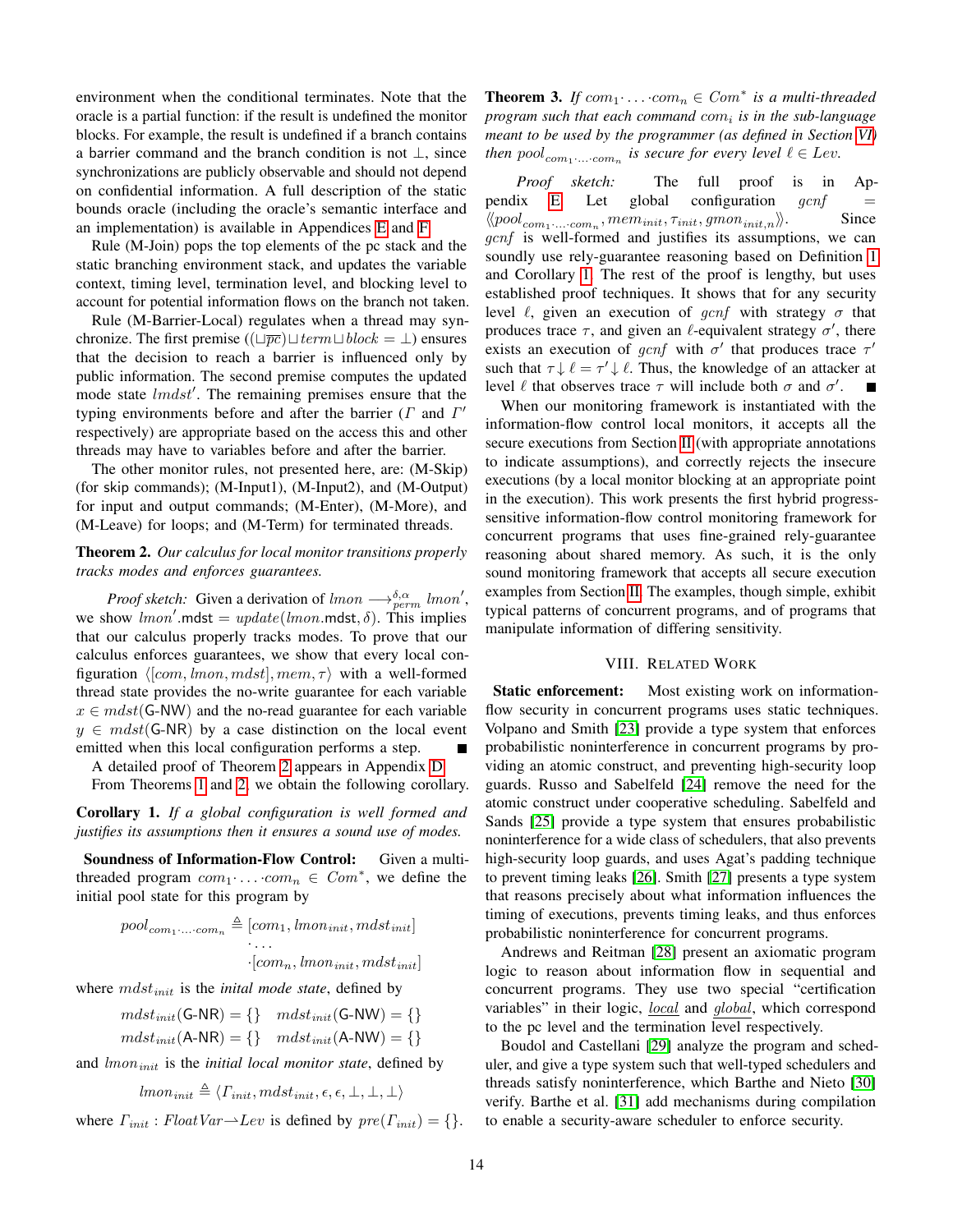environment when the conditional terminates. Note that the oracle is a partial function: if the result is undefined the monitor blocks. For example, the result is undefined if a branch contains a barrier command and the branch condition is not $\bot$, since synchronizations are publicly observable and should not depend on confidential information. A full description of the static bounds oracle (including the oracle's semantic interface and an implementation) is available in Appendices E and F.

Rule (M-Join) pops the top elements of the pc stack and the static branching environment stack, and updates the variable context, timing level, termination level, and blocking level to account for potential information flows on the branch not taken.

Rule (M-Barrier-Local) regulates when a thread may synchronize. The first premise ($(\sqcup \overline{pc}) \sqcup term \sqcup block = \bot$) ensures that the decision to reach a barrier is influenced only by public information. The second premise computes the updated mode state $lmdst'$. The remaining premises ensure that the typing environments before and after the barrier ($\Gamma$ and $\Gamma'$ respectively) are appropriate based on the access this and other threads may have to variables before and after the barrier.

The other monitor rules, not presented here, are: (M-Skip) (for skip commands); (M-Input1), (M-Input2), and (M-Output) for input and output commands; (M-Enter), (M-More), and (M-Leave) for loops; and (M-Term) for terminated threads.

**Theorem 2.** *Our calculus for local monitor transitions properly tracks modes and enforces guarantees.*

*Proof sketch:* Given a derivation of $lmon \longrightarrow^{\delta,\alpha}_{perm} lmon'$, we show $lmon'.\mathsf{mdst} = update(lmon.\mathsf{mdst}, \delta)$. This implies that our calculus properly tracks modes. To prove that our calculus enforces guarantees, we show that every local configuration $\langle [com, lmon, mdst], mem, \tau \rangle$ with a well-formed thread state provides the no-write guarantee for each variable $x \in mdst(\mathsf{G\text{-}NW})$ and the no-read guarantee for each variable $y \in mdst(\mathsf{G\text{-}NR})$ by a case distinction on the local event emitted when this local configuration performs a step. ∎

A detailed proof of Theorem 2 appears in Appendix D.

From Theorems 1 and 2, we obtain the following corollary.

**Corollary 1.** *If a global configuration is well formed and justifies its assumptions then it ensures a sound use of modes.*

**Soundness of Information-Flow Control:** Given a multi-threaded program $com_1 \cdot \ldots \cdot com_n \in Com^*$, we define the initial pool state for this program by

$$
\begin{aligned}
pool_{com_1 \cdot \ldots \cdot com_n} \triangleq\ & [com_1, lmon_{init}, mdst_{init}] \\
& \cdot \ldots \\
& \cdot [com_n, lmon_{init}, mdst_{init}]
\end{aligned}
$$

where $mdst_{init}$ is the *inital mode state*, defined by

$$
\begin{aligned}
mdst_{init}(\mathsf{G\text{-}NR}) = \{\} \quad & mdst_{init}(\mathsf{G\text{-}NW}) = \{\} \\
mdst_{init}(\mathsf{A\text{-}NR}) = \{\} \quad & mdst_{init}(\mathsf{A\text{-}NW}) = \{\}
\end{aligned}
$$

and $lmon_{init}$ is the *initial local monitor state*, defined by

$$lmon_{init} \triangleq \langle \Gamma_{init}, mdst_{init}, \epsilon, \epsilon, \bot, \bot, \bot \rangle$$

where $\Gamma_{init} : FloatVar \rightharpoonup Lev$ is defined by $pre(\Gamma_{init}) = \{\}$.

**Theorem 3.** *If $com_1 \cdot \ldots \cdot com_n \in Com^*$ is a multi-threaded program such that each command $com_i$ is in the sub-language meant to be used by the programmer (as defined in Section VI) then $pool_{com_1 \cdot \ldots \cdot com_n}$ is secure for every level $\ell \in Lev$.*

*Proof sketch:* The full proof is in Appendix E. Let global configuration $gcnf = \langle\!\langle pool_{com_1 \cdot \ldots \cdot com_n}, mem_{init}, \tau_{init}, gmon_{init,n} \rangle\!\rangle$. Since $gcnf$ is well-formed and justifies its assumptions, we can soundly use rely-guarantee reasoning based on Definition 1 and Corollary 1. The rest of the proof is lengthy, but uses established proof techniques. It shows that for any security level $\ell$, given an execution of $gcnf$ with strategy $\sigma$ that produces trace $\tau$, and given an $\ell$-equivalent strategy $\sigma'$, there exists an execution of $gcnf$ with $\sigma'$ that produces trace $\tau'$ such that $\tau \!\downarrow\! \ell = \tau' \!\downarrow\! \ell$. Thus, the knowledge of an attacker at level $\ell$ that observes trace $\tau$ will include both $\sigma$ and $\sigma'$. ∎

When our monitoring framework is instantiated with the information-flow control local monitors, it accepts all the secure executions from Section II (with appropriate annotations to indicate assumptions), and correctly rejects the insecure executions (by a local monitor blocking at an appropriate point in the execution). This work presents the first hybrid progress-sensitive information-flow control monitoring framework for concurrent programs that uses fine-grained rely-guarantee reasoning about shared memory. As such, it is the only sound monitoring framework that accepts all secure execution examples from Section II. The examples, though simple, exhibit typical patterns of concurrent programs, and of programs that manipulate information of differing sensitivity.

## VIII. Related Work

**Static enforcement:** Most existing work on information-flow security in concurrent programs uses static techniques. Volpano and Smith [23] provide a type system that enforces probabilistic noninterference in concurrent programs by providing an atomic construct, and preventing high-security loop guards. Russo and Sabelfeld [24] remove the need for the atomic construct under cooperative scheduling. Sabelfeld and Sands [25] provide a type system that ensures probabilistic noninterference for a wide class of schedulers, that also prevents high-security loop guards, and uses Agat's padding technique to prevent timing leaks [26]. Smith [27] presents a type system that reasons precisely about what information influences the timing of executions, prevents timing leaks, and thus enforces probabilistic noninterference for concurrent programs.

Andrews and Reitman [28] present an axiomatic program logic to reason about information flow in sequential and concurrent programs. They use two special "certification variables" in their logic, $\underline{local}$ and $\underline{global}$, which correspond to the pc level and the termination level respectively.

Boudol and Castellani [29] analyze the program and scheduler, and give a type system such that well-typed schedulers and threads satisfy noninterference, which Barthe and Nieto [30] verify. Barthe et al. [31] add mechanisms during compilation to enable a security-aware scheduler to enforce security.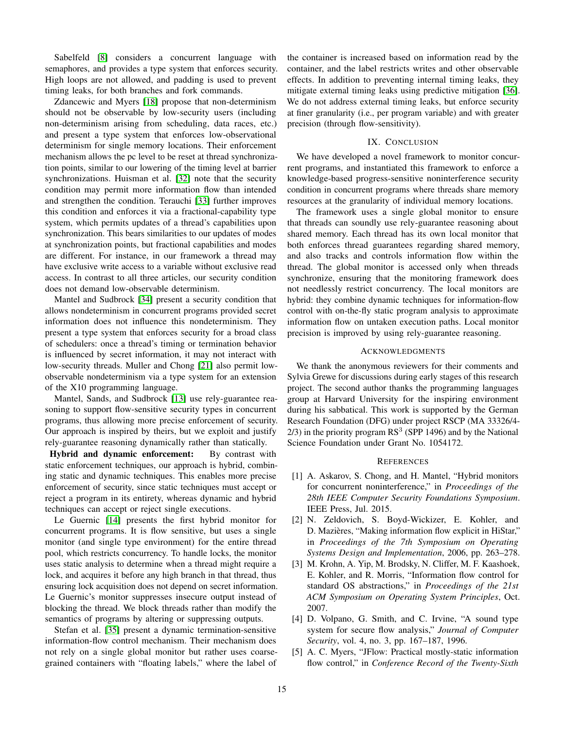Sabelfeld [8] considers a concurrent language with semaphores, and provides a type system that enforces security. High loops are not allowed, and padding is used to prevent timing leaks, for both branches and fork commands.

Zdancewic and Myers [18] propose that non-determinism should not be observable by low-security users (including non-determinism arising from scheduling, data races, etc.) and present a type system that enforces low-observational determinism for single memory locations. Their enforcement mechanism allows the pc level to be reset at thread synchronization points, similar to our lowering of the timing level at barrier synchronizations. Huisman et al. [32] note that the security condition may permit more information flow than intended and strengthen the condition. Terauchi [33] further improves this condition and enforces it via a fractional-capability type system, which permits updates of a thread's capabilities upon synchronization. This bears similarities to our updates of modes at synchronization points, but fractional capabilities and modes are different. For instance, in our framework a thread may have exclusive write access to a variable without exclusive read access. In contrast to all three articles, our security condition does not demand low-observable determinism.

Mantel and Sudbrock [34] present a security condition that allows nondeterminism in concurrent programs provided secret information does not influence this nondeterminism. They present a type system that enforces security for a broad class of schedulers: once a thread's timing or termination behavior is influenced by secret information, it may not interact with low-security threads. Muller and Chong [21] also permit low-observable nondeterminism via a type system for an extension of the X10 programming language.

Mantel, Sands, and Sudbrock [13] use rely-guarantee reasoning to support flow-sensitive security types in concurrent programs, thus allowing more precise enforcement of security. Our approach is inspired by theirs, but we exploit and justify rely-guarantee reasoning dynamically rather than statically.

**Hybrid and dynamic enforcement:** By contrast with static enforcement techniques, our approach is hybrid, combining static and dynamic techniques. This enables more precise enforcement of security, since static techniques must accept or reject a program in its entirety, whereas dynamic and hybrid techniques can accept or reject single executions.

Le Guernic [14] presents the first hybrid monitor for concurrent programs. It is flow sensitive, but uses a single monitor (and single type environment) for the entire thread pool, which restricts concurrency. To handle locks, the monitor uses static analysis to determine when a thread might require a lock, and acquires it before any high branch in that thread, thus ensuring lock acquisition does not depend on secret information. Le Guernic's monitor suppresses insecure output instead of blocking the thread. We block threads rather than modify the semantics of programs by altering or suppressing outputs.

Stefan et al. [35] present a dynamic termination-sensitive information-flow control mechanism. Their mechanism does not rely on a single global monitor but rather uses coarse-grained containers with "floating labels," where the label of the container is increased based on information read by the container, and the label restricts writes and other observable effects. In addition to preventing internal timing leaks, they mitigate external timing leaks using predictive mitigation [36]. We do not address external timing leaks, but enforce security at finer granularity (i.e., per program variable) and with greater precision (through flow-sensitivity).

## IX. Conclusion

We have developed a novel framework to monitor concurrent programs, and instantiated this framework to enforce a knowledge-based progress-sensitive noninterference security condition in concurrent programs where threads share memory resources at the granularity of individual memory locations.

The framework uses a single global monitor to ensure that threads can soundly use rely-guarantee reasoning about shared memory. Each thread has its own local monitor that both enforces thread guarantees regarding shared memory, and also tracks and controls information flow within the thread. The global monitor is accessed only when threads synchronize, ensuring that the monitoring framework does not needlessly restrict concurrency. The local monitors are hybrid: they combine dynamic techniques for information-flow control with on-the-fly static program analysis to approximate information flow on untaken execution paths. Local monitor precision is improved by using rely-guarantee reasoning.

## Acknowledgments

We thank the anonymous reviewers for their comments and Sylvia Grewe for discussions during early stages of this research project. The second author thanks the programming languages group at Harvard University for the inspiring environment during his sabbatical. This work is supported by the German Research Foundation (DFG) under project RSCP (MA 33326/4-2/3) in the priority program RS$^3$ (SPP 1496) and by the National Science Foundation under Grant No. 1054172.

## References

[1] A. Askarov, S. Chong, and H. Mantel, "Hybrid monitors for concurrent noninterference," in *Proceedings of the 28th IEEE Computer Security Foundations Symposium*. IEEE Press, Jul. 2015.

[2] N. Zeldovich, S. Boyd-Wickizer, E. Kohler, and D. Mazières, "Making information flow explicit in HiStar," in *Proceedings of the 7th Symposium on Operating Systems Design and Implementation*, 2006, pp. 263–278.

[3] M. Krohn, A. Yip, M. Brodsky, N. Cliffer, M. F. Kaashoek, E. Kohler, and R. Morris, "Information flow control for standard OS abstractions," in *Proceedings of the 21st ACM Symposium on Operating System Principles*, Oct. 2007.

[4] D. Volpano, G. Smith, and C. Irvine, "A sound type system for secure flow analysis," *Journal of Computer Security*, vol. 4, no. 3, pp. 167–187, 1996.

[5] A. C. Myers, "JFlow: Practical mostly-static information flow control," in *Conference Record of the Twenty-Sixth*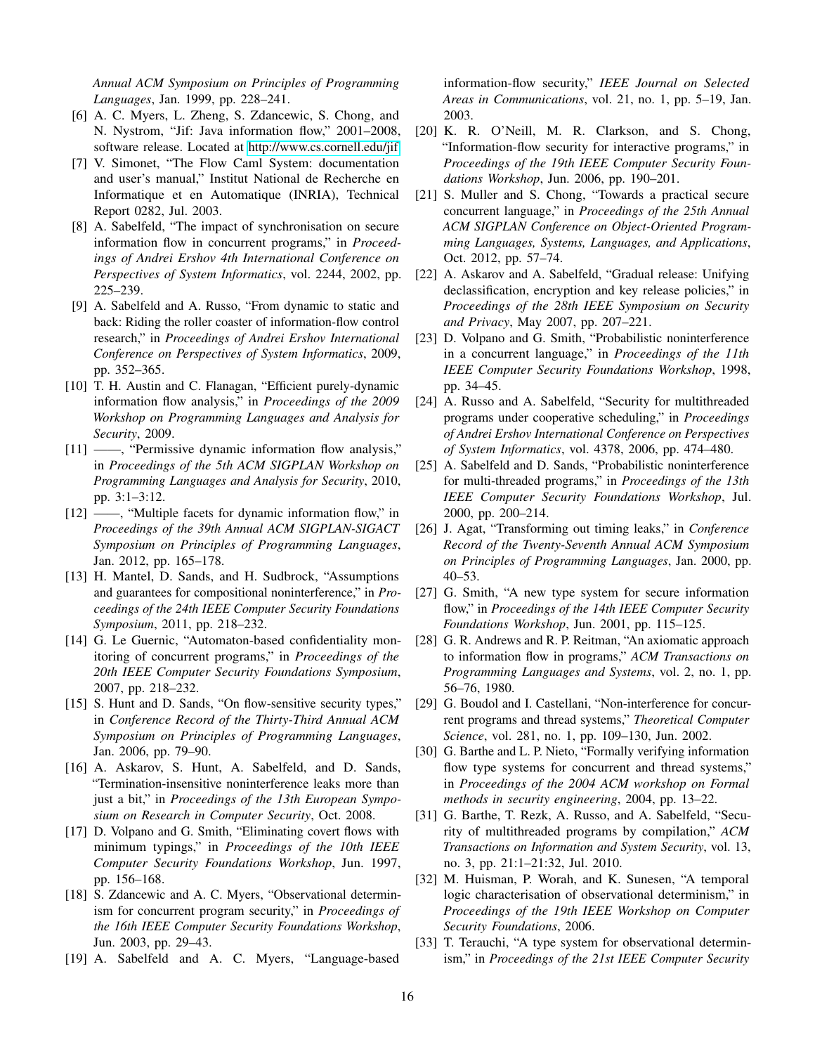*Annual ACM Symposium on Principles of Programming Languages*, Jan. 1999, pp. 228–241.

[6] A. C. Myers, L. Zheng, S. Zdancewic, S. Chong, and N. Nystrom, "Jif: Java information flow," 2001–2008, software release. Located at http://www.cs.cornell.edu/jif

[7] V. Simonet, "The Flow Caml System: documentation and user's manual," Institut National de Recherche en Informatique et en Automatique (INRIA), Technical Report 0282, Jul. 2003.

[8] A. Sabelfeld, "The impact of synchronisation on secure information flow in concurrent programs," in *Proceedings of Andrei Ershov 4th International Conference on Perspectives of System Informatics*, vol. 2244, 2002, pp. 225–239.

[9] A. Sabelfeld and A. Russo, "From dynamic to static and back: Riding the roller coaster of information-flow control research," in *Proceedings of Andrei Ershov International Conference on Perspectives of System Informatics*, 2009, pp. 352–365.

[10] T. H. Austin and C. Flanagan, "Efficient purely-dynamic information flow analysis," in *Proceedings of the 2009 Workshop on Programming Languages and Analysis for Security*, 2009.

[11] ——, "Permissive dynamic information flow analysis," in *Proceedings of the 5th ACM SIGPLAN Workshop on Programming Languages and Analysis for Security*, 2010, pp. 3:1–3:12.

[12] ——, "Multiple facets for dynamic information flow," in *Proceedings of the 39th Annual ACM SIGPLAN-SIGACT Symposium on Principles of Programming Languages*, Jan. 2012, pp. 165–178.

[13] H. Mantel, D. Sands, and H. Sudbrock, "Assumptions and guarantees for compositional noninterference," in *Proceedings of the 24th IEEE Computer Security Foundations Symposium*, 2011, pp. 218–232.

[14] G. Le Guernic, "Automaton-based confidentiality monitoring of concurrent programs," in *Proceedings of the 20th IEEE Computer Security Foundations Symposium*, 2007, pp. 218–232.

[15] S. Hunt and D. Sands, "On flow-sensitive security types," in *Conference Record of the Thirty-Third Annual ACM Symposium on Principles of Programming Languages*, Jan. 2006, pp. 79–90.

[16] A. Askarov, S. Hunt, A. Sabelfeld, and D. Sands, "Termination-insensitive noninterference leaks more than just a bit," in *Proceedings of the 13th European Symposium on Research in Computer Security*, Oct. 2008.

[17] D. Volpano and G. Smith, "Eliminating covert flows with minimum typings," in *Proceedings of the 10th IEEE Computer Security Foundations Workshop*, Jun. 1997, pp. 156–168.

[18] S. Zdancewic and A. C. Myers, "Observational determinism for concurrent program security," in *Proceedings of the 16th IEEE Computer Security Foundations Workshop*, Jun. 2003, pp. 29–43.

[19] A. Sabelfeld and A. C. Myers, "Language-based information-flow security," *IEEE Journal on Selected Areas in Communications*, vol. 21, no. 1, pp. 5–19, Jan. 2003.

[20] K. R. O'Neill, M. R. Clarkson, and S. Chong, "Information-flow security for interactive programs," in *Proceedings of the 19th IEEE Computer Security Foundations Workshop*, Jun. 2006, pp. 190–201.

[21] S. Muller and S. Chong, "Towards a practical secure concurrent language," in *Proceedings of the 25th Annual ACM SIGPLAN Conference on Object-Oriented Programming Languages, Systems, Languages, and Applications*, Oct. 2012, pp. 57–74.

[22] A. Askarov and A. Sabelfeld, "Gradual release: Unifying declassification, encryption and key release policies," in *Proceedings of the 28th IEEE Symposium on Security and Privacy*, May 2007, pp. 207–221.

[23] D. Volpano and G. Smith, "Probabilistic noninterference in a concurrent language," in *Proceedings of the 11th IEEE Computer Security Foundations Workshop*, 1998, pp. 34–45.

[24] A. Russo and A. Sabelfeld, "Security for multithreaded programs under cooperative scheduling," in *Proceedings of Andrei Ershov International Conference on Perspectives of System Informatics*, vol. 4378, 2006, pp. 474–480.

[25] A. Sabelfeld and D. Sands, "Probabilistic noninterference for multi-threaded programs," in *Proceedings of the 13th IEEE Computer Security Foundations Workshop*, Jul. 2000, pp. 200–214.

[26] J. Agat, "Transforming out timing leaks," in *Conference Record of the Twenty-Seventh Annual ACM Symposium on Principles of Programming Languages*, Jan. 2000, pp. 40–53.

[27] G. Smith, "A new type system for secure information flow," in *Proceedings of the 14th IEEE Computer Security Foundations Workshop*, Jun. 2001, pp. 115–125.

[28] G. R. Andrews and R. P. Reitman, "An axiomatic approach to information flow in programs," *ACM Transactions on Programming Languages and Systems*, vol. 2, no. 1, pp. 56–76, 1980.

[29] G. Boudol and I. Castellani, "Non-interference for concurrent programs and thread systems," *Theoretical Computer Science*, vol. 281, no. 1, pp. 109–130, Jun. 2002.

[30] G. Barthe and L. P. Nieto, "Formally verifying information flow type systems for concurrent and thread systems," in *Proceedings of the 2004 ACM workshop on Formal methods in security engineering*, 2004, pp. 13–22.

[31] G. Barthe, T. Rezk, A. Russo, and A. Sabelfeld, "Security of multithreaded programs by compilation," *ACM Transactions on Information and System Security*, vol. 13, no. 3, pp. 21:1–21:32, Jul. 2010.

[32] M. Huisman, P. Worah, and K. Sunesen, "A temporal logic characterisation of observational determinism," in *Proceedings of the 19th IEEE Workshop on Computer Security Foundations*, 2006.

[33] T. Terauchi, "A type system for observational determinism," in *Proceedings of the 21st IEEE Computer Security*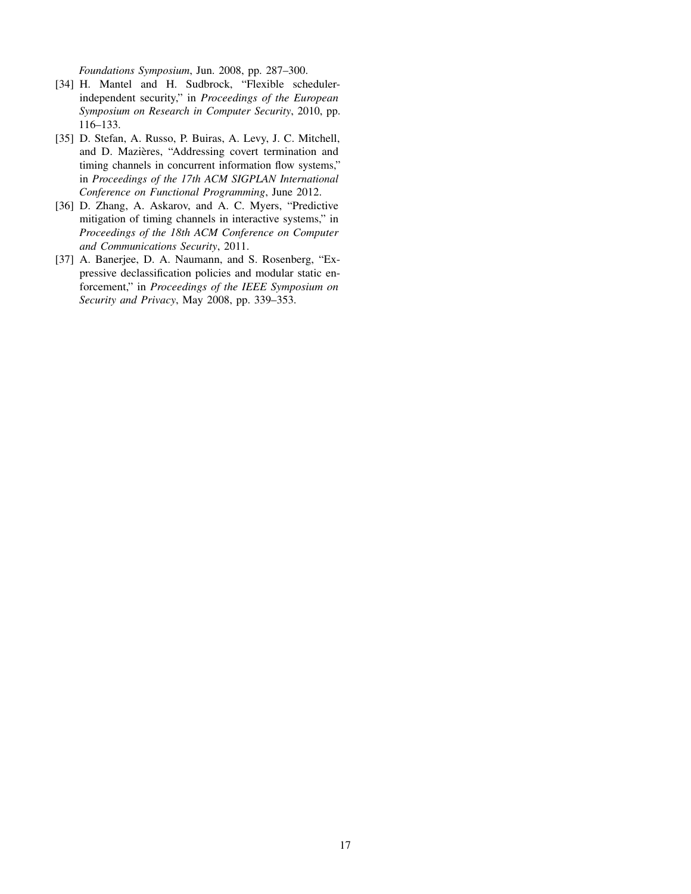*Foundations Symposium*, Jun. 2008, pp. 287–300.

[34] H. Mantel and H. Sudbrock, "Flexible scheduler-independent security," in *Proceedings of the European Symposium on Research in Computer Security*, 2010, pp. 116–133.

[35] D. Stefan, A. Russo, P. Buiras, A. Levy, J. C. Mitchell, and D. Mazières, "Addressing covert termination and timing channels in concurrent information flow systems," in *Proceedings of the 17th ACM SIGPLAN International Conference on Functional Programming*, June 2012.

[36] D. Zhang, A. Askarov, and A. C. Myers, "Predictive mitigation of timing channels in interactive systems," in *Proceedings of the 18th ACM Conference on Computer and Communications Security*, 2011.

[37] A. Banerjee, D. A. Naumann, and S. Rosenberg, "Expressive declassification policies and modular static enforcement," in *Proceedings of the IEEE Symposium on Security and Privacy*, May 2008, pp. 339–353.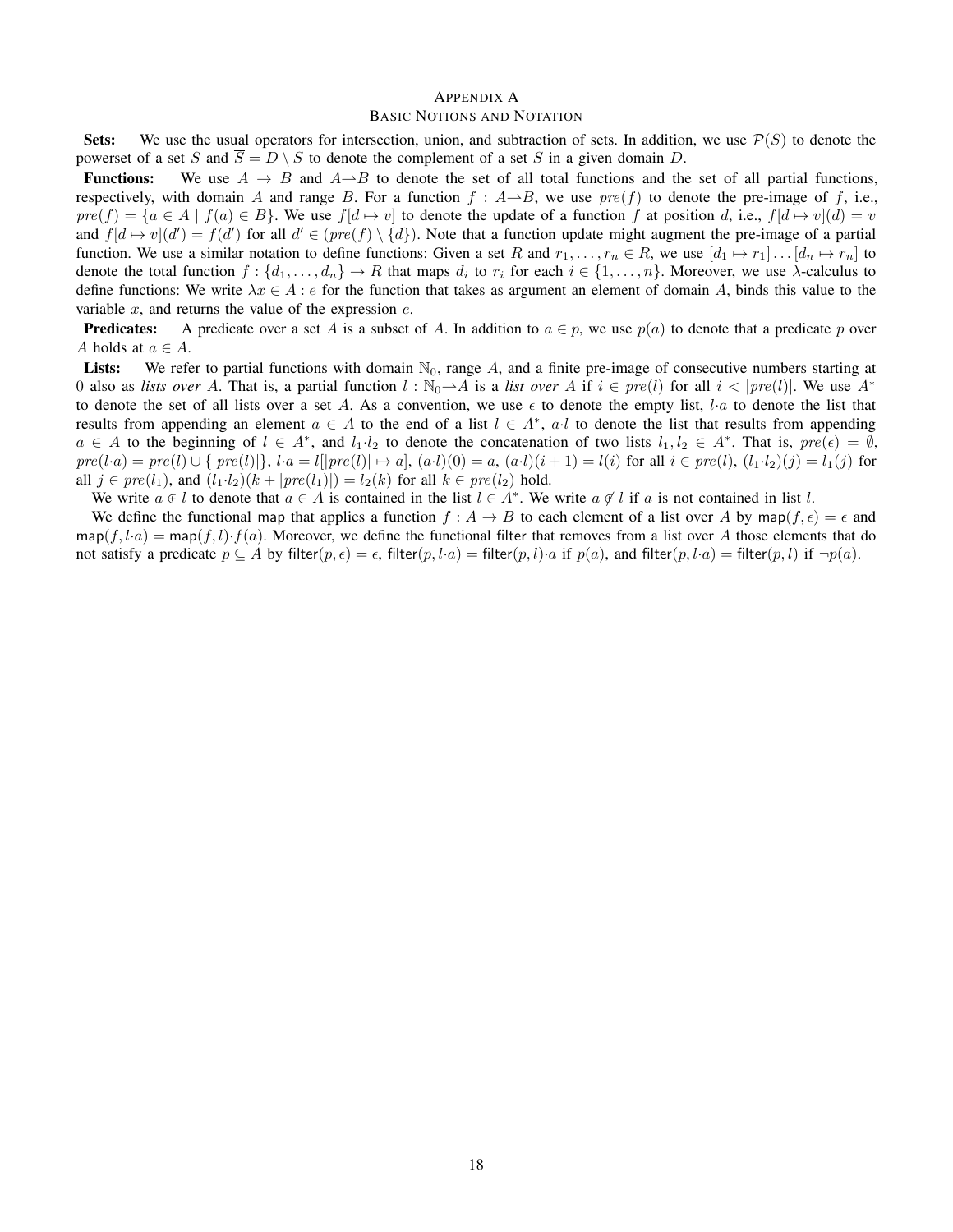# Appendix A
## Basic Notions and Notation

**Sets:** We use the usual operators for intersection, union, and subtraction of sets. In addition, we use $\mathcal{P}(S)$ to denote the powerset of a set $S$ and $\overline{S} = D \setminus S$ to denote the complement of a set $S$ in a given domain $D$.

**Functions:** We use $A \rightarrow B$ and $A \rightharpoonup B$ to denote the set of all total functions and the set of all partial functions, respectively, with domain $A$ and range $B$. For a function $f : A \rightharpoonup B$, we use $pre(f)$ to denote the pre-image of $f$, i.e., $pre(f) = \{a \in A \mid f(a) \in B\}$. We use $f[d \mapsto v]$ to denote the update of a function $f$ at position $d$, i.e., $f[d \mapsto v](d) = v$ and $f[d \mapsto v](d') = f(d')$ for all $d' \in (pre(f) \setminus \{d\})$. Note that a function update might augment the pre-image of a partial function. We use a similar notation to define functions: Given a set $R$ and $r_1, \ldots, r_n \in R$, we use $[d_1 \mapsto r_1] \ldots [d_n \mapsto r_n]$ to denote the total function $f : \{d_1, \ldots, d_n\} \rightarrow R$ that maps $d_i$ to $r_i$ for each $i \in \{1, \ldots, n\}$. Moreover, we use $\lambda$-calculus to define functions: We write $\lambda x \in A : e$ for the function that takes as argument an element of domain $A$, binds this value to the variable $x$, and returns the value of the expression $e$.

**Predicates:** A predicate over a set $A$ is a subset of $A$. In addition to $a \in p$, we use $p(a)$ to denote that a predicate $p$ over $A$ holds at $a \in A$.

**Lists:** We refer to partial functions with domain $\mathbb{N}_0$, range $A$, and a finite pre-image of consecutive numbers starting at 0 also as *lists over* $A$. That is, a partial function $l : \mathbb{N}_0 \rightharpoonup A$ is a *list over* $A$ if $i \in pre(l)$ for all $i < |pre(l)|$. We use $A^*$ to denote the set of all lists over a set $A$. As a convention, we use $\epsilon$ to denote the empty list, $l \cdot a$ to denote the list that results from appending an element $a \in A$ to the end of a list $l \in A^*$, $a \cdot l$ to denote the list that results from appending $a \in A$ to the beginning of $l \in A^*$, and $l_1 \cdot l_2$ to denote the concatenation of two lists $l_1, l_2 \in A^*$. That is, $pre(\epsilon) = \emptyset$, $pre(l \cdot a) = pre(l) \cup \{|pre(l)|\}$, $l \cdot a = l[|pre(l)| \mapsto a]$, $(a \cdot l)(0) = a$, $(a \cdot l)(i + 1) = l(i)$ for all $i \in pre(l)$, $(l_1 \cdot l_2)(j) = l_1(j)$ for all $j \in pre(l_1)$, and $(l_1 \cdot l_2)(k + |pre(l_1)|) = l_2(k)$ for all $k \in pre(l_2)$ hold.

We write $a \Subset l$ to denote that $a \in A$ is contained in the list $l \in A^*$. We write $a \not\Subset l$ if $a$ is not contained in list $l$.

We define the functional $\mathsf{map}$ that applies a function $f : A \rightarrow B$ to each element of a list over $A$ by $\mathsf{map}(f, \epsilon) = \epsilon$ and $\mathsf{map}(f, l \cdot a) = \mathsf{map}(f, l) \cdot f(a)$. Moreover, we define the functional $\mathsf{filter}$ that removes from a list over $A$ those elements that do not satisfy a predicate $p \subseteq A$ by $\mathsf{filter}(p, \epsilon) = \epsilon$, $\mathsf{filter}(p, l \cdot a) = \mathsf{filter}(p, l) \cdot a$ if $p(a)$, and $\mathsf{filter}(p, l \cdot a) = \mathsf{filter}(p, l)$ if $\neg p(a)$.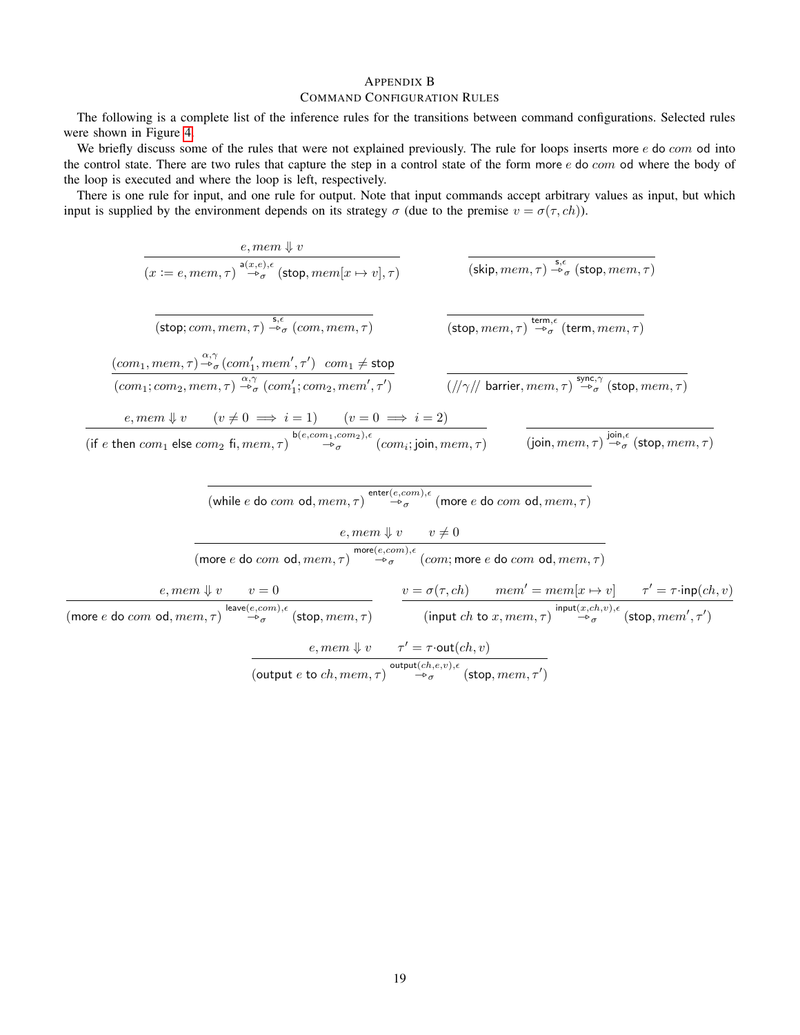## Appendix B
## Command Configuration Rules

The following is a complete list of the inference rules for the transitions between command configurations. Selected rules were shown in Figure 4.

We briefly discuss some of the rules that were not explained previously. The rule for loops inserts more $e$ do $com$ od into the control state. There are two rules that capture the step in a control state of the form more $e$ do $com$ od where the body of the loop is executed and where the loop is left, respectively.

There is one rule for input, and one rule for output. Note that input commands accept arbitrary values as input, but which input is supplied by the environment depends on its strategy $\sigma$ (due to the premise $v = \sigma(\tau, ch)$).

$$\frac{e, mem \Downarrow v}{(x := e, mem, \tau) \overset{\mathsf{a}(x,e),\epsilon}{\twoheadrightarrow_\sigma} (\mathsf{stop}, mem[x \mapsto v], \tau)} \qquad \frac{}{(\mathsf{skip}, mem, \tau) \overset{\mathsf{s},\epsilon}{\twoheadrightarrow_\sigma} (\mathsf{stop}, mem, \tau)}$$

$$\frac{}{(\mathsf{stop}; com, mem, \tau) \overset{\mathsf{s},\epsilon}{\twoheadrightarrow_\sigma} (com, mem, \tau)} \qquad \frac{}{(\mathsf{stop}, mem, \tau) \overset{\mathsf{term},\epsilon}{\twoheadrightarrow_\sigma} (\mathsf{term}, mem, \tau)}$$

$$\frac{(com_1, mem, \tau) \overset{\alpha,\gamma}{\twoheadrightarrow_\sigma} (com_1', mem', \tau') \quad com_1 \neq \mathsf{stop}}{(com_1; com_2, mem, \tau) \overset{\alpha,\gamma}{\twoheadrightarrow_\sigma} (com_1'; com_2, mem', \tau')} \qquad \frac{}{(/\!/\gamma/\!/\ \mathsf{barrier}, mem, \tau) \overset{\mathsf{sync},\gamma}{\twoheadrightarrow_\sigma} (\mathsf{stop}, mem, \tau)}$$

$$\frac{e, mem \Downarrow v \qquad (v \neq 0 \implies i = 1) \qquad (v = 0 \implies i = 2)}{(\mathsf{if}\ e\ \mathsf{then}\ com_1\ \mathsf{else}\ com_2\ \mathsf{fi}, mem, \tau) \overset{\mathsf{b}(e,com_1,com_2),\epsilon}{\twoheadrightarrow_\sigma} (com_i; \mathsf{join}, mem, \tau)} \qquad \frac{}{(\mathsf{join}, mem, \tau) \overset{\mathsf{join},\epsilon}{\twoheadrightarrow_\sigma} (\mathsf{stop}, mem, \tau)}$$

$$\frac{}{(\mathsf{while}\ e\ \mathsf{do}\ com\ \mathsf{od}, mem, \tau) \overset{\mathsf{enter}(e,com),\epsilon}{\twoheadrightarrow_\sigma} (\mathsf{more}\ e\ \mathsf{do}\ com\ \mathsf{od}, mem, \tau)}$$

$$\frac{e, mem \Downarrow v \qquad v \neq 0}{(\mathsf{more}\ e\ \mathsf{do}\ com\ \mathsf{od}, mem, \tau) \overset{\mathsf{more}(e,com),\epsilon}{\twoheadrightarrow_\sigma} (com; \mathsf{more}\ e\ \mathsf{do}\ com\ \mathsf{od}, mem, \tau)}$$

$$\frac{e, mem \Downarrow v \qquad v = 0}{(\mathsf{more}\ e\ \mathsf{do}\ com\ \mathsf{od}, mem, \tau) \overset{\mathsf{leave}(e,com),\epsilon}{\twoheadrightarrow_\sigma} (\mathsf{stop}, mem, \tau)} \qquad \frac{v = \sigma(\tau, ch) \qquad mem' = mem[x \mapsto v] \qquad \tau' = \tau \cdot \mathsf{inp}(ch, v)}{(\mathsf{input}\ ch\ \mathsf{to}\ x, mem, \tau) \overset{\mathsf{input}(x,ch,v),\epsilon}{\twoheadrightarrow_\sigma} (\mathsf{stop}, mem', \tau')}$$

$$\frac{e, mem \Downarrow v \qquad \tau' = \tau \cdot \mathsf{out}(ch, v)}{(\mathsf{output}\ e\ \mathsf{to}\ ch, mem, \tau) \overset{\mathsf{output}(ch,e,v),\epsilon}{\twoheadrightarrow_\sigma} (\mathsf{stop}, mem, \tau')}$$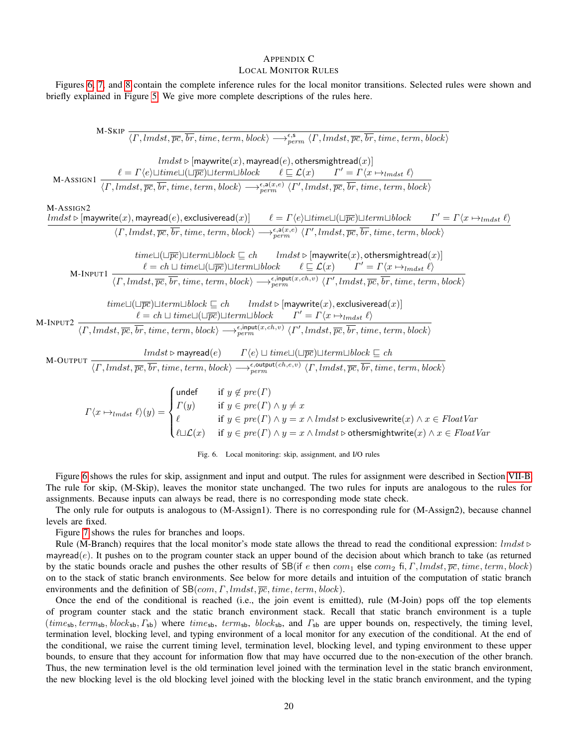# APPENDIX C
## LOCAL MONITOR RULES

Figures 6, 7, and 8 contain the complete inference rules for the local monitor transitions. Selected rules were shown and briefly explained in Figure 5. We give more complete descriptions of the rules here.

$$\text{M-SKIP}\ \frac{}{\langle \Gamma, lmdst, \overline{pc}, \overline{br}, time, term, block\rangle \longrightarrow^{\epsilon,\mathsf{s}}_{perm} \langle \Gamma, lmdst, \overline{pc}, \overline{br}, time, term, block\rangle}$$

$$\text{M-ASSIGN1}\ \frac{\begin{array}{c} lmdst \triangleright [\mathsf{maywrite}(x), \mathsf{mayread}(e), \mathsf{othersmightread}(x)] \\ \ell = \Gamma\langle e\rangle \sqcup time \sqcup (\sqcup\overline{pc}) \sqcup term \sqcup block \qquad \ell \sqsubseteq \mathcal{L}(x) \qquad \Gamma' = \Gamma\langle x \mapsto_{lmdst} \ell\rangle \end{array}}{\langle \Gamma, lmdst, \overline{pc}, \overline{br}, time, term, block\rangle \longrightarrow^{\epsilon,\mathsf{a}(x,e)}_{perm} \langle \Gamma', lmdst, \overline{pc}, \overline{br}, time, term, block\rangle}$$

$$\text{M-ASSIGN2}\ \frac{lmdst \triangleright [\mathsf{maywrite}(x), \mathsf{mayread}(e), \mathsf{exclusiveread}(x)] \qquad \ell = \Gamma\langle e\rangle \sqcup time \sqcup (\sqcup\overline{pc}) \sqcup term \sqcup block \qquad \Gamma' = \Gamma\langle x \mapsto_{lmdst} \ell\rangle}{\langle \Gamma, lmdst, \overline{pc}, \overline{br}, time, term, block\rangle \longrightarrow^{\epsilon,\mathsf{a}(x,e)}_{perm} \langle \Gamma', lmdst, \overline{pc}, \overline{br}, time, term, block\rangle}$$

$$\text{M-INPUT1}\ \frac{\begin{array}{c} time \sqcup (\sqcup\overline{pc}) \sqcup term \sqcup block \sqsubseteq ch \qquad lmdst \triangleright [\mathsf{maywrite}(x), \mathsf{othersmightread}(x)] \\ \ell = ch \sqcup time \sqcup (\sqcup\overline{pc}) \sqcup term \sqcup block \qquad \ell \sqsubseteq \mathcal{L}(x) \qquad \Gamma' = \Gamma\langle x \mapsto_{lmdst} \ell\rangle \end{array}}{\langle \Gamma, lmdst, \overline{pc}, \overline{br}, time, term, block\rangle \longrightarrow^{\epsilon,\mathsf{input}(x,ch,v)}_{perm} \langle \Gamma', lmdst, \overline{pc}, \overline{br}, time, term, block\rangle}$$

$$\text{M-INPUT2}\ \frac{\begin{array}{c} time \sqcup (\sqcup\overline{pc}) \sqcup term \sqcup block \sqsubseteq ch \qquad lmdst \triangleright [\mathsf{maywrite}(x), \mathsf{exclusiveread}(x)] \\ \ell = ch \sqcup time \sqcup (\sqcup\overline{pc}) \sqcup term \sqcup block \qquad \Gamma' = \Gamma\langle x \mapsto_{lmdst} \ell\rangle \end{array}}{\langle \Gamma, lmdst, \overline{pc}, \overline{br}, time, term, block\rangle \longrightarrow^{\epsilon,\mathsf{input}(x,ch,v)}_{perm} \langle \Gamma', lmdst, \overline{pc}, \overline{br}, time, term, block\rangle}$$

$$\text{M-OUTPUT}\ \frac{lmdst \triangleright \mathsf{mayread}(e) \qquad \Gamma\langle e\rangle \sqcup time \sqcup (\sqcup\overline{pc}) \sqcup term \sqcup block \sqsubseteq ch}{\langle \Gamma, lmdst, \overline{pc}, \overline{br}, time, term, block\rangle \longrightarrow^{\epsilon,\mathsf{output}(ch,e,v)}_{perm} \langle \Gamma, lmdst, \overline{pc}, \overline{br}, time, term, block\rangle}$$

$$\Gamma\langle x \mapsto_{lmdst} \ell\rangle(y) = \begin{cases} \mathsf{undef} & \text{if } y \notin pre(\Gamma) \\ \Gamma(y) & \text{if } y \in pre(\Gamma) \wedge y \neq x \\ \ell & \text{if } y \in pre(\Gamma) \wedge y = x \wedge lmdst \triangleright \mathsf{exclusivewrite}(x) \wedge x \in FloatVar \\ \ell \sqcup \mathcal{L}(x) & \text{if } y \in pre(\Gamma) \wedge y = x \wedge lmdst \triangleright \mathsf{othersmightwrite}(x) \wedge x \in FloatVar \end{cases}$$

Fig. 6. Local monitoring: skip, assignment, and I/O rules

Figure 6 shows the rules for skip, assignment and input and output. The rules for assignment were described in Section VII-B. The rule for skip, (M-Skip), leaves the monitor state unchanged. The two rules for inputs are analogous to the rules for assignments. Because inputs can always be read, there is no corresponding mode state check.

The only rule for outputs is analogous to (M-Assign1). There is no corresponding rule for (M-Assign2), because channel levels are fixed.

Figure 7 shows the rules for branches and loops.

Rule (M-Branch) requires that the local monitor's mode state allows the thread to read the conditional expression: $lmdst \triangleright \mathsf{mayread}(e)$. It pushes on to the program counter stack an upper bound of the decision about which branch to take (as returned by the static bounds oracle and pushes the other results of $\mathsf{SB}(\text{if } e \text{ then } com_1 \text{ else } com_2 \text{ fi}, \Gamma, lmdst, \overline{pc}, time, term, block)$ on to the stack of static branch environments. See below for more details and intuition of the computation of static branch environments and the definition of $\mathsf{SB}(com, \Gamma, lmdst, \overline{pc}, time, term, block)$.

Once the end of the conditional is reached (i.e., the join event is emitted), rule (M-Join) pops off the top elements of program counter stack and the static branch environment stack. Recall that static branch environment is a tuple $(time_{\mathsf{sb}}, term_{\mathsf{sb}}, block_{\mathsf{sb}}, \Gamma_{\mathsf{sb}})$ where $time_{\mathsf{sb}}$, $term_{\mathsf{sb}}$, $block_{\mathsf{sb}}$, and $\Gamma_{\mathsf{sb}}$ are upper bounds on, respectively, the timing level, termination level, blocking level, and typing environment of a local monitor for any execution of the conditional. At the end of the conditional, we raise the current timing level, termination level, blocking level, and typing environment to these upper bounds, to ensure that they account for information flow that may have occurred due to the non-execution of the other branch. Thus, the new termination level is the old termination level joined with the termination level in the static branch environment, the new blocking level is the old blocking level joined with the blocking level in the static branch environment, and the typing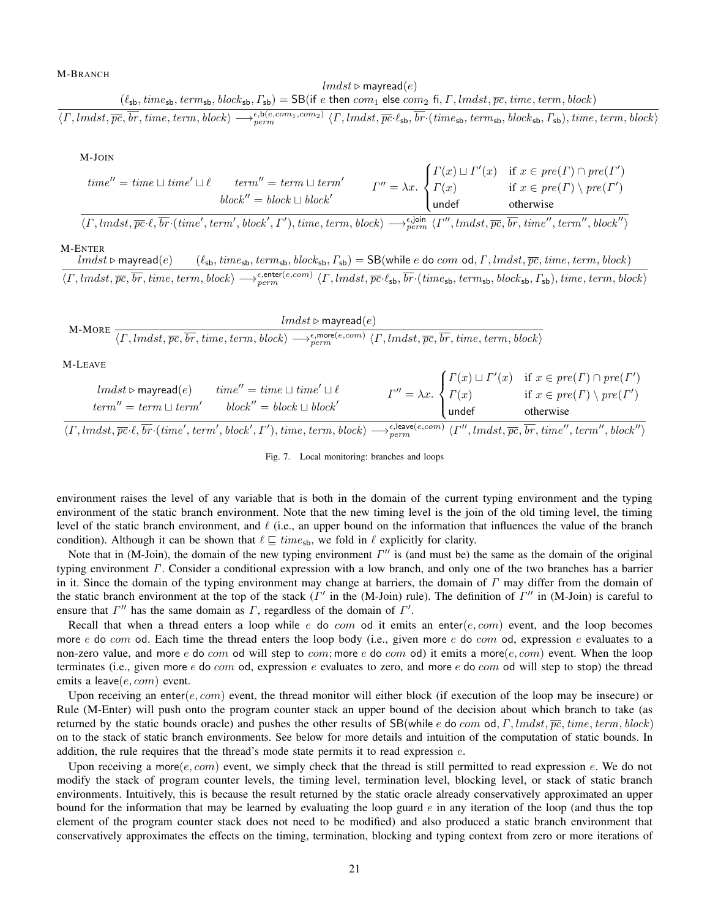M-BRANCH

$$\frac{lmdst \triangleright \mathsf{mayread}(e) \qquad (\ell_{\mathsf{sb}}, time_{\mathsf{sb}}, term_{\mathsf{sb}}, block_{\mathsf{sb}}, \Gamma_{\mathsf{sb}}) = \mathsf{SB}(\mathsf{if}\ e\ \mathsf{then}\ com_1\ \mathsf{else}\ com_2\ \mathsf{fi}, \Gamma, lmdst, \overline{pc}, time, term, block)}{\langle \Gamma, lmdst, \overline{pc}, \overline{br}, time, term, block\rangle \longrightarrow^{\epsilon, \mathsf{b}(e, com_1, com_2)}_{perm} \langle \Gamma, lmdst, \overline{pc}\cdot\ell_{\mathsf{sb}}, \overline{br}\cdot(time_{\mathsf{sb}}, term_{\mathsf{sb}}, block_{\mathsf{sb}}, \Gamma_{\mathsf{sb}}), time, term, block\rangle}$$

M-JOIN

$$\frac{time'' = time \sqcup time' \sqcup \ell \qquad term'' = term \sqcup term' \qquad block'' = block \sqcup block' \qquad \Gamma'' = \lambda x. \begin{cases} \Gamma(x) \sqcup \Gamma'(x) & \text{if } x \in pre(\Gamma) \cap pre(\Gamma') \\ \Gamma(x) & \text{if } x \in pre(\Gamma) \setminus pre(\Gamma') \\ \mathsf{undef} & \text{otherwise} \end{cases}}{\langle \Gamma, lmdst, \overline{pc}\cdot\ell, \overline{br}\cdot(time', term', block', \Gamma'), time, term, block\rangle \longrightarrow^{\epsilon, \mathsf{join}}_{perm} \langle \Gamma'', lmdst, \overline{pc}, \overline{br}, time'', term'', block''\rangle}$$

M-ENTER

$$\frac{lmdst \triangleright \mathsf{mayread}(e) \qquad (\ell_{\mathsf{sb}}, time_{\mathsf{sb}}, term_{\mathsf{sb}}, block_{\mathsf{sb}}, \Gamma_{\mathsf{sb}}) = \mathsf{SB}(\mathsf{while}\ e\ \mathsf{do}\ com\ \mathsf{od}, \Gamma, lmdst, \overline{pc}, time, term, block)}{\langle \Gamma, lmdst, \overline{pc}, \overline{br}, time, term, block\rangle \longrightarrow^{\epsilon, \mathsf{enter}(e, com)}_{perm} \langle \Gamma, lmdst, \overline{pc}\cdot\ell_{\mathsf{sb}}, \overline{br}\cdot(time_{\mathsf{sb}}, term_{\mathsf{sb}}, block_{\mathsf{sb}}, \Gamma_{\mathsf{sb}}), time, term, block\rangle}$$

M-MORE

$$\frac{lmdst \triangleright \mathsf{mayread}(e)}{\langle \Gamma, lmdst, \overline{pc}, \overline{br}, time, term, block\rangle \longrightarrow^{\epsilon, \mathsf{more}(e, com)}_{perm} \langle \Gamma, lmdst, \overline{pc}, \overline{br}, time, term, block\rangle}$$

M-LEAVE

$$\frac{lmdst \triangleright \mathsf{mayread}(e) \qquad time'' = time \sqcup time' \sqcup \ell \qquad term'' = term \sqcup term' \qquad block'' = block \sqcup block' \qquad \Gamma'' = \lambda x. \begin{cases} \Gamma(x) \sqcup \Gamma'(x) & \text{if } x \in pre(\Gamma) \cap pre(\Gamma') \\ \Gamma(x) & \text{if } x \in pre(\Gamma) \setminus pre(\Gamma') \\ \mathsf{undef} & \text{otherwise} \end{cases}}{\langle \Gamma, lmdst, \overline{pc}\cdot\ell, \overline{br}\cdot(time', term', block', \Gamma'), time, term, block\rangle \longrightarrow^{\epsilon, \mathsf{leave}(e, com)}_{perm} \langle \Gamma'', lmdst, \overline{pc}, \overline{br}, time'', term'', block''\rangle}$$

Fig. 7. Local monitoring: branches and loops

environment raises the level of any variable that is both in the domain of the current typing environment and the typing environment of the static branch environment. Note that the new timing level is the join of the old timing level, the timing level of the static branch environment, and $\ell$ (i.e., an upper bound on the information that influences the value of the branch condition). Although it can be shown that $\ell \sqsubseteq time_{\mathsf{sb}}$, we fold in $\ell$ explicitly for clarity.

Note that in (M-Join), the domain of the new typing environment $\Gamma''$ is (and must be) the same as the domain of the original typing environment $\Gamma$. Consider a conditional expression with a low branch, and only one of the two branches has a barrier in it. Since the domain of the typing environment may change at barriers, the domain of $\Gamma$ may differ from the domain of the static branch environment at the top of the stack ($\Gamma'$ in the (M-Join) rule). The definition of $\Gamma''$ in (M-Join) is careful to ensure that $\Gamma''$ has the same domain as $\Gamma$, regardless of the domain of $\Gamma'$.

Recall that when a thread enters a loop while $e$ do $com$ od it emits an $\mathsf{enter}(e, com)$ event, and the loop becomes more $e$ do $com$ od. Each time the thread enters the loop body (i.e., given more $e$ do $com$ od, expression $e$ evaluates to a non-zero value, and more $e$ do $com$ od will step to $com$; more $e$ do $com$ od) it emits a $\mathsf{more}(e, com)$ event. When the loop terminates (i.e., given more $e$ do $com$ od, expression $e$ evaluates to zero, and more $e$ do $com$ od will step to stop) the thread emits a $\mathsf{leave}(e, com)$ event.

Upon receiving an $\mathsf{enter}(e, com)$ event, the thread monitor will either block (if execution of the loop may be insecure) or Rule (M-Enter) will push onto the program counter stack an upper bound of the decision about which branch to take (as returned by the static bounds oracle) and pushes the other results of $\mathsf{SB}(\mathsf{while}\ e\ \mathsf{do}\ com\ \mathsf{od}, \Gamma, lmdst, \overline{pc}, time, term, block)$ on to the stack of static branch environments. See below for more details and intuition of the computation of static bounds. In addition, the rule requires that the thread's mode state permits it to read expression $e$.

Upon receiving a $\mathsf{more}(e, com)$ event, we simply check that the thread is still permitted to read expression $e$. We do not modify the stack of program counter levels, the timing level, termination level, blocking level, or stack of static branch environments. Intuitively, this is because the result returned by the static oracle already conservatively approximated an upper bound for the information that may be learned by evaluating the loop guard $e$ in any iteration of the loop (and thus the top element of the program counter stack does not need to be modified) and also produced a static branch environment that conservatively approximates the effects on the timing, termination, blocking and typing context from zero or more iterations of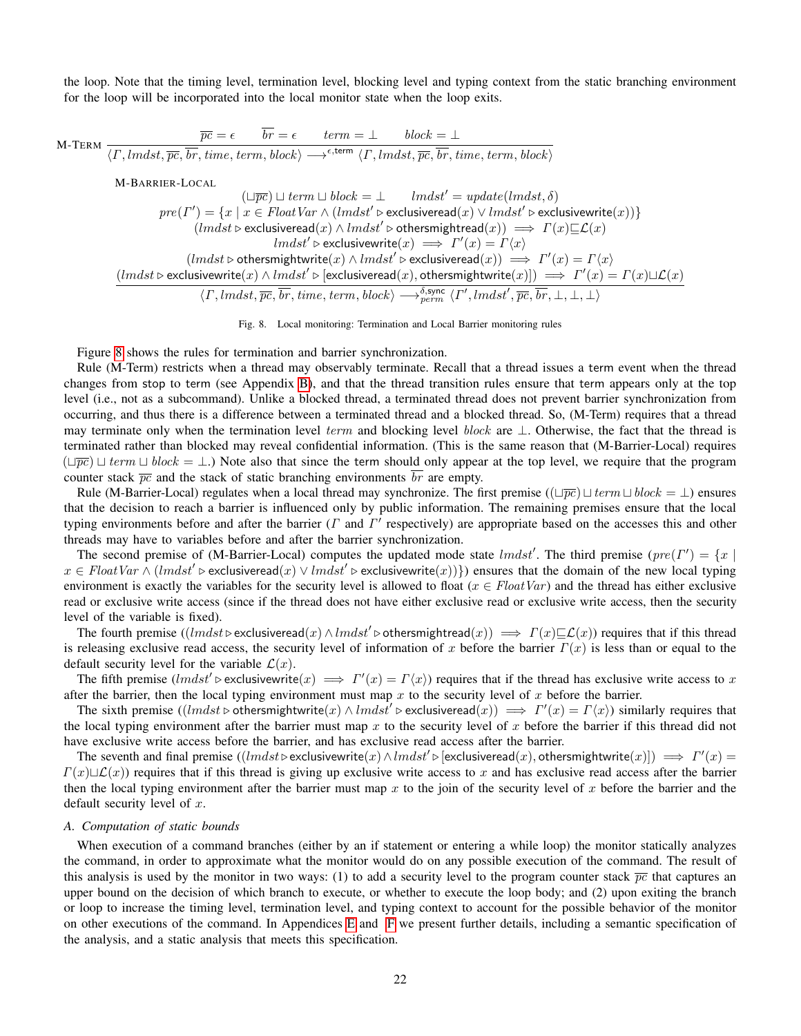the loop. Note that the timing level, termination level, blocking level and typing context from the static branching environment for the loop will be incorporated into the local monitor state when the loop exits.

$$
\text{M-TERM}\ \frac{\overline{pc} = \epsilon \qquad \overline{br} = \epsilon \qquad term = \bot \qquad block = \bot}{\langle \Gamma, lmdst, \overline{pc}, \overline{br}, time, term, block\rangle \longrightarrow^{\epsilon,\mathsf{term}} \langle \Gamma, lmdst, \overline{pc}, \overline{br}, time, term, block\rangle}
$$

$$
\text{M-BARRIER-LOCAL}\ \frac{\begin{array}{c}(\sqcup\overline{pc}) \sqcup term \sqcup block = \bot \qquad lmdst' = update(lmdst, \delta)\\
pre(\Gamma') = \{x \mid x \in FloatVar \wedge (lmdst' \triangleright \mathsf{exclusiveread}(x) \vee lmdst' \triangleright \mathsf{exclusivewrite}(x))\}\\
(lmdst \triangleright \mathsf{exclusiveread}(x) \wedge lmdst' \triangleright \mathsf{othersmightread}(x)) \implies \Gamma(x) \sqsubseteq \mathcal{L}(x)\\
lmdst' \triangleright \mathsf{exclusivewrite}(x) \implies \Gamma'(x) = \Gamma\langle x\rangle\\
(lmdst \triangleright \mathsf{othersmightwrite}(x) \wedge lmdst' \triangleright \mathsf{exclusiveread}(x)) \implies \Gamma'(x) = \Gamma\langle x\rangle\\
(lmdst \triangleright \mathsf{exclusivewrite}(x) \wedge lmdst' \triangleright [\mathsf{exclusiveread}(x), \mathsf{othersmightwrite}(x)]) \implies \Gamma'(x) = \Gamma(x) \sqcup \mathcal{L}(x)\end{array}}{\langle \Gamma, lmdst, \overline{pc}, \overline{br}, time, term, block\rangle \longrightarrow^{\delta,\mathsf{sync}}_{perm} \langle \Gamma', lmdst', \overline{pc}, \overline{br}, \bot, \bot, \bot\rangle}
$$

Fig. 8. Local monitoring: Termination and Local Barrier monitoring rules

Figure 8 shows the rules for termination and barrier synchronization.

Rule (M-Term) restricts when a thread may observably terminate. Recall that a thread issues a term event when the thread changes from stop to term (see Appendix B), and that the thread transition rules ensure that term appears only at the top level (i.e., not as a subcommand). Unlike a blocked thread, a terminated thread does not prevent barrier synchronization from occurring, and thus there is a difference between a terminated thread and a blocked thread. So, (M-Term) requires that a thread may terminate only when the termination level $term$ and blocking level $block$ are $\bot$. Otherwise, the fact that the thread is terminated rather than blocked may reveal confidential information. (This is the same reason that (M-Barrier-Local) requires $(\sqcup\overline{pc}) \sqcup term \sqcup block = \bot$.) Note also that since the term should only appear at the top level, we require that the program counter stack $\overline{pc}$ and the stack of static branching environments $\overline{br}$ are empty.

Rule (M-Barrier-Local) regulates when a local thread may synchronize. The first premise ($(\sqcup\overline{pc}) \sqcup term \sqcup block = \bot$) ensures that the decision to reach a barrier is influenced only by public information. The remaining premises ensure that the local typing environments before and after the barrier ($\Gamma$ and $\Gamma'$ respectively) are appropriate based on the accesses this and other threads may have to variables before and after the barrier synchronization.

The second premise of (M-Barrier-Local) computes the updated mode state $lmdst'$. The third premise ($pre(\Gamma') = \{x \mid x \in FloatVar \wedge (lmdst' \triangleright \mathsf{exclusiveread}(x) \vee lmdst' \triangleright \mathsf{exclusivewrite}(x))\}$) ensures that the domain of the new local typing environment is exactly the variables for the security level is allowed to float ($x \in FloatVar$) and the thread has either exclusive read or exclusive write access (since if the thread does not have either exclusive read or exclusive write access, then the security level of the variable is fixed).

The fourth premise ($(lmdst \triangleright \mathsf{exclusiveread}(x) \wedge lmdst' \triangleright \mathsf{othersmightread}(x)) \implies \Gamma(x) \sqsubseteq \mathcal{L}(x)$) requires that if this thread is releasing exclusive read access, the security level of information of $x$ before the barrier $\Gamma(x)$ is less than or equal to the default security level for the variable $\mathcal{L}(x)$.

The fifth premise ($lmdst' \triangleright \mathsf{exclusivewrite}(x) \implies \Gamma'(x) = \Gamma\langle x\rangle$) requires that if the thread has exclusive write access to $x$ after the barrier, then the local typing environment must map $x$ to the security level of $x$ before the barrier.

The sixth premise ($(lmdst \triangleright \mathsf{othersmightwrite}(x) \wedge lmdst' \triangleright \mathsf{exclusiveread}(x)) \implies \Gamma'(x) = \Gamma\langle x\rangle$) similarly requires that the local typing environment after the barrier must map $x$ to the security level of $x$ before the barrier if this thread did not have exclusive write access before the barrier, and has exclusive read access after the barrier.

The seventh and final premise ($(lmdst \triangleright \mathsf{exclusivewrite}(x) \wedge lmdst' \triangleright [\mathsf{exclusiveread}(x), \mathsf{othersmightwrite}(x)]) \implies \Gamma'(x) = \Gamma(x) \sqcup \mathcal{L}(x)$) requires that if this thread is giving up exclusive write access to $x$ and has exclusive read access after the barrier then the local typing environment after the barrier must map $x$ to the join of the security level of $x$ before the barrier and the default security level of $x$.

### A. Computation of static bounds

When execution of a command branches (either by an if statement or entering a while loop) the monitor statically analyzes the command, in order to approximate what the monitor would do on any possible execution of the command. The result of this analysis is used by the monitor in two ways: (1) to add a security level to the program counter stack $\overline{pc}$ that captures an upper bound on the decision of which branch to execute, or whether to execute the loop body; and (2) upon exiting the branch or loop to increase the timing level, termination level, and typing context to account for the possible behavior of the monitor on other executions of the command. In Appendices E and F we present further details, including a semantic specification of the analysis, and a static analysis that meets this specification.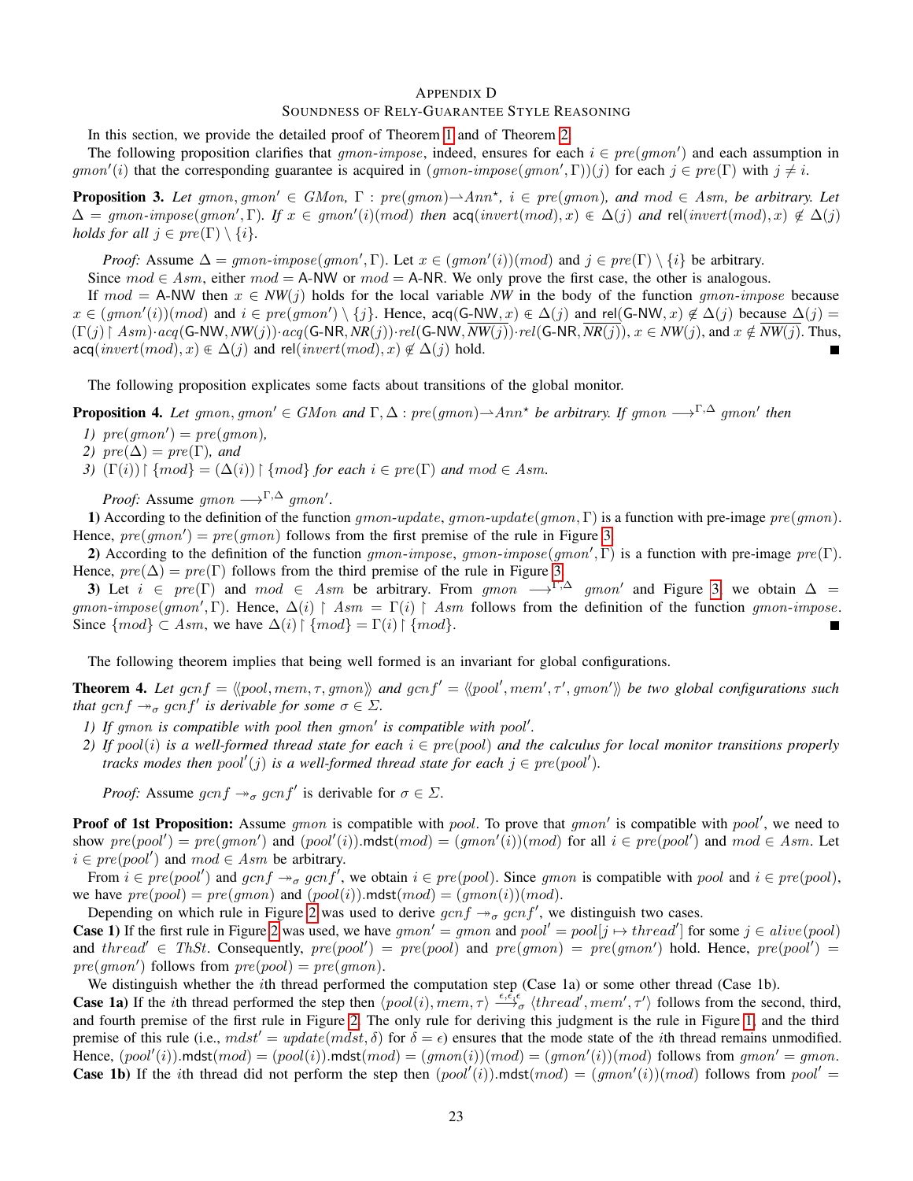# Appendix D
## Soundness of Rely-Guarantee Style Reasoning

In this section, we provide the detailed proof of Theorem 1 and of Theorem 2.

The following proposition clarifies that $\mathit{gmon\text{-}impose}$, indeed, ensures for each $i \in \mathit{pre}(\mathit{gmon}')$ and each assumption in $\mathit{gmon}'(i)$ that the corresponding guarantee is acquired in $(\mathit{gmon\text{-}impose}(\mathit{gmon}', \Gamma))(j)$ for each $j \in \mathit{pre}(\Gamma)$ with $j \neq i$.

**Proposition 3.** *Let $\mathit{gmon}, \mathit{gmon}' \in \mathit{GMon}$, $\Gamma : \mathit{pre}(\mathit{gmon}) \rightharpoonup \mathit{Ann}^\star$, $i \in \mathit{pre}(\mathit{gmon})$, and $\mathit{mod} \in \mathit{Asm}$, be arbitrary. Let $\Delta = \mathit{gmon\text{-}impose}(\mathit{gmon}', \Gamma)$. If $x \in \mathit{gmon}'(i)(\mathit{mod})$ then $\mathsf{acq}(\mathit{invert}(\mathit{mod}), x) \Subset \Delta(j)$ and $\mathsf{rel}(\mathit{invert}(\mathit{mod}), x) \not\Subset \Delta(j)$ holds for all $j \in \mathit{pre}(\Gamma) \setminus \{i\}$.*

*Proof:* Assume $\Delta = \mathit{gmon\text{-}impose}(\mathit{gmon}', \Gamma)$. Let $x \in (\mathit{gmon}'(i))(\mathit{mod})$ and $j \in \mathit{pre}(\Gamma) \setminus \{i\}$ be arbitrary.

Since $\mathit{mod} \in \mathit{Asm}$, either $\mathit{mod} = \textsf{A-NW}$ or $\mathit{mod} = \textsf{A-NR}$. We only prove the first case, the other is analogous.

If $\mathit{mod} = \textsf{A-NW}$ then $x \in \mathit{NW}(j)$ holds for the local variable $\mathit{NW}$ in the body of the function $\mathit{gmon\text{-}impose}$ because $x \in (\mathit{gmon}'(i))(\mathit{mod})$ and $i \in \mathit{pre}(\mathit{gmon}') \setminus \{j\}$. Hence, $\mathsf{acq}(\textsf{G-NW}, x) \Subset \Delta(j)$ and $\mathsf{rel}(\textsf{G-NW}, x) \not\Subset \Delta(j)$ because $\Delta(j) = (\Gamma(j) \restriction \mathit{Asm}) \cdot \mathit{acq}(\textsf{G-NW}, \mathit{NW}(j)) \cdot \mathit{acq}(\textsf{G-NR}, \mathit{NR}(j)) \cdot \mathit{rel}(\textsf{G-NW}, \overline{\mathit{NW}(j)}) \cdot \mathit{rel}(\textsf{G-NR}, \overline{\mathit{NR}(j)})$, $x \in \mathit{NW}(j)$, and $x \notin \overline{\mathit{NW}(j)}$. Thus, $\mathsf{acq}(\mathit{invert}(\mathit{mod}), x) \Subset \Delta(j)$ and $\mathsf{rel}(\mathit{invert}(\mathit{mod}), x) \not\Subset \Delta(j)$ hold. ■

The following proposition explicates some facts about transitions of the global monitor.

**Proposition 4.** *Let $\mathit{gmon}, \mathit{gmon}' \in \mathit{GMon}$ and $\Gamma, \Delta : \mathit{pre}(\mathit{gmon}) \rightharpoonup \mathit{Ann}^\star$ be arbitrary. If $\mathit{gmon} \longrightarrow^{\Gamma,\Delta} \mathit{gmon}'$ then*

1) *$\mathit{pre}(\mathit{gmon}') = \mathit{pre}(\mathit{gmon})$,*
2) *$\mathit{pre}(\Delta) = \mathit{pre}(\Gamma)$, and*
3) *$(\Gamma(i)) \restriction \{\mathit{mod}\} = (\Delta(i)) \restriction \{\mathit{mod}\}$ for each $i \in \mathit{pre}(\Gamma)$ and $\mathit{mod} \in \mathit{Asm}$.*

*Proof:* Assume $\mathit{gmon} \longrightarrow^{\Gamma,\Delta} \mathit{gmon}'$.

**1)** According to the definition of the function $\mathit{gmon\text{-}update}$, $\mathit{gmon\text{-}update}(\mathit{gmon}, \Gamma)$ is a function with pre-image $\mathit{pre}(\mathit{gmon})$. Hence, $\mathit{pre}(\mathit{gmon}') = \mathit{pre}(\mathit{gmon})$ follows from the first premise of the rule in Figure 3.

**2)** According to the definition of the function $\mathit{gmon\text{-}impose}$, $\mathit{gmon\text{-}impose}(\mathit{gmon}', \Gamma)$ is a function with pre-image $\mathit{pre}(\Gamma)$. Hence, $\mathit{pre}(\Delta) = \mathit{pre}(\Gamma)$ follows from the third premise of the rule in Figure 3.

**3)** Let $i \in \mathit{pre}(\Gamma)$ and $\mathit{mod} \in \mathit{Asm}$ be arbitrary. From $\mathit{gmon} \longrightarrow^{\Gamma,\Delta} \mathit{gmon}'$ and Figure 3 we obtain $\Delta = \mathit{gmon\text{-}impose}(\mathit{gmon}', \Gamma)$. Hence, $\Delta(i) \restriction \mathit{Asm} = \Gamma(i) \restriction \mathit{Asm}$ follows from the definition of the function $\mathit{gmon\text{-}impose}$. Since $\{\mathit{mod}\} \subset \mathit{Asm}$, we have $\Delta(i) \restriction \{\mathit{mod}\} = \Gamma(i) \restriction \{\mathit{mod}\}$. ■

The following theorem implies that being well formed is an invariant for global configurations.

**Theorem 4.** *Let $\mathit{gcnf} = \langle\!\langle \mathit{pool}, \mathit{mem}, \tau, \mathit{gmon} \rangle\!\rangle$ and $\mathit{gcnf}' = \langle\!\langle \mathit{pool}', \mathit{mem}', \tau', \mathit{gmon}' \rangle\!\rangle$ be two global configurations such that $\mathit{gcnf} \twoheadrightarrow_\sigma \mathit{gcnf}'$ is derivable for some $\sigma \in \Sigma$.*

1) *If $\mathit{gmon}$ is compatible with $\mathit{pool}$ then $\mathit{gmon}'$ is compatible with $\mathit{pool}'$.*
2) *If $\mathit{pool}(i)$ is a well-formed thread state for each $i \in \mathit{pre}(\mathit{pool})$ and the calculus for local monitor transitions properly tracks modes then $\mathit{pool}'(j)$ is a well-formed thread state for each $j \in \mathit{pre}(\mathit{pool}')$.*

*Proof:* Assume $\mathit{gcnf} \twoheadrightarrow_\sigma \mathit{gcnf}'$ is derivable for $\sigma \in \Sigma$.

**Proof of 1st Proposition:** Assume $\mathit{gmon}$ is compatible with $\mathit{pool}$. To prove that $\mathit{gmon}'$ is compatible with $\mathit{pool}'$, we need to show $\mathit{pre}(\mathit{pool}') = \mathit{pre}(\mathit{gmon}')$ and $(\mathit{pool}'(i)).\mathsf{mdst}(\mathit{mod}) = (\mathit{gmon}'(i))(\mathit{mod})$ for all $i \in \mathit{pre}(\mathit{pool}')$ and $\mathit{mod} \in \mathit{Asm}$. Let $i \in \mathit{pre}(\mathit{pool}')$ and $\mathit{mod} \in \mathit{Asm}$ be arbitrary.

From $i \in \mathit{pre}(\mathit{pool}')$ and $\mathit{gcnf} \twoheadrightarrow_\sigma \mathit{gcnf}'$, we obtain $i \in \mathit{pre}(\mathit{pool})$. Since $\mathit{gmon}$ is compatible with $\mathit{pool}$ and $i \in \mathit{pre}(\mathit{pool})$, we have $\mathit{pre}(\mathit{pool}) = \mathit{pre}(\mathit{gmon})$ and $(\mathit{pool}(i)).\mathsf{mdst}(\mathit{mod}) = (\mathit{gmon}(i))(\mathit{mod})$.

Depending on which rule in Figure 2 was used to derive $\mathit{gcnf} \twoheadrightarrow_\sigma \mathit{gcnf}'$, we distinguish two cases.

**Case 1)** If the first rule in Figure 2 was used, we have $\mathit{gmon}' = \mathit{gmon}$ and $\mathit{pool}' = \mathit{pool}[j \mapsto \mathit{thread}']$ for some $j \in \mathit{alive}(\mathit{pool})$ and $\mathit{thread}' \in \mathit{ThSt}$. Consequently, $\mathit{pre}(\mathit{pool}') = \mathit{pre}(\mathit{pool})$ and $\mathit{pre}(\mathit{gmon}) = \mathit{pre}(\mathit{gmon}')$ hold. Hence, $\mathit{pre}(\mathit{pool}') = \mathit{pre}(\mathit{gmon}')$ follows from $\mathit{pre}(\mathit{pool}) = \mathit{pre}(\mathit{gmon})$.

We distinguish whether the $i$th thread performed the computation step (Case 1a) or some other thread (Case 1b).

**Case 1a)** If the $i$th thread performed the step then $\langle \mathit{pool}(i), \mathit{mem}, \tau \rangle \xrightarrow{\epsilon,\epsilon,\epsilon}_\sigma \langle \mathit{thread}', \mathit{mem}', \tau' \rangle$ follows from the second, third, and fourth premise of the first rule in Figure 2. The only rule for deriving this judgment is the rule in Figure 1, and the third premise of this rule (i.e., $\mathit{mdst}' = \mathit{update}(\mathit{mdst}, \delta)$ for $\delta = \epsilon$) ensures that the mode state of the $i$th thread remains unmodified. Hence, $(\mathit{pool}'(i)).\mathsf{mdst}(\mathit{mod}) = (\mathit{pool}(i)).\mathsf{mdst}(\mathit{mod}) = (\mathit{gmon}(i))(\mathit{mod}) = (\mathit{gmon}'(i))(\mathit{mod})$ follows from $\mathit{gmon}' = \mathit{gmon}$.

**Case 1b)** If the $i$th thread did not perform the step then $(\mathit{pool}'(i)).\mathsf{mdst}(\mathit{mod}) = (\mathit{gmon}'(i))(\mathit{mod})$ follows from $\mathit{pool}' =$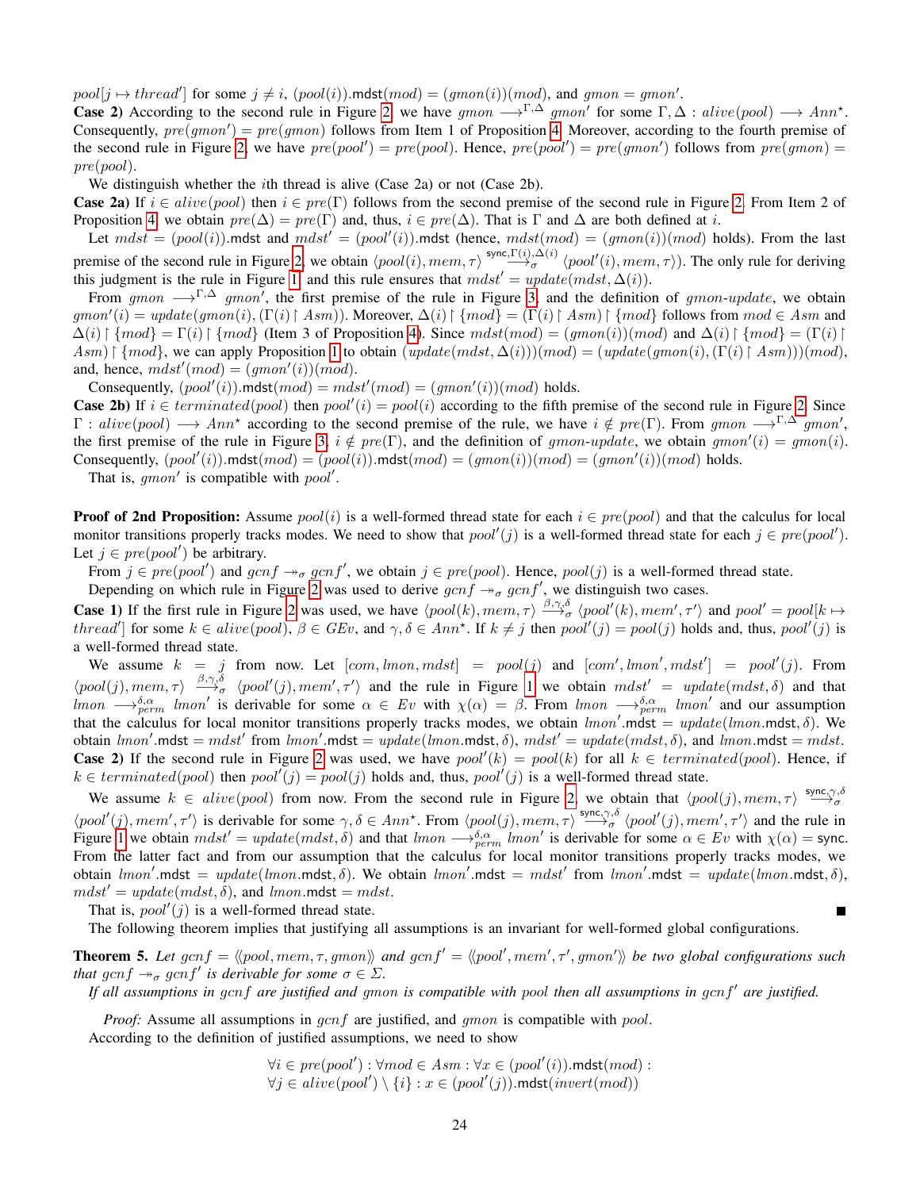$pool[j \mapsto thread']$ for some $j \neq i$, $(pool(i)).\mathsf{mdst}(mod) = (gmon(i))(mod)$, and $gmon = gmon'$.

**Case 2)** According to the second rule in Figure 2, we have $gmon \longrightarrow^{\Gamma,\Delta} gmon'$ for some $\Gamma, \Delta : alive(pool) \longrightarrow Ann^{\star}$. Consequently, $pre(gmon') = pre(gmon)$ follows from Item 1 of Proposition 4. Moreover, according to the fourth premise of the second rule in Figure 2, we have $pre(pool') = pre(pool)$. Hence, $pre(pool') = pre(gmon')$ follows from $pre(gmon) = pre(pool)$.

We distinguish whether the $i$th thread is alive (Case 2a) or not (Case 2b).

**Case 2a)** If $i \in alive(pool)$ then $i \in pre(\Gamma)$ follows from the second premise of the second rule in Figure 2. From Item 2 of Proposition 4, we obtain $pre(\Delta) = pre(\Gamma)$ and, thus, $i \in pre(\Delta)$. That is $\Gamma$ and $\Delta$ are both defined at $i$.

Let $mdst = (pool(i)).\mathsf{mdst}$ and $mdst' = (pool'(i)).\mathsf{mdst}$ (hence, $mdst(mod) = (gmon(i))(mod)$ holds). From the last premise of the second rule in Figure 2, we obtain $\langle pool(i), mem, \tau\rangle \overset{\mathsf{sync},\Gamma(i),\Delta(i)}{\longrightarrow_{\sigma}} \langle pool'(i), mem, \tau\rangle)$. The only rule for deriving this judgment is the rule in Figure 1, and this rule ensures that $mdst' = update(mdst, \Delta(i))$.

From $gmon \longrightarrow^{\Gamma,\Delta} gmon'$, the first premise of the rule in Figure 3, and the definition of *gmon-update*, we obtain $gmon'(i) = update(gmon(i), (\Gamma(i) \upharpoonright Asm))$. Moreover, $\Delta(i) \upharpoonright \{mod\} = (\Gamma(i) \upharpoonright Asm) \upharpoonright \{mod\}$ follows from $mod \in Asm$ and $\Delta(i) \upharpoonright \{mod\} = \Gamma(i) \upharpoonright \{mod\}$ (Item 3 of Proposition 4). Since $mdst(mod) = (gmon(i))(mod)$ and $\Delta(i) \upharpoonright \{mod\} = (\Gamma(i) \upharpoonright Asm) \upharpoonright \{mod\}$, we can apply Proposition 1 to obtain $(update(mdst, \Delta(i)))(mod) = (update(gmon(i), (\Gamma(i) \upharpoonright Asm)))(mod)$, and, hence, $mdst'(mod) = (gmon'(i))(mod)$.

Consequently, $(pool'(i)).\mathsf{mdst}(mod) = mdst'(mod) = (gmon'(i))(mod)$ holds.

**Case 2b)** If $i \in terminated(pool)$ then $pool'(i) = pool(i)$ according to the fifth premise of the second rule in Figure 2. Since $\Gamma : alive(pool) \longrightarrow Ann^{\star}$ according to the second premise of the rule, we have $i \notin pre(\Gamma)$. From $gmon \longrightarrow^{\Gamma,\Delta} gmon'$, the first premise of the rule in Figure 3, $i \notin pre(\Gamma)$, and the definition of *gmon-update*, we obtain $gmon'(i) = gmon(i)$. Consequently, $(pool'(i)).\mathsf{mdst}(mod) = (pool(i)).\mathsf{mdst}(mod) = (gmon(i))(mod) = (gmon'(i))(mod)$ holds.

That is, $gmon'$ is compatible with $pool'$.

**Proof of 2nd Proposition:** Assume $pool(i)$ is a well-formed thread state for each $i \in pre(pool)$ and that the calculus for local monitor transitions properly tracks modes. We need to show that $pool'(j)$ is a well-formed thread state for each $j \in pre(pool')$. Let $j \in pre(pool')$ be arbitrary.

From $j \in pre(pool')$ and $gcnf \twoheadrightarrow_{\sigma} gcnf'$, we obtain $j \in pre(pool)$. Hence, $pool(j)$ is a well-formed thread state.

Depending on which rule in Figure 2 was used to derive $gcnf \twoheadrightarrow_{\sigma} gcnf'$, we distinguish two cases.

**Case 1)** If the first rule in Figure 2 was used, we have $\langle pool(k), mem, \tau\rangle \overset{\beta,\gamma,\delta}{\longrightarrow_{\sigma}} \langle pool'(k), mem', \tau'\rangle$ and $pool' = pool[k \mapsto thread']$ for some $k \in alive(pool)$, $\beta \in GEv$, and $\gamma, \delta \in Ann^{\star}$. If $k \neq j$ then $pool'(j) = pool(j)$ holds and, thus, $pool'(j)$ is a well-formed thread state.

We assume $k = j$ from now. Let $[com, lmon, mdst] = pool(j)$ and $[com', lmon', mdst'] = pool'(j)$. From $\langle pool(j), mem, \tau\rangle \overset{\beta,\gamma,\delta}{\longrightarrow_{\sigma}} \langle pool'(j), mem', \tau'\rangle$ and the rule in Figure 1 we obtain $mdst' = update(mdst, \delta)$ and that $lmon \longrightarrow^{\delta,\alpha}_{perm} lmon'$ is derivable for some $\alpha \in Ev$ with $\chi(\alpha) = \beta$. From $lmon \longrightarrow^{\delta,\alpha}_{perm} lmon'$ and our assumption that the calculus for local monitor transitions properly tracks modes, we obtain $lmon'.\mathsf{mdst} = update(lmon.\mathsf{mdst}, \delta)$. We obtain $lmon'.\mathsf{mdst} = mdst'$ from $lmon'.\mathsf{mdst} = update(lmon.\mathsf{mdst}, \delta)$, $mdst' = update(mdst, \delta)$, and $lmon.\mathsf{mdst} = mdst$.

**Case 2)** If the second rule in Figure 2 was used, we have $pool'(k) = pool(k)$ for all $k \in terminated(pool)$. Hence, if $k \in terminated(pool)$ then $pool'(j) = pool(j)$ holds and, thus, $pool'(j)$ is a well-formed thread state.

We assume $k \in alive(pool)$ from now. From the second rule in Figure 2, we obtain that $\langle pool(j), mem, \tau\rangle \overset{\mathsf{sync},\gamma,\delta}{\longrightarrow_{\sigma}} \langle pool'(j), mem', \tau'\rangle$ is derivable for some $\gamma, \delta \in Ann^{\star}$. From $\langle pool(j), mem, \tau\rangle \overset{\mathsf{sync},\gamma,\delta}{\longrightarrow_{\sigma}} \langle pool'(j), mem', \tau'\rangle$ and the rule in Figure 1 we obtain $mdst' = update(mdst, \delta)$ and that $lmon \longrightarrow^{\delta,\alpha}_{perm} lmon'$ is derivable for some $\alpha \in Ev$ with $\chi(\alpha) = \mathsf{sync}$. From the latter fact and from our assumption that the calculus for local monitor transitions properly tracks modes, we obtain $lmon'.\mathsf{mdst} = update(lmon.\mathsf{mdst}, \delta)$. We obtain $lmon'.\mathsf{mdst} = mdst'$ from $lmon'.\mathsf{mdst} = update(lmon.\mathsf{mdst}, \delta)$, $mdst' = update(mdst, \delta)$, and $lmon.\mathsf{mdst} = mdst$.

That is, $pool'(j)$ is a well-formed thread state. ∎

The following theorem implies that justifying all assumptions is an invariant for well-formed global configurations.

**Theorem 5.** *Let $gcnf = \langle\!\langle pool, mem, \tau, gmon\rangle\!\rangle$ and $gcnf' = \langle\!\langle pool', mem, \tau', gmon'\rangle\!\rangle$ be two global configurations such that $gcnf \twoheadrightarrow_{\sigma} gcnf'$ is derivable for some $\sigma \in \Sigma$.*

*If all assumptions in $gcnf$ are justified and $gmon$ is compatible with $pool$ then all assumptions in $gcnf'$ are justified.*

*Proof:* Assume all assumptions in $gcnf$ are justified, and $gmon$ is compatible with $pool$.
According to the definition of justified assumptions, we need to show

$$\begin{aligned}&\forall i \in pre(pool') : \forall mod \in Asm : \forall x \in (pool'(i)).\mathsf{mdst}(mod) : \\ &\forall j \in alive(pool') \setminus \{i\} : x \in (pool'(j)).\mathsf{mdst}(invert(mod))\end{aligned}$$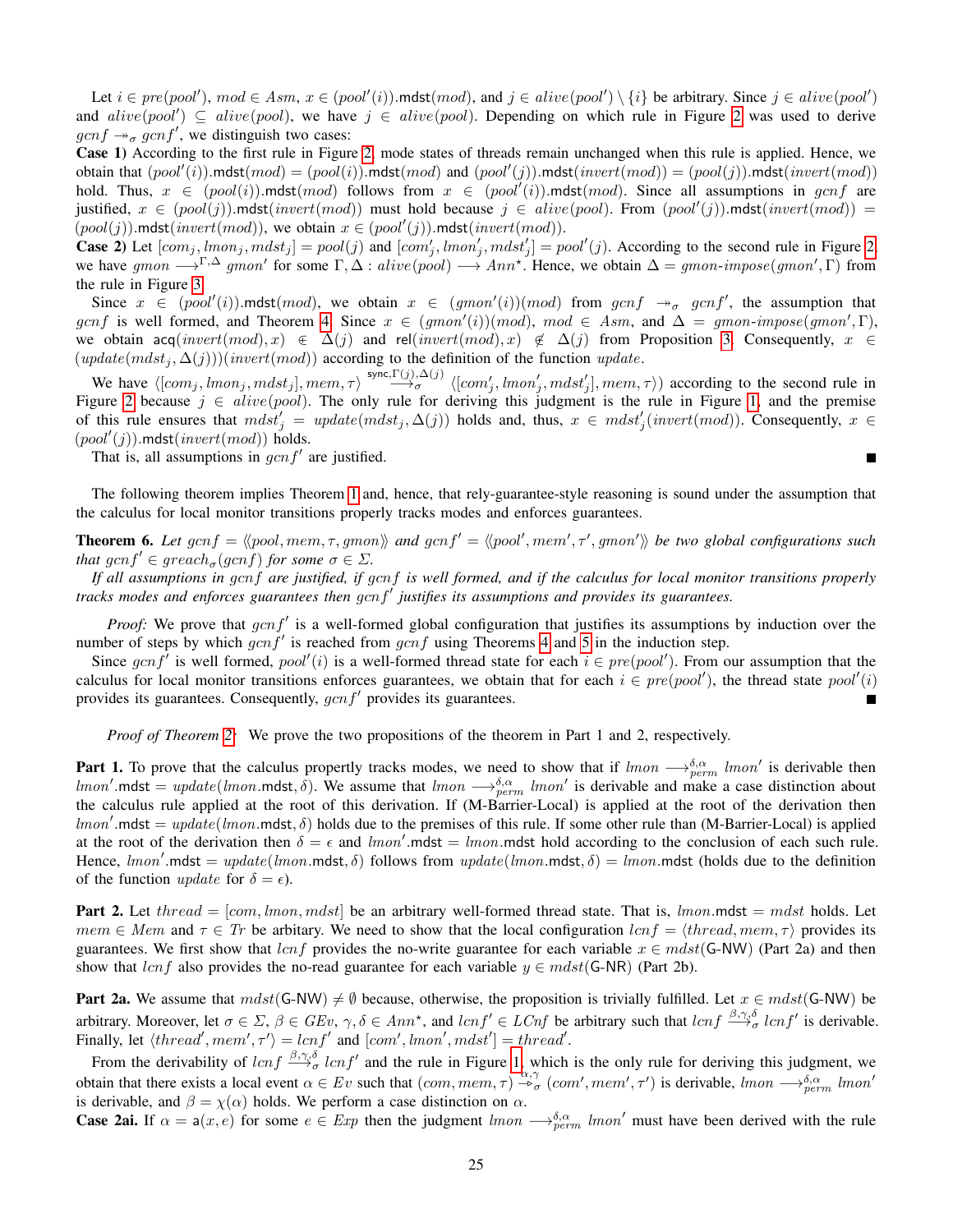Let $i \in pre(pool')$, $mod \in Asm$, $x \in (pool'(i)).\mathsf{mdst}(mod)$, and $j \in alive(pool') \setminus \{i\}$ be arbitrary. Since $j \in alive(pool')$ and $alive(pool') \subseteq alive(pool)$, we have $j \in alive(pool)$. Depending on which rule in Figure 2 was used to derive $gcnf \twoheadrightarrow_\sigma gcnf'$, we distinguish two cases:

**Case 1)** According to the first rule in Figure 2, mode states of threads remain unchanged when this rule is applied. Hence, we obtain that $(pool'(i)).\mathsf{mdst}(mod) = (pool(i)).\mathsf{mdst}(mod)$ and $(pool'(j)).\mathsf{mdst}(invert(mod)) = (pool(j)).\mathsf{mdst}(invert(mod))$ hold. Thus, $x \in (pool(i)).\mathsf{mdst}(mod)$ follows from $x \in (pool'(i)).\mathsf{mdst}(mod)$. Since all assumptions in $gcnf$ are justified, $x \in (pool(j)).\mathsf{mdst}(invert(mod))$ must hold because $j \in alive(pool)$. From $(pool'(j)).\mathsf{mdst}(invert(mod)) = (pool(j)).\mathsf{mdst}(invert(mod))$, we obtain $x \in (pool'(j)).\mathsf{mdst}(invert(mod))$.

**Case 2)** Let $[com_j, lmon_j, mdst_j] = pool(j)$ and $[com'_j, lmon'_j, mdst'_j] = pool'(j)$. According to the second rule in Figure 2, we have $gmon \longrightarrow^{\Gamma,\Delta} gmon'$ for some $\Gamma, \Delta : alive(pool) \longrightarrow Ann^\star$. Hence, we obtain $\Delta = gmon\text{-}impose(gmon', \Gamma)$ from the rule in Figure 3.

Since $x \in (pool'(i)).\mathsf{mdst}(mod)$, we obtain $x \in (gmon'(i))(mod)$ from $gcnf \twoheadrightarrow_\sigma gcnf'$, the assumption that $gcnf$ is well formed, and Theorem 4. Since $x \in (gmon'(i))(mod)$, $mod \in Asm$, and $\Delta = gmon\text{-}impose(gmon', \Gamma)$, we obtain $\mathsf{acq}(invert(mod), x) \in \Delta(j)$ and $\mathsf{rel}(invert(mod), x) \notin \Delta(j)$ from Proposition 3. Consequently, $x \in (update(mdst_j, \Delta(j)))(invert(mod))$ according to the definition of the function $update$.

We have $\langle [com_j, lmon_j, mdst_j], mem, \tau\rangle \xrightarrow{\mathsf{sync},\Gamma(j),\Delta(j)}_\sigma \langle [com'_j, lmon'_j, mdst'_j], mem, \tau\rangle)$ according to the second rule in Figure 2 because $j \in alive(pool)$. The only rule for deriving this judgment is the rule in Figure 1, and the premise of this rule ensures that $mdst'_j = update(mdst_j, \Delta(j))$ holds and, thus, $x \in mdst'_j(invert(mod))$. Consequently, $x \in (pool'(j)).\mathsf{mdst}(invert(mod))$ holds.

That is, all assumptions in $gcnf'$ are justified. ∎

The following theorem implies Theorem 1 and, hence, that rely-guarantee-style reasoning is sound under the assumption that the calculus for local monitor transitions properly tracks modes and enforces guarantees.

**Theorem 6.** *Let $gcnf = \langle\langle pool, mem, \tau, gmon\rangle\rangle$ and $gcnf' = \langle\langle pool', mem', \tau', gmon'\rangle\rangle$ be two global configurations such that $gcnf' \in greach_\sigma(gcnf)$ for some $\sigma \in \Sigma$.*

*If all assumptions in $gcnf$ are justified, if $gcnf$ is well formed, and if the calculus for local monitor transitions properly tracks modes and enforces guarantees then $gcnf'$ justifies its assumptions and provides its guarantees.*

*Proof:* We prove that $gcnf'$ is a well-formed global configuration that justifies its assumptions by induction over the number of steps by which $gcnf'$ is reached from $gcnf$ using Theorems 4 and 5 in the induction step.

Since $gcnf'$ is well formed, $pool'(i)$ is a well-formed thread state for each $i \in pre(pool')$. From our assumption that the calculus for local monitor transitions enforces guarantees, we obtain that for each $i \in pre(pool')$, the thread state $pool'(i)$ provides its guarantees. Consequently, $gcnf'$ provides its guarantees. ∎

*Proof of Theorem 2:* We prove the two propositions of the theorem in Part 1 and 2, respectively.

**Part 1.** To prove that the calculus propertly tracks modes, we need to show that if $lmon \longrightarrow^{\delta,\alpha}_{perm} lmon'$ is derivable then $lmon'.\mathsf{mdst} = update(lmon.\mathsf{mdst}, \delta)$. We assume that $lmon \longrightarrow^{\delta,\alpha}_{perm} lmon'$ is derivable and make a case distinction about the calculus rule applied at the root of this derivation. If (M-Barrier-Local) is applied at the root of the derivation then $lmon'.\mathsf{mdst} = update(lmon.\mathsf{mdst}, \delta)$ holds due to the premises of this rule. If some other rule than (M-Barrier-Local) is applied at the root of the derivation then $\delta = \epsilon$ and $lmon'.\mathsf{mdst} = lmon.\mathsf{mdst}$ hold according to the conclusion of each such rule. Hence, $lmon'.\mathsf{mdst} = update(lmon.\mathsf{mdst}, \delta)$ follows from $update(lmon.\mathsf{mdst}, \delta) = lmon.\mathsf{mdst}$ (holds due to the definition of the function $update$ for $\delta = \epsilon$).

**Part 2.** Let $thread = [com, lmon, mdst]$ be an arbitrary well-formed thread state. That is, $lmon.\mathsf{mdst} = mdst$ holds. Let $mem \in Mem$ and $\tau \in Tr$ be arbitay. We need to show that the local configuration $lcnf = \langle thread, mem, \tau\rangle$ provides its guarantees. We first show that $lcnf$ provides the no-write guarantee for each variable $x \in mdst(\mathsf{G\text{-}NW})$ (Part 2a) and then show that $lcnf$ also provides the no-read guarantee for each variable $y \in mdst(\mathsf{G\text{-}NR})$ (Part 2b).

**Part 2a.** We assume that $mdst(\mathsf{G\text{-}NW}) \neq \emptyset$ because, otherwise, the proposition is trivially fulfilled. Let $x \in mdst(\mathsf{G\text{-}NW})$ be arbitrary. Moreover, let $\sigma \in \Sigma$, $\beta \in GEv$, $\gamma, \delta \in Ann^\star$, and $lcnf' \in LCnf$ be arbitrary such that $lcnf \xrightarrow{\beta,\gamma,\delta}_\sigma lcnf'$ is derivable. Finally, let $\langle thread', mem', \tau'\rangle = lcnf'$ and $[com', lmon', mdst'] = thread'$.

From the derivability of $lcnf \xrightarrow{\beta,\gamma,\delta}_\sigma lcnf'$ and the rule in Figure 1, which is the only rule for deriving this judgment, we obtain that there exists a local event $\alpha \in Ev$ such that $(com, mem, \tau) \xrightarrow{\alpha,\gamma}_\sigma (com', mem', \tau')$ is derivable, $lmon \longrightarrow^{\delta,\alpha}_{perm} lmon'$ is derivable, and $\beta = \chi(\alpha)$ holds. We perform a case distinction on $\alpha$.

**Case 2ai.** If $\alpha = \mathsf{a}(x, e)$ for some $e \in Exp$ then the judgment $lmon \longrightarrow^{\delta,\alpha}_{perm} lmon'$ must have been derived with the rule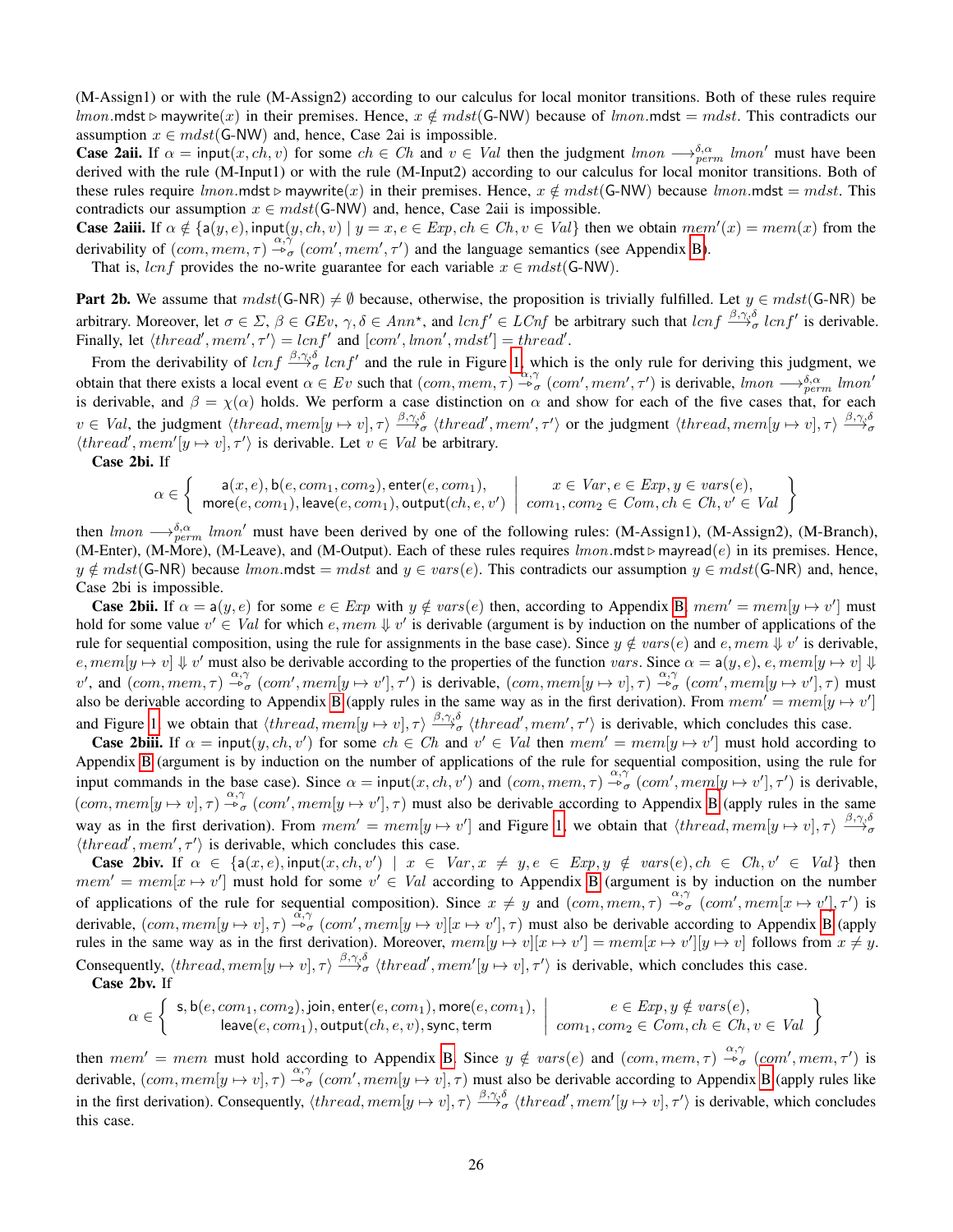(M-Assign1) or with the rule (M-Assign2) according to our calculus for local monitor transitions. Both of these rules require $lmon.\mathsf{mdst} \triangleright \mathsf{maywrite}(x)$ in their premises. Hence, $x \notin mdst(\mathsf{G\text{-}NW})$ because of $lmon.\mathsf{mdst} = mdst$. This contradicts our assumption $x \in mdst(\mathsf{G\text{-}NW})$ and, hence, Case 2ai is impossible.

**Case 2aii.** If $\alpha = \mathsf{input}(x, ch, v)$ for some $ch \in Ch$ and $v \in Val$ then the judgment $lmon \xrightarrow{\delta,\alpha}_{perm} lmon'$ must have been derived with the rule (M-Input1) or with the rule (M-Input2) according to our calculus for local monitor transitions. Both of these rules require $lmon.\mathsf{mdst} \triangleright \mathsf{maywrite}(x)$ in their premises. Hence, $x \notin mdst(\mathsf{G\text{-}NW})$ because $lmon.\mathsf{mdst} = mdst$. This contradicts our assumption $x \in mdst(\mathsf{G\text{-}NW})$ and, hence, Case 2aii is impossible.

**Case 2aiii.** If $\alpha \notin \{\mathsf{a}(y, e), \mathsf{input}(y, ch, v) \mid y = x, e \in Exp, ch \in Ch, v \in Val\}$ then we obtain $mem'(x) = mem(x)$ from the derivability of $(com, mem, \tau) \xrightarrow{\alpha,\gamma}_{\sigma} (com', mem', \tau')$ and the language semantics (see Appendix B).

That is, $lcnf$ provides the no-write guarantee for each variable $x \in mdst(\mathsf{G\text{-}NW})$.

**Part 2b.** We assume that $mdst(\mathsf{G\text{-}NR}) \neq \emptyset$ because, otherwise, the proposition is trivially fulfilled. Let $y \in mdst(\mathsf{G\text{-}NR})$ be arbitrary. Moreover, let $\sigma \in \Sigma$, $\beta \in GEv$, $\gamma, \delta \in Ann^{\star}$, and $lcnf' \in LCnf$ be arbitrary such that $lcnf \xrightarrow{\beta,\gamma,\delta}_{\sigma} lcnf'$ is derivable. Finally, let $\langle thread', mem', \tau' \rangle = lcnf'$ and $[com', lmon', mdst'] = thread'$.

From the derivability of $lcnf \xrightarrow{\beta,\gamma,\delta}_{\sigma} lcnf'$ and the rule in Figure 1, which is the only rule for deriving this judgment, we obtain that there exists a local event $\alpha \in Ev$ such that $(com, mem, \tau) \xrightarrow{\alpha,\gamma}_{\sigma} (com', mem', \tau')$ is derivable, $lmon \xrightarrow{\delta,\alpha}_{perm} lmon'$ is derivable, and $\beta = \chi(\alpha)$ holds. We perform a case distinction on $\alpha$ and show for each of the five cases that, for each $v \in Val$, the judgment $\langle thread, mem[y \mapsto v], \tau \rangle \xrightarrow{\beta,\gamma,\delta}_{\sigma} \langle thread', mem', \tau' \rangle$ or the judgment $\langle thread, mem[y \mapsto v], \tau \rangle \xrightarrow{\beta,\gamma,\delta}_{\sigma} \langle thread', mem'[y \mapsto v], \tau' \rangle$ is derivable. Let $v \in Val$ be arbitrary.

**Case 2bi.** If

$$\alpha \in \left\{ \begin{array}{c} \mathsf{a}(x, e), \mathsf{b}(e, com_1, com_2), \mathsf{enter}(e, com_1), \\ \mathsf{more}(e, com_1), \mathsf{leave}(e, com_1), \mathsf{output}(ch, e, v') \end{array} \middle| \begin{array}{c} x \in Var, e \in Exp, y \in vars(e), \\ com_1, com_2 \in Com, ch \in Ch, v' \in Val \end{array} \right\}$$

then $lmon \xrightarrow{\delta,\alpha}_{perm} lmon'$ must have been derived by one of the following rules: (M-Assign1), (M-Assign2), (M-Branch), (M-Enter), (M-More), (M-Leave), and (M-Output). Each of these rules requires $lmon.\mathsf{mdst} \triangleright \mathsf{mayread}(e)$ in its premises. Hence, $y \notin mdst(\mathsf{G\text{-}NR})$ because $lmon.\mathsf{mdst} = mdst$ and $y \in vars(e)$. This contradicts our assumption $y \in mdst(\mathsf{G\text{-}NR})$ and, hence, Case 2bi is impossible.

**Case 2bii.** If $\alpha = \mathsf{a}(y, e)$ for some $e \in Exp$ with $y \notin vars(e)$ then, according to Appendix B, $mem' = mem[y \mapsto v']$ must hold for some value $v' \in Val$ for which $e, mem \Downarrow v'$ is derivable (argument is by induction on the number of applications of the rule for sequential composition, using the rule for assignments in the base case). Since $y \notin vars(e)$ and $e, mem \Downarrow v'$ is derivable, $e, mem[y \mapsto v] \Downarrow v'$ must also be derivable according to the properties of the function $vars$. Since $\alpha = \mathsf{a}(y, e)$, $e, mem[y \mapsto v] \Downarrow v'$, and $(com, mem, \tau) \xrightarrow{\alpha,\gamma}_{\sigma} (com', mem[y \mapsto v'], \tau')$ is derivable, $(com, mem[y \mapsto v], \tau) \xrightarrow{\alpha,\gamma}_{\sigma} (com', mem[y \mapsto v'], \tau)$ must also be derivable according to Appendix B (apply rules in the same way as in the first derivation). From $mem' = mem[y \mapsto v']$ and Figure 1, we obtain that $\langle thread, mem[y \mapsto v], \tau \rangle \xrightarrow{\beta,\gamma,\delta}_{\sigma} \langle thread', mem', \tau' \rangle$ is derivable, which concludes this case.

**Case 2biii.** If $\alpha = \mathsf{input}(y, ch, v')$ for some $ch \in Ch$ and $v' \in Val$ then $mem' = mem[y \mapsto v']$ must hold according to Appendix B (argument is by induction on the number of applications of the rule for sequential composition, using the rule for input commands in the base case). Since $\alpha = \mathsf{input}(x, ch, v')$ and $(com, mem, \tau) \xrightarrow{\alpha,\gamma}_{\sigma} (com', mem[y \mapsto v'], \tau')$ is derivable, $(com, mem[y \mapsto v], \tau) \xrightarrow{\alpha,\gamma}_{\sigma} (com', mem[y \mapsto v'], \tau)$ must also be derivable according to Appendix B (apply rules in the same way as in the first derivation). From $mem' = mem[y \mapsto v']$ and Figure 1, we obtain that $\langle thread, mem[y \mapsto v], \tau \rangle \xrightarrow{\beta,\gamma,\delta}_{\sigma} \langle thread', mem', \tau' \rangle$ is derivable, which concludes this case.

**Case 2biv.** If $\alpha \in \{\mathsf{a}(x, e), \mathsf{input}(x, ch, v') \mid x \in Var, x \neq y, e \in Exp, y \notin vars(e), ch \in Ch, v' \in Val\}$ then $mem' = mem[x \mapsto v']$ must hold for some $v' \in Val$ according to Appendix B (argument is by induction on the number of applications of the rule for sequential composition). Since $x \neq y$ and $(com, mem, \tau) \xrightarrow{\alpha,\gamma}_{\sigma} (com', mem[x \mapsto v'], \tau')$ is derivable, $(com, mem[y \mapsto v], \tau) \xrightarrow{\alpha,\gamma}_{\sigma} (com', mem[y \mapsto v][x \mapsto v'], \tau)$ must also be derivable according to Appendix B (apply rules in the same way as in the first derivation). Moreover, $mem[y \mapsto v][x \mapsto v'] = mem[x \mapsto v'][y \mapsto v]$ follows from $x \neq y$. Consequently, $\langle thread, mem[y \mapsto v], \tau \rangle \xrightarrow{\beta,\gamma,\delta}_{\sigma} \langle thread', mem'[y \mapsto v], \tau' \rangle$ is derivable, which concludes this case.

**Case 2bv.** If

$$\alpha \in \left\{ \begin{array}{c} \mathsf{s}, \mathsf{b}(e, com_1, com_2), \mathsf{join}, \mathsf{enter}(e, com_1), \mathsf{more}(e, com_1), \\ \mathsf{leave}(e, com_1), \mathsf{output}(ch, e, v), \mathsf{sync}, \mathsf{term} \end{array} \middle| \begin{array}{c} e \in Exp, y \notin vars(e), \\ com_1, com_2 \in Com, ch \in Ch, v \in Val \end{array} \right\}$$

then $mem' = mem$ must hold according to Appendix B. Since $y \notin vars(e)$ and $(com, mem, \tau) \xrightarrow{\alpha,\gamma}_{\sigma} (com', mem, \tau')$ is derivable, $(com, mem[y \mapsto v], \tau) \xrightarrow{\alpha,\gamma}_{\sigma} (com', mem[y \mapsto v], \tau)$ must also be derivable according to Appendix B (apply rules like in the first derivation). Consequently, $\langle thread, mem[y \mapsto v], \tau \rangle \xrightarrow{\beta,\gamma,\delta}_{\sigma} \langle thread', mem'[y \mapsto v], \tau' \rangle$ is derivable, which concludes this case.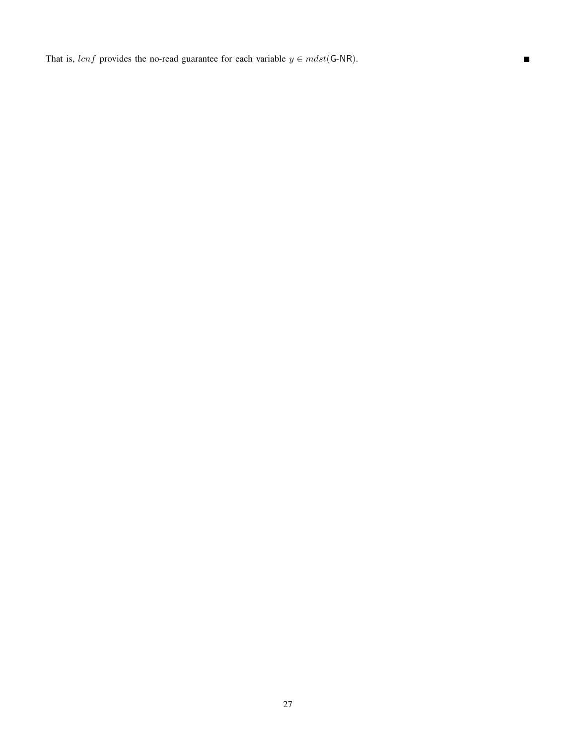That is, $lcnf$ provides the no-read guarantee for each variable $y \in mdst(\mathsf{G\text{-}NR})$. ∎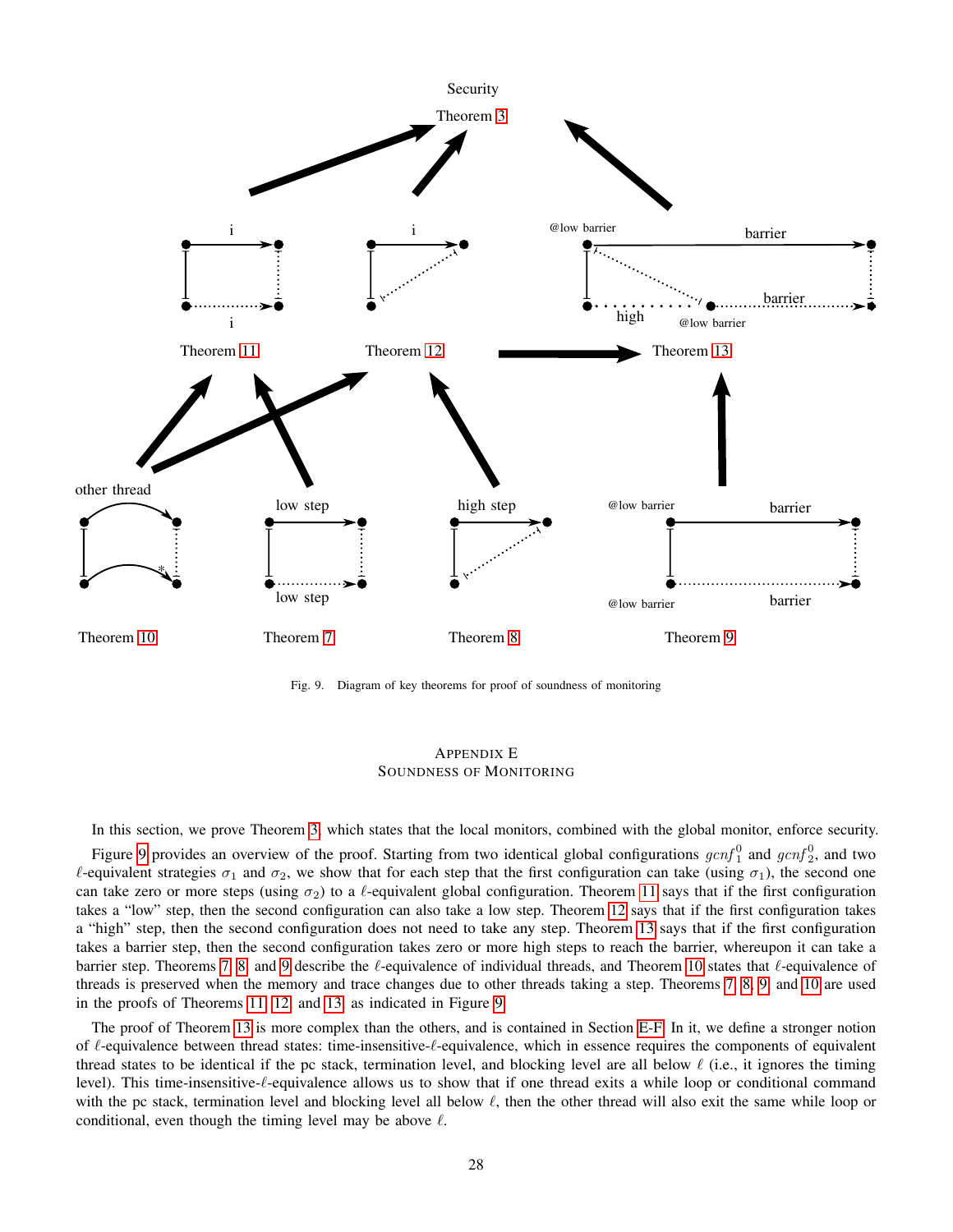Fig. 9. Diagram of key theorems for proof of soundness of monitoring

# Appendix E
# Soundness of Monitoring

In this section, we prove Theorem 3, which states that the local monitors, combined with the global monitor, enforce security.

Figure 9 provides an overview of the proof. Starting from two identical global configurations $gcnf_1^0$ and $gcnf_2^0$, and two $\ell$-equivalent strategies $\sigma_1$ and $\sigma_2$, we show that for each step that the first configuration can take (using $\sigma_1$), the second one can take zero or more steps (using $\sigma_2$) to a $\ell$-equivalent global configuration. Theorem 11 says that if the first configuration takes a "low" step, then the second configuration can also take a low step. Theorem 12 says that if the first configuration takes a "high" step, then the second configuration does not need to take any step. Theorem 13 says that if the first configuration takes a barrier step, then the second configuration takes zero or more high steps to reach the barrier, whereupon it can take a barrier step. Theorems 7, 8, and 9 describe the $\ell$-equivalence of individual threads, and Theorem 10 states that $\ell$-equivalence of threads is preserved when the memory and trace changes due to other threads taking a step. Theorems 7, 8, 9, and 10 are used in the proofs of Theorems 11, 12, and 13, as indicated in Figure 9.

The proof of Theorem 13 is more complex than the others, and is contained in Section E-F. In it, we define a stronger notion of $\ell$-equivalence between thread states: time-insensitive-$\ell$-equivalence, which in essence requires the components of equivalent thread states to be identical if the pc stack, termination level, and blocking level are all below $\ell$ (i.e., it ignores the timing level). This time-insensitive-$\ell$-equivalence allows us to show that if one thread exits a while loop or conditional command with the pc stack, termination level and blocking level all below $\ell$, then the other thread will also exit the same while loop or conditional, even though the timing level may be above $\ell$.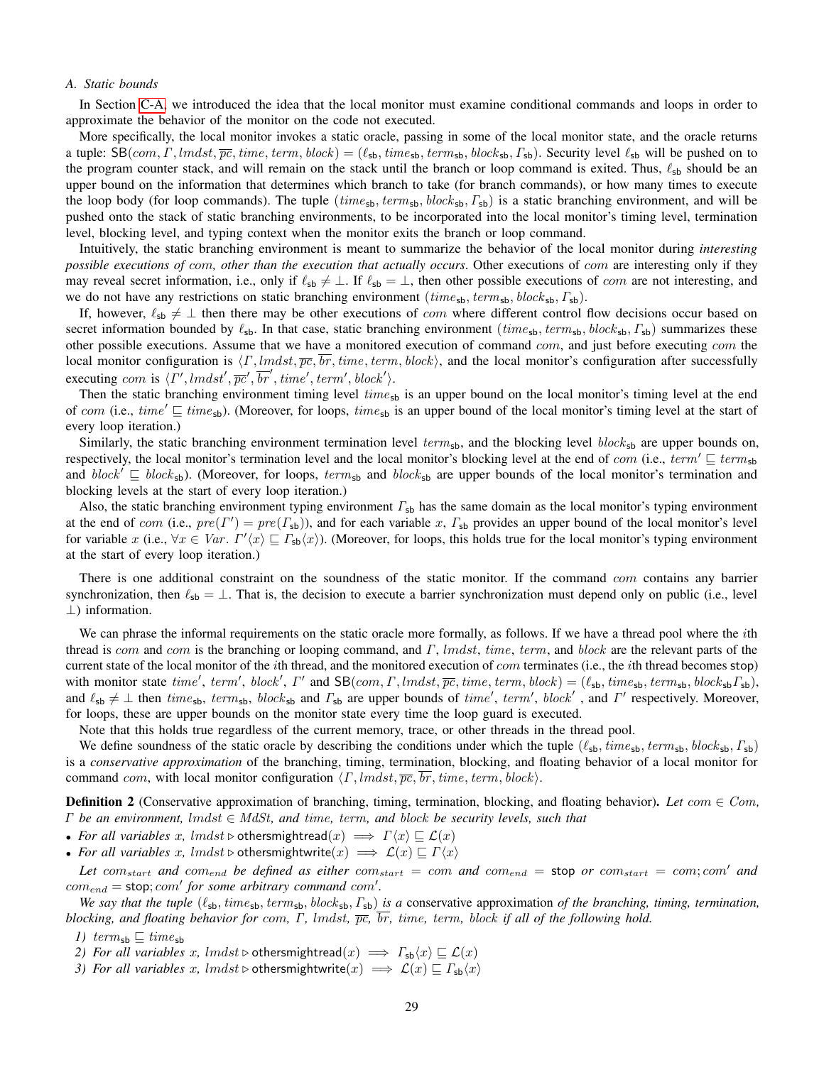### A. Static bounds

In Section C-A, we introduced the idea that the local monitor must examine conditional commands and loops in order to approximate the behavior of the monitor on the code not executed.

More specifically, the local monitor invokes a static oracle, passing in some of the local monitor state, and the oracle returns a tuple: $\mathsf{SB}(com, \Gamma, lmdst, \overline{pc}, time, term, block) = (\ell_{\mathsf{sb}}, time_{\mathsf{sb}}, term_{\mathsf{sb}}, block_{\mathsf{sb}}, \Gamma_{\mathsf{sb}})$. Security level $\ell_{\mathsf{sb}}$ will be pushed on to the program counter stack, and will remain on the stack until the branch or loop command is exited. Thus, $\ell_{\mathsf{sb}}$ should be an upper bound on the information that determines which branch to take (for branch commands), or how many times to execute the loop body (for loop commands). The tuple $(time_{\mathsf{sb}}, term_{\mathsf{sb}}, block_{\mathsf{sb}}, \Gamma_{\mathsf{sb}})$ is a static branching environment, and will be pushed onto the stack of static branching environments, to be incorporated into the local monitor's timing level, termination level, blocking level, and typing context when the monitor exits the branch or loop command.

Intuitively, the static branching environment is meant to summarize the behavior of the local monitor during *interesting possible executions of $com$, other than the execution that actually occurs*. Other executions of $com$ are interesting only if they may reveal secret information, i.e., only if $\ell_{\mathsf{sb}} \neq \bot$. If $\ell_{\mathsf{sb}} = \bot$, then other possible executions of $com$ are not interesting, and we do not have any restrictions on static branching environment $(time_{\mathsf{sb}}, term_{\mathsf{sb}}, block_{\mathsf{sb}}, \Gamma_{\mathsf{sb}})$.

If, however, $\ell_{\mathsf{sb}} \neq \bot$ then there may be other executions of $com$ where different control flow decisions occur based on secret information bounded by $\ell_{\mathsf{sb}}$. In that case, static branching environment $(time_{\mathsf{sb}}, term_{\mathsf{sb}}, block_{\mathsf{sb}}, \Gamma_{\mathsf{sb}})$ summarizes these other possible executions. Assume that we have a monitored execution of command $com$, and just before executing $com$ the local monitor configuration is $\langle \Gamma, lmdst, \overline{pc}, \overline{br}, time, term, block \rangle$, and the local monitor's configuration after successfully executing $com$ is $\langle \Gamma', lmdst', \overline{pc}', \overline{br}', time', term', block' \rangle$.

Then the static branching environment timing level $time_{\mathsf{sb}}$ is an upper bound on the local monitor's timing level at the end of $com$ (i.e., $time' \sqsubseteq time_{\mathsf{sb}}$). (Moreover, for loops, $time_{\mathsf{sb}}$ is an upper bound of the local monitor's timing level at the start of every loop iteration.)

Similarly, the static branching environment termination level $term_{\mathsf{sb}}$, and the blocking level $block_{\mathsf{sb}}$ are upper bounds on, respectively, the local monitor's termination level and the local monitor's blocking level at the end of $com$ (i.e., $term' \sqsubseteq term_{\mathsf{sb}}$ and $block' \sqsubseteq block_{\mathsf{sb}}$). (Moreover, for loops, $term_{\mathsf{sb}}$ and $block_{\mathsf{sb}}$ are upper bounds of the local monitor's termination and blocking levels at the start of every loop iteration.)

Also, the static branching environment typing environment $\Gamma_{\mathsf{sb}}$ has the same domain as the local monitor's typing environment at the end of $com$ (i.e., $pre(\Gamma') = pre(\Gamma_{\mathsf{sb}})$), and for each variable $x$, $\Gamma_{\mathsf{sb}}$ provides an upper bound of the local monitor's level for variable $x$ (i.e., $\forall x \in Var.\ \Gamma'\langle x \rangle \sqsubseteq \Gamma_{\mathsf{sb}}\langle x \rangle$). (Moreover, for loops, this holds true for the local monitor's typing environment at the start of every loop iteration.)

There is one additional constraint on the soundness of the static monitor. If the command $com$ contains any barrier synchronization, then $\ell_{\mathsf{sb}} = \bot$. That is, the decision to execute a barrier synchronization must depend only on public (i.e., level $\bot$) information.

We can phrase the informal requirements on the static oracle more formally, as follows. If we have a thread pool where the $i$th thread is $com$ and $com$ is the branching or looping command, and $\Gamma$, $lmdst$, $time$, $term$, and $block$ are the relevant parts of the current state of the local monitor of the $i$th thread, and the monitored execution of $com$ terminates (i.e., the $i$th thread becomes stop) with monitor state $time'$, $term'$, $block'$, $\Gamma'$ and $\mathsf{SB}(com, \Gamma, lmdst, \overline{pc}, time, term, block) = (\ell_{\mathsf{sb}}, time_{\mathsf{sb}}, term_{\mathsf{sb}}, block_{\mathsf{sb}} \Gamma_{\mathsf{sb}})$, and $\ell_{\mathsf{sb}} \neq \bot$ then $time_{\mathsf{sb}}$, $term_{\mathsf{sb}}$, $block_{\mathsf{sb}}$ and $\Gamma_{\mathsf{sb}}$ are upper bounds of $time'$, $term'$, $block'$ , and $\Gamma'$ respectively. Moreover, for loops, these are upper bounds on the monitor state every time the loop guard is executed.

Note that this holds true regardless of the current memory, trace, or other threads in the thread pool.

We define soundness of the static oracle by describing the conditions under which the tuple $(\ell_{\mathsf{sb}}, time_{\mathsf{sb}}, term_{\mathsf{sb}}, block_{\mathsf{sb}}, \Gamma_{\mathsf{sb}})$ is a *conservative approximation* of the branching, timing, termination, blocking, and floating behavior of a local monitor for command $com$, with local monitor configuration $\langle \Gamma, lmdst, \overline{pc}, \overline{br}, time, term, block \rangle$.

**Definition 2** (Conservative approximation of branching, timing, termination, blocking, and floating behavior). *Let $com \in Com$, $\Gamma$ be an environment, $lmdst \in MdSt$, and $time$, $term$, and $block$ be security levels, such that*

- *For all variables $x$, $lmdst \triangleright \mathsf{othersmightread}(x) \implies \Gamma\langle x \rangle \sqsubseteq \mathcal{L}(x)$*
- *For all variables $x$, $lmdst \triangleright \mathsf{othersmightwrite}(x) \implies \mathcal{L}(x) \sqsubseteq \Gamma\langle x \rangle$*

*Let $com_{start}$ and $com_{end}$ be defined as either $com_{start} = com$ and $com_{end} = \mathsf{stop}$ or $com_{start} = com; com'$ and $com_{end} = \mathsf{stop}; com'$ for some arbitrary command $com'$.*

*We say that the tuple $(\ell_{\mathsf{sb}}, time_{\mathsf{sb}}, term_{\mathsf{sb}}, block_{\mathsf{sb}}, \Gamma_{\mathsf{sb}})$ is a* conservative approximation *of the branching, timing, termination, blocking, and floating behavior for $com$, $\Gamma$, $lmdst$, $\overline{pc}$, $\overline{br}$, $time$, $term$, $block$ if all of the following hold.*

1. *$term_{\mathsf{sb}} \sqsubseteq time_{\mathsf{sb}}$*
2. *For all variables $x$, $lmdst \triangleright \mathsf{othersmightread}(x) \implies \Gamma_{\mathsf{sb}}\langle x \rangle \sqsubseteq \mathcal{L}(x)$*
3. *For all variables $x$, $lmdst \triangleright \mathsf{othersmightwrite}(x) \implies \mathcal{L}(x) \sqsubseteq \Gamma_{\mathsf{sb}}\langle x \rangle$*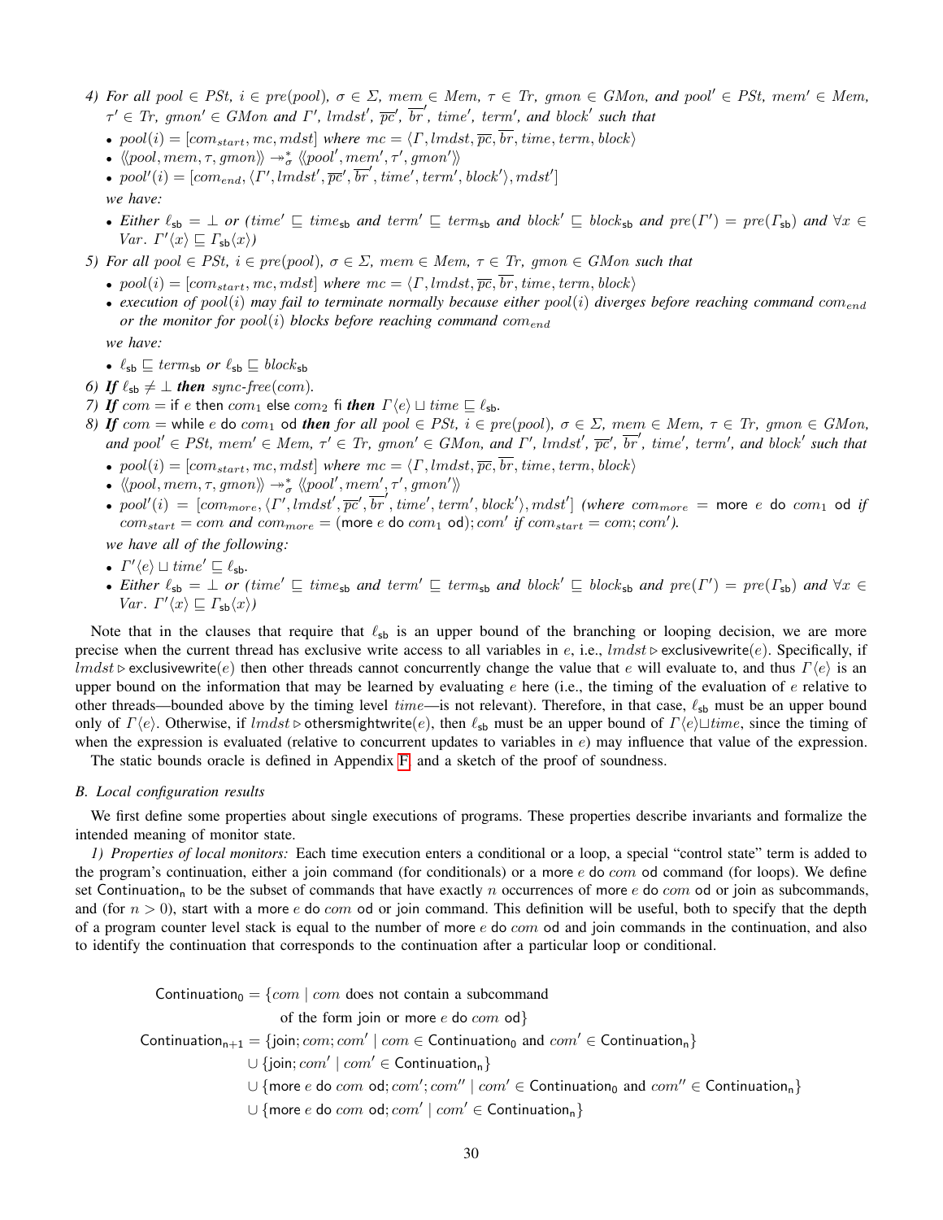*4) For all $pool \in PSt$, $i \in pre(pool)$, $\sigma \in \Sigma$, $mem \in Mem$, $\tau \in Tr$, $gmon \in GMon$, and $pool' \in PSt$, $mem' \in Mem$, $\tau' \in Tr$, $gmon' \in GMon$ and $\Gamma'$, $lmdst'$, $\overline{pc}'$, $\overline{br}'$, $time'$, $term'$, and $block'$ such that*

- $pool(i) = [com_{start}, mc, mdst]$ *where* $mc = \langle \Gamma, lmdst, \overline{pc}, \overline{br}, time, term, block \rangle$
- $\langle\!\langle pool, mem, \tau, gmon \rangle\!\rangle \twoheadrightarrow^*_\sigma \langle\!\langle pool', mem', \tau', gmon' \rangle\!\rangle$
- $pool'(i) = [com_{end}, \langle \Gamma', lmdst', \overline{pc}', \overline{br}', time', term', block' \rangle, mdst']$

*we have:*

- *Either* $\ell_{\mathsf{sb}} = \bot$ *or* ($time' \sqsubseteq time_{\mathsf{sb}}$ *and* $term' \sqsubseteq term_{\mathsf{sb}}$ *and* $block' \sqsubseteq block_{\mathsf{sb}}$ *and* $pre(\Gamma') = pre(\Gamma_{\mathsf{sb}})$ *and* $\forall x \in Var.\ \Gamma'\langle x \rangle \sqsubseteq \Gamma_{\mathsf{sb}}\langle x \rangle$)

*5) For all $pool \in PSt$, $i \in pre(pool)$, $\sigma \in \Sigma$, $mem \in Mem$, $\tau \in Tr$, $gmon \in GMon$ such that*

- $pool(i) = [com_{start}, mc, mdst]$ *where* $mc = \langle \Gamma, lmdst, \overline{pc}, \overline{br}, time, term, block \rangle$
- *execution of $pool(i)$ may fail to terminate normally because either $pool(i)$ diverges before reaching command $com_{end}$ or the monitor for $pool(i)$ blocks before reaching command $com_{end}$*

*we have:*

- $\ell_{\mathsf{sb}} \sqsubseteq term_{\mathsf{sb}}$ *or* $\ell_{\mathsf{sb}} \sqsubseteq block_{\mathsf{sb}}$

***6) If*** $\ell_{\mathsf{sb}} \neq \bot$ ***then*** *sync-free*($com$).

***7) If*** $com =$ if $e$ then $com_1$ else $com_2$ fi ***then*** $\Gamma\langle e \rangle \sqcup time \sqsubseteq \ell_{\mathsf{sb}}$.

***8) If*** $com =$ while $e$ do $com_1$ od ***then*** *for all $pool \in PSt$, $i \in pre(pool)$, $\sigma \in \Sigma$, $mem \in Mem$, $\tau \in Tr$, $gmon \in GMon$, and $pool' \in PSt$, $mem' \in Mem$, $\tau' \in Tr$, $gmon' \in GMon$, and $\Gamma'$, $lmdst'$, $\overline{pc}'$, $\overline{br}'$, $time'$, $term'$, and $block'$ such that*

- $pool(i) = [com_{start}, mc, mdst]$ *where* $mc = \langle \Gamma, lmdst, \overline{pc}, \overline{br}, time, term, block \rangle$
- $\langle\!\langle pool, mem, \tau, gmon \rangle\!\rangle \twoheadrightarrow^*_\sigma \langle\!\langle pool', mem', \tau', gmon' \rangle\!\rangle$
- $pool'(i) = [com_{more}, \langle \Gamma', lmdst', \overline{pc}', \overline{br}', time', term', block' \rangle, mdst']$ *(where $com_{more}$ =* more $e$ do $com_1$ od *if $com_{start} = com$ and $com_{more}$ =* (more $e$ do $com_1$ od)$; com'$ *if $com_{start} = com; com'$).*

*we have all of the following:*

- $\Gamma'\langle e \rangle \sqcup time' \sqsubseteq \ell_{\mathsf{sb}}$.
- *Either* $\ell_{\mathsf{sb}} = \bot$ *or* ($time' \sqsubseteq time_{\mathsf{sb}}$ *and* $term' \sqsubseteq term_{\mathsf{sb}}$ *and* $block' \sqsubseteq block_{\mathsf{sb}}$ *and* $pre(\Gamma') = pre(\Gamma_{\mathsf{sb}})$ *and* $\forall x \in Var.\ \Gamma'\langle x \rangle \sqsubseteq \Gamma_{\mathsf{sb}}\langle x \rangle$)

Note that in the clauses that require that $\ell_{\mathsf{sb}}$ is an upper bound of the branching or looping decision, we are more precise when the current thread has exclusive write access to all variables in $e$, i.e., $lmdst \triangleright \mathsf{exclusivewrite}(e)$. Specifically, if $lmdst \triangleright \mathsf{exclusivewrite}(e)$ then other threads cannot concurrently change the value that $e$ will evaluate to, and thus $\Gamma\langle e \rangle$ is an upper bound on the information that may be learned by evaluating $e$ here (i.e., the timing of the evaluation of $e$ relative to other threads—bounded above by the timing level $time$—is not relevant). Therefore, in that case, $\ell_{\mathsf{sb}}$ must be an upper bound only of $\Gamma\langle e \rangle$. Otherwise, if $lmdst \triangleright \mathsf{othersmightwrite}(e)$, then $\ell_{\mathsf{sb}}$ must be an upper bound of $\Gamma\langle e \rangle \sqcup time$, since the timing of when the expression is evaluated (relative to concurrent updates to variables in $e$) may influence that value of the expression.

The static bounds oracle is defined in Appendix F, and a sketch of the proof of soundness.

### B. Local configuration results

We first define some properties about single executions of programs. These properties describe invariants and formalize the intended meaning of monitor state.

*1) Properties of local monitors:* Each time execution enters a conditional or a loop, a special "control state" term is added to the program's continuation, either a join command (for conditionals) or a more $e$ do $com$ od command (for loops). We define set $\mathsf{Continuation_n}$ to be the subset of commands that have exactly $n$ occurrences of more $e$ do $com$ od or join as subcommands, and (for $n > 0$), start with a more $e$ do $com$ od or join command. This definition will be useful, both to specify that the depth of a program counter level stack is equal to the number of more $e$ do $com$ od and join commands in the continuation, and also to identify the continuation that corresponds to the continuation after a particular loop or conditional.

$$
\begin{aligned}
\mathsf{Continuation_0} = \{&com \mid com \text{ does not contain a subcommand} \\
&\text{of the form join or more } e \text{ do } com \text{ od}\} \\
\mathsf{Continuation_{n+1}} = \{&\mathsf{join}; com; com' \mid com \in \mathsf{Continuation_0} \text{ and } com' \in \mathsf{Continuation_n}\} \\
\cup \{&\mathsf{join}; com' \mid com' \in \mathsf{Continuation_n}\} \\
\cup \{&\mathsf{more}\ e\ \mathsf{do}\ com\ \mathsf{od}; com'; com'' \mid com' \in \mathsf{Continuation_0} \text{ and } com'' \in \mathsf{Continuation_n}\} \\
\cup \{&\mathsf{more}\ e\ \mathsf{do}\ com\ \mathsf{od}; com' \mid com' \in \mathsf{Continuation_n}\}
\end{aligned}
$$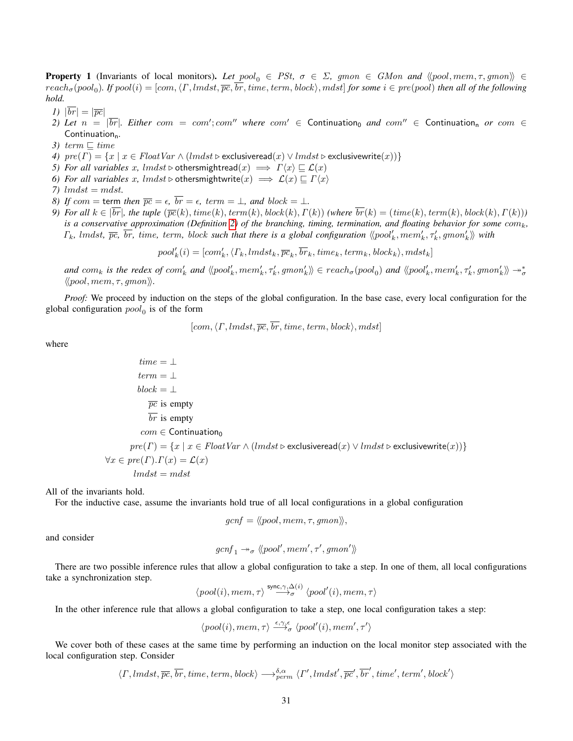**Property 1** (Invariants of local monitors). *Let $pool_0 \in PSt$, $\sigma \in \Sigma$, $gmon \in GMon$ and $\langle\!\langle pool, mem, \tau, gmon \rangle\!\rangle \in reach_\sigma(pool_0)$. If $pool(i) = [com, \langle \Gamma, lmdst, \overline{pc}, \overline{br}, time, term, block \rangle, mdst]$ for some $i \in pre(pool)$ then all of the following hold.*

1) $|\overline{br}| = |\overline{pc}|$
2) Let $n = |\overline{br}|$. Either $com = com'; com''$ where $com' \in \mathsf{Continuation_0}$ and $com'' \in \mathsf{Continuation_n}$ or $com \in \mathsf{Continuation_n}$.
3) $term \sqsubseteq time$
4) $pre(\Gamma) = \{x \mid x \in FloatVar \wedge (lmdst \triangleright \mathsf{exclusiveread}(x) \vee lmdst \triangleright \mathsf{exclusivewrite}(x))\}$
5) For all variables $x$, $lmdst \triangleright \mathsf{othersmightread}(x) \implies \Gamma\langle x \rangle \sqsubseteq \mathcal{L}(x)$
6) For all variables $x$, $lmdst \triangleright \mathsf{othersmightwrite}(x) \implies \mathcal{L}(x) \sqsubseteq \Gamma\langle x \rangle$
7) $lmdst = mdst$.
8) If $com = \mathsf{term}$ then $\overline{pc} = \epsilon$, $\overline{br} = \epsilon$, $term = \bot$, and $block = \bot$.
9) For all $k \in |\overline{br}|$, the tuple $(\overline{pc}(k), time(k), term(k), block(k), \Gamma(k))$ (where $\overline{br}(k) = (time(k), term(k), block(k), \Gamma(k))$) is a conservative approximation (Definition 2) of the branching, timing, termination, and floating behavior for some $com_k$, $\Gamma_k$, $lmdst$, $\overline{pc}$, $\overline{br}$, $time$, $term$, $block$ such that there is a global configuration $\langle\!\langle pool'_k, mem'_k, \tau'_k, gmon'_k \rangle\!\rangle$ with

$$pool'_k(i) = [com'_k, \langle \Gamma_k, lmdst_k, \overline{pc}_k, \overline{br}_k, time_k, term_k, block_k \rangle, mdst_k]$$

and $com_k$ is the redex of $com'_k$ and $\langle\!\langle pool'_k, mem'_k, \tau'_k, gmon'_k \rangle\!\rangle \in reach_\sigma(pool_0)$ and $\langle\!\langle pool'_k, mem'_k, \tau'_k, gmon'_k \rangle\!\rangle \twoheadrightarrow^*_\sigma \langle\!\langle pool, mem, \tau, gmon \rangle\!\rangle$.

*Proof:* We proceed by induction on the steps of the global configuration. In the base case, every local configuration for the global configuration $pool_0$ is of the form

$$[com, \langle \Gamma, lmdst, \overline{pc}, \overline{br}, time, term, block \rangle, mdst]$$

where

$$\begin{aligned}
time &= \bot \\
term &= \bot \\
block &= \bot \\
\overline{pc} &\text{ is empty} \\
\overline{br} &\text{ is empty} \\
com &\in \mathsf{Continuation_0} \\
pre(\Gamma) &= \{x \mid x \in FloatVar \wedge (lmdst \triangleright \mathsf{exclusiveread}(x) \vee lmdst \triangleright \mathsf{exclusivewrite}(x))\} \\
\forall x \in pre(\Gamma).\Gamma(x) &= \mathcal{L}(x) \\
lmdst &= mdst
\end{aligned}$$

All of the invariants hold.

For the inductive case, assume the invariants hold true of all local configurations in a global configuration

$$gcnf = \langle\!\langle pool, mem, \tau, gmon \rangle\!\rangle,$$

and consider

$$gcnf_1 \twoheadrightarrow_\sigma \langle\!\langle pool', mem', \tau', gmon' \rangle\!\rangle$$

There are two possible inference rules that allow a global configuration to take a step. In one of them, all local configurations take a synchronization step.

$$\langle pool(i), mem, \tau \rangle \xrightarrow{\mathsf{sync}, \gamma, \Delta(i)}_\sigma \langle pool'(i), mem, \tau \rangle$$

In the other inference rule that allows a global configuration to take a step, one local configuration takes a step:

$$\langle pool(i), mem, \tau \rangle \xrightarrow{\epsilon, \gamma, \epsilon}_\sigma \langle pool'(i), mem', \tau' \rangle$$

We cover both of these cases at the same time by performing an induction on the local monitor step associated with the local configuration step. Consider

$$\langle \Gamma, lmdst, \overline{pc}, \overline{br}, time, term, block \rangle \longrightarrow^{\delta, \alpha}_{perm} \langle \Gamma', lmdst', \overline{pc}', \overline{br}', time', term', block' \rangle$$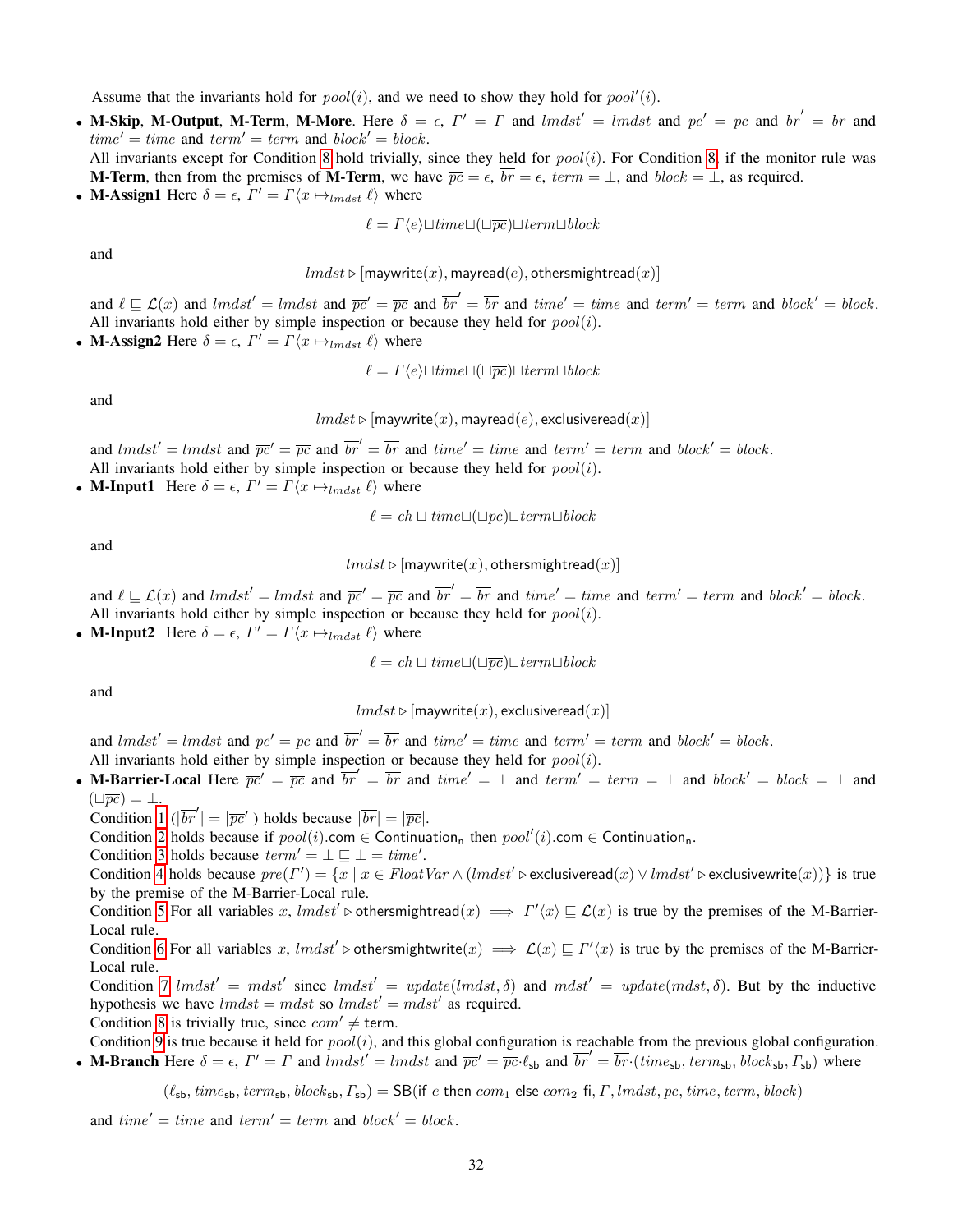Assume that the invariants hold for $pool(i)$, and we need to show they hold for $pool'(i)$.

- **M-Skip**, **M-Output**, **M-Term**, **M-More**. Here $\delta = \epsilon$, $\Gamma' = \Gamma$ and $lmdst' = lmdst$ and $\overline{pc}' = \overline{pc}$ and $\overline{br}' = \overline{br}$ and $time' = time$ and $term' = term$ and $block' = block$.
  All invariants except for Condition 8 hold trivially, since they held for $pool(i)$. For Condition 8, if the monitor rule was **M-Term**, then from the premises of **M-Term**, we have $\overline{pc} = \epsilon$, $\overline{br} = \epsilon$, $term = \bot$, and $block = \bot$, as required.
- **M-Assign1** Here $\delta = \epsilon$, $\Gamma' = \Gamma\langle x \mapsto_{lmdst} \ell\rangle$ where

$$\ell = \Gamma\langle e\rangle \sqcup time \sqcup (\sqcup\overline{pc}) \sqcup term \sqcup block$$

  and

$$lmdst \triangleright [\mathsf{maywrite}(x), \mathsf{mayread}(e), \mathsf{othersmightread}(x)]$$

  and $\ell \sqsubseteq \mathcal{L}(x)$ and $lmdst' = lmdst$ and $\overline{pc}' = \overline{pc}$ and $\overline{br}' = \overline{br}$ and $time' = time$ and $term' = term$ and $block' = block$.
  All invariants hold either by simple inspection or because they held for $pool(i)$.
- **M-Assign2** Here $\delta = \epsilon$, $\Gamma' = \Gamma\langle x \mapsto_{lmdst} \ell\rangle$ where

$$\ell = \Gamma\langle e\rangle \sqcup time \sqcup (\sqcup\overline{pc}) \sqcup term \sqcup block$$

  and

$$lmdst \triangleright [\mathsf{maywrite}(x), \mathsf{mayread}(e), \mathsf{exclusiveread}(x)]$$

  and $lmdst' = lmdst$ and $\overline{pc}' = \overline{pc}$ and $\overline{br}' = \overline{br}$ and $time' = time$ and $term' = term$ and $block' = block$.
  All invariants hold either by simple inspection or because they held for $pool(i)$.
- **M-Input1** Here $\delta = \epsilon$, $\Gamma' = \Gamma\langle x \mapsto_{lmdst} \ell\rangle$ where

$$\ell = ch \sqcup time \sqcup (\sqcup\overline{pc}) \sqcup term \sqcup block$$

  and

$$lmdst \triangleright [\mathsf{maywrite}(x), \mathsf{othersmightread}(x)]$$

  and $\ell \sqsubseteq \mathcal{L}(x)$ and $lmdst' = lmdst$ and $\overline{pc}' = \overline{pc}$ and $\overline{br}' = \overline{br}$ and $time' = time$ and $term' = term$ and $block' = block$.
  All invariants hold either by simple inspection or because they held for $pool(i)$.
- **M-Input2** Here $\delta = \epsilon$, $\Gamma' = \Gamma\langle x \mapsto_{lmdst} \ell\rangle$ where

$$\ell = ch \sqcup time \sqcup (\sqcup\overline{pc}) \sqcup term \sqcup block$$

  and

$$lmdst \triangleright [\mathsf{maywrite}(x), \mathsf{exclusiveread}(x)]$$

  and $lmdst' = lmdst$ and $\overline{pc}' = \overline{pc}$ and $\overline{br}' = \overline{br}$ and $time' = time$ and $term' = term$ and $block' = block$.
  All invariants hold either by simple inspection or because they held for $pool(i)$.
- **M-Barrier-Local** Here $\overline{pc}' = \overline{pc}$ and $\overline{br}' = \overline{br}$ and $time' = \bot$ and $term' = term = \bot$ and $block' = block = \bot$ and $(\sqcup\overline{pc}) = \bot$.
  Condition 1 ($|\overline{br}'| = |\overline{pc}'|$) holds because $|\overline{br}| = |\overline{pc}|$.
  Condition 2 holds because if $pool(i).\mathsf{com} \in \mathsf{Continuation_n}$ then $pool'(i).\mathsf{com} \in \mathsf{Continuation_n}$.
  Condition 3 holds because $term' = \bot \sqsubseteq \bot = time'$.
  Condition 4 holds because $pre(\Gamma') = \{x \mid x \in FloatVar \wedge (lmdst' \triangleright \mathsf{exclusiveread}(x) \vee lmdst' \triangleright \mathsf{exclusivewrite}(x))\}$ is true by the premise of the M-Barrier-Local rule.
  Condition 5 For all variables $x$, $lmdst' \triangleright \mathsf{othersmightread}(x) \implies \Gamma'\langle x\rangle \sqsubseteq \mathcal{L}(x)$ is true by the premises of the M-Barrier-Local rule.
  Condition 6 For all variables $x$, $lmdst' \triangleright \mathsf{othersmightwrite}(x) \implies \mathcal{L}(x) \sqsubseteq \Gamma'\langle x\rangle$ is true by the premises of the M-Barrier-Local rule.
  Condition 7 $lmdst' = mdst'$ since $lmdst' = update(lmdst, \delta)$ and $mdst' = update(mdst, \delta)$. But by the inductive hypothesis we have $lmdst = mdst$ so $lmdst' = mdst'$ as required.
  Condition 8 is trivially true, since $com' \neq \mathsf{term}$.
  Condition 9 is true because it held for $pool(i)$, and this global configuration is reachable from the previous global configuration.
- **M-Branch** Here $\delta = \epsilon$, $\Gamma' = \Gamma$ and $lmdst' = lmdst$ and $\overline{pc}' = \overline{pc}{\cdot}\ell_{\mathsf{sb}}$ and $\overline{br}' = \overline{br}{\cdot}(time_{\mathsf{sb}}, term_{\mathsf{sb}}, block_{\mathsf{sb}}, \Gamma_{\mathsf{sb}})$ where

$$(\ell_{\mathsf{sb}}, time_{\mathsf{sb}}, term_{\mathsf{sb}}, block_{\mathsf{sb}}, \Gamma_{\mathsf{sb}}) = \mathsf{SB}(\mathsf{if}\ e\ \mathsf{then}\ com_1\ \mathsf{else}\ com_2\ \mathsf{fi}, \Gamma, lmdst, \overline{pc}, time, term, block)$$

  and $time' = time$ and $term' = term$ and $block' = block$.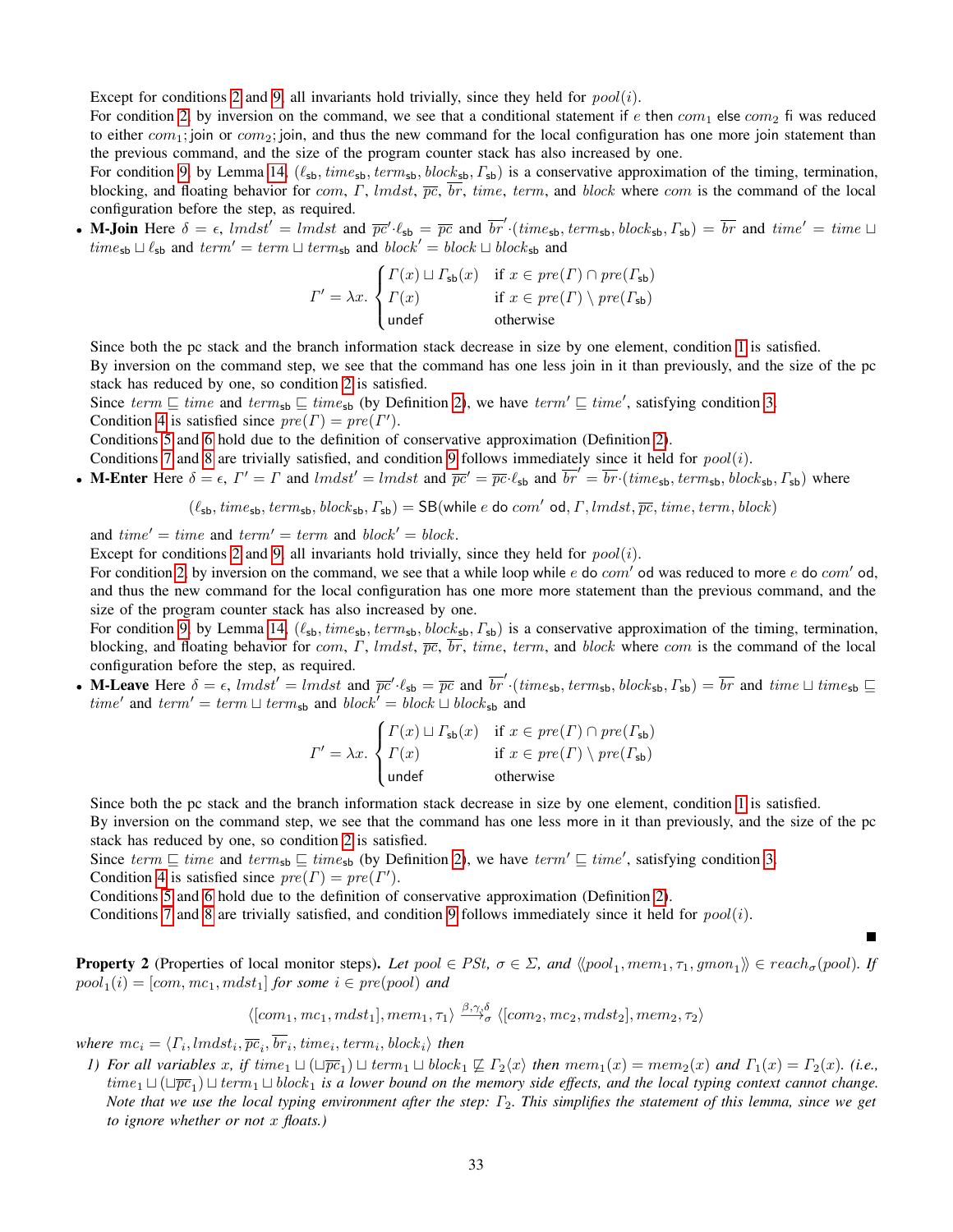Except for conditions 2 and 9, all invariants hold trivially, since they held for $pool(i)$.

For condition 2, by inversion on the command, we see that a conditional statement if $e$ then $com_1$ else $com_2$ fi was reduced to either $com_1$; join or $com_2$; join, and thus the new command for the local configuration has one more join statement than the previous command, and the size of the program counter stack has also increased by one.

For condition 9, by Lemma 14, $(\ell_{\mathsf{sb}}, time_{\mathsf{sb}}, term_{\mathsf{sb}}, block_{\mathsf{sb}}, \Gamma_{\mathsf{sb}})$ is a conservative approximation of the timing, termination, blocking, and floating behavior for $com$, $\Gamma$, $lmdst$, $\overline{pc}$, $\overline{br}$, $time$, $term$, and $block$ where $com$ is the command of the local configuration before the step, as required.

- **M-Join** Here $\delta = \epsilon$, $lmdst' = lmdst$ and $\overline{pc}'{\cdot}\ell_{\mathsf{sb}} = \overline{pc}$ and $\overline{br}'{\cdot}(time_{\mathsf{sb}}, term_{\mathsf{sb}}, block_{\mathsf{sb}}, \Gamma_{\mathsf{sb}}) = \overline{br}$ and $time' = time \sqcup time_{\mathsf{sb}} \sqcup \ell_{\mathsf{sb}}$ and $term' = term \sqcup term_{\mathsf{sb}}$ and $block' = block \sqcup block_{\mathsf{sb}}$ and

$$\Gamma' = \lambda x. \begin{cases} \Gamma(x) \sqcup \Gamma_{\mathsf{sb}}(x) & \text{if } x \in pre(\Gamma) \cap pre(\Gamma_{\mathsf{sb}}) \\ \Gamma(x) & \text{if } x \in pre(\Gamma) \setminus pre(\Gamma_{\mathsf{sb}}) \\ \mathsf{undef} & \text{otherwise} \end{cases}$$

Since both the pc stack and the branch information stack decrease in size by one element, condition 1 is satisfied.

By inversion on the command step, we see that the command has one less join in it than previously, and the size of the pc stack has reduced by one, so condition 2 is satisfied.

Since $term \sqsubseteq time$ and $term_{\mathsf{sb}} \sqsubseteq time_{\mathsf{sb}}$ (by Definition 2), we have $term' \sqsubseteq time'$, satisfying condition 3.

Condition 4 is satisfied since $pre(\Gamma) = pre(\Gamma')$.

Conditions 5 and 6 hold due to the definition of conservative approximation (Definition 2).

Conditions 7 and 8 are trivially satisfied, and condition 9 follows immediately since it held for $pool(i)$.

- **M-Enter** Here $\delta = \epsilon$, $\Gamma' = \Gamma$ and $lmdst' = lmdst$ and $\overline{pc}' = \overline{pc}{\cdot}\ell_{\mathsf{sb}}$ and $\overline{br}' = \overline{br}{\cdot}(time_{\mathsf{sb}}, term_{\mathsf{sb}}, block_{\mathsf{sb}}, \Gamma_{\mathsf{sb}})$ where

$$(\ell_{\mathsf{sb}}, time_{\mathsf{sb}}, term_{\mathsf{sb}}, block_{\mathsf{sb}}, \Gamma_{\mathsf{sb}}) = \mathsf{SB}(\mathsf{while}\ e\ \mathsf{do}\ com'\ \mathsf{od}, \Gamma, lmdst, \overline{pc}, time, term, block)$$

and $time' = time$ and $term' = term$ and $block' = block$.

Except for conditions 2 and 9, all invariants hold trivially, since they held for $pool(i)$.

For condition 2, by inversion on the command, we see that a while loop while $e$ do $com'$ od was reduced to more $e$ do $com'$ od, and thus the new command for the local configuration has one more more statement than the previous command, and the size of the program counter stack has also increased by one.

For condition 9, by Lemma 14, $(\ell_{\mathsf{sb}}, time_{\mathsf{sb}}, term_{\mathsf{sb}}, block_{\mathsf{sb}}, \Gamma_{\mathsf{sb}})$ is a conservative approximation of the timing, termination, blocking, and floating behavior for $com$, $\Gamma$, $lmdst$, $\overline{pc}$, $\overline{br}$, $time$, $term$, and $block$ where $com$ is the command of the local configuration before the step, as required.

- **M-Leave** Here $\delta = \epsilon$, $lmdst' = lmdst$ and $\overline{pc}'{\cdot}\ell_{\mathsf{sb}} = \overline{pc}$ and $\overline{br}'{\cdot}(time_{\mathsf{sb}}, term_{\mathsf{sb}}, block_{\mathsf{sb}}, \Gamma_{\mathsf{sb}}) = \overline{br}$ and $time \sqcup time_{\mathsf{sb}} \sqsubseteq time'$ and $term' = term \sqcup term_{\mathsf{sb}}$ and $block' = block \sqcup block_{\mathsf{sb}}$ and

$$\Gamma' = \lambda x. \begin{cases} \Gamma(x) \sqcup \Gamma_{\mathsf{sb}}(x) & \text{if } x \in pre(\Gamma) \cap pre(\Gamma_{\mathsf{sb}}) \\ \Gamma(x) & \text{if } x \in pre(\Gamma) \setminus pre(\Gamma_{\mathsf{sb}}) \\ \mathsf{undef} & \text{otherwise} \end{cases}$$

Since both the pc stack and the branch information stack decrease in size by one element, condition 1 is satisfied.

By inversion on the command step, we see that the command has one less more in it than previously, and the size of the pc stack has reduced by one, so condition 2 is satisfied.

Since $term \sqsubseteq time$ and $term_{\mathsf{sb}} \sqsubseteq time_{\mathsf{sb}}$ (by Definition 2), we have $term' \sqsubseteq time'$, satisfying condition 3.

Condition 4 is satisfied since $pre(\Gamma) = pre(\Gamma')$.

Conditions 5 and 6 hold due to the definition of conservative approximation (Definition 2).

Conditions 7 and 8 are trivially satisfied, and condition 9 follows immediately since it held for $pool(i)$.

■

**Property 2** (Properties of local monitor steps). *Let $pool \in PSt$, $\sigma \in \Sigma$, and $\langle\!\langle pool_1, mem_1, \tau_1, gmon_1 \rangle\!\rangle \in reach_\sigma(pool)$. If $pool_1(i) = [com, mc_1, mdst_1]$ for some $i \in pre(pool)$ and*

$$\langle [com_1, mc_1, mdst_1], mem_1, \tau_1 \rangle \xrightarrow{\beta, \gamma, \delta}_{\sigma} \langle [com_2, mc_2, mdst_2], mem_2, \tau_2 \rangle$$

*where $mc_i = \langle \Gamma_i, lmdst_i, \overline{pc}_i, \overline{br}_i, time_i, term_i, block_i \rangle$ then*

1) *For all variables $x$, if $time_1 \sqcup (\sqcup \overline{pc}_1) \sqcup term_1 \sqcup block_1 \not\sqsubseteq \Gamma_2\langle x \rangle$ then $mem_1(x) = mem_2(x)$ and $\Gamma_1(x) = \Gamma_2(x)$. (i.e., $time_1 \sqcup (\sqcup \overline{pc}_1) \sqcup term_1 \sqcup block_1$ is a lower bound on the memory side effects, and the local typing context cannot change. Note that we use the local typing environment after the step: $\Gamma_2$. This simplifies the statement of this lemma, since we get to ignore whether or not $x$ floats.)*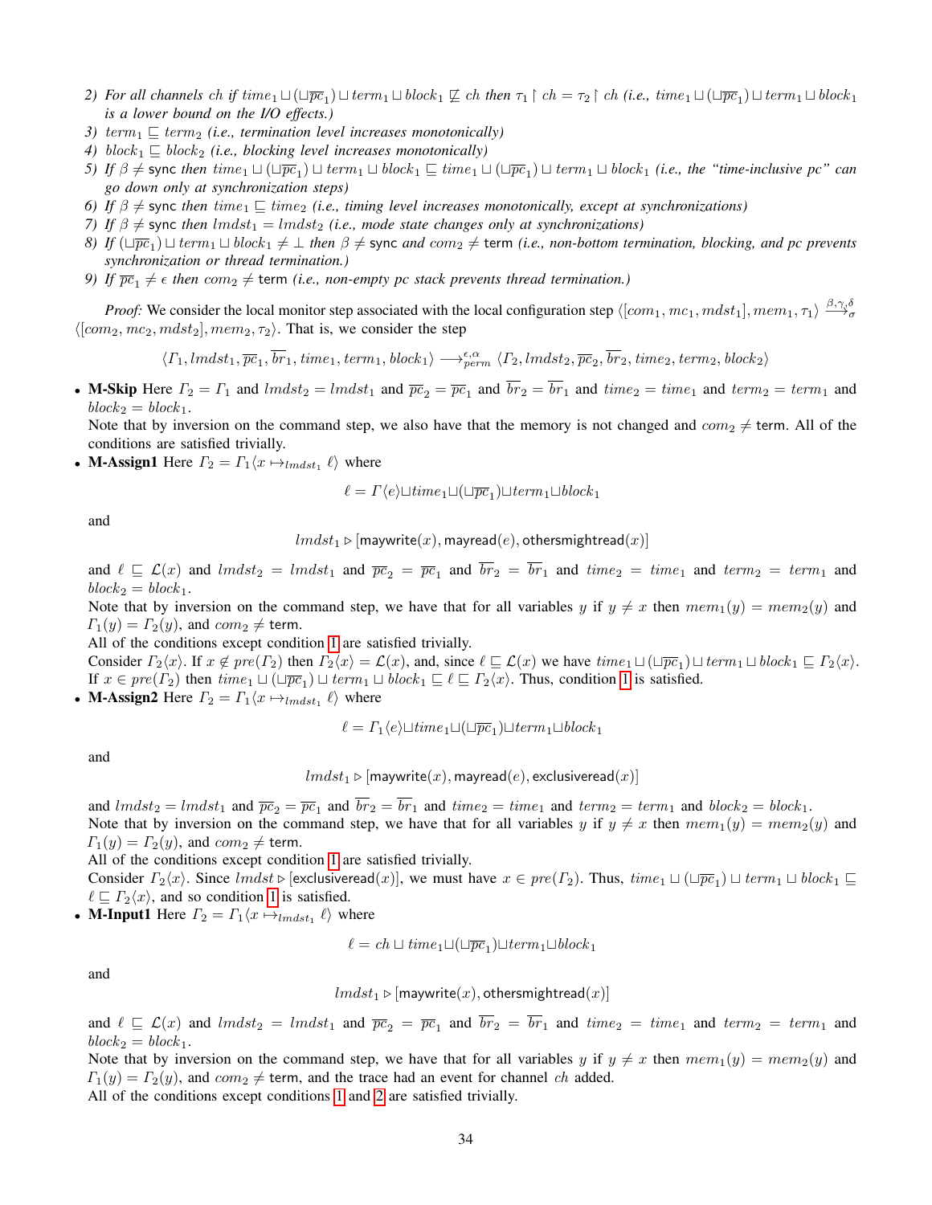2) *For all channels* $ch$ *if* $time_1 \sqcup (\sqcup \overline{pc}_1) \sqcup term_1 \sqcup block_1 \not\sqsubseteq ch$ *then* $\tau_1 \upharpoonright ch = \tau_2 \upharpoonright ch$ *(i.e.,* $time_1 \sqcup (\sqcup \overline{pc}_1) \sqcup term_1 \sqcup block_1$ *is a lower bound on the I/O effects.)*
3) $term_1 \sqsubseteq term_2$ *(i.e., termination level increases monotonically)*
4) $block_1 \sqsubseteq block_2$ *(i.e., blocking level increases monotonically)*
5) *If* $\beta \neq \mathsf{sync}$ *then* $time_1 \sqcup (\sqcup \overline{pc}_1) \sqcup term_1 \sqcup block_1 \sqsubseteq time_1 \sqcup (\sqcup \overline{pc}_1) \sqcup term_1 \sqcup block_1$ *(i.e., the "time-inclusive pc" can go down only at synchronization steps)*
6) *If* $\beta \neq \mathsf{sync}$ *then* $time_1 \sqsubseteq time_2$ *(i.e., timing level increases monotonically, except at synchronizations)*
7) *If* $\beta \neq \mathsf{sync}$ *then* $lmdst_1 = lmdst_2$ *(i.e., mode state changes only at synchronizations)*
8) *If* $(\sqcup \overline{pc}_1) \sqcup term_1 \sqcup block_1 \neq \bot$ *then* $\beta \neq \mathsf{sync}$ *and* $com_2 \neq \mathsf{term}$ *(i.e., non-bottom termination, blocking, and pc prevents synchronization or thread termination.)*
9) *If* $\overline{pc}_1 \neq \epsilon$ *then* $com_2 \neq \mathsf{term}$ *(i.e., non-empty pc stack prevents thread termination.)*

*Proof:* We consider the local monitor step associated with the local configuration step $\langle [com_1, mc_1, mdst_1], mem_1, \tau_1 \rangle \xrightarrow{\beta,\gamma,\delta}_{\sigma} \langle [com_2, mc_2, mdst_2], mem_2, \tau_2 \rangle$. That is, we consider the step

$$\langle \Gamma_1, lmdst_1, \overline{pc}_1, \overline{br}_1, time_1, term_1, block_1 \rangle \longrightarrow^{\epsilon,\alpha}_{perm} \langle \Gamma_2, lmdst_2, \overline{pc}_2, \overline{br}_2, time_2, term_2, block_2 \rangle$$

- **M-Skip** Here $\Gamma_2 = \Gamma_1$ and $lmdst_2 = lmdst_1$ and $\overline{pc}_2 = \overline{pc}_1$ and $\overline{br}_2 = \overline{br}_1$ and $time_2 = time_1$ and $term_2 = term_1$ and $block_2 = block_1$.
  Note that by inversion on the command step, we also have that the memory is not changed and $com_2 \neq \mathsf{term}$. All of the conditions are satisfied trivially.
- **M-Assign1** Here $\Gamma_2 = \Gamma_1 \langle x \mapsto_{lmdst_1} \ell \rangle$ where

$$\ell = \Gamma \langle e \rangle \sqcup time_1 \sqcup (\sqcup \overline{pc}_1) \sqcup term_1 \sqcup block_1$$

  and

$$lmdst_1 \triangleright [\mathsf{maywrite}(x), \mathsf{mayread}(e), \mathsf{othersmightread}(x)]$$

  and $\ell \sqsubseteq \mathcal{L}(x)$ and $lmdst_2 = lmdst_1$ and $\overline{pc}_2 = \overline{pc}_1$ and $\overline{br}_2 = \overline{br}_1$ and $time_2 = time_1$ and $term_2 = term_1$ and $block_2 = block_1$.
  Note that by inversion on the command step, we have that for all variables $y$ if $y \neq x$ then $mem_1(y) = mem_2(y)$ and $\Gamma_1(y) = \Gamma_2(y)$, and $com_2 \neq \mathsf{term}$.
  All of the conditions except condition 1 are satisfied trivially.
  Consider $\Gamma_2\langle x \rangle$. If $x \notin pre(\Gamma_2)$ then $\Gamma_2\langle x \rangle = \mathcal{L}(x)$, and, since $\ell \sqsubseteq \mathcal{L}(x)$ we have $time_1 \sqcup (\sqcup \overline{pc}_1) \sqcup term_1 \sqcup block_1 \sqsubseteq \Gamma_2\langle x \rangle$. If $x \in pre(\Gamma_2)$ then $time_1 \sqcup (\sqcup \overline{pc}_1) \sqcup term_1 \sqcup block_1 \sqsubseteq \ell \sqsubseteq \Gamma_2\langle x \rangle$. Thus, condition 1 is satisfied.
- **M-Assign2** Here $\Gamma_2 = \Gamma_1 \langle x \mapsto_{lmdst_1} \ell \rangle$ where

$$\ell = \Gamma_1 \langle e \rangle \sqcup time_1 \sqcup (\sqcup \overline{pc}_1) \sqcup term_1 \sqcup block_1$$

  and

$$lmdst_1 \triangleright [\mathsf{maywrite}(x), \mathsf{mayread}(e), \mathsf{exclusiveread}(x)]$$

  and $lmdst_2 = lmdst_1$ and $\overline{pc}_2 = \overline{pc}_1$ and $\overline{br}_2 = \overline{br}_1$ and $time_2 = time_1$ and $term_2 = term_1$ and $block_2 = block_1$.
  Note that by inversion on the command step, we have that for all variables $y$ if $y \neq x$ then $mem_1(y) = mem_2(y)$ and $\Gamma_1(y) = \Gamma_2(y)$, and $com_2 \neq \mathsf{term}$.
  All of the conditions except condition 1 are satisfied trivially.
  Consider $\Gamma_2\langle x \rangle$. Since $lmdst \triangleright [\mathsf{exclusiveread}(x)]$, we must have $x \in pre(\Gamma_2)$. Thus, $time_1 \sqcup (\sqcup \overline{pc}_1) \sqcup term_1 \sqcup block_1 \sqsubseteq \ell \sqsubseteq \Gamma_2\langle x \rangle$, and so condition 1 is satisfied.
- **M-Input1** Here $\Gamma_2 = \Gamma_1 \langle x \mapsto_{lmdst_1} \ell \rangle$ where

$$\ell = ch \sqcup time_1 \sqcup (\sqcup \overline{pc}_1) \sqcup term_1 \sqcup block_1$$

  and

$$lmdst_1 \triangleright [\mathsf{maywrite}(x), \mathsf{othersmightread}(x)]$$

  and $\ell \sqsubseteq \mathcal{L}(x)$ and $lmdst_2 = lmdst_1$ and $\overline{pc}_2 = \overline{pc}_1$ and $\overline{br}_2 = \overline{br}_1$ and $time_2 = time_1$ and $term_2 = term_1$ and $block_2 = block_1$.
  Note that by inversion on the command step, we have that for all variables $y$ if $y \neq x$ then $mem_1(y) = mem_2(y)$ and $\Gamma_1(y) = \Gamma_2(y)$, and $com_2 \neq \mathsf{term}$, and the trace had an event for channel $ch$ added.
  All of the conditions except conditions 1 and 2 are satisfied trivially.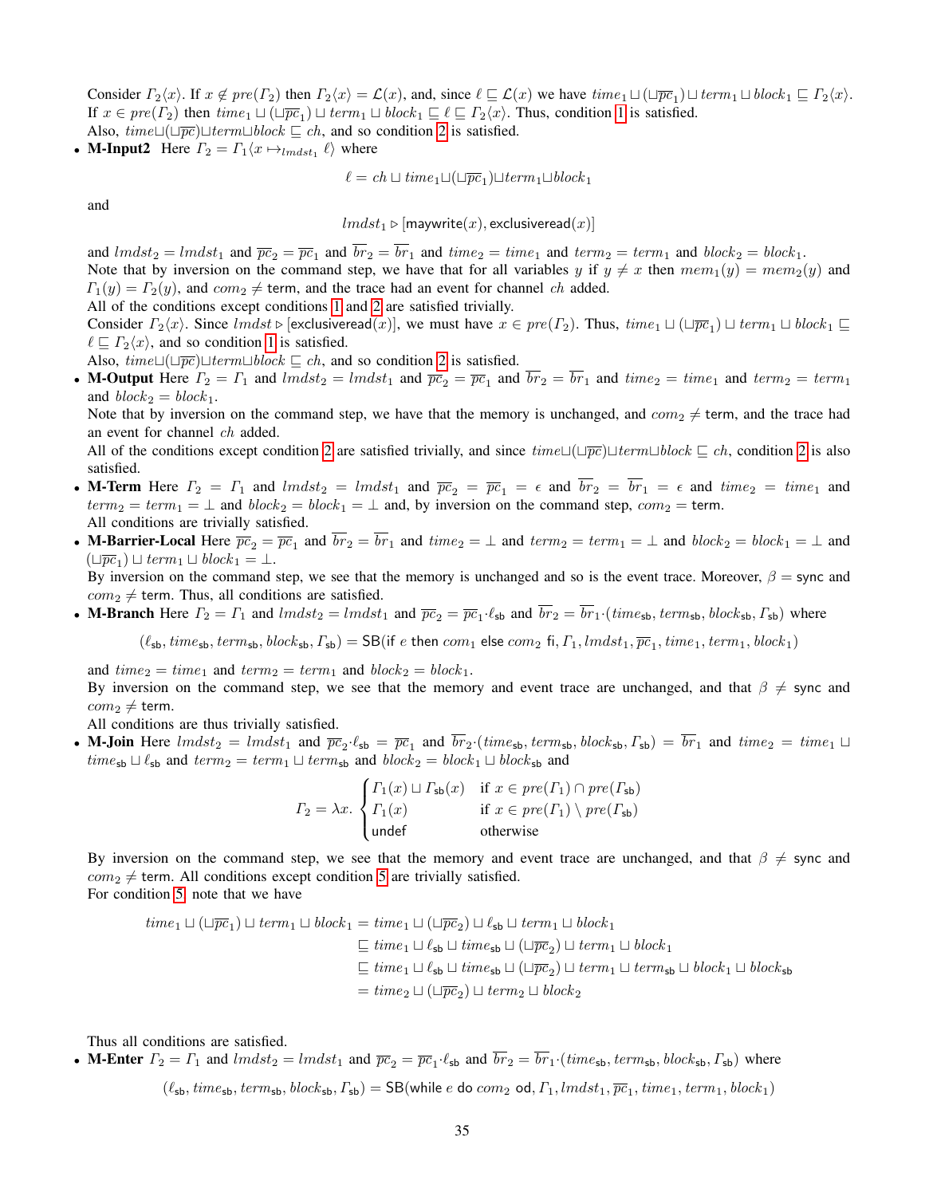Consider $\Gamma_2\langle x\rangle$. If $x \notin pre(\Gamma_2)$ then $\Gamma_2\langle x\rangle = \mathcal{L}(x)$, and, since $\ell \sqsubseteq \mathcal{L}(x)$ we have $time_1 \sqcup (\sqcup\overline{pc}_1) \sqcup term_1 \sqcup block_1 \sqsubseteq \Gamma_2\langle x\rangle$. If $x \in pre(\Gamma_2)$ then $time_1 \sqcup (\sqcup\overline{pc}_1) \sqcup term_1 \sqcup block_1 \sqsubseteq \ell \sqsubseteq \Gamma_2\langle x\rangle$. Thus, condition 1 is satisfied.
Also, $time \sqcup (\sqcup\overline{pc}) \sqcup term \sqcup block \sqsubseteq ch$, and so condition 2 is satisfied.

- **M-Input2** Here $\Gamma_2 = \Gamma_1\langle x \mapsto_{lmdst_1} \ell\rangle$ where

$$\ell = ch \sqcup time_1 \sqcup (\sqcup\overline{pc}_1) \sqcup term_1 \sqcup block_1$$

and

$$lmdst_1 \triangleright [\mathsf{maywrite}(x), \mathsf{exclusiveread}(x)]$$

and $lmdst_2 = lmdst_1$ and $\overline{pc}_2 = \overline{pc}_1$ and $\overline{br}_2 = \overline{br}_1$ and $time_2 = time_1$ and $term_2 = term_1$ and $block_2 = block_1$.
Note that by inversion on the command step, we have that for all variables $y$ if $y \neq x$ then $mem_1(y) = mem_2(y)$ and $\Gamma_1(y) = \Gamma_2(y)$, and $com_2 \neq \mathsf{term}$, and the trace had an event for channel $ch$ added.
All of the conditions except conditions 1 and 2 are satisfied trivially.
Consider $\Gamma_2\langle x\rangle$. Since $lmdst \triangleright [\mathsf{exclusiveread}(x)]$, we must have $x \in pre(\Gamma_2)$. Thus, $time_1 \sqcup (\sqcup\overline{pc}_1) \sqcup term_1 \sqcup block_1 \sqsubseteq \ell \sqsubseteq \Gamma_2\langle x\rangle$, and so condition 1 is satisfied.
Also, $time \sqcup (\sqcup\overline{pc}) \sqcup term \sqcup block \sqsubseteq ch$, and so condition 2 is satisfied.

- **M-Output** Here $\Gamma_2 = \Gamma_1$ and $lmdst_2 = lmdst_1$ and $\overline{pc}_2 = \overline{pc}_1$ and $\overline{br}_2 = \overline{br}_1$ and $time_2 = time_1$ and $term_2 = term_1$ and $block_2 = block_1$.
Note that by inversion on the command step, we have that the memory is unchanged, and $com_2 \neq \mathsf{term}$, and the trace had an event for channel $ch$ added.
All of the conditions except condition 2 are satisfied trivially, and since $time \sqcup (\sqcup\overline{pc}) \sqcup term \sqcup block \sqsubseteq ch$, condition 2 is also satisfied.

- **M-Term** Here $\Gamma_2 = \Gamma_1$ and $lmdst_2 = lmdst_1$ and $\overline{pc}_2 = \overline{pc}_1 = \epsilon$ and $\overline{br}_2 = \overline{br}_1 = \epsilon$ and $time_2 = time_1$ and $term_2 = term_1 = \bot$ and $block_2 = block_1 = \bot$ and, by inversion on the command step, $com_2 = \mathsf{term}$.
All conditions are trivially satisfied.

- **M-Barrier-Local** Here $\overline{pc}_2 = \overline{pc}_1$ and $\overline{br}_2 = \overline{br}_1$ and $time_2 = \bot$ and $term_2 = term_1 = \bot$ and $block_2 = block_1 = \bot$ and $(\sqcup\overline{pc}_1) \sqcup term_1 \sqcup block_1 = \bot$.
By inversion on the command step, we see that the memory is unchanged and so is the event trace. Moreover, $\beta = \mathsf{sync}$ and $com_2 \neq \mathsf{term}$. Thus, all conditions are satisfied.

- **M-Branch** Here $\Gamma_2 = \Gamma_1$ and $lmdst_2 = lmdst_1$ and $\overline{pc}_2 = \overline{pc}_1 \cdot \ell_{\mathsf{sb}}$ and $\overline{br}_2 = \overline{br}_1 \cdot (time_{\mathsf{sb}}, term_{\mathsf{sb}}, block_{\mathsf{sb}}, \Gamma_{\mathsf{sb}})$ where

$$(\ell_{\mathsf{sb}}, time_{\mathsf{sb}}, term_{\mathsf{sb}}, block_{\mathsf{sb}}, \Gamma_{\mathsf{sb}}) = \mathsf{SB}(\mathsf{if}\ e\ \mathsf{then}\ com_1\ \mathsf{else}\ com_2\ \mathsf{fi}, \Gamma_1, lmdst_1, \overline{pc}_1, time_1, term_1, block_1)$$

and $time_2 = time_1$ and $term_2 = term_1$ and $block_2 = block_1$.
By inversion on the command step, we see that the memory and event trace are unchanged, and that $\beta \neq \mathsf{sync}$ and $com_2 \neq \mathsf{term}$.
All conditions are thus trivially satisfied.

- **M-Join** Here $lmdst_2 = lmdst_1$ and $\overline{pc}_2 \cdot \ell_{\mathsf{sb}} = \overline{pc}_1$ and $\overline{br}_2 \cdot (time_{\mathsf{sb}}, term_{\mathsf{sb}}, block_{\mathsf{sb}}, \Gamma_{\mathsf{sb}}) = \overline{br}_1$ and $time_2 = time_1 \sqcup time_{\mathsf{sb}} \sqcup \ell_{\mathsf{sb}}$ and $term_2 = term_1 \sqcup term_{\mathsf{sb}}$ and $block_2 = block_1 \sqcup block_{\mathsf{sb}}$ and

$$\Gamma_2 = \lambda x. \begin{cases} \Gamma_1(x) \sqcup \Gamma_{\mathsf{sb}}(x) & \text{if } x \in pre(\Gamma_1) \cap pre(\Gamma_{\mathsf{sb}}) \\ \Gamma_1(x) & \text{if } x \in pre(\Gamma_1) \setminus pre(\Gamma_{\mathsf{sb}}) \\ \mathsf{undef} & \text{otherwise} \end{cases}$$

By inversion on the command step, we see that the memory and event trace are unchanged, and that $\beta \neq \mathsf{sync}$ and $com_2 \neq \mathsf{term}$. All conditions except condition 5 are trivially satisfied.
For condition 5, note that we have

$$\begin{aligned} time_1 \sqcup (\sqcup\overline{pc}_1) \sqcup term_1 \sqcup block_1 &= time_1 \sqcup (\sqcup\overline{pc}_2) \sqcup \ell_{\mathsf{sb}} \sqcup term_1 \sqcup block_1 \\ &\sqsubseteq time_1 \sqcup \ell_{\mathsf{sb}} \sqcup time_{\mathsf{sb}} \sqcup (\sqcup\overline{pc}_2) \sqcup term_1 \sqcup block_1 \\ &\sqsubseteq time_1 \sqcup \ell_{\mathsf{sb}} \sqcup time_{\mathsf{sb}} \sqcup (\sqcup\overline{pc}_2) \sqcup term_1 \sqcup term_{\mathsf{sb}} \sqcup block_1 \sqcup block_{\mathsf{sb}} \\ &= time_2 \sqcup (\sqcup\overline{pc}_2) \sqcup term_2 \sqcup block_2 \end{aligned}$$

Thus all conditions are satisfied.

- **M-Enter** $\Gamma_2 = \Gamma_1$ and $lmdst_2 = lmdst_1$ and $\overline{pc}_2 = \overline{pc}_1 \cdot \ell_{\mathsf{sb}}$ and $\overline{br}_2 = \overline{br}_1 \cdot (time_{\mathsf{sb}}, term_{\mathsf{sb}}, block_{\mathsf{sb}}, \Gamma_{\mathsf{sb}})$ where

$$(\ell_{\mathsf{sb}}, time_{\mathsf{sb}}, term_{\mathsf{sb}}, block_{\mathsf{sb}}, \Gamma_{\mathsf{sb}}) = \mathsf{SB}(\mathsf{while}\ e\ \mathsf{do}\ com_2\ \mathsf{od}, \Gamma_1, lmdst_1, \overline{pc}_1, time_1, term_1, block_1)$$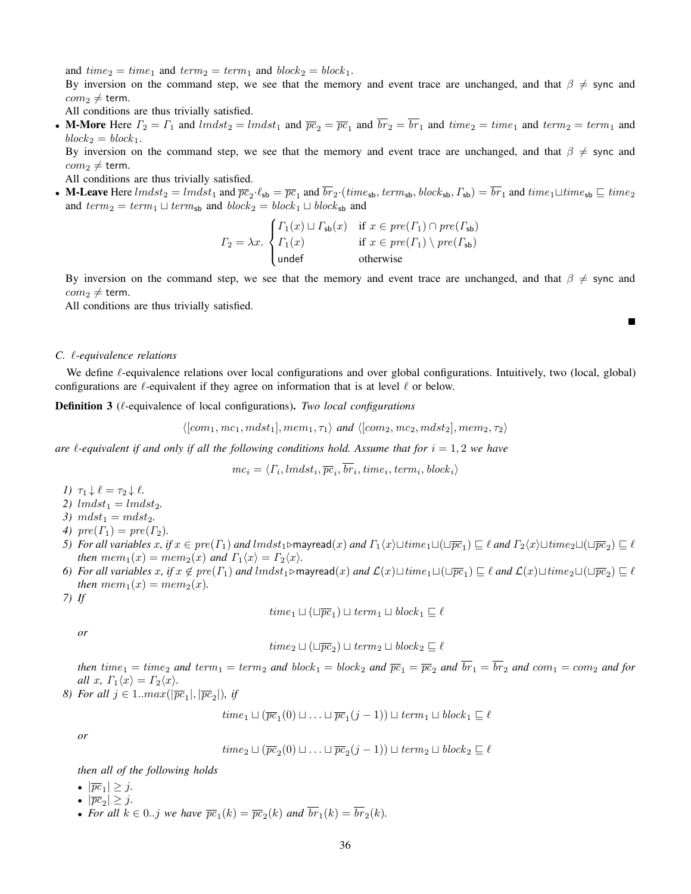and $time_2 = time_1$ and $term_2 = term_1$ and $block_2 = block_1$.

By inversion on the command step, we see that the memory and event trace are unchanged, and that $\beta \neq \mathsf{sync}$ and $com_2 \neq \mathsf{term}$.

All conditions are thus trivially satisfied.

- **M-More** Here $\Gamma_2 = \Gamma_1$ and $lmdst_2 = lmdst_1$ and $\overline{pc}_2 = \overline{pc}_1$ and $\overline{br}_2 = \overline{br}_1$ and $time_2 = time_1$ and $term_2 = term_1$ and $block_2 = block_1$.

  By inversion on the command step, we see that the memory and event trace are unchanged, and that $\beta \neq \mathsf{sync}$ and $com_2 \neq \mathsf{term}$.

  All conditions are thus trivially satisfied.

- **M-Leave** Here $lmdst_2 = lmdst_1$ and $\overline{pc}_2 \cdot \ell_{\mathsf{sb}} = \overline{pc}_1$ and $\overline{br}_2 \cdot (time_{\mathsf{sb}}, term_{\mathsf{sb}}, block_{\mathsf{sb}}, \Gamma_{\mathsf{sb}}) = \overline{br}_1$ and $time_1 \sqcup time_{\mathsf{sb}} \sqsubseteq time_2$ and $term_2 = term_1 \sqcup term_{\mathsf{sb}}$ and $block_2 = block_1 \sqcup block_{\mathsf{sb}}$ and

$$\Gamma_2 = \lambda x. \begin{cases} \Gamma_1(x) \sqcup \Gamma_{\mathsf{sb}}(x) & \text{if } x \in pre(\Gamma_1) \cap pre(\Gamma_{\mathsf{sb}}) \\ \Gamma_1(x) & \text{if } x \in pre(\Gamma_1) \setminus pre(\Gamma_{\mathsf{sb}}) \\ \mathsf{undef} & \text{otherwise} \end{cases}$$

  By inversion on the command step, we see that the memory and event trace are unchanged, and that $\beta \neq \mathsf{sync}$ and $com_2 \neq \mathsf{term}$.

  All conditions are thus trivially satisfied.

■

### C. $\ell$-equivalence relations

We define $\ell$-equivalence relations over local configurations and over global configurations. Intuitively, two (local, global) configurations are $\ell$-equivalent if they agree on information that is at level $\ell$ or below.

**Definition 3** ($\ell$-equivalence of local configurations). *Two local configurations*

$$\langle [com_1, mc_1, mdst_1], mem_1, \tau_1 \rangle \text{ and } \langle [com_2, mc_2, mdst_2], mem_2, \tau_2 \rangle$$

*are $\ell$-equivalent if and only if all the following conditions hold. Assume that for $i = 1, 2$ we have*

$$mc_i = \langle \Gamma_i, lmdst_i, \overline{pc}_i, \overline{br}_i, time_i, term_i, block_i \rangle$$

1) $\tau_1 \downarrow \ell = \tau_2 \downarrow \ell$.
2) $lmdst_1 = lmdst_2$.
3) $mdst_1 = mdst_2$.
4) $pre(\Gamma_1) = pre(\Gamma_2)$.
5) *For all variables $x$, if $x \in pre(\Gamma_1)$ and $lmdst_1 \triangleright \mathsf{mayread}(x)$ and $\Gamma_1\langle x\rangle \sqcup time_1 \sqcup (\sqcup \overline{pc}_1) \sqsubseteq \ell$ and $\Gamma_2\langle x\rangle \sqcup time_2 \sqcup (\sqcup \overline{pc}_2) \sqsubseteq \ell$ then $mem_1(x) = mem_2(x)$ and $\Gamma_1\langle x\rangle = \Gamma_2\langle x\rangle$.*
6) *For all variables $x$, if $x \notin pre(\Gamma_1)$ and $lmdst_1 \triangleright \mathsf{mayread}(x)$ and $\mathcal{L}(x) \sqcup time_1 \sqcup (\sqcup \overline{pc}_1) \sqsubseteq \ell$ and $\mathcal{L}(x) \sqcup time_2 \sqcup (\sqcup \overline{pc}_2) \sqsubseteq \ell$ then $mem_1(x) = mem_2(x)$.*
7) *If*
$$time_1 \sqcup (\sqcup \overline{pc}_1) \sqcup term_1 \sqcup block_1 \sqsubseteq \ell$$
*or*
$$time_2 \sqcup (\sqcup \overline{pc}_2) \sqcup term_2 \sqcup block_2 \sqsubseteq \ell$$
*then $time_1 = time_2$ and $term_1 = term_2$ and $block_1 = block_2$ and $\overline{pc}_1 = \overline{pc}_2$ and $\overline{br}_1 = \overline{br}_2$ and $com_1 = com_2$ and for all $x$, $\Gamma_1\langle x\rangle = \Gamma_2\langle x\rangle$.*
8) *For all $j \in 1..max(|\overline{pc}_1|, |\overline{pc}_2|)$, if*
$$time_1 \sqcup (\overline{pc}_1(0) \sqcup \ldots \sqcup \overline{pc}_1(j-1)) \sqcup term_1 \sqcup block_1 \sqsubseteq \ell$$
*or*
$$time_2 \sqcup (\overline{pc}_2(0) \sqcup \ldots \sqcup \overline{pc}_2(j-1)) \sqcup term_2 \sqcup block_2 \sqsubseteq \ell$$
*then all of the following holds*
   - $|\overline{pc}_1| \geq j$.
   - $|\overline{pc}_2| \geq j$.
   - *For all $k \in 0..j$ we have $\overline{pc}_1(k) = \overline{pc}_2(k)$ and $\overline{br}_1(k) = \overline{br}_2(k)$.*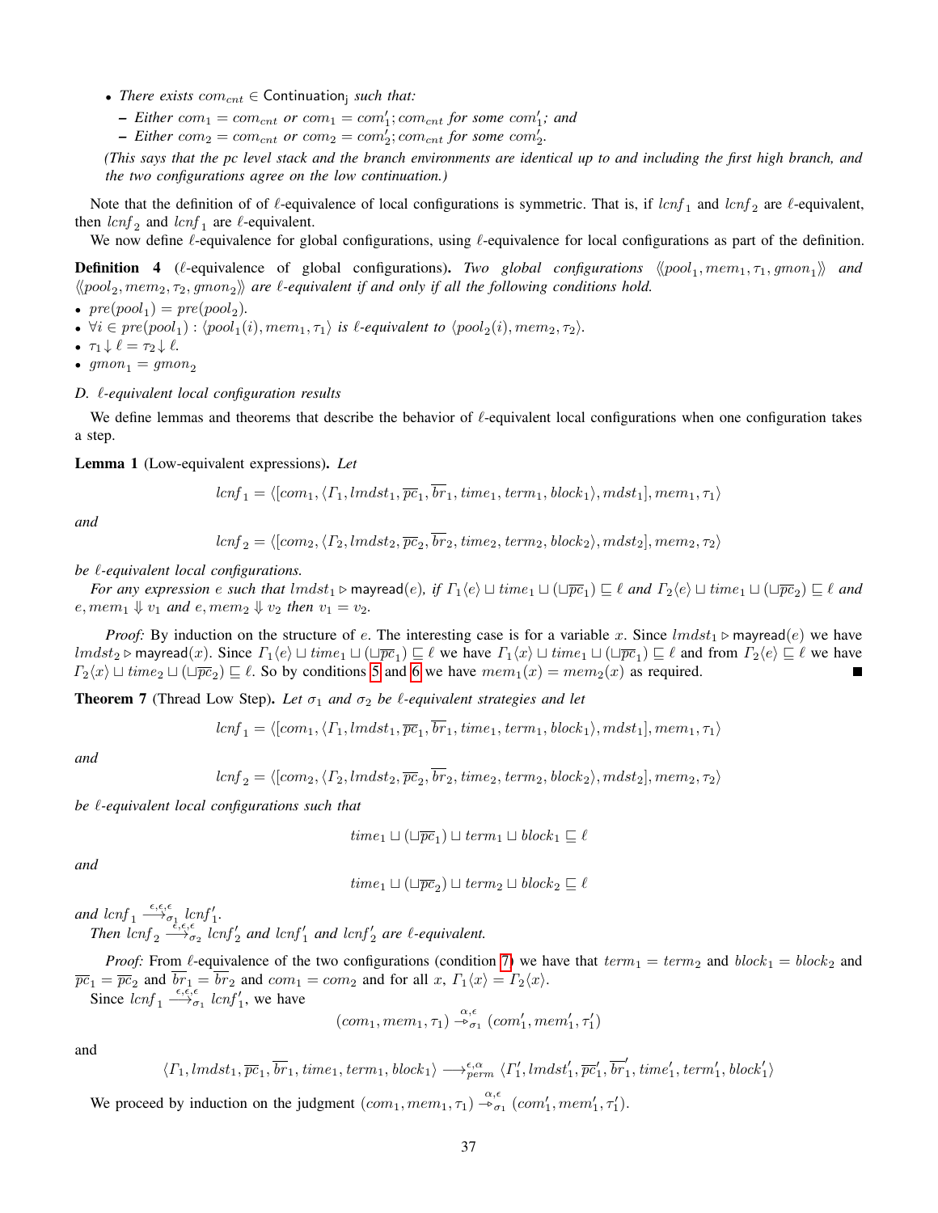- *There exists $com_{cnt} \in \mathsf{Continuation_j}$ such that:*
  - *Either $com_1 = com_{cnt}$ or $com_1 = com_1'; com_{cnt}$ for some $com_1'$; and*
  - *Either $com_2 = com_{cnt}$ or $com_2 = com_2'; com_{cnt}$ for some $com_2'$.*

*(This says that the pc level stack and the branch environments are identical up to and including the first high branch, and the two configurations agree on the low continuation.)*

Note that the definition of of $\ell$-equivalence of local configurations is symmetric. That is, if $lcnf_1$ and $lcnf_2$ are $\ell$-equivalent, then $lcnf_2$ and $lcnf_1$ are $\ell$-equivalent.

We now define $\ell$-equivalence for global configurations, using $\ell$-equivalence for local configurations as part of the definition.

**Definition 4** ($\ell$-equivalence of global configurations)**.** *Two global configurations $\langle\!\langle pool_1, mem_1, \tau_1, gmon_1\rangle\!\rangle$ and $\langle\!\langle pool_2, mem_2, \tau_2, gmon_2\rangle\!\rangle$ are $\ell$-equivalent if and only if all the following conditions hold.*

- $pre(pool_1) = pre(pool_2)$.
- $\forall i \in pre(pool_1) : \langle pool_1(i), mem_1, \tau_1\rangle$ *is $\ell$-equivalent to* $\langle pool_2(i), mem_2, \tau_2\rangle$.
- $\tau_1 \downarrow \ell = \tau_2 \downarrow \ell$.
- $gmon_1 = gmon_2$

*D. $\ell$-equivalent local configuration results*

We define lemmas and theorems that describe the behavior of $\ell$-equivalent local configurations when one configuration takes a step.

**Lemma 1** (Low-equivalent expressions)**.** *Let*

$$lcnf_1 = \langle [com_1, \langle \Gamma_1, lmdst_1, \overline{pc}_1, \overline{br}_1, time_1, term_1, block_1\rangle, mdst_1], mem_1, \tau_1\rangle$$

*and*

$$lcnf_2 = \langle [com_2, \langle \Gamma_2, lmdst_2, \overline{pc}_2, \overline{br}_2, time_2, term_2, block_2\rangle, mdst_2], mem_2, \tau_2\rangle$$

*be $\ell$-equivalent local configurations.*

*For any expression $e$ such that $lmdst_1 \triangleright \mathsf{mayread}(e)$, if $\Gamma_1\langle e\rangle \sqcup time_1 \sqcup (\sqcup\overline{pc}_1) \sqsubseteq \ell$ and $\Gamma_2\langle e\rangle \sqcup time_1 \sqcup (\sqcup\overline{pc}_2) \sqsubseteq \ell$ and $e, mem_1 \Downarrow v_1$ and $e, mem_2 \Downarrow v_2$ then $v_1 = v_2$.*

*Proof:* By induction on the structure of $e$. The interesting case is for a variable $x$. Since $lmdst_1 \triangleright \mathsf{mayread}(e)$ we have $lmdst_2 \triangleright \mathsf{mayread}(x)$. Since $\Gamma_1\langle e\rangle \sqcup time_1 \sqcup (\sqcup\overline{pc}_1) \sqsubseteq \ell$ we have $\Gamma_1\langle x\rangle \sqcup time_1 \sqcup (\sqcup\overline{pc}_1) \sqsubseteq \ell$ and from $\Gamma_2\langle e\rangle \sqsubseteq \ell$ we have $\Gamma_2\langle x\rangle \sqcup time_2 \sqcup (\sqcup\overline{pc}_2) \sqsubseteq \ell$. So by conditions 5 and 6 we have $mem_1(x) = mem_2(x)$ as required. ∎

**Theorem 7** (Thread Low Step)**.** *Let $\sigma_1$ and $\sigma_2$ be $\ell$-equivalent strategies and let*

$$lcnf_1 = \langle [com_1, \langle \Gamma_1, lmdst_1, \overline{pc}_1, \overline{br}_1, time_1, term_1, block_1\rangle, mdst_1], mem_1, \tau_1\rangle$$

*and*

$$lcnf_2 = \langle [com_2, \langle \Gamma_2, lmdst_2, \overline{pc}_2, \overline{br}_2, time_2, term_2, block_2\rangle, mdst_2], mem_2, \tau_2\rangle$$

*be $\ell$-equivalent local configurations such that*

$$time_1 \sqcup (\sqcup\overline{pc}_1) \sqcup term_1 \sqcup block_1 \sqsubseteq \ell$$

*and*

$$time_1 \sqcup (\sqcup\overline{pc}_2) \sqcup term_2 \sqcup block_2 \sqsubseteq \ell$$

*and $lcnf_1 \xrightarrow{\epsilon,\epsilon,\epsilon}_{\sigma_1} lcnf_1'$.*

*Then $lcnf_2 \xrightarrow{\epsilon,\epsilon,\epsilon}_{\sigma_2} lcnf_2'$ and $lcnf_1'$ and $lcnf_2'$ are $\ell$-equivalent.*

*Proof:* From $\ell$-equivalence of the two configurations (condition 7) we have that $term_1 = term_2$ and $block_1 = block_2$ and $\overline{pc}_1 = \overline{pc}_2$ and $\overline{br}_1 = \overline{br}_2$ and $com_1 = com_2$ and for all $x$, $\Gamma_1\langle x\rangle = \Gamma_2\langle x\rangle$.

Since $lcnf_1 \xrightarrow{\epsilon,\epsilon,\epsilon}_{\sigma_1} lcnf_1'$, we have

$$(com_1, mem_1, \tau_1) \xrightarrow{\alpha,\epsilon}_{\sigma_1} (com_1', mem_1', \tau_1')$$

and

$$\langle \Gamma_1, lmdst_1, \overline{pc}_1, \overline{br}_1, time_1, term_1, block_1\rangle \longrightarrow^{\epsilon,\alpha}_{perm} \langle \Gamma_1', lmdst_1', \overline{pc}_1', \overline{br}_1', time_1', term_1', block_1'\rangle$$

We proceed by induction on the judgment $(com_1, mem_1, \tau_1) \xrightarrow{\alpha,\epsilon}_{\sigma_1} (com_1', mem_1', \tau_1')$.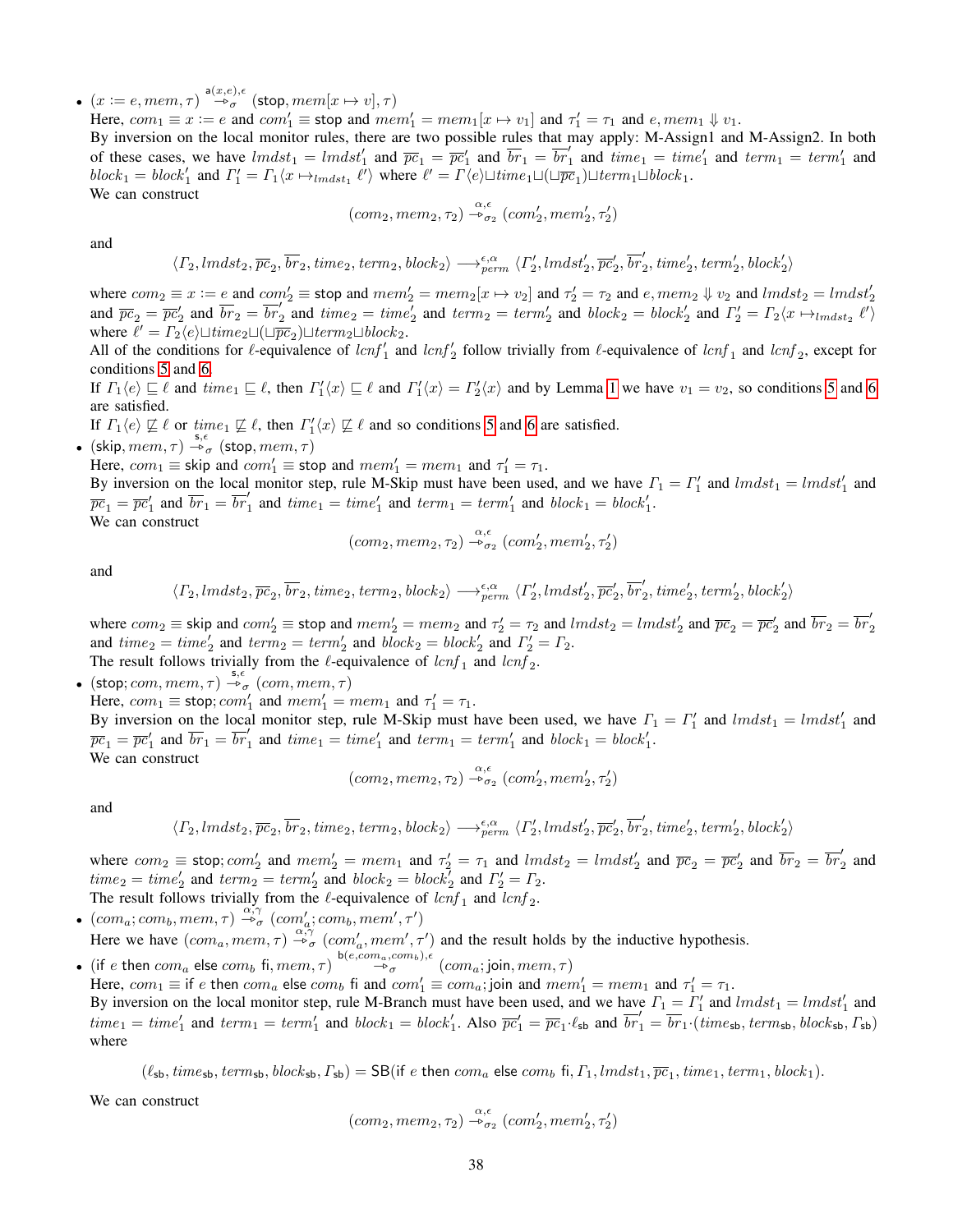- $(x := e, mem, \tau) \overset{\mathsf{a}(x,e),\epsilon}{\twoheadrightarrow_\sigma} (\mathsf{stop}, mem[x \mapsto v], \tau)$
  Here, $com_1 \equiv x := e$ and $com_1' \equiv \mathsf{stop}$ and $mem_1' = mem_1[x \mapsto v_1]$ and $\tau_1' = \tau_1$ and $e, mem_1 \Downarrow v_1$.
  By inversion on the local monitor rules, there are two possible rules that may apply: M-Assign1 and M-Assign2. In both of these cases, we have $lmdst_1 = lmdst_1'$ and $\overline{pc}_1 = \overline{pc}_1'$ and $\overline{br}_1 = \overline{br}_1'$ and $time_1 = time_1'$ and $term_1 = term_1'$ and $block_1 = block_1'$ and $\Gamma_1' = \Gamma_1\langle x \mapsto_{lmdst_1} \ell' \rangle$ where $\ell' = \Gamma\langle e\rangle \sqcup time_1 \sqcup (\sqcup \overline{pc}_1) \sqcup term_1 \sqcup block_1$.
  We can construct
  $$(com_2, mem_2, \tau_2) \overset{\alpha,\epsilon}{\twoheadrightarrow_{\sigma_2}} (com_2', mem_2', \tau_2')$$
  and
  $$\langle \Gamma_2, lmdst_2, \overline{pc}_2, \overline{br}_2, time_2, term_2, block_2\rangle \longrightarrow_{perm}^{\epsilon,\alpha} \langle \Gamma_2', lmdst_2', \overline{pc}_2', \overline{br}_2', time_2', term_2', block_2'\rangle$$
  where $com_2 \equiv x := e$ and $com_2' \equiv \mathsf{stop}$ and $mem_2' = mem_2[x \mapsto v_2]$ and $\tau_2' = \tau_2$ and $e, mem_2 \Downarrow v_2$ and $lmdst_2 = lmdst_2'$ and $\overline{pc}_2 = \overline{pc}_2'$ and $\overline{br}_2 = \overline{br}_2'$ and $time_2 = time_2'$ and $term_2 = term_2'$ and $block_2 = block_2'$ and $\Gamma_2' = \Gamma_2\langle x \mapsto_{lmdst_2} \ell' \rangle$ where $\ell' = \Gamma_2\langle e\rangle \sqcup time_2 \sqcup (\sqcup \overline{pc}_2) \sqcup term_2 \sqcup block_2$.
  All of the conditions for $\ell$-equivalence of $lcnf_1'$ and $lcnf_2'$ follow trivially from $\ell$-equivalence of $lcnf_1$ and $lcnf_2$, except for conditions 5 and 6.
  If $\Gamma_1\langle e\rangle \sqsubseteq \ell$ and $time_1 \sqsubseteq \ell$, then $\Gamma_1'\langle x\rangle \sqsubseteq \ell$ and $\Gamma_1'\langle x\rangle = \Gamma_2'\langle x\rangle$ and by Lemma 1 we have $v_1 = v_2$, so conditions 5 and 6 are satisfied.
  If $\Gamma_1\langle e\rangle \not\sqsubseteq \ell$ or $time_1 \not\sqsubseteq \ell$, then $\Gamma_1'\langle x\rangle \not\sqsubseteq \ell$ and so conditions 5 and 6 are satisfied.
- $(\mathsf{skip}, mem, \tau) \overset{\mathsf{s},\epsilon}{\twoheadrightarrow_\sigma} (\mathsf{stop}, mem, \tau)$
  Here, $com_1 \equiv \mathsf{skip}$ and $com_1' \equiv \mathsf{stop}$ and $mem_1' = mem_1$ and $\tau_1' = \tau_1$.
  By inversion on the local monitor step, rule M-Skip must have been used, and we have $\Gamma_1 = \Gamma_1'$ and $lmdst_1 = lmdst_1'$ and $\overline{pc}_1 = \overline{pc}_1'$ and $\overline{br}_1 = \overline{br}_1'$ and $time_1 = time_1'$ and $term_1 = term_1'$ and $block_1 = block_1'$.
  We can construct
  $$(com_2, mem_2, \tau_2) \overset{\alpha,\epsilon}{\twoheadrightarrow_{\sigma_2}} (com_2', mem_2', \tau_2')$$
  and
  $$\langle \Gamma_2, lmdst_2, \overline{pc}_2, \overline{br}_2, time_2, term_2, block_2\rangle \longrightarrow_{perm}^{\epsilon,\alpha} \langle \Gamma_2', lmdst_2', \overline{pc}_2', \overline{br}_2', time_2', term_2', block_2'\rangle$$
  where $com_2 \equiv \mathsf{skip}$ and $com_2' \equiv \mathsf{stop}$ and $mem_2' = mem_2$ and $\tau_2' = \tau_2$ and $lmdst_2 = lmdst_2'$ and $\overline{pc}_2 = \overline{pc}_2'$ and $\overline{br}_2 = \overline{br}_2'$ and $time_2 = time_2'$ and $term_2 = term_2'$ and $block_2 = block_2'$ and $\Gamma_2' = \Gamma_2$.
  The result follows trivially from the $\ell$-equivalence of $lcnf_1$ and $lcnf_2$.
- $(\mathsf{stop}; com, mem, \tau) \overset{\mathsf{s},\epsilon}{\twoheadrightarrow_\sigma} (com, mem, \tau)$
  Here, $com_1 \equiv \mathsf{stop}; com_1'$ and $mem_1' = mem_1$ and $\tau_1' = \tau_1$.
  By inversion on the local monitor step, rule M-Skip must have been used, we have $\Gamma_1 = \Gamma_1'$ and $lmdst_1 = lmdst_1'$ and $\overline{pc}_1 = \overline{pc}_1'$ and $\overline{br}_1 = \overline{br}_1'$ and $time_1 = time_1'$ and $term_1 = term_1'$ and $block_1 = block_1'$.
  We can construct
  $$(com_2, mem_2, \tau_2) \overset{\alpha,\epsilon}{\twoheadrightarrow_{\sigma_2}} (com_2', mem_2', \tau_2')$$
  and
  $$\langle \Gamma_2, lmdst_2, \overline{pc}_2, \overline{br}_2, time_2, term_2, block_2\rangle \longrightarrow_{perm}^{\epsilon,\alpha} \langle \Gamma_2', lmdst_2', \overline{pc}_2', \overline{br}_2', time_2', term_2', block_2'\rangle$$
  where $com_2 \equiv \mathsf{stop}; com_2'$ and $mem_2' = mem_1$ and $\tau_2' = \tau_1$ and $lmdst_2 = lmdst_2'$ and $\overline{pc}_2 = \overline{pc}_2'$ and $\overline{br}_2 = \overline{br}_2'$ and $time_2 = time_2'$ and $term_2 = term_2'$ and $block_2 = block_2'$ and $\Gamma_2' = \Gamma_2$.
  The result follows trivially from the $\ell$-equivalence of $lcnf_1$ and $lcnf_2$.
- $(com_a; com_b, mem, \tau) \overset{\alpha,\gamma}{\twoheadrightarrow_\sigma} (com_a'; com_b, mem', \tau')$
  Here we have $(com_a, mem, \tau) \overset{\alpha,\gamma}{\twoheadrightarrow_\sigma} (com_a', mem', \tau')$ and the result holds by the inductive hypothesis.
- $(\mathsf{if}\ e\ \mathsf{then}\ com_a\ \mathsf{else}\ com_b\ \mathsf{fi}, mem, \tau) \overset{\mathsf{b}(e,com_a,com_b),\epsilon}{\twoheadrightarrow_\sigma} (com_a; \mathsf{join}, mem, \tau)$
  Here, $com_1 \equiv \mathsf{if}\ e\ \mathsf{then}\ com_a\ \mathsf{else}\ com_b\ \mathsf{fi}$ and $com_1' \equiv com_a; \mathsf{join}$ and $mem_1' = mem_1$ and $\tau_1' = \tau_1$.
  By inversion on the local monitor step, rule M-Branch must have been used, and we have $\Gamma_1 = \Gamma_1'$ and $lmdst_1 = lmdst_1'$ and $time_1 = time_1'$ and $term_1 = term_1'$ and $block_1 = block_1'$. Also $\overline{pc}_1' = \overline{pc}_1 \cdot \ell_{\mathsf{sb}}$ and $\overline{br}_1' = \overline{br}_1 \cdot (time_{\mathsf{sb}}, term_{\mathsf{sb}}, block_{\mathsf{sb}}, \Gamma_{\mathsf{sb}})$ where
  $$(\ell_{\mathsf{sb}}, time_{\mathsf{sb}}, term_{\mathsf{sb}}, block_{\mathsf{sb}}, \Gamma_{\mathsf{sb}}) = \mathsf{SB}(\mathsf{if}\ e\ \mathsf{then}\ com_a\ \mathsf{else}\ com_b\ \mathsf{fi}, \Gamma_1, lmdst_1, \overline{pc}_1, time_1, term_1, block_1).$$
  We can construct
  $$(com_2, mem_2, \tau_2) \overset{\alpha,\epsilon}{\twoheadrightarrow_{\sigma_2}} (com_2', mem_2', \tau_2')$$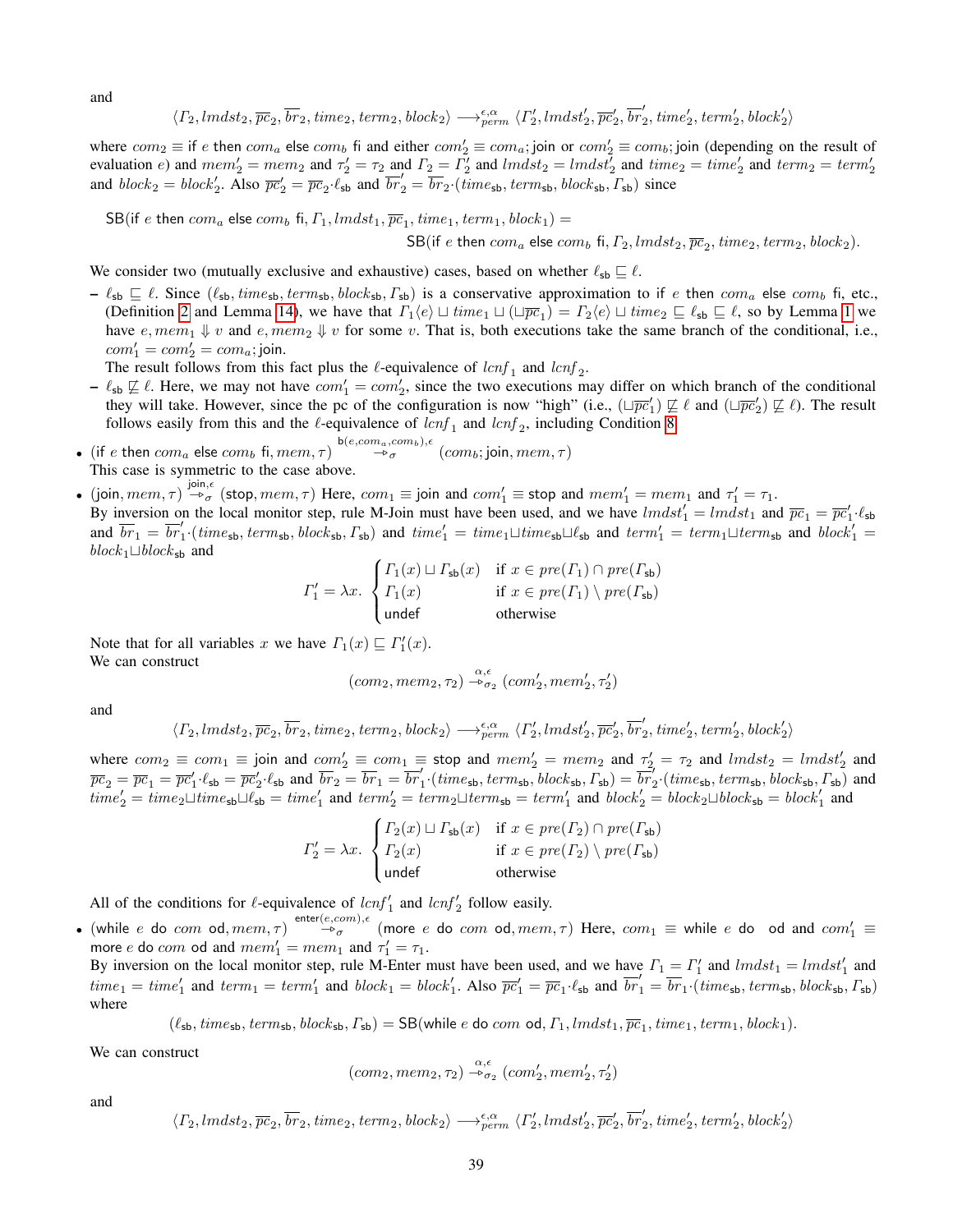and

$$\langle \Gamma_2, lmdst_2, \overline{pc}_2, \overline{br}_2, time_2, term_2, block_2 \rangle \longrightarrow^{\epsilon,\alpha}_{perm} \langle \Gamma_2', lmdst_2', \overline{pc}_2', \overline{br}_2', time_2', term_2', block_2' \rangle$$

where $com_2 \equiv$ if $e$ then $com_a$ else $com_b$ fi and either $com_2' \equiv com_a$; join or $com_2' \equiv com_b$; join (depending on the result of evaluation $e$) and $mem_2' = mem_2$ and $\tau_2' = \tau_2$ and $\Gamma_2 = \Gamma_2'$ and $lmdst_2 = lmdst_2'$ and $time_2 = time_2'$ and $term_2 = term_2'$ and $block_2 = block_2'$. Also $\overline{pc}_2' = \overline{pc}_2 \cdot \ell_{\mathsf{sb}}$ and $\overline{br}_2' = \overline{br}_2 \cdot (time_{\mathsf{sb}}, term_{\mathsf{sb}}, block_{\mathsf{sb}}, \Gamma_{\mathsf{sb}})$ since

$$\mathsf{SB}(\text{if } e \text{ then } com_a \text{ else } com_b \text{ fi}, \Gamma_1, lmdst_1, \overline{pc}_1, time_1, term_1, block_1) =$$
$$\mathsf{SB}(\text{if } e \text{ then } com_a \text{ else } com_b \text{ fi}, \Gamma_2, lmdst_2, \overline{pc}_2, time_2, term_2, block_2).$$

We consider two (mutually exclusive and exhaustive) cases, based on whether $\ell_{\mathsf{sb}} \sqsubseteq \ell$.

- $\ell_{\mathsf{sb}} \sqsubseteq \ell$. Since $(\ell_{\mathsf{sb}}, time_{\mathsf{sb}}, term_{\mathsf{sb}}, block_{\mathsf{sb}}, \Gamma_{\mathsf{sb}})$ is a conservative approximation to if $e$ then $com_a$ else $com_b$ fi, etc., (Definition 2 and Lemma 14), we have that $\Gamma_1\langle e\rangle \sqcup time_1 \sqcup (\sqcup \overline{pc}_1) = \Gamma_2\langle e\rangle \sqcup time_2 \sqsubseteq \ell_{\mathsf{sb}} \sqsubseteq \ell$, so by Lemma 1 we have $e, mem_1 \Downarrow v$ and $e, mem_2 \Downarrow v$ for some $v$. That is, both executions take the same branch of the conditional, i.e., $com_1' = com_2' = com_a$; join.
  The result follows from this fact plus the $\ell$-equivalence of $lcnf_1$ and $lcnf_2$.
- $\ell_{\mathsf{sb}} \not\sqsubseteq \ell$. Here, we may not have $com_1' = com_2'$, since the two executions may differ on which branch of the conditional they will take. However, since the pc of the configuration is now "high" (i.e., $(\sqcup \overline{pc}_1') \not\sqsubseteq \ell$ and $(\sqcup \overline{pc}_2') \not\sqsubseteq \ell$). The result follows easily from this and the $\ell$-equivalence of $lcnf_1$ and $lcnf_2$, including Condition 8.

- $(\text{if } e \text{ then } com_a \text{ else } com_b \text{ fi}, mem, \tau) \overset{\mathsf{b}(e, com_a, com_b), \epsilon}{\twoheadrightarrow_\sigma} (com_b; \text{join}, mem, \tau)$
  This case is symmetric to the case above.
- $(\text{join}, mem, \tau) \overset{\text{join}, \epsilon}{\twoheadrightarrow_\sigma} (\text{stop}, mem, \tau)$ Here, $com_1 \equiv$ join and $com_1' \equiv$ stop and $mem_1' = mem_1$ and $\tau_1' = \tau_1$.
  By inversion on the local monitor step, rule M-Join must have been used, and we have $lmdst_1' = lmdst_1$ and $\overline{pc}_1 = \overline{pc}_1' \cdot \ell_{\mathsf{sb}}$ and $\overline{br}_1 = \overline{br}_1' \cdot (time_{\mathsf{sb}}, term_{\mathsf{sb}}, block_{\mathsf{sb}}, \Gamma_{\mathsf{sb}})$ and $time_1' = time_1 \sqcup time_{\mathsf{sb}} \sqcup \ell_{\mathsf{sb}}$ and $term_1' = term_1 \sqcup term_{\mathsf{sb}}$ and $block_1' = block_1 \sqcup block_{\mathsf{sb}}$ and

$$\Gamma_1' = \lambda x. \begin{cases} \Gamma_1(x) \sqcup \Gamma_{\mathsf{sb}}(x) & \text{if } x \in pre(\Gamma_1) \cap pre(\Gamma_{\mathsf{sb}}) \\ \Gamma_1(x) & \text{if } x \in pre(\Gamma_1) \setminus pre(\Gamma_{\mathsf{sb}}) \\ \text{undef} & \text{otherwise} \end{cases}$$

  Note that for all variables $x$ we have $\Gamma_1(x) \sqsubseteq \Gamma_1'(x)$.
  We can construct

$$(com_2, mem_2, \tau_2) \overset{\alpha, \epsilon}{\twoheadrightarrow_{\sigma_2}} (com_2', mem_2', \tau_2')$$

  and

$$\langle \Gamma_2, lmdst_2, \overline{pc}_2, \overline{br}_2, time_2, term_2, block_2 \rangle \longrightarrow^{\epsilon,\alpha}_{perm} \langle \Gamma_2', lmdst_2', \overline{pc}_2', \overline{br}_2', time_2', term_2', block_2' \rangle$$

  where $com_2 \equiv com_1 \equiv$ join and $com_2' \equiv com_1 \equiv$ stop and $mem_2' = mem_2$ and $\tau_2' = \tau_2$ and $lmdst_2 = lmdst_2'$ and $\overline{pc}_2 = \overline{pc}_1 = \overline{pc}_1' \cdot \ell_{\mathsf{sb}} = \overline{pc}_2' \cdot \ell_{\mathsf{sb}}$ and $\overline{br}_2 = \overline{br}_1 = \overline{br}_1' \cdot (time_{\mathsf{sb}}, term_{\mathsf{sb}}, block_{\mathsf{sb}}, \Gamma_{\mathsf{sb}}) = \overline{br}_2' \cdot (time_{\mathsf{sb}}, term_{\mathsf{sb}}, block_{\mathsf{sb}}, \Gamma_{\mathsf{sb}})$ and $time_2' = time_2 \sqcup time_{\mathsf{sb}} \sqcup \ell_{\mathsf{sb}} = time_1'$ and $term_2' = term_2 \sqcup term_{\mathsf{sb}} = term_1'$ and $block_2' = block_2 \sqcup block_{\mathsf{sb}} = block_1'$ and

$$\Gamma_2' = \lambda x. \begin{cases} \Gamma_2(x) \sqcup \Gamma_{\mathsf{sb}}(x) & \text{if } x \in pre(\Gamma_2) \cap pre(\Gamma_{\mathsf{sb}}) \\ \Gamma_2(x) & \text{if } x \in pre(\Gamma_2) \setminus pre(\Gamma_{\mathsf{sb}}) \\ \text{undef} & \text{otherwise} \end{cases}$$

  All of the conditions for $\ell$-equivalence of $lcnf_1'$ and $lcnf_2'$ follow easily.
- $(\text{while } e \text{ do } com \text{ od}, mem, \tau) \overset{\text{enter}(e, com), \epsilon}{\twoheadrightarrow_\sigma} (\text{more } e \text{ do } com \text{ od}, mem, \tau)$ Here, $com_1 \equiv$ while $e$ do od and $com_1' \equiv$ more $e$ do $com$ od and $mem_1' = mem_1$ and $\tau_1' = \tau_1$.
  By inversion on the local monitor step, rule M-Enter must have been used, and we have $\Gamma_1 = \Gamma_1'$ and $lmdst_1 = lmdst_1'$ and $time_1 = time_1'$ and $term_1 = term_1'$ and $block_1 = block_1'$. Also $\overline{pc}_1' = \overline{pc}_1 \cdot \ell_{\mathsf{sb}}$ and $\overline{br}_1' = \overline{br}_1 \cdot (time_{\mathsf{sb}}, term_{\mathsf{sb}}, block_{\mathsf{sb}}, \Gamma_{\mathsf{sb}})$ where

$$(\ell_{\mathsf{sb}}, time_{\mathsf{sb}}, term_{\mathsf{sb}}, block_{\mathsf{sb}}, \Gamma_{\mathsf{sb}}) = \mathsf{SB}(\text{while } e \text{ do } com \text{ od}, \Gamma_1, lmdst_1, \overline{pc}_1, time_1, term_1, block_1).$$

  We can construct

$$(com_2, mem_2, \tau_2) \overset{\alpha, \epsilon}{\twoheadrightarrow_{\sigma_2}} (com_2', mem_2', \tau_2')$$

  and

$$\langle \Gamma_2, lmdst_2, \overline{pc}_2, \overline{br}_2, time_2, term_2, block_2 \rangle \longrightarrow^{\epsilon,\alpha}_{perm} \langle \Gamma_2', lmdst_2', \overline{pc}_2', \overline{br}_2', time_2', term_2', block_2' \rangle$$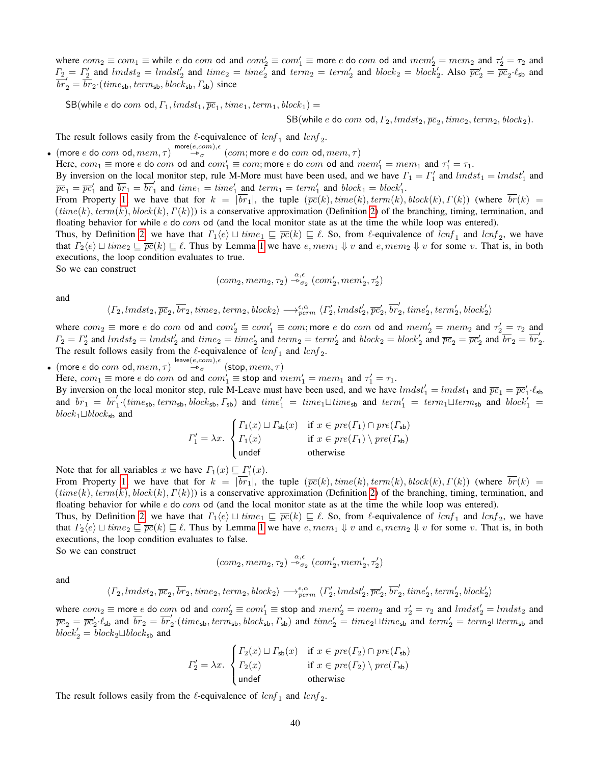where $com_2 \equiv com_1 \equiv \mathsf{while}\ e\ \mathsf{do}\ com\ \mathsf{od}$ and $com_2' \equiv com_1' \equiv \mathsf{more}\ e\ \mathsf{do}\ com\ \mathsf{od}$ and $mem_2' = mem_2$ and $\tau_2' = \tau_2$ and $\Gamma_2 = \Gamma_2'$ and $lmdst_2 = lmdst_2'$ and $time_2 = time_2'$ and $term_2 = term_2'$ and $block_2 = block_2'$. Also $\overline{pc}_2' = \overline{pc}_2 \cdot \ell_{\mathsf{sb}}$ and $\overline{br}_2' = \overline{br}_2 \cdot (time_{\mathsf{sb}}, term_{\mathsf{sb}}, block_{\mathsf{sb}}, \Gamma_{\mathsf{sb}})$ since

$$\mathsf{SB}(\mathsf{while}\ e\ \mathsf{do}\ com\ \mathsf{od}, \Gamma_1, lmdst_1, \overline{pc}_1, time_1, term_1, block_1) = \mathsf{SB}(\mathsf{while}\ e\ \mathsf{do}\ com\ \mathsf{od}, \Gamma_2, lmdst_2, \overline{pc}_2, time_2, term_2, block_2).$$

The result follows easily from the $\ell$-equivalence of $lcnf_1$ and $lcnf_2$.

- $(\mathsf{more}\ e\ \mathsf{do}\ com\ \mathsf{od}, mem, \tau) \xrightarrow{\mathsf{more}(e,com),\epsilon}_{\sigma} (com; \mathsf{more}\ e\ \mathsf{do}\ com\ \mathsf{od}, mem, \tau)$
Here, $com_1 \equiv \mathsf{more}\ e\ \mathsf{do}\ com\ \mathsf{od}$ and $com_1' \equiv com; \mathsf{more}\ e\ \mathsf{do}\ com\ \mathsf{od}$ and $mem_1' = mem_1$ and $\tau_1' = \tau_1$.
By inversion on the local monitor step, rule M-More must have been used, and we have $\Gamma_1 = \Gamma_1'$ and $lmdst_1 = lmdst_1'$ and $\overline{pc}_1 = \overline{pc}_1'$ and $\overline{br}_1 = \overline{br}_1'$ and $time_1 = time_1'$ and $term_1 = term_1'$ and $block_1 = block_1'$.
From Property 1 we have that for $k = |\overline{br}_1|$, the tuple $(\overline{pc}(k), time(k), term(k), block(k), \Gamma(k))$ (where $\overline{br}(k) = (time(k), term(k), block(k), \Gamma(k))$) is a conservative approximation (Definition 2) of the branching, timing, termination, and floating behavior for $\mathsf{while}\ e\ \mathsf{do}\ com\ \mathsf{od}$ (and the local monitor state as at the time the while loop was entered).
Thus, by Definition 2, we have that $\Gamma_1\langle e\rangle \sqcup time_1 \sqsubseteq \overline{pc}(k) \sqsubseteq \ell$. So, from $\ell$-equivalence of $lcnf_1$ and $lcnf_2$, we have that $\Gamma_2\langle e\rangle \sqcup time_2 \sqsubseteq \overline{pc}(k) \sqsubseteq \ell$. Thus by Lemma 1 we have $e, mem_1 \Downarrow v$ and $e, mem_2 \Downarrow v$ for some $v$. That is, in both executions, the loop condition evaluates to true.
So we can construct
$$(com_2, mem_2, \tau_2) \xrightarrow{\alpha,\epsilon}_{\sigma_2} (com_2', mem_2', \tau_2')$$
and
$$\langle \Gamma_2, lmdst_2, \overline{pc}_2, \overline{br}_2, time_2, term_2, block_2\rangle \longrightarrow^{\epsilon,\alpha}_{perm} \langle \Gamma_2', lmdst_2', \overline{pc}_2', \overline{br}_2', time_2', term_2', block_2'\rangle$$
where $com_2 \equiv \mathsf{more}\ e\ \mathsf{do}\ com\ \mathsf{od}$ and $com_2' \equiv com_1' \equiv com; \mathsf{more}\ e\ \mathsf{do}\ com\ \mathsf{od}$ and $mem_2' = mem_2$ and $\tau_2' = \tau_2$ and $\Gamma_2 = \Gamma_2'$ and $lmdst_2 = lmdst_2'$ and $time_2 = time_2'$ and $term_2 = term_2'$ and $block_2 = block_2'$ and $\overline{pc}_2 = \overline{pc}_2'$ and $\overline{br}_2 = \overline{br}_2'$.
The result follows easily from the $\ell$-equivalence of $lcnf_1$ and $lcnf_2$.

- $(\mathsf{more}\ e\ \mathsf{do}\ com\ \mathsf{od}, mem, \tau) \xrightarrow{\mathsf{leave}(e,com),\epsilon}_{\sigma} (\mathsf{stop}, mem, \tau)$
Here, $com_1 \equiv \mathsf{more}\ e\ \mathsf{do}\ com\ \mathsf{od}$ and $com_1' \equiv \mathsf{stop}$ and $mem_1' = mem_1$ and $\tau_1' = \tau_1$.
By inversion on the local monitor step, rule M-Leave must have been used, and we have $lmdst_1' = lmdst_1$ and $\overline{pc}_1 = \overline{pc}_1' \cdot \ell_{\mathsf{sb}}$ and $\overline{br}_1 = \overline{br}_1' \cdot (time_{\mathsf{sb}}, term_{\mathsf{sb}}, block_{\mathsf{sb}}, \Gamma_{\mathsf{sb}})$ and $time_1' = time_1 \sqcup time_{\mathsf{sb}}$ and $term_1' = term_1 \sqcup term_{\mathsf{sb}}$ and $block_1' = block_1 \sqcup block_{\mathsf{sb}}$ and
$$\Gamma_1' = \lambda x. \begin{cases} \Gamma_1(x) \sqcup \Gamma_{\mathsf{sb}}(x) & \text{if } x \in pre(\Gamma_1) \cap pre(\Gamma_{\mathsf{sb}}) \\ \Gamma_1(x) & \text{if } x \in pre(\Gamma_1) \setminus pre(\Gamma_{\mathsf{sb}}) \\ \mathsf{undef} & \text{otherwise} \end{cases}$$
Note that for all variables $x$ we have $\Gamma_1(x) \sqsubseteq \Gamma_1'(x)$.
From Property 1 we have that for $k = |\overline{br}_1|$, the tuple $(\overline{pc}(k), time(k), term(k), block(k), \Gamma(k))$ (where $\overline{br}(k) = (time(k), term(k), block(k), \Gamma(k))$) is a conservative approximation (Definition 2) of the branching, timing, termination, and floating behavior for $\mathsf{while}\ e\ \mathsf{do}\ com\ \mathsf{od}$ (and the local monitor state as at the time the while loop was entered).
Thus, by Definition 2, we have that $\Gamma_1\langle e\rangle \sqcup time_1 \sqsubseteq \overline{pc}(k) \sqsubseteq \ell$. So, from $\ell$-equivalence of $lcnf_1$ and $lcnf_2$, we have that $\Gamma_2\langle e\rangle \sqcup time_2 \sqsubseteq \overline{pc}(k) \sqsubseteq \ell$. Thus by Lemma 1 we have $e, mem_1 \Downarrow v$ and $e, mem_2 \Downarrow v$ for some $v$. That is, in both executions, the loop condition evaluates to false.
So we can construct
$$(com_2, mem_2, \tau_2) \xrightarrow{\alpha,\epsilon}_{\sigma_2} (com_2', mem_2', \tau_2')$$
and
$$\langle \Gamma_2, lmdst_2, \overline{pc}_2, \overline{br}_2, time_2, term_2, block_2\rangle \longrightarrow^{\epsilon,\alpha}_{perm} \langle \Gamma_2', lmdst_2', \overline{pc}_2', \overline{br}_2', time_2', term_2', block_2'\rangle$$
where $com_2 \equiv \mathsf{more}\ e\ \mathsf{do}\ com\ \mathsf{od}$ and $com_2' \equiv com_1' \equiv \mathsf{stop}$ and $mem_2' = mem_2$ and $\tau_2' = \tau_2$ and $lmdst_2' = lmdst_2$ and $\overline{pc}_2 = \overline{pc}_2' \cdot \ell_{\mathsf{sb}}$ and $\overline{br}_2 = \overline{br}_2' \cdot (time_{\mathsf{sb}}, term_{\mathsf{sb}}, block_{\mathsf{sb}}, \Gamma_{\mathsf{sb}})$ and $time_2' = time_2 \sqcup time_{\mathsf{sb}}$ and $term_2' = term_2 \sqcup term_{\mathsf{sb}}$ and $block_2' = block_2 \sqcup block_{\mathsf{sb}}$ and
$$\Gamma_2' = \lambda x. \begin{cases} \Gamma_2(x) \sqcup \Gamma_{\mathsf{sb}}(x) & \text{if } x \in pre(\Gamma_2) \cap pre(\Gamma_{\mathsf{sb}}) \\ \Gamma_2(x) & \text{if } x \in pre(\Gamma_2) \setminus pre(\Gamma_{\mathsf{sb}}) \\ \mathsf{undef} & \text{otherwise} \end{cases}$$
The result follows easily from the $\ell$-equivalence of $lcnf_1$ and $lcnf_2$.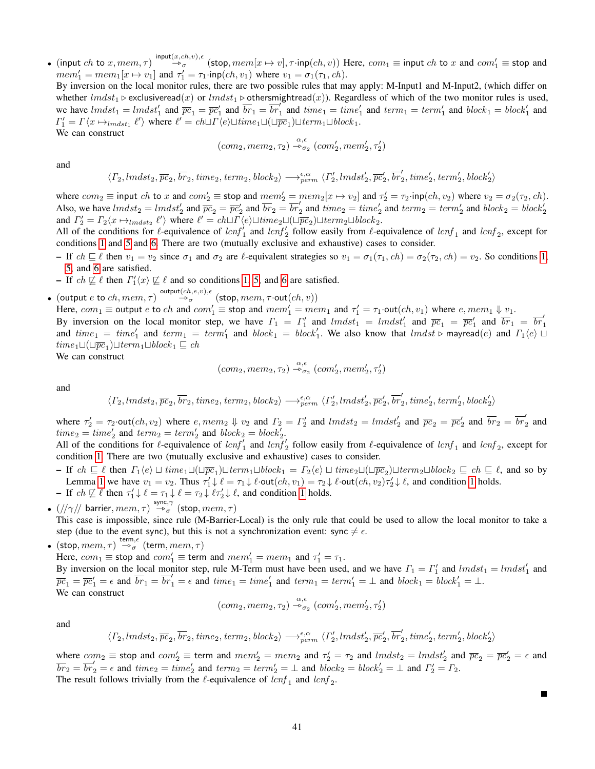- $(\mathsf{input}\ ch\ \mathsf{to}\ x, mem, \tau) \xrightarrow{\mathsf{input}(x,ch,v),\epsilon}_{\sigma} (\mathsf{stop}, mem[x \mapsto v], \tau \cdot \mathsf{inp}(ch, v))$ Here, $com_1 \equiv \mathsf{input}\ ch\ \mathsf{to}\ x$ and $com_1' \equiv \mathsf{stop}$ and $mem_1' = mem_1[x \mapsto v_1]$ and $\tau_1' = \tau_1 \cdot \mathsf{inp}(ch, v_1)$ where $v_1 = \sigma_1(\tau_1, ch)$.
  By inversion on the local monitor rules, there are two possible rules that may apply: M-Input1 and M-Input2, (which differ on whether $lmdst_1 \triangleright \mathsf{exclusiveread}(x)$ or $lmdst_1 \triangleright \mathsf{othersmightread}(x)$). Regardless of which of the two monitor rules is used, we have $lmdst_1 = lmdst_1'$ and $\overline{pc}_1 = \overline{pc}_1'$ and $\overline{br}_1 = \overline{br}_1'$ and $time_1 = time_1'$ and $term_1 = term_1'$ and $block_1 = block_1'$ and $\Gamma_1' = \Gamma\langle x \mapsto_{lmdst_1} \ell' \rangle$ where $\ell' = ch \sqcup \Gamma\langle e \rangle \sqcup time_1 \sqcup (\sqcup \overline{pc}_1) \sqcup term_1 \sqcup block_1$.
  We can construct
  $$(com_2, mem_2, \tau_2) \xrightarrow{\alpha,\epsilon}_{\sigma_2} (com_2', mem_2', \tau_2')$$
  and
  $$\langle \Gamma_2, lmdst_2, \overline{pc}_2, \overline{br}_2, time_2, term_2, block_2 \rangle \longrightarrow^{\epsilon,\alpha}_{perm} \langle \Gamma_2', lmdst_2', \overline{pc}_2', \overline{br}_2', time_2', term_2', block_2' \rangle$$
  where $com_2 \equiv \mathsf{input}\ ch\ \mathsf{to}\ x$ and $com_2' \equiv \mathsf{stop}$ and $mem_2' = mem_2[x \mapsto v_2]$ and $\tau_2' = \tau_2 \cdot \mathsf{inp}(ch, v_2)$ where $v_2 = \sigma_2(\tau_2, ch)$. Also, we have $lmdst_2 = lmdst_2'$ and $\overline{pc}_2 = \overline{pc}_2'$ and $\overline{br}_2 = \overline{br}_2'$ and $time_2 = time_2'$ and $term_2 = term_2'$ and $block_2 = block_2'$ and $\Gamma_2' = \Gamma_2\langle x \mapsto_{lmdst_2} \ell' \rangle$ where $\ell' = ch \sqcup \Gamma\langle e \rangle \sqcup time_2 \sqcup (\sqcup \overline{pc}_2) \sqcup term_2 \sqcup block_2$.
  All of the conditions for $\ell$-equivalence of $lcnf_1'$ and $lcnf_2'$ follow easily from $\ell$-equivalence of $lcnf_1$ and $lcnf_2$, except for conditions 1 and 5 and 6. There are two (mutually exclusive and exhaustive) cases to consider.
  - If $ch \sqsubseteq \ell$ then $v_1 = v_2$ since $\sigma_1$ and $\sigma_2$ are $\ell$-equivalent strategies so $v_1 = \sigma_1(\tau_1, ch) = \sigma_2(\tau_2, ch) = v_2$. So conditions 1, 5, and 6 are satisfied.
  - If $ch \not\sqsubseteq \ell$ then $\Gamma_1'\langle x \rangle \not\sqsubseteq \ell$ and so conditions 1, 5, and 6 are satisfied.
- $(\mathsf{output}\ e\ \mathsf{to}\ ch, mem, \tau) \xrightarrow{\mathsf{output}(ch,e,v),\epsilon}_{\sigma} (\mathsf{stop}, mem, \tau \cdot \mathsf{out}(ch, v))$
  Here, $com_1 \equiv \mathsf{output}\ e\ \mathsf{to}\ ch$ and $com_1' \equiv \mathsf{stop}$ and $mem_1' = mem_1$ and $\tau_1' = \tau_1 \cdot \mathsf{out}(ch, v_1)$ where $e, mem_1 \Downarrow v_1$.
  By inversion on the local monitor step, we have $\Gamma_1 = \Gamma_1'$ and $lmdst_1 = lmdst_1'$ and $\overline{pc}_1 = \overline{pc}_1'$ and $\overline{br}_1 = \overline{br}_1'$ and $time_1 = time_1'$ and $term_1 = term_1'$ and $block_1 = block_1'$. We also know that $lmdst \triangleright \mathsf{mayread}(e)$ and $\Gamma_1\langle e \rangle \sqcup time_1 \sqcup (\sqcup \overline{pc}_1) \sqcup term_1 \sqcup block_1 \sqsubseteq ch$
  We can construct
  $$(com_2, mem_2, \tau_2) \xrightarrow{\alpha,\epsilon}_{\sigma_2} (com_2', mem_2', \tau_2')$$
  and
  $$\langle \Gamma_2, lmdst_2, \overline{pc}_2, \overline{br}_2, time_2, term_2, block_2 \rangle \longrightarrow^{\epsilon,\alpha}_{perm} \langle \Gamma_2', lmdst_2', \overline{pc}_2', \overline{br}_2', time_2', term_2', block_2' \rangle$$
  where $\tau_2' = \tau_2 \cdot \mathsf{out}(ch, v_2)$ where $e, mem_2 \Downarrow v_2$ and $\Gamma_2 = \Gamma_2'$ and $lmdst_2 = lmdst_2'$ and $\overline{pc}_2 = \overline{pc}_2'$ and $\overline{br}_2 = \overline{br}_2'$ and $time_2 = time_2'$ and $term_2 = term_2'$ and $block_2 = block_2'$.
  All of the conditions for $\ell$-equivalence of $lcnf_1'$ and $lcnf_2'$ follow easily from $\ell$-equivalence of $lcnf_1$ and $lcnf_2$, except for condition 1. There are two (mutually exclusive and exhaustive) cases to consider.
  - If $ch \sqsubseteq \ell$ then $\Gamma_1\langle e \rangle \sqcup time_1 \sqcup (\sqcup \overline{pc}_1) \sqcup term_1 \sqcup block_1 = \Gamma_2\langle e \rangle \sqcup time_2 \sqcup (\sqcup \overline{pc}_2) \sqcup term_2 \sqcup block_2 \sqsubseteq ch \sqsubseteq \ell$, and so by Lemma 1 we have $v_1 = v_2$. Thus $\tau_1' \downarrow \ell = \tau_1 \downarrow \ell \cdot \mathsf{out}(ch, v_1) = \tau_2 \downarrow \ell \cdot \mathsf{out}(ch, v_2) \tau_2' \downarrow \ell$, and condition 1 holds.
  - If $ch \not\sqsubseteq \ell$ then $\tau_1' \downarrow \ell = \tau_1 \downarrow \ell = \tau_2 \downarrow \ell \tau_2' \downarrow \ell$, and condition 1 holds.
- $(//\gamma//\ \mathsf{barrier}, mem, \tau) \xrightarrow{\mathsf{sync},\gamma}_{\sigma} (\mathsf{stop}, mem, \tau)$
  This case is impossible, since rule (M-Barrier-Local) is the only rule that could be used to allow the local monitor to take a step (due to the event sync), but this is not a synchronization event: $\mathsf{sync} \neq \epsilon$.
- $(\mathsf{stop}, mem, \tau) \xrightarrow{\mathsf{term},\epsilon}_{\sigma} (\mathsf{term}, mem, \tau)$
  Here, $com_1 \equiv \mathsf{stop}$ and $com_1' \equiv \mathsf{term}$ and $mem_1' = mem_1$ and $\tau_1' = \tau_1$.
  By inversion on the local monitor step, rule M-Term must have been used, and we have $\Gamma_1 = \Gamma_1'$ and $lmdst_1 = lmdst_1'$ and $\overline{pc}_1 = \overline{pc}_1' = \epsilon$ and $\overline{br}_1 = \overline{br}_1' = \epsilon$ and $time_1 = time_1'$ and $term_1 = term_1' = \bot$ and $block_1 = block_1' = \bot$.
  We can construct
  $$(com_2, mem_2, \tau_2) \xrightarrow{\alpha,\epsilon}_{\sigma_2} (com_2', mem_2', \tau_2')$$
  and
  $$\langle \Gamma_2, lmdst_2, \overline{pc}_2, \overline{br}_2, time_2, term_2, block_2 \rangle \longrightarrow^{\epsilon,\alpha}_{perm} \langle \Gamma_2', lmdst_2', \overline{pc}_2', \overline{br}_2', time_2', term_2', block_2' \rangle$$
  where $com_2 \equiv \mathsf{stop}$ and $com_2' \equiv \mathsf{term}$ and $mem_2' = mem_2$ and $\tau_2' = \tau_2$ and $lmdst_2 = lmdst_2'$ and $\overline{pc}_2 = \overline{pc}_2' = \epsilon$ and $\overline{br}_2 = \overline{br}_2' = \epsilon$ and $time_2 = time_2'$ and $term_2 = term_2' = \bot$ and $block_2 = block_2' = \bot$ and $\Gamma_2' = \Gamma_2$.
  The result follows trivially from the $\ell$-equivalence of $lcnf_1$ and $lcnf_2$.

■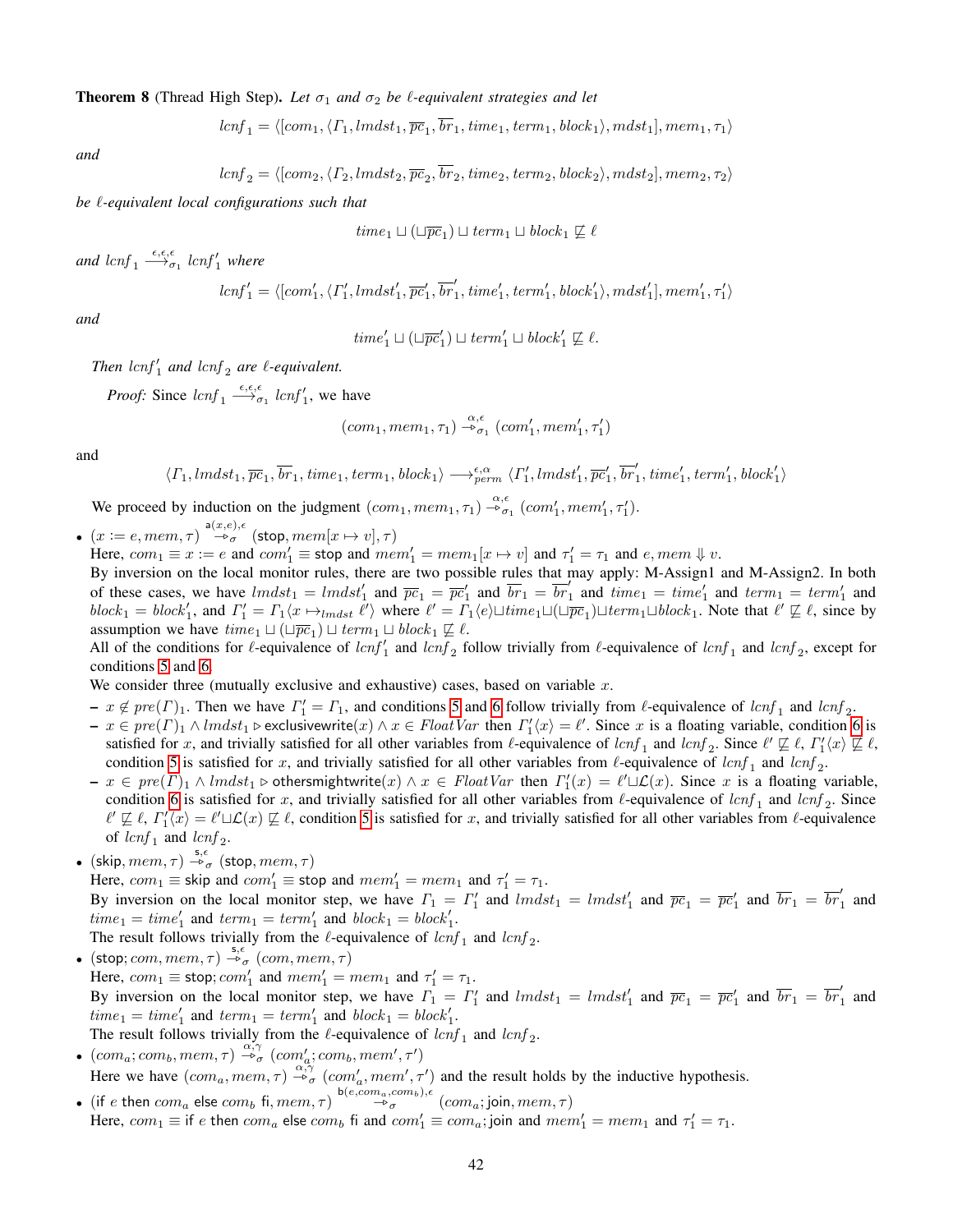**Theorem 8** (Thread High Step). *Let $\sigma_1$ and $\sigma_2$ be $\ell$-equivalent strategies and let*

$$lcnf_1 = \langle [com_1, \langle \Gamma_1, lmdst_1, \overline{pc}_1, \overline{br}_1, time_1, term_1, block_1\rangle, mdst_1], mem_1, \tau_1\rangle$$

*and*

$$lcnf_2 = \langle [com_2, \langle \Gamma_2, lmdst_2, \overline{pc}_2, \overline{br}_2, time_2, term_2, block_2\rangle, mdst_2], mem_2, \tau_2\rangle$$

*be $\ell$-equivalent local configurations such that*

$$time_1 \sqcup (\sqcup \overline{pc}_1) \sqcup term_1 \sqcup block_1 \not\sqsubseteq \ell$$

*and $lcnf_1 \xrightarrow{\epsilon,\epsilon,\epsilon}_{\sigma_1} lcnf_1'$ where*

$$lcnf_1' = \langle [com_1', \langle \Gamma_1', lmdst_1', \overline{pc}_1', \overline{br}_1', time_1', term_1', block_1'\rangle, mdst_1'], mem_1', \tau_1'\rangle$$

*and*

$$time_1' \sqcup (\sqcup \overline{pc}_1') \sqcup term_1' \sqcup block_1' \not\sqsubseteq \ell.$$

*Then $lcnf_1'$ and $lcnf_2$ are $\ell$-equivalent.*

*Proof:* Since $lcnf_1 \xrightarrow{\epsilon,\epsilon,\epsilon}_{\sigma_1} lcnf_1'$, we have

$$(com_1, mem_1, \tau_1) \xrightarrow{\alpha,\epsilon}_{\sigma_1} (com_1', mem_1', \tau_1')$$

and

$$\langle \Gamma_1, lmdst_1, \overline{pc}_1, \overline{br}_1, time_1, term_1, block_1\rangle \longrightarrow^{\epsilon,\alpha}_{perm} \langle \Gamma_1', lmdst_1', \overline{pc}_1', \overline{br}_1', time_1', term_1', block_1'\rangle$$

We proceed by induction on the judgment $(com_1, mem_1, \tau_1) \xrightarrow{\alpha,\epsilon}_{\sigma_1} (com_1', mem_1', \tau_1')$.

- $(x := e, mem, \tau) \xrightarrow{\mathsf{a}(x,e),\epsilon}_{\sigma} (\mathsf{stop}, mem[x \mapsto v], \tau)$
  Here, $com_1 \equiv x := e$ and $com_1' \equiv \mathsf{stop}$ and $mem_1' = mem_1[x \mapsto v]$ and $\tau_1' = \tau_1$ and $e, mem \Downarrow v$.
  By inversion on the local monitor rules, there are two possible rules that may apply: M-Assign1 and M-Assign2. In both of these cases, we have $lmdst_1 = lmdst_1'$ and $\overline{pc}_1 = \overline{pc}_1'$ and $\overline{br}_1 = \overline{br}_1'$ and $time_1 = time_1'$ and $term_1 = term_1'$ and $block_1 = block_1'$, and $\Gamma_1' = \Gamma_1\langle x \mapsto_{lmdst} \ell'\rangle$ where $\ell' = \Gamma_1\langle e\rangle \sqcup time_1 \sqcup (\sqcup \overline{pc}_1) \sqcup term_1 \sqcup block_1$. Note that $\ell' \not\sqsubseteq \ell$, since by assumption we have $time_1 \sqcup (\sqcup \overline{pc}_1) \sqcup term_1 \sqcup block_1 \not\sqsubseteq \ell$.
  All of the conditions for $\ell$-equivalence of $lcnf_1'$ and $lcnf_2$ follow trivially from $\ell$-equivalence of $lcnf_1$ and $lcnf_2$, except for conditions 5 and 6.
  We consider three (mutually exclusive and exhaustive) cases, based on variable $x$.
  - $x \notin pre(\Gamma)_1$. Then we have $\Gamma_1' = \Gamma_1$, and conditions 5 and 6 follow trivially from $\ell$-equivalence of $lcnf_1$ and $lcnf_2$.
  - $x \in pre(\Gamma)_1 \wedge lmdst_1 \triangleright \mathsf{exclusivewrite}(x) \wedge x \in FloatVar$ then $\Gamma_1'\langle x\rangle = \ell'$. Since $x$ is a floating variable, condition 6 is satisfied for $x$, and trivially satisfied for all other variables from $\ell$-equivalence of $lcnf_1$ and $lcnf_2$. Since $\ell' \not\sqsubseteq \ell$, $\Gamma_1'\langle x\rangle \not\sqsubseteq \ell$, condition 5 is satisfied for $x$, and trivially satisfied for all other variables from $\ell$-equivalence of $lcnf_1$ and $lcnf_2$.
  - $x \in pre(\Gamma)_1 \wedge lmdst_1 \triangleright \mathsf{othersmightwrite}(x) \wedge x \in FloatVar$ then $\Gamma_1'(x) = \ell' \sqcup \mathcal{L}(x)$. Since $x$ is a floating variable, condition 6 is satisfied for $x$, and trivially satisfied for all other variables from $\ell$-equivalence of $lcnf_1$ and $lcnf_2$. Since $\ell' \not\sqsubseteq \ell$, $\Gamma_1'\langle x\rangle = \ell' \sqcup \mathcal{L}(x) \not\sqsubseteq \ell$, condition 5 is satisfied for $x$, and trivially satisfied for all other variables from $\ell$-equivalence of $lcnf_1$ and $lcnf_2$.
- $(\mathsf{skip}, mem, \tau) \xrightarrow{\mathsf{s},\epsilon}_{\sigma} (\mathsf{stop}, mem, \tau)$
  Here, $com_1 \equiv \mathsf{skip}$ and $com_1' \equiv \mathsf{stop}$ and $mem_1' = mem_1$ and $\tau_1' = \tau_1$.
  By inversion on the local monitor step, we have $\Gamma_1 = \Gamma_1'$ and $lmdst_1 = lmdst_1'$ and $\overline{pc}_1 = \overline{pc}_1'$ and $\overline{br}_1 = \overline{br}_1'$ and $time_1 = time_1'$ and $term_1 = term_1'$ and $block_1 = block_1'$.
  The result follows trivially from the $\ell$-equivalence of $lcnf_1$ and $lcnf_2$.
- $(\mathsf{stop}; com, mem, \tau) \xrightarrow{\mathsf{s},\epsilon}_{\sigma} (com, mem, \tau)$
  Here, $com_1 \equiv \mathsf{stop}; com_1'$ and $mem_1' = mem_1$ and $\tau_1' = \tau_1$.
  By inversion on the local monitor step, we have $\Gamma_1 = \Gamma_1'$ and $lmdst_1 = lmdst_1'$ and $\overline{pc}_1 = \overline{pc}_1'$ and $\overline{br}_1 = \overline{br}_1'$ and $time_1 = time_1'$ and $term_1 = term_1'$ and $block_1 = block_1'$.
  The result follows trivially from the $\ell$-equivalence of $lcnf_1$ and $lcnf_2$.
- $(com_a; com_b, mem, \tau) \xrightarrow{\alpha,\gamma}_{\sigma} (com_a'; com_b, mem', \tau')$
  Here we have $(com_a, mem, \tau) \xrightarrow{\alpha,\gamma}_{\sigma} (com_a', mem', \tau')$ and the result holds by the inductive hypothesis.
- $(\mathsf{if}\ e\ \mathsf{then}\ com_a\ \mathsf{else}\ com_b\ \mathsf{fi}, mem, \tau) \xrightarrow{\mathsf{b}(e,com_a,com_b),\epsilon}_{\sigma} (com_a; \mathsf{join}, mem, \tau)$
  Here, $com_1 \equiv \mathsf{if}\ e\ \mathsf{then}\ com_a\ \mathsf{else}\ com_b\ \mathsf{fi}$ and $com_1' \equiv com_a; \mathsf{join}$ and $mem_1' = mem_1$ and $\tau_1' = \tau_1$.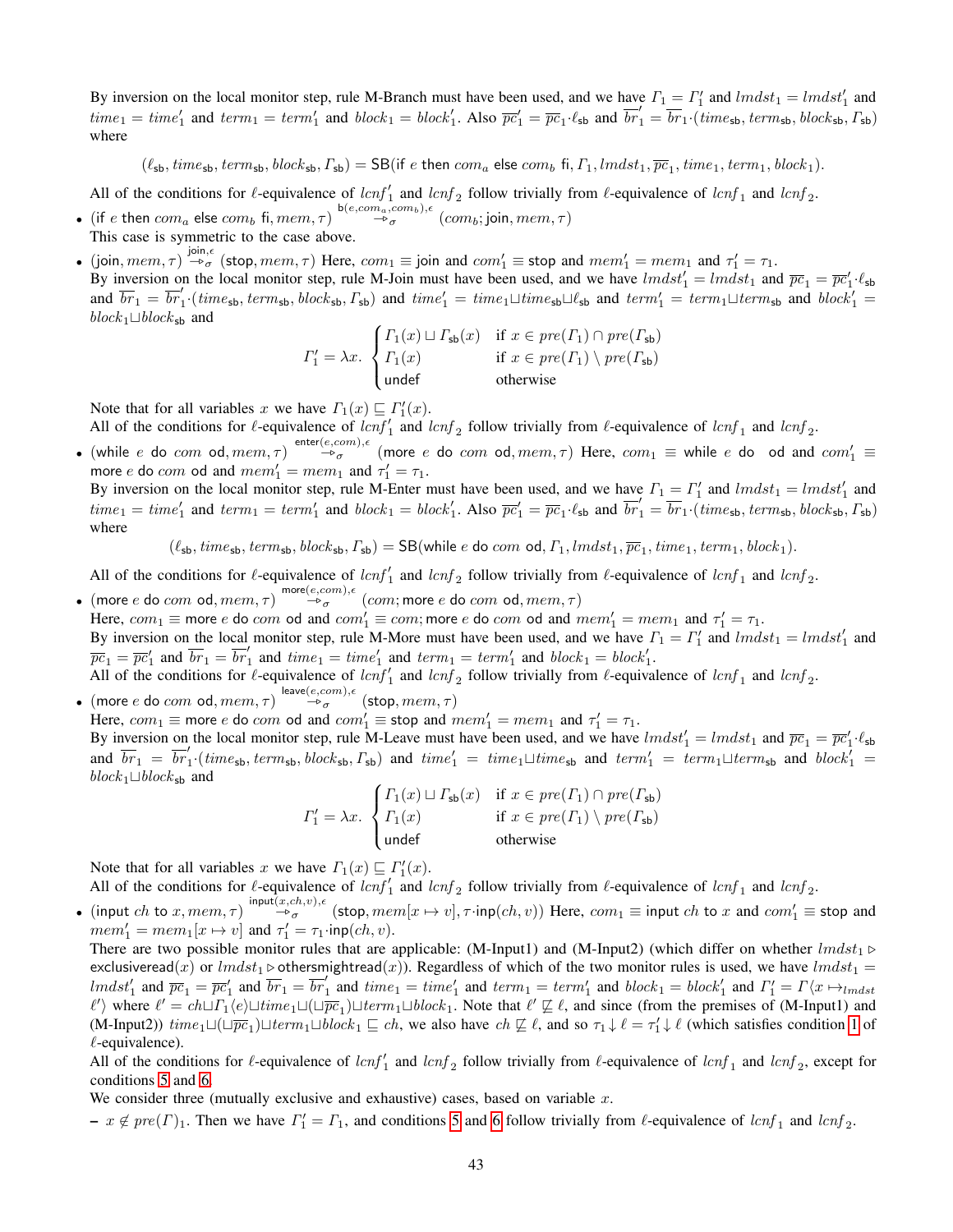By inversion on the local monitor step, rule M-Branch must have been used, and we have $\Gamma_1 = \Gamma'_1$ and $lmdst_1 = lmdst'_1$ and $time_1 = time'_1$ and $term_1 = term'_1$ and $block_1 = block'_1$. Also $\overline{pc}'_1 = \overline{pc}_1 \cdot \ell_{\mathsf{sb}}$ and $\overline{br}'_1 = \overline{br}_1 \cdot (time_{\mathsf{sb}}, term_{\mathsf{sb}}, block_{\mathsf{sb}}, \Gamma_{\mathsf{sb}})$ where

$$(\ell_{\mathsf{sb}}, time_{\mathsf{sb}}, term_{\mathsf{sb}}, block_{\mathsf{sb}}, \Gamma_{\mathsf{sb}}) = \mathsf{SB}(\mathsf{if}\ e\ \mathsf{then}\ com_a\ \mathsf{else}\ com_b\ \mathsf{fi}, \Gamma_1, lmdst_1, \overline{pc}_1, time_1, term_1, block_1).$$

All of the conditions for $\ell$-equivalence of $lcnf'_1$ and $lcnf_2$ follow trivially from $\ell$-equivalence of $lcnf_1$ and $lcnf_2$.

- $(\mathsf{if}\ e\ \mathsf{then}\ com_a\ \mathsf{else}\ com_b\ \mathsf{fi}, mem, \tau) \overset{\mathsf{b}(e, com_a, com_b), \epsilon}{\twoheadrightarrow_\sigma} (com_b; \mathsf{join}, mem, \tau)$
  This case is symmetric to the case above.
- $(\mathsf{join}, mem, \tau) \overset{\mathsf{join}, \epsilon}{\twoheadrightarrow_\sigma} (\mathsf{stop}, mem, \tau)$ Here, $com_1 \equiv \mathsf{join}$ and $com'_1 \equiv \mathsf{stop}$ and $mem'_1 = mem_1$ and $\tau'_1 = \tau_1$.
  By inversion on the local monitor step, rule M-Join must have been used, and we have $lmdst'_1 = lmdst_1$ and $\overline{pc}_1 = \overline{pc}'_1 \cdot \ell_{\mathsf{sb}}$ and $\overline{br}_1 = \overline{br}'_1 \cdot (time_{\mathsf{sb}}, term_{\mathsf{sb}}, block_{\mathsf{sb}}, \Gamma_{\mathsf{sb}})$ and $time'_1 = time_1 \sqcup time_{\mathsf{sb}} \sqcup \ell_{\mathsf{sb}}$ and $term'_1 = term_1 \sqcup term_{\mathsf{sb}}$ and $block'_1 = block_1 \sqcup block_{\mathsf{sb}}$ and
  $$\Gamma'_1 = \lambda x. \begin{cases} \Gamma_1(x) \sqcup \Gamma_{\mathsf{sb}}(x) & \text{if } x \in pre(\Gamma_1) \cap pre(\Gamma_{\mathsf{sb}}) \\ \Gamma_1(x) & \text{if } x \in pre(\Gamma_1) \setminus pre(\Gamma_{\mathsf{sb}}) \\ \mathsf{undef} & \text{otherwise} \end{cases}$$
  Note that for all variables $x$ we have $\Gamma_1(x) \sqsubseteq \Gamma'_1(x)$.
  All of the conditions for $\ell$-equivalence of $lcnf'_1$ and $lcnf_2$ follow trivially from $\ell$-equivalence of $lcnf_1$ and $lcnf_2$.
- $(\mathsf{while}\ e\ \mathsf{do}\ com\ \mathsf{od}, mem, \tau) \overset{\mathsf{enter}(e, com), \epsilon}{\twoheadrightarrow_\sigma} (\mathsf{more}\ e\ \mathsf{do}\ com\ \mathsf{od}, mem, \tau)$ Here, $com_1 \equiv \mathsf{while}\ e\ \mathsf{do}\ \ \mathsf{od}$ and $com'_1 \equiv \mathsf{more}\ e\ \mathsf{do}\ com\ \mathsf{od}$ and $mem'_1 = mem_1$ and $\tau'_1 = \tau_1$.
  By inversion on the local monitor step, rule M-Enter must have been used, and we have $\Gamma_1 = \Gamma'_1$ and $lmdst_1 = lmdst'_1$ and $time_1 = time'_1$ and $term_1 = term'_1$ and $block_1 = block'_1$. Also $\overline{pc}'_1 = \overline{pc}_1 \cdot \ell_{\mathsf{sb}}$ and $\overline{br}'_1 = \overline{br}_1 \cdot (time_{\mathsf{sb}}, term_{\mathsf{sb}}, block_{\mathsf{sb}}, \Gamma_{\mathsf{sb}})$ where
  $$(\ell_{\mathsf{sb}}, time_{\mathsf{sb}}, term_{\mathsf{sb}}, block_{\mathsf{sb}}, \Gamma_{\mathsf{sb}}) = \mathsf{SB}(\mathsf{while}\ e\ \mathsf{do}\ com\ \mathsf{od}, \Gamma_1, lmdst_1, \overline{pc}_1, time_1, term_1, block_1).$$
  All of the conditions for $\ell$-equivalence of $lcnf'_1$ and $lcnf_2$ follow trivially from $\ell$-equivalence of $lcnf_1$ and $lcnf_2$.
- $(\mathsf{more}\ e\ \mathsf{do}\ com\ \mathsf{od}, mem, \tau) \overset{\mathsf{more}(e, com), \epsilon}{\twoheadrightarrow_\sigma} (com; \mathsf{more}\ e\ \mathsf{do}\ com\ \mathsf{od}, mem, \tau)$
  Here, $com_1 \equiv \mathsf{more}\ e\ \mathsf{do}\ com\ \mathsf{od}$ and $com'_1 \equiv com; \mathsf{more}\ e\ \mathsf{do}\ com\ \mathsf{od}$ and $mem'_1 = mem_1$ and $\tau'_1 = \tau_1$.
  By inversion on the local monitor step, rule M-More must have been used, and we have $\Gamma_1 = \Gamma'_1$ and $lmdst_1 = lmdst'_1$ and $\overline{pc}_1 = \overline{pc}'_1$ and $\overline{br}_1 = \overline{br}'_1$ and $time_1 = time'_1$ and $term_1 = term'_1$ and $block_1 = block'_1$.
  All of the conditions for $\ell$-equivalence of $lcnf'_1$ and $lcnf_2$ follow trivially from $\ell$-equivalence of $lcnf_1$ and $lcnf_2$.
- $(\mathsf{more}\ e\ \mathsf{do}\ com\ \mathsf{od}, mem, \tau) \overset{\mathsf{leave}(e, com), \epsilon}{\twoheadrightarrow_\sigma} (\mathsf{stop}, mem, \tau)$
  Here, $com_1 \equiv \mathsf{more}\ e\ \mathsf{do}\ com\ \mathsf{od}$ and $com'_1 \equiv \mathsf{stop}$ and $mem'_1 = mem_1$ and $\tau'_1 = \tau_1$.
  By inversion on the local monitor step, rule M-Leave must have been used, and we have $lmdst'_1 = lmdst_1$ and $\overline{pc}_1 = \overline{pc}'_1 \cdot \ell_{\mathsf{sb}}$ and $\overline{br}_1 = \overline{br}'_1 \cdot (time_{\mathsf{sb}}, term_{\mathsf{sb}}, block_{\mathsf{sb}}, \Gamma_{\mathsf{sb}})$ and $time'_1 = time_1 \sqcup time_{\mathsf{sb}}$ and $term'_1 = term_1 \sqcup term_{\mathsf{sb}}$ and $block'_1 = block_1 \sqcup block_{\mathsf{sb}}$ and
  $$\Gamma'_1 = \lambda x. \begin{cases} \Gamma_1(x) \sqcup \Gamma_{\mathsf{sb}}(x) & \text{if } x \in pre(\Gamma_1) \cap pre(\Gamma_{\mathsf{sb}}) \\ \Gamma_1(x) & \text{if } x \in pre(\Gamma_1) \setminus pre(\Gamma_{\mathsf{sb}}) \\ \mathsf{undef} & \text{otherwise} \end{cases}$$
  Note that for all variables $x$ we have $\Gamma_1(x) \sqsubseteq \Gamma'_1(x)$.
  All of the conditions for $\ell$-equivalence of $lcnf'_1$ and $lcnf_2$ follow trivially from $\ell$-equivalence of $lcnf_1$ and $lcnf_2$.
- $(\mathsf{input}\ ch\ \mathsf{to}\ x, mem, \tau) \overset{\mathsf{input}(x, ch, v), \epsilon}{\twoheadrightarrow_\sigma} (\mathsf{stop}, mem[x \mapsto v], \tau \cdot \mathsf{inp}(ch, v))$ Here, $com_1 \equiv \mathsf{input}\ ch\ \mathsf{to}\ x$ and $com'_1 \equiv \mathsf{stop}$ and $mem'_1 = mem_1[x \mapsto v]$ and $\tau'_1 = \tau_1 \cdot \mathsf{inp}(ch, v)$.
  There are two possible monitor rules that are applicable: (M-Input1) and (M-Input2) (which differ on whether $lmdst_1 \triangleright \mathsf{exclusiveread}(x)$ or $lmdst_1 \triangleright \mathsf{othersmightread}(x)$). Regardless of which of the two monitor rules is used, we have $lmdst_1 = lmdst'_1$ and $\overline{pc}_1 = \overline{pc}'_1$ and $\overline{br}_1 = \overline{br}'_1$ and $time_1 = time'_1$ and $term_1 = term'_1$ and $block_1 = block'_1$ and $\Gamma'_1 = \Gamma\langle x \mapsto_{lmdst} \ell' \rangle$ where $\ell' = ch \sqcup \Gamma_1\langle e \rangle \sqcup time_1 \sqcup (\sqcup \overline{pc}_1) \sqcup term_1 \sqcup block_1$. Note that $\ell' \not\sqsubseteq \ell$, and since (from the premises of (M-Input1) and (M-Input2)) $time_1 \sqcup (\sqcup \overline{pc}_1) \sqcup term_1 \sqcup block_1 \sqsubseteq ch$, we also have $ch \not\sqsubseteq \ell$, and so $\tau_1 \downarrow \ell = \tau'_1 \downarrow \ell$ (which satisfies condition 1 of $\ell$-equivalence).
  All of the conditions for $\ell$-equivalence of $lcnf'_1$ and $lcnf_2$ follow trivially from $\ell$-equivalence of $lcnf_1$ and $lcnf_2$, except for conditions 5 and 6.
  We consider three (mutually exclusive and exhaustive) cases, based on variable $x$.
  - $x \notin pre(\Gamma)_1$. Then we have $\Gamma'_1 = \Gamma_1$, and conditions 5 and 6 follow trivially from $\ell$-equivalence of $lcnf_1$ and $lcnf_2$.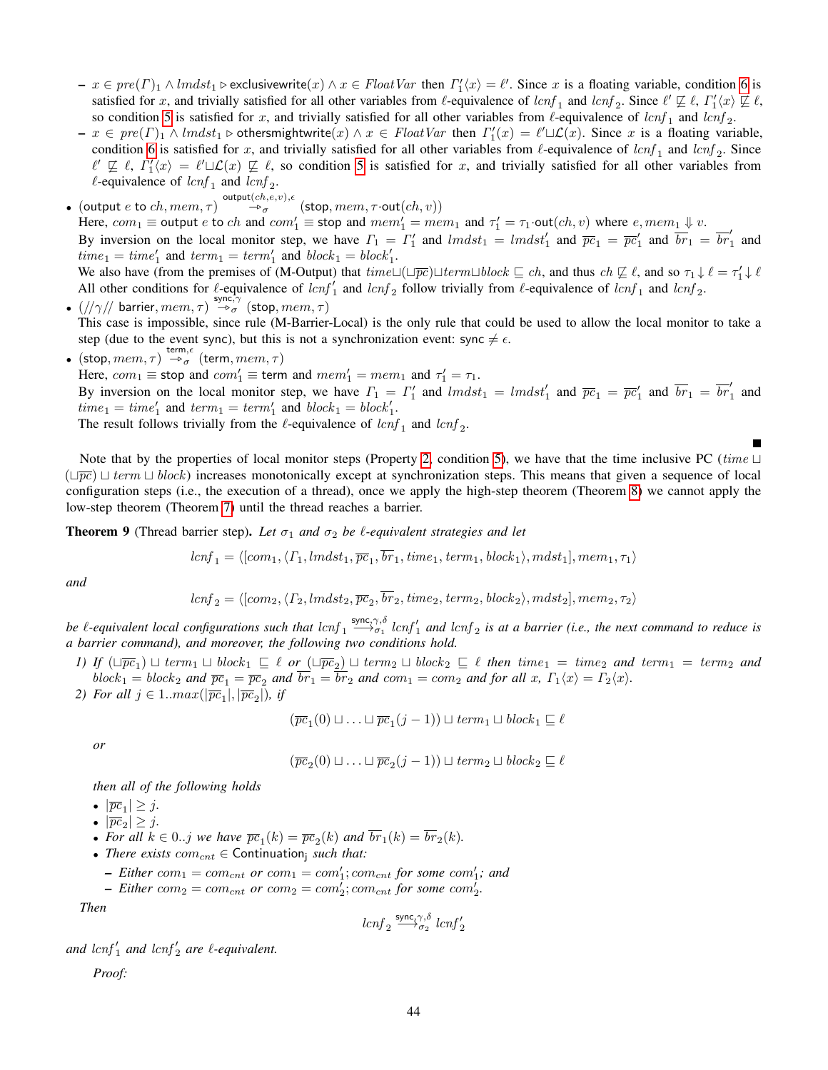- $x \in pre(\Gamma)_1 \wedge lmdst_1 \triangleright \mathsf{exclusivewrite}(x) \wedge x \in FloatVar$ then $\Gamma'_1\langle x\rangle = \ell'$. Since $x$ is a floating variable, condition 6 is satisfied for $x$, and trivially satisfied for all other variables from $\ell$-equivalence of $lcnf_1$ and $lcnf_2$. Since $\ell' \not\sqsubseteq \ell$, $\Gamma'_1\langle x\rangle \not\sqsubseteq \ell$, so condition 5 is satisfied for $x$, and trivially satisfied for all other variables from $\ell$-equivalence of $lcnf_1$ and $lcnf_2$.
- $x \in pre(\Gamma)_1 \wedge lmdst_1 \triangleright \mathsf{othersmightwrite}(x) \wedge x \in FloatVar$ then $\Gamma'_1(x) = \ell' \sqcup \mathcal{L}(x)$. Since $x$ is a floating variable, condition 6 is satisfied for $x$, and trivially satisfied for all other variables from $\ell$-equivalence of $lcnf_1$ and $lcnf_2$. Since $\ell' \not\sqsubseteq \ell$, $\Gamma'_1\langle x\rangle = \ell' \sqcup \mathcal{L}(x) \not\sqsubseteq \ell$, so condition 5 is satisfied for $x$, and trivially satisfied for all other variables from $\ell$-equivalence of $lcnf_1$ and $lcnf_2$.

- $(\mathsf{output}\ e\ \mathsf{to}\ ch, mem, \tau) \overset{\mathsf{output}(ch,e,v),\epsilon}{\twoheadrightarrow_\sigma} (\mathsf{stop}, mem, \tau\cdot\mathsf{out}(ch, v))$
  Here, $com_1 \equiv \mathsf{output}\ e\ \mathsf{to}\ ch$ and $com'_1 \equiv \mathsf{stop}$ and $mem'_1 = mem_1$ and $\tau'_1 = \tau_1\cdot\mathsf{out}(ch, v)$ where $e, mem_1 \Downarrow v$.
  By inversion on the local monitor step, we have $\Gamma_1 = \Gamma'_1$ and $lmdst_1 = lmdst'_1$ and $\overline{pc}_1 = \overline{pc}'_1$ and $\overline{br}_1 = \overline{br}'_1$ and $time_1 = time'_1$ and $term_1 = term'_1$ and $block_1 = block'_1$.
  We also have (from the premises of (M-Output) that $time \sqcup (\sqcup\overline{pc}) \sqcup term \sqcup block \sqsubseteq ch$, and thus $ch \not\sqsubseteq \ell$, and so $\tau_1 \downarrow \ell = \tau'_1 \downarrow \ell$
  All other conditions for $\ell$-equivalence of $lcnf'_1$ and $lcnf_2$ follow trivially from $\ell$-equivalence of $lcnf_1$ and $lcnf_2$.
- $(//\gamma//\ \mathsf{barrier}, mem, \tau) \overset{\mathsf{sync},\gamma}{\twoheadrightarrow_\sigma} (\mathsf{stop}, mem, \tau)$
  This case is impossible, since rule (M-Barrier-Local) is the only rule that could be used to allow the local monitor to take a step (due to the event sync), but this is not a synchronization event: $\mathsf{sync} \neq \epsilon$.
- $(\mathsf{stop}, mem, \tau) \overset{\mathsf{term},\epsilon}{\twoheadrightarrow_\sigma} (\mathsf{term}, mem, \tau)$
  Here, $com_1 \equiv \mathsf{stop}$ and $com'_1 \equiv \mathsf{term}$ and $mem'_1 = mem_1$ and $\tau'_1 = \tau_1$.
  By inversion on the local monitor step, we have $\Gamma_1 = \Gamma'_1$ and $lmdst_1 = lmdst'_1$ and $\overline{pc}_1 = \overline{pc}'_1$ and $\overline{br}_1 = \overline{br}'_1$ and $time_1 = time'_1$ and $term_1 = term'_1$ and $block_1 = block'_1$.
  The result follows trivially from the $\ell$-equivalence of $lcnf_1$ and $lcnf_2$.

■

Note that by the properties of local monitor steps (Property 2, condition 5), we have that the time inclusive PC ($time \sqcup (\sqcup\overline{pc}) \sqcup term \sqcup block$) increases monotonically except at synchronization steps. This means that given a sequence of local configuration steps (i.e., the execution of a thread), once we apply the high-step theorem (Theorem 8) we cannot apply the low-step theorem (Theorem 7) until the thread reaches a barrier.

**Theorem 9** (Thread barrier step). *Let $\sigma_1$ and $\sigma_2$ be $\ell$-equivalent strategies and let*

$$lcnf_1 = \langle[com_1, \langle\Gamma_1, lmdst_1, \overline{pc}_1, \overline{br}_1, time_1, term_1, block_1\rangle, mdst_1], mem_1, \tau_1\rangle$$

*and*

$$lcnf_2 = \langle[com_2, \langle\Gamma_2, lmdst_2, \overline{pc}_2, \overline{br}_2, time_2, term_2, block_2\rangle, mdst_2], mem_2, \tau_2\rangle$$

*be $\ell$-equivalent local configurations such that $lcnf_1 \overset{\mathsf{sync},\gamma,\delta}{\longrightarrow_{\sigma_1}} lcnf'_1$ and $lcnf_2$ is at a barrier (i.e., the next command to reduce is a barrier command), and moreover, the following two conditions hold.*

1) *If $(\sqcup\overline{pc}_1) \sqcup term_1 \sqcup block_1 \sqsubseteq \ell$ or $(\sqcup\overline{pc}_2) \sqcup term_2 \sqcup block_2 \sqsubseteq \ell$ then $time_1 = time_2$ and $term_1 = term_2$ and $block_1 = block_2$ and $\overline{pc}_1 = \overline{pc}_2$ and $\overline{br}_1 = \overline{br}_2$ and $com_1 = com_2$ and for all $x$, $\Gamma_1\langle x\rangle = \Gamma_2\langle x\rangle$.*
2) *For all $j \in 1..max(|\overline{pc}_1|, |\overline{pc}_2|)$, if*

$$(\overline{pc}_1(0) \sqcup \ldots \sqcup \overline{pc}_1(j-1)) \sqcup term_1 \sqcup block_1 \sqsubseteq \ell$$

*or*

$$(\overline{pc}_2(0) \sqcup \ldots \sqcup \overline{pc}_2(j-1)) \sqcup term_2 \sqcup block_2 \sqsubseteq \ell$$

*then all of the following holds*

- $|\overline{pc}_1| \geq j$.
- $|\overline{pc}_2| \geq j$.
- *For all $k \in 0..j$ we have $\overline{pc}_1(k) = \overline{pc}_2(k)$ and $\overline{br}_1(k) = \overline{br}_2(k)$.*
- *There exists $com_{cnt} \in \mathsf{Continuation_j}$ such that:*
  - *Either $com_1 = com_{cnt}$ or $com_1 = com'_1; com_{cnt}$ for some $com'_1$; and*
  - *Either $com_2 = com_{cnt}$ or $com_2 = com'_2; com_{cnt}$ for some $com'_2$.*

*Then*

$$lcnf_2 \overset{\mathsf{sync},\gamma,\delta}{\longrightarrow_{\sigma_2}} lcnf'_2$$

*and $lcnf'_1$ and $lcnf'_2$ are $\ell$-equivalent.*

*Proof:*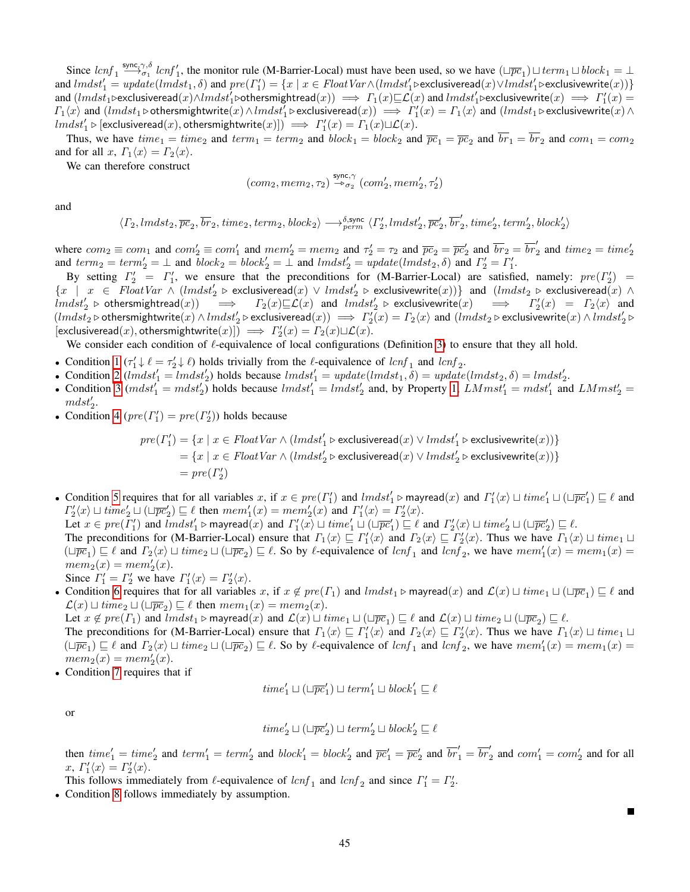Since $lcnf_1 \xrightarrow{\mathsf{sync},\gamma,\delta}_{\sigma_1} lcnf'_1$, the monitor rule (M-Barrier-Local) must have been used, so we have $(\sqcup\overline{pc}_1) \sqcup term_1 \sqcup block_1 = \bot$ and $lmdst'_1 = update(lmdst_1, \delta)$ and $pre(\Gamma'_1) = \{x \mid x \in FloatVar \wedge (lmdst'_1 \triangleright \mathsf{exclusiveread}(x) \vee lmdst'_1 \triangleright \mathsf{exclusivewrite}(x))\}$ and $(lmdst_1 \triangleright \mathsf{exclusiveread}(x) \wedge lmdst'_1 \triangleright \mathsf{othersmightread}(x)) \implies \Gamma_1(x) \sqsubseteq \mathcal{L}(x)$ and $lmdst'_1 \triangleright \mathsf{exclusivewrite}(x) \implies \Gamma'_1(x) = \Gamma_1\langle x\rangle$ and $(lmdst_1 \triangleright \mathsf{othersmightwrite}(x) \wedge lmdst'_1 \triangleright \mathsf{exclusiveread}(x)) \implies \Gamma'_1(x) = \Gamma_1\langle x\rangle$ and $(lmdst_1 \triangleright \mathsf{exclusivewrite}(x) \wedge lmdst'_1 \triangleright [\mathsf{exclusiveread}(x), \mathsf{othersmightwrite}(x)]) \implies \Gamma'_1(x) = \Gamma_1(x) \sqcup \mathcal{L}(x)$.

Thus, we have $time_1 = time_2$ and $term_1 = term_2$ and $block_1 = block_2$ and $\overline{pc}_1 = \overline{pc}_2$ and $\overline{br}_1 = \overline{br}_2$ and $com_1 = com_2$ and for all $x$, $\Gamma_1\langle x\rangle = \Gamma_2\langle x\rangle$.

We can therefore construct

$$(com_2, mem_2, \tau_2) \xrightarrow{\mathsf{sync},\gamma}_{\sigma_2} (com'_2, mem'_2, \tau'_2)$$

and

$$\langle \Gamma_2, lmdst_2, \overline{pc}_2, \overline{br}_2, time_2, term_2, block_2\rangle \longrightarrow^{\delta,\mathsf{sync}}_{perm} \langle \Gamma'_2, lmdst'_2, \overline{pc}'_2, \overline{br}'_2, time'_2, term'_2, block'_2\rangle$$

where $com_2 \equiv com_1$ and $com'_2 \equiv com'_1$ and $mem'_2 = mem_2$ and $\tau'_2 = \tau_2$ and $\overline{pc}_2 = \overline{pc}'_2$ and $\overline{br}_2 = \overline{br}'_2$ and $time_2 = time'_2$ and $term_2 = term'_2 = \bot$ and $block_2 = block'_2 = \bot$ and $lmdst'_2 = update(lmdst_2, \delta)$ and $\Gamma'_2 = \Gamma'_1$.

By setting $\Gamma'_2 = \Gamma'_1$, we ensure that the preconditions for (M-Barrier-Local) are satisfied, namely: $pre(\Gamma'_2) = \{x \mid x \in FloatVar \wedge (lmdst'_2 \triangleright \mathsf{exclusiveread}(x) \vee lmdst'_2 \triangleright \mathsf{exclusivewrite}(x))\}$ and $(lmdst_2 \triangleright \mathsf{exclusiveread}(x) \wedge lmdst'_2 \triangleright \mathsf{othersmightread}(x)) \implies \Gamma_2(x) \sqsubseteq \mathcal{L}(x)$ and $lmdst'_2 \triangleright \mathsf{exclusivewrite}(x) \implies \Gamma'_2(x) = \Gamma_2\langle x\rangle$ and $(lmdst_2 \triangleright \mathsf{othersmightwrite}(x) \wedge lmdst'_2 \triangleright \mathsf{exclusiveread}(x)) \implies \Gamma'_2(x) = \Gamma_2\langle x\rangle$ and $(lmdst_2 \triangleright \mathsf{exclusivewrite}(x) \wedge lmdst'_2 \triangleright [\mathsf{exclusiveread}(x), \mathsf{othersmightwrite}(x)]) \implies \Gamma'_2(x) = \Gamma_2(x) \sqcup \mathcal{L}(x)$.

We consider each condition of $\ell$-equivalence of local configurations (Definition 3) to ensure that they all hold.

- Condition 1 ($\tau'_1 \downarrow \ell = \tau'_2 \downarrow \ell$) holds trivially from the $\ell$-equivalence of $lcnf_1$ and $lcnf_2$.
- Condition 2 ($lmdst'_1 = lmdst'_2$) holds because $lmdst'_1 = update(lmdst_1, \delta) = update(lmdst_2, \delta) = lmdst'_2$.
- Condition 3 ($mdst'_1 = mdst'_2$) holds because $lmdst'_1 = lmdst'_2$ and, by Property 1, $LMmst'_1 = mdst'_1$ and $LMmst'_2 = mdst'_2$.
- Condition 4 ($pre(\Gamma'_1) = pre(\Gamma'_2)$) holds because

$$\begin{aligned}
pre(\Gamma'_1) &= \{x \mid x \in FloatVar \wedge (lmdst'_1 \triangleright \mathsf{exclusiveread}(x) \vee lmdst'_1 \triangleright \mathsf{exclusivewrite}(x))\}\\
&= \{x \mid x \in FloatVar \wedge (lmdst'_2 \triangleright \mathsf{exclusiveread}(x) \vee lmdst'_2 \triangleright \mathsf{exclusivewrite}(x))\}\\
&= pre(\Gamma'_2)
\end{aligned}$$

- Condition 5 requires that for all variables $x$, if $x \in pre(\Gamma'_1)$ and $lmdst'_1 \triangleright \mathsf{mayread}(x)$ and $\Gamma'_1\langle x\rangle \sqcup time'_1 \sqcup (\sqcup\overline{pc}'_1) \sqsubseteq \ell$ and $\Gamma'_2\langle x\rangle \sqcup time'_2 \sqcup (\sqcup\overline{pc}'_2) \sqsubseteq \ell$ then $mem'_1(x) = mem'_2(x)$ and $\Gamma'_1\langle x\rangle = \Gamma'_2\langle x\rangle$.
  Let $x \in pre(\Gamma'_1)$ and $lmdst'_1 \triangleright \mathsf{mayread}(x)$ and $\Gamma'_1\langle x\rangle \sqcup time'_1 \sqcup (\sqcup\overline{pc}'_1) \sqsubseteq \ell$ and $\Gamma'_2\langle x\rangle \sqcup time'_2 \sqcup (\sqcup\overline{pc}'_2) \sqsubseteq \ell$.
  The preconditions for (M-Barrier-Local) ensure that $\Gamma_1\langle x\rangle \sqsubseteq \Gamma'_1\langle x\rangle$ and $\Gamma_2\langle x\rangle \sqsubseteq \Gamma'_2\langle x\rangle$. Thus we have $\Gamma_1\langle x\rangle \sqcup time_1 \sqcup (\sqcup\overline{pc}_1) \sqsubseteq \ell$ and $\Gamma_2\langle x\rangle \sqcup time_2 \sqcup (\sqcup\overline{pc}_2) \sqsubseteq \ell$. So by $\ell$-equivalence of $lcnf_1$ and $lcnf_2$, we have $mem'_1(x) = mem_1(x) = mem_2(x) = mem'_2(x)$.
  Since $\Gamma'_1 = \Gamma'_2$ we have $\Gamma'_1\langle x\rangle = \Gamma'_2\langle x\rangle$.
- Condition 6 requires that for all variables $x$, if $x \notin pre(\Gamma_1)$ and $lmdst_1 \triangleright \mathsf{mayread}(x)$ and $\mathcal{L}(x) \sqcup time_1 \sqcup (\sqcup\overline{pc}_1) \sqsubseteq \ell$ and $\mathcal{L}(x) \sqcup time_2 \sqcup (\sqcup\overline{pc}_2) \sqsubseteq \ell$ then $mem_1(x) = mem_2(x)$.
  Let $x \notin pre(\Gamma_1)$ and $lmdst_1 \triangleright \mathsf{mayread}(x)$ and $\mathcal{L}(x) \sqcup time_1 \sqcup (\sqcup\overline{pc}_1) \sqsubseteq \ell$ and $\mathcal{L}(x) \sqcup time_2 \sqcup (\sqcup\overline{pc}_2) \sqsubseteq \ell$.
  The preconditions for (M-Barrier-Local) ensure that $\Gamma_1\langle x\rangle \sqsubseteq \Gamma'_1\langle x\rangle$ and $\Gamma_2\langle x\rangle \sqsubseteq \Gamma'_2\langle x\rangle$. Thus we have $\Gamma_1\langle x\rangle \sqcup time_1 \sqcup (\sqcup\overline{pc}_1) \sqsubseteq \ell$ and $\Gamma_2\langle x\rangle \sqcup time_2 \sqcup (\sqcup\overline{pc}_2) \sqsubseteq \ell$. So by $\ell$-equivalence of $lcnf_1$ and $lcnf_2$, we have $mem'_1(x) = mem_1(x) = mem_2(x) = mem'_2(x)$.
- Condition 7 requires that if

$$time'_1 \sqcup (\sqcup\overline{pc}'_1) \sqcup term'_1 \sqcup block'_1 \sqsubseteq \ell$$

  or

$$time'_2 \sqcup (\sqcup\overline{pc}'_2) \sqcup term'_2 \sqcup block'_2 \sqsubseteq \ell$$

  then $time'_1 = time'_2$ and $term'_1 = term'_2$ and $block'_1 = block'_2$ and $\overline{pc}'_1 = \overline{pc}'_2$ and $\overline{br}'_1 = \overline{br}'_2$ and $com'_1 = com'_2$ and for all $x$, $\Gamma'_1\langle x\rangle = \Gamma'_2\langle x\rangle$.
  This follows immediately from $\ell$-equivalence of $lcnf_1$ and $lcnf_2$ and since $\Gamma'_1 = \Gamma'_2$.
- Condition 8 follows immediately by assumption.

■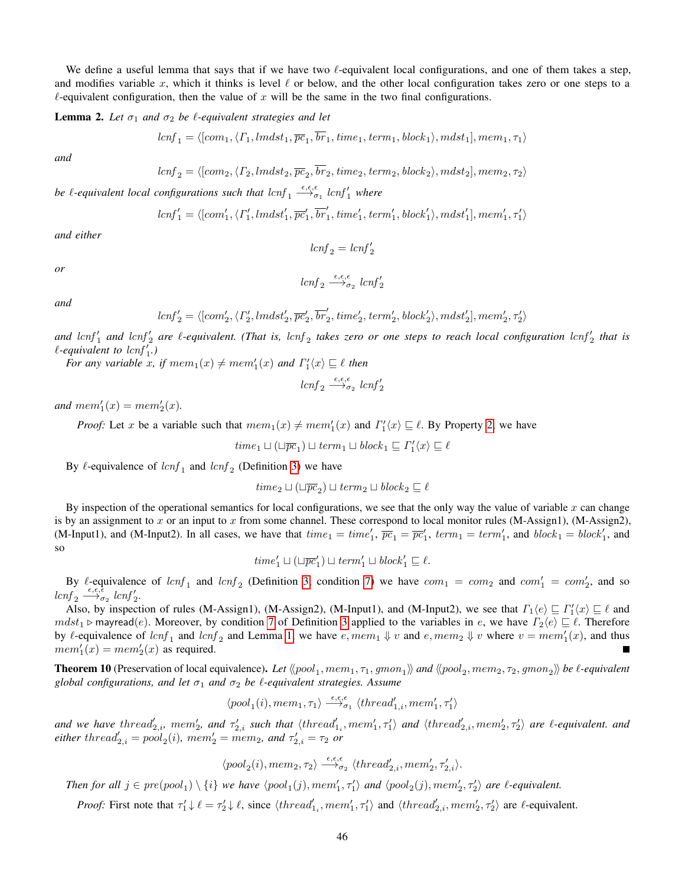We define a useful lemma that says that if we have two $\ell$-equivalent local configurations, and one of them takes a step, and modifies variable $x$, which it thinks is level $\ell$ or below, and the other local configuration takes zero or one steps to a $\ell$-equivalent configuration, then the value of $x$ will be the same in the two final configurations.

**Lemma 2.** *Let $\sigma_1$ and $\sigma_2$ be $\ell$-equivalent strategies and let*

$$lcnf_1 = \langle [com_1, \langle \Gamma_1, lmdst_1, \overline{pc}_1, \overline{br}_1, time_1, term_1, block_1 \rangle, mdst_1], mem_1, \tau_1 \rangle$$

*and*

$$lcnf_2 = \langle [com_2, \langle \Gamma_2, lmdst_2, \overline{pc}_2, \overline{br}_2, time_2, term_2, block_2 \rangle, mdst_2], mem_2, \tau_2 \rangle$$

*be $\ell$-equivalent local configurations such that $lcnf_1 \xrightarrow{\epsilon,\epsilon,\epsilon}_{\sigma_1} lcnf'_1$ where*

$$lcnf'_1 = \langle [com'_1, \langle \Gamma'_1, lmdst'_1, \overline{pc}'_1, \overline{br}'_1, time'_1, term'_1, block'_1 \rangle, mdst'_1], mem'_1, \tau'_1 \rangle$$

*and either*

$$lcnf_2 = lcnf'_2$$

*or*

$$lcnf_2 \xrightarrow{\epsilon,\epsilon,\epsilon}_{\sigma_2} lcnf'_2$$

*and*

$$lcnf'_2 = \langle [com'_2, \langle \Gamma'_2, lmdst'_2, \overline{pc}'_2, \overline{br}'_2, time'_2, term'_2, block'_2 \rangle, mdst'_2], mem'_2, \tau'_2 \rangle$$

*and $lcnf'_1$ and $lcnf'_2$ are $\ell$-equivalent. (That is, $lcnf_2$ takes zero or one steps to reach local configuration $lcnf'_2$ that is $\ell$-equivalent to $lcnf'_1$.)*

*For any variable $x$, if $mem_1(x) \neq mem'_1(x)$ and $\Gamma'_1\langle x \rangle \sqsubseteq \ell$ then*

$$lcnf_2 \xrightarrow{\epsilon,\epsilon,\epsilon}_{\sigma_2} lcnf'_2$$

*and $mem'_1(x) = mem'_2(x)$.*

*Proof:* Let $x$ be a variable such that $mem_1(x) \neq mem'_1(x)$ and $\Gamma'_1\langle x \rangle \sqsubseteq \ell$. By Property 2, we have

$$time_1 \sqcup (\sqcup \overline{pc}_1) \sqcup term_1 \sqcup block_1 \sqsubseteq \Gamma'_1\langle x \rangle \sqsubseteq \ell$$

By $\ell$-equivalence of $lcnf_1$ and $lcnf_2$ (Definition 3) we have

$$time_2 \sqcup (\sqcup \overline{pc}_2) \sqcup term_2 \sqcup block_2 \sqsubseteq \ell$$

By inspection of the operational semantics for local configurations, we see that the only way the value of variable $x$ can change is by an assignment to $x$ or an input to $x$ from some channel. These correspond to local monitor rules (M-Assign1), (M-Assign2), (M-Input1), and (M-Input2). In all cases, we have that $time_1 = time'_1$, $\overline{pc}_1 = \overline{pc}'_1$, $term_1 = term'_1$, and $block_1 = block'_1$, and so

$$time'_1 \sqcup (\sqcup \overline{pc}'_1) \sqcup term'_1 \sqcup block'_1 \sqsubseteq \ell.$$

By $\ell$-equivalence of $lcnf_1$ and $lcnf_2$ (Definition 3, condition 7) we have $com_1 = com_2$ and $com'_1 = com'_2$, and so $lcnf_2 \xrightarrow{\epsilon,\epsilon,\epsilon}_{\sigma_2} lcnf'_2$.

Also, by inspection of rules (M-Assign1), (M-Assign2), (M-Input1), and (M-Input2), we see that $\Gamma_1\langle e \rangle \sqsubseteq \Gamma'_1\langle x \rangle \sqsubseteq \ell$ and $mdst_1 \triangleright \mathsf{mayread}(e)$. Moreover, by condition 7 of Definition 3 applied to the variables in $e$, we have $\Gamma_2\langle e \rangle \sqsubseteq \ell$. Therefore by $\ell$-equivalence of $lcnf_1$ and $lcnf_2$ and Lemma 1, we have $e, mem_1 \Downarrow v$ and $e, mem_2 \Downarrow v$ where $v = mem'_1(x)$, and thus $mem'_1(x) = mem'_2(x)$ as required. ∎

**Theorem 10** (Preservation of local equivalence)**.** *Let $\langle\!\langle pool_1, mem_1, \tau_1, gmon_1 \rangle\!\rangle$ and $\langle\!\langle pool_2, mem_2, \tau_2, gmon_2 \rangle\!\rangle$ be $\ell$-equivalent global configurations, and let $\sigma_1$ and $\sigma_2$ be $\ell$-equivalent strategies. Assume*

$$\langle pool_1(i), mem_1, \tau_1 \rangle \xrightarrow{\epsilon,\epsilon,\epsilon}_{\sigma_1} \langle thread'_{1,i}, mem'_1, \tau'_1 \rangle$$

*and we have $thread'_{2,i}$, $mem'_2$, and $\tau'_{2,i}$ such that $\langle thread'_{1_i}, mem'_1, \tau'_1 \rangle$ and $\langle thread'_{2,i}, mem'_2, \tau'_2 \rangle$ are $\ell$-equivalent. and either $thread'_{2,i} = pool_2(i)$, $mem'_2 = mem_2$, and $\tau'_{2,i} = \tau_2$ or*

$$\langle pool_2(i), mem_2, \tau_2 \rangle \xrightarrow{\epsilon,\epsilon,\epsilon}_{\sigma_2} \langle thread'_{2,i}, mem'_2, \tau'_{2,i} \rangle.$$

*Then for all $j \in pre(pool_1) \setminus \{i\}$ we have $\langle pool_1(j), mem'_1, \tau'_1 \rangle$ and $\langle pool_2(j), mem'_2, \tau'_2 \rangle$ are $\ell$-equivalent.*

*Proof:* First note that $\tau'_1 \downarrow \ell = \tau'_2 \downarrow \ell$, since $\langle thread'_{1_i}, mem'_1, \tau'_1 \rangle$ and $\langle thread'_{2,i}, mem'_2, \tau'_2 \rangle$ are $\ell$-equivalent.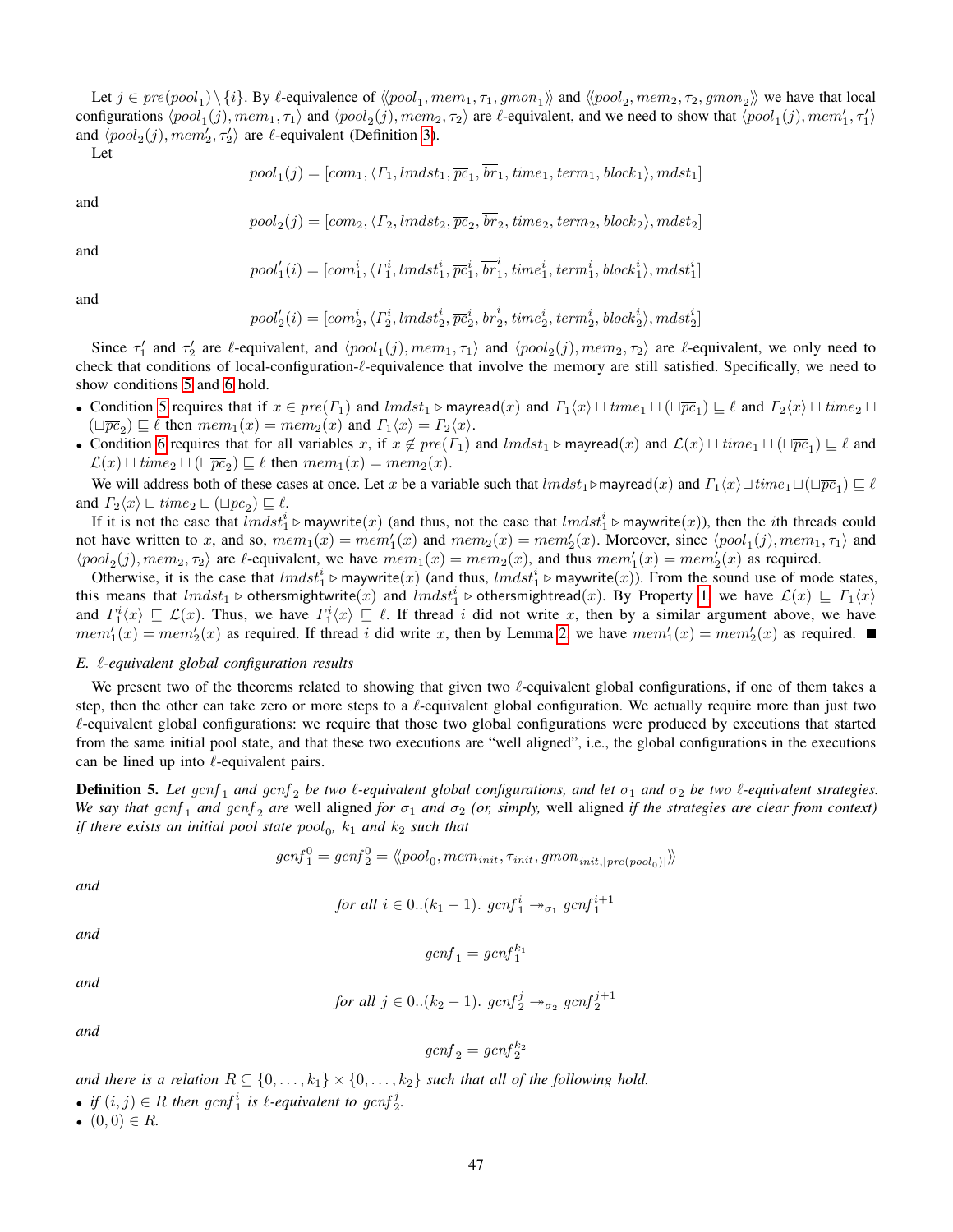Let $j \in pre(pool_1) \setminus \{i\}$. By $\ell$-equivalence of $\langle\!\langle pool_1, mem_1, \tau_1, gmon_1 \rangle\!\rangle$ and $\langle\!\langle pool_2, mem_2, \tau_2, gmon_2 \rangle\!\rangle$ we have that local configurations $\langle pool_1(j), mem_1, \tau_1 \rangle$ and $\langle pool_2(j), mem_2, \tau_2 \rangle$ are $\ell$-equivalent, and we need to show that $\langle pool_1(j), mem_1', \tau_1' \rangle$ and $\langle pool_2(j), mem_2', \tau_2' \rangle$ are $\ell$-equivalent (Definition 3).

Let

$$pool_1(j) = [com_1, \langle \Gamma_1, lmdst_1, \overline{pc}_1, \overline{br}_1, time_1, term_1, block_1 \rangle, mdst_1]$$

and

$$pool_2(j) = [com_2, \langle \Gamma_2, lmdst_2, \overline{pc}_2, \overline{br}_2, time_2, term_2, block_2 \rangle, mdst_2]$$

and

$$pool_1'(i) = [com_1^i, \langle \Gamma_1^i, lmdst_1^i, \overline{pc}_1^i, \overline{br}_1^i, time_1^i, term_1^i, block_1^i \rangle, mdst_1^i]$$

and

$$pool_2'(i) = [com_2^i, \langle \Gamma_2^i, lmdst_2^i, \overline{pc}_2^i, \overline{br}_2^i, time_2^i, term_2^i, block_2^i \rangle, mdst_2^i]$$

Since $\tau_1'$ and $\tau_2'$ are $\ell$-equivalent, and $\langle pool_1(j), mem_1, \tau_1 \rangle$ and $\langle pool_2(j), mem_2, \tau_2 \rangle$ are $\ell$-equivalent, we only need to check that conditions of local-configuration-$\ell$-equivalence that involve the memory are still satisfied. Specifically, we need to show conditions 5 and 6 hold.

- Condition 5 requires that if $x \in pre(\Gamma_1)$ and $lmdst_1 \triangleright \mathsf{mayread}(x)$ and $\Gamma_1\langle x \rangle \sqcup time_1 \sqcup (\sqcup \overline{pc}_1) \sqsubseteq \ell$ and $\Gamma_2\langle x \rangle \sqcup time_2 \sqcup (\sqcup \overline{pc}_2) \sqsubseteq \ell$ then $mem_1(x) = mem_2(x)$ and $\Gamma_1\langle x \rangle = \Gamma_2\langle x \rangle$.
- Condition 6 requires that for all variables $x$, if $x \notin pre(\Gamma_1)$ and $lmdst_1 \triangleright \mathsf{mayread}(x)$ and $\mathcal{L}(x) \sqcup time_1 \sqcup (\sqcup \overline{pc}_1) \sqsubseteq \ell$ and $\mathcal{L}(x) \sqcup time_2 \sqcup (\sqcup \overline{pc}_2) \sqsubseteq \ell$ then $mem_1(x) = mem_2(x)$.

We will address both of these cases at once. Let $x$ be a variable such that $lmdst_1 \triangleright \mathsf{mayread}(x)$ and $\Gamma_1\langle x \rangle \sqcup time_1 \sqcup (\sqcup \overline{pc}_1) \sqsubseteq \ell$ and $\Gamma_2\langle x \rangle \sqcup time_2 \sqcup (\sqcup \overline{pc}_2) \sqsubseteq \ell$.

If it is not the case that $lmdst_1^i \triangleright \mathsf{maywrite}(x)$ (and thus, not the case that $lmdst_1^i \triangleright \mathsf{maywrite}(x)$), then the $i$th threads could not have written to $x$, and so, $mem_1(x) = mem_1'(x)$ and $mem_2(x) = mem_2'(x)$. Moreover, since $\langle pool_1(j), mem_1, \tau_1 \rangle$ and $\langle pool_2(j), mem_2, \tau_2 \rangle$ are $\ell$-equivalent, we have $mem_1(x) = mem_2(x)$, and thus $mem_1'(x) = mem_2'(x)$ as required.

Otherwise, it is the case that $lmdst_1^i \triangleright \mathsf{maywrite}(x)$ (and thus, $lmdst_1^i \triangleright \mathsf{maywrite}(x)$). From the sound use of mode states, this means that $lmdst_1 \triangleright \mathsf{othersmightwrite}(x)$ and $lmdst_1^i \triangleright \mathsf{othersmightread}(x)$. By Property 1 we have $\mathcal{L}(x) \sqsubseteq \Gamma_1\langle x \rangle$ and $\Gamma_1^i\langle x \rangle \sqsubseteq \mathcal{L}(x)$. Thus, we have $\Gamma_1^i\langle x \rangle \sqsubseteq \ell$. If thread $i$ did not write $x$, then by a similar argument above, we have $mem_1'(x) = mem_2'(x)$ as required. If thread $i$ did write $x$, then by Lemma 2, we have $mem_1'(x) = mem_2'(x)$ as required. ∎

### E. $\ell$-equivalent global configuration results

We present two of the theorems related to showing that given two $\ell$-equivalent global configurations, if one of them takes a step, then the other can take zero or more steps to a $\ell$-equivalent global configuration. We actually require more than just two $\ell$-equivalent global configurations: we require that those two global configurations were produced by executions that started from the same initial pool state, and that these two executions are "well aligned", i.e., the global configurations in the executions can be lined up into $\ell$-equivalent pairs.

**Definition 5.** *Let $gcnf_1$ and $gcnf_2$ be two $\ell$-equivalent global configurations, and let $\sigma_1$ and $\sigma_2$ be two $\ell$-equivalent strategies. We say that $gcnf_1$ and $gcnf_2$ are* well aligned *for $\sigma_1$ and $\sigma_2$ (or, simply,* well aligned *if the strategies are clear from context) if there exists an initial pool state $pool_0$, $k_1$ and $k_2$ such that*

$$gcnf_1^0 = gcnf_2^0 = \langle\!\langle pool_0, mem_{init}, \tau_{init}, gmon_{init,|pre(pool_0)|} \rangle\!\rangle$$

*and*

$$\text{for all } i \in 0..(k_1 - 1).\ gcnf_1^i \twoheadrightarrow_{\sigma_1} gcnf_1^{i+1}$$

*and*

$$gcnf_1 = gcnf_1^{k_1}$$

*and*

$$\text{for all } j \in 0..(k_2 - 1).\ gcnf_2^j \twoheadrightarrow_{\sigma_2} gcnf_2^{j+1}$$

*and*

$$gcnf_2 = gcnf_2^{k_2}$$

*and there is a relation $R \subseteq \{0, \ldots, k_1\} \times \{0, \ldots, k_2\}$ such that all of the following hold.*

- *if $(i, j) \in R$ then $gcnf_1^i$ is $\ell$-equivalent to $gcnf_2^j$.*
- *$(0, 0) \in R$.*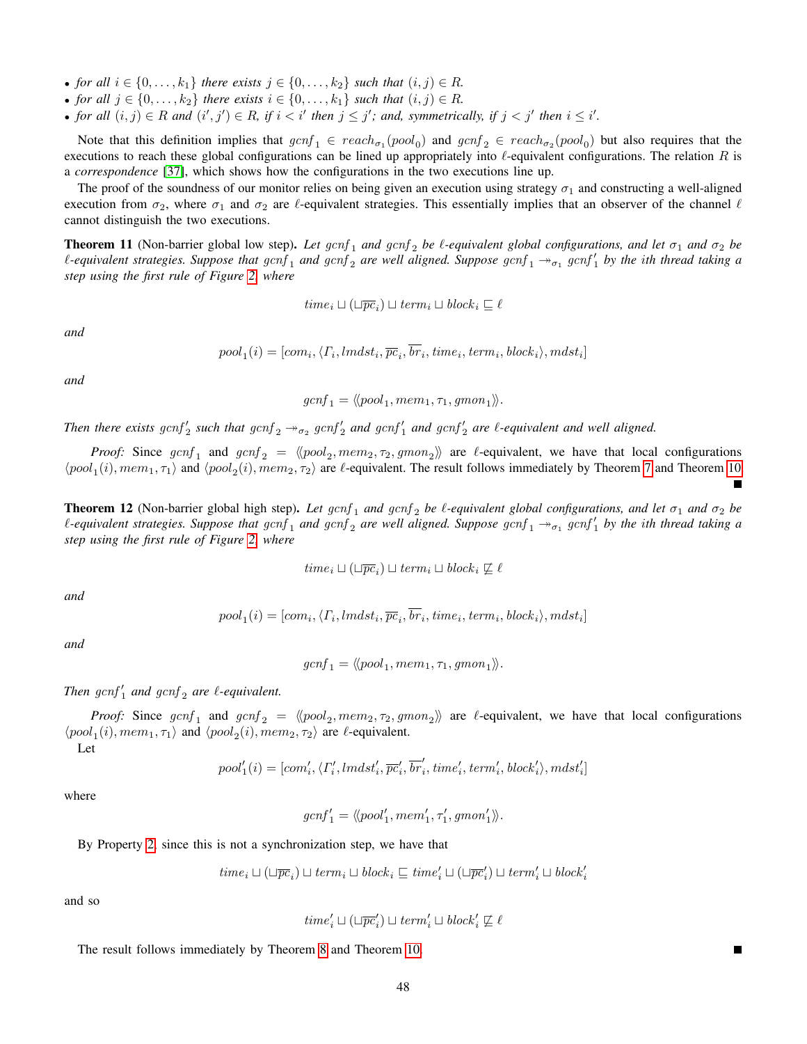- *for all $i \in \{0, \ldots, k_1\}$ there exists $j \in \{0, \ldots, k_2\}$ such that $(i, j) \in R$.*
- *for all $j \in \{0, \ldots, k_2\}$ there exists $i \in \{0, \ldots, k_1\}$ such that $(i, j) \in R$.*
- *for all $(i, j) \in R$ and $(i', j') \in R$, if $i < i'$ then $j \leq j'$; and, symmetrically, if $j < j'$ then $i \leq i'$.*

Note that this definition implies that $gcnf_1 \in reach_{\sigma_1}(pool_0)$ and $gcnf_2 \in reach_{\sigma_2}(pool_0)$ but also requires that the executions to reach these global configurations can be lined up appropriately into $\ell$-equivalent configurations. The relation $R$ is a *correspondence* [37], which shows how the configurations in the two executions line up.

The proof of the soundness of our monitor relies on being given an execution using strategy $\sigma_1$ and constructing a well-aligned execution from $\sigma_2$, where $\sigma_1$ and $\sigma_2$ are $\ell$-equivalent strategies. This essentially implies that an observer of the channel $\ell$ cannot distinguish the two executions.

**Theorem 11** (Non-barrier global low step)**.** *Let $gcnf_1$ and $gcnf_2$ be $\ell$-equivalent global configurations, and let $\sigma_1$ and $\sigma_2$ be $\ell$-equivalent strategies. Suppose that $gcnf_1$ and $gcnf_2$ are well aligned. Suppose $gcnf_1 \twoheadrightarrow_{\sigma_1} gcnf_1'$ by the ith thread taking a step using the first rule of Figure 2, where*

$$time_i \sqcup (\sqcup \overline{pc}_i) \sqcup term_i \sqcup block_i \sqsubseteq \ell$$

*and*

$$pool_1(i) = [com_i, \langle \Gamma_i, lmdst_i, \overline{pc}_i, \overline{br}_i, time_i, term_i, block_i \rangle, mdst_i]$$

*and*

$$gcnf_1 = \langle\!\langle pool_1, mem_1, \tau_1, gmon_1 \rangle\!\rangle.$$

*Then there exists $gcnf_2'$ such that $gcnf_2 \twoheadrightarrow_{\sigma_2} gcnf_2'$ and $gcnf_1'$ and $gcnf_2'$ are $\ell$-equivalent and well aligned.*

*Proof:* Since $gcnf_1$ and $gcnf_2 = \langle\!\langle pool_2, mem_2, \tau_2, gmon_2 \rangle\!\rangle$ are $\ell$-equivalent, we have that local configurations $\langle pool_1(i), mem_1, \tau_1 \rangle$ and $\langle pool_2(i), mem_2, \tau_2 \rangle$ are $\ell$-equivalent. The result follows immediately by Theorem 7 and Theorem 10. ∎

**Theorem 12** (Non-barrier global high step)**.** *Let $gcnf_1$ and $gcnf_2$ be $\ell$-equivalent global configurations, and let $\sigma_1$ and $\sigma_2$ be $\ell$-equivalent strategies. Suppose that $gcnf_1$ and $gcnf_2$ are well aligned. Suppose $gcnf_1 \twoheadrightarrow_{\sigma_1} gcnf_1'$ by the ith thread taking a step using the first rule of Figure 2, where*

$$time_i \sqcup (\sqcup \overline{pc}_i) \sqcup term_i \sqcup block_i \not\sqsubseteq \ell$$

*and*

$$pool_1(i) = [com_i, \langle \Gamma_i, lmdst_i, \overline{pc}_i, \overline{br}_i, time_i, term_i, block_i \rangle, mdst_i]$$

*and*

$$gcnf_1 = \langle\!\langle pool_1, mem_1, \tau_1, gmon_1 \rangle\!\rangle.$$

*Then $gcnf_1'$ and $gcnf_2$ are $\ell$-equivalent.*

*Proof:* Since $gcnf_1$ and $gcnf_2 = \langle\!\langle pool_2, mem_2, \tau_2, gmon_2 \rangle\!\rangle$ are $\ell$-equivalent, we have that local configurations $\langle pool_1(i), mem_1, \tau_1 \rangle$ and $\langle pool_2(i), mem_2, \tau_2 \rangle$ are $\ell$-equivalent.

Let

$$pool_1'(i) = [com_i', \langle \Gamma_i', lmdst_i', \overline{pc}_i', \overline{br}_i', time_i', term_i', block_i' \rangle, mdst_i']$$

where

$$gcnf_1' = \langle\!\langle pool_1', mem_1', \tau_1', gmon_1' \rangle\!\rangle.$$

By Property 2, since this is not a synchronization step, we have that

$$time_i \sqcup (\sqcup \overline{pc}_i) \sqcup term_i \sqcup block_i \sqsubseteq time_i' \sqcup (\sqcup \overline{pc}_i') \sqcup term_i' \sqcup block_i'$$

and so

$$time_i' \sqcup (\sqcup \overline{pc}_i') \sqcup term_i' \sqcup block_i' \not\sqsubseteq \ell$$

The result follows immediately by Theorem 8 and Theorem 10. ∎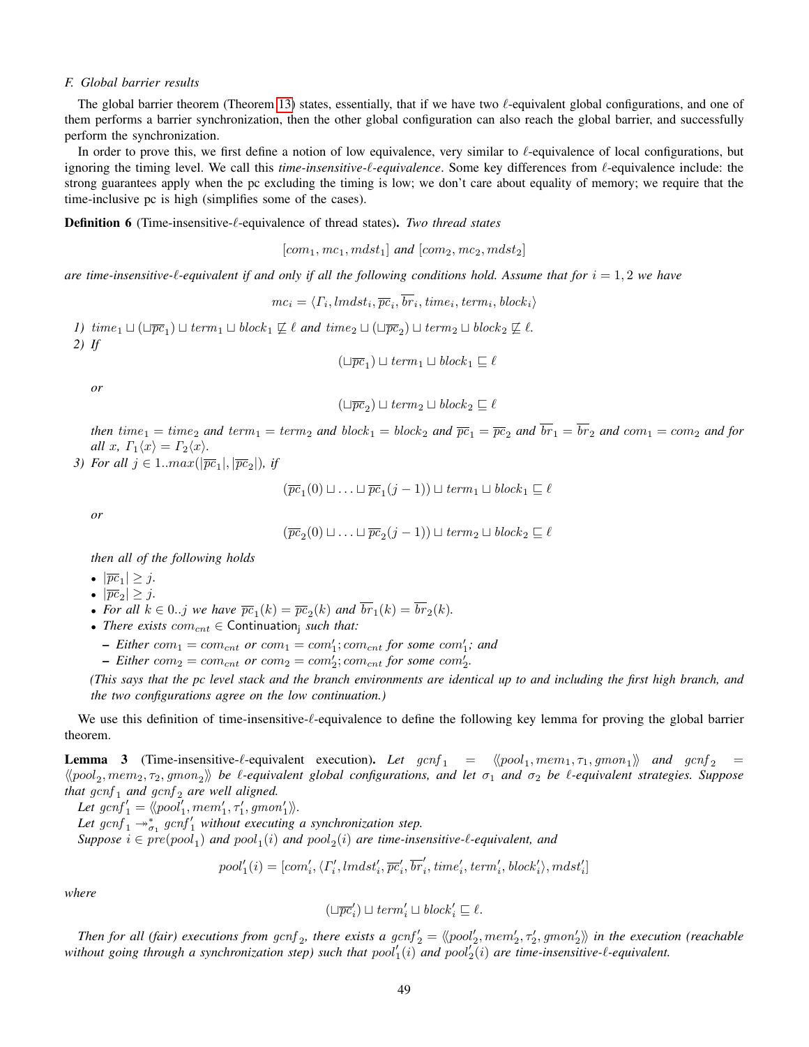### F. Global barrier results

The global barrier theorem (Theorem 13) states, essentially, that if we have two $\ell$-equivalent global configurations, and one of them performs a barrier synchronization, then the other global configuration can also reach the global barrier, and successfully perform the synchronization.

In order to prove this, we first define a notion of low equivalence, very similar to $\ell$-equivalence of local configurations, but ignoring the timing level. We call this *time-insensitive-$\ell$-equivalence*. Some key differences from $\ell$-equivalence include: the strong guarantees apply when the pc excluding the timing is low; we don't care about equality of memory; we require that the time-inclusive pc is high (simplifies some of the cases).

**Definition 6** (Time-insensitive-$\ell$-equivalence of thread states). *Two thread states*

$$[com_1, mc_1, mdst_1] \text{ and } [com_2, mc_2, mdst_2]$$

*are time-insensitive-$\ell$-equivalent if and only if all the following conditions hold. Assume that for $i = 1, 2$ we have*

$$mc_i = \langle \Gamma_i, lmdst_i, \overline{pc}_i, \overline{br}_i, time_i, term_i, block_i \rangle$$

1) $time_1 \sqcup (\sqcup \overline{pc}_1) \sqcup term_1 \sqcup block_1 \not\sqsubseteq \ell$ *and* $time_2 \sqcup (\sqcup \overline{pc}_2) \sqcup term_2 \sqcup block_2 \not\sqsubseteq \ell$.
2) *If*

   $$(\sqcup \overline{pc}_1) \sqcup term_1 \sqcup block_1 \sqsubseteq \ell$$

   *or*

   $$(\sqcup \overline{pc}_2) \sqcup term_2 \sqcup block_2 \sqsubseteq \ell$$

   *then $time_1 = time_2$ and $term_1 = term_2$ and $block_1 = block_2$ and $\overline{pc}_1 = \overline{pc}_2$ and $\overline{br}_1 = \overline{br}_2$ and $com_1 = com_2$ and for all $x$, $\Gamma_1\langle x \rangle = \Gamma_2\langle x \rangle$.*
3) *For all $j \in 1..max(|\overline{pc}_1|, |\overline{pc}_2|)$, if*

   $$(\overline{pc}_1(0) \sqcup \ldots \sqcup \overline{pc}_1(j-1)) \sqcup term_1 \sqcup block_1 \sqsubseteq \ell$$

   *or*

   $$(\overline{pc}_2(0) \sqcup \ldots \sqcup \overline{pc}_2(j-1)) \sqcup term_2 \sqcup block_2 \sqsubseteq \ell$$

   *then all of the following holds*
   - $|\overline{pc}_1| \geq j$.
   - $|\overline{pc}_2| \geq j$.
   - *For all $k \in 0..j$ we have $\overline{pc}_1(k) = \overline{pc}_2(k)$ and $\overline{br}_1(k) = \overline{br}_2(k)$.*
   - *There exists $com_{cnt} \in \mathsf{Continuation_j}$ such that:*
     - *Either $com_1 = com_{cnt}$ or $com_1 = com'_1; com_{cnt}$ for some $com'_1$; and*
     - *Either $com_2 = com_{cnt}$ or $com_2 = com'_2; com_{cnt}$ for some $com'_2$.*

   *(This says that the pc level stack and the branch environments are identical up to and including the first high branch, and the two configurations agree on the low continuation.)*

We use this definition of time-insensitive-$\ell$-equivalence to define the following key lemma for proving the global barrier theorem.

**Lemma 3** (Time-insensitive-$\ell$-equivalent execution). *Let $gcnf_1 = \langle\!\langle pool_1, mem_1, \tau_1, gmon_1 \rangle\!\rangle$ and $gcnf_2 = \langle\!\langle pool_2, mem_2, \tau_2, gmon_2 \rangle\!\rangle$ be $\ell$-equivalent global configurations, and let $\sigma_1$ and $\sigma_2$ be $\ell$-equivalent strategies. Suppose that $gcnf_1$ and $gcnf_2$ are well aligned.*

*Let $gcnf'_1 = \langle\!\langle pool'_1, mem'_1, \tau'_1, gmon'_1 \rangle\!\rangle$.*

*Let $gcnf_1 \twoheadrightarrow^*_{\sigma_1} gcnf'_1$ without executing a synchronization step.*

*Suppose $i \in pre(pool_1)$ and $pool_1(i)$ and $pool_2(i)$ are time-insensitive-$\ell$-equivalent, and*

$$pool'_1(i) = [com'_i, \langle \Gamma'_i, lmdst'_i, \overline{pc}'_i, \overline{br}'_i, time'_i, term'_i, block'_i \rangle, mdst'_i]$$

*where*

$$(\sqcup \overline{pc}'_i) \sqcup term'_i \sqcup block'_i \sqsubseteq \ell.$$

*Then for all (fair) executions from $gcnf_2$, there exists a $gcnf'_2 = \langle\!\langle pool'_2, mem'_2, \tau'_2, gmon'_2 \rangle\!\rangle$ in the execution (reachable without going through a synchronization step) such that $pool'_1(i)$ and $pool'_2(i)$ are time-insensitive-$\ell$-equivalent.*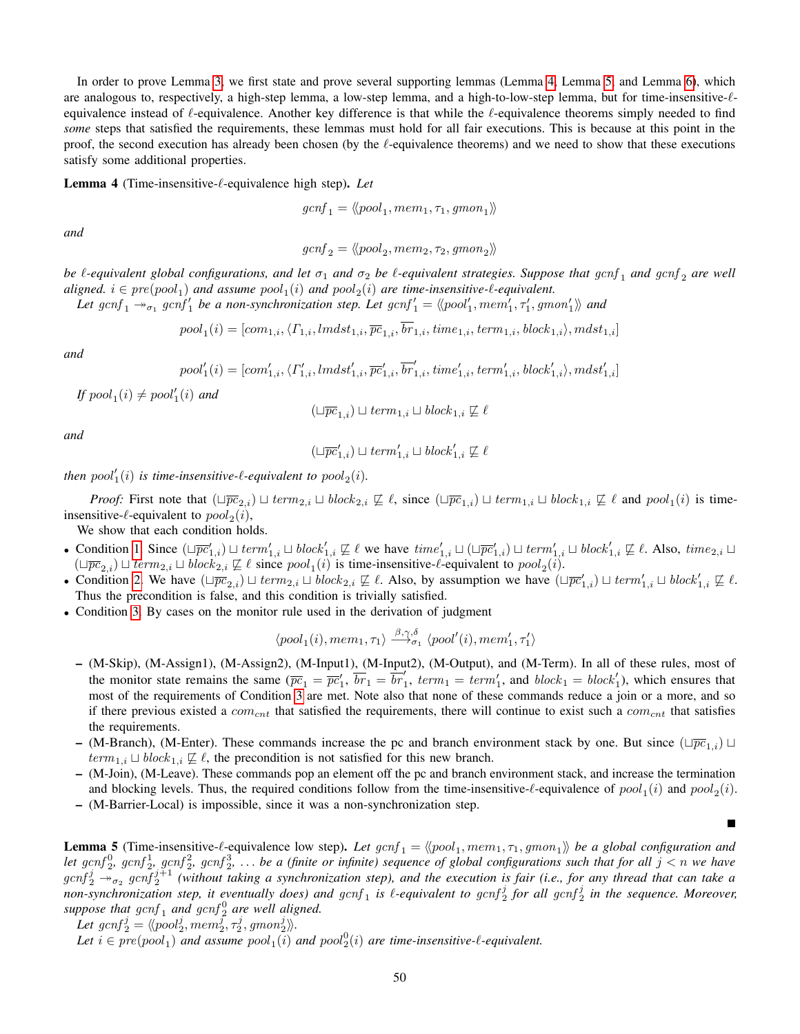In order to prove Lemma 3, we first state and prove several supporting lemmas (Lemma 4, Lemma 5, and Lemma 6), which are analogous to, respectively, a high-step lemma, a low-step lemma, and a high-to-low-step lemma, but for time-insensitive-$\ell$-equivalence instead of $\ell$-equivalence. Another key difference is that while the $\ell$-equivalence theorems simply needed to find *some* steps that satisfied the requirements, these lemmas must hold for all fair executions. This is because at this point in the proof, the second execution has already been chosen (by the $\ell$-equivalence theorems) and we need to show that these executions satisfy some additional properties.

**Lemma 4** (Time-insensitive-$\ell$-equivalence high step). *Let*

$$gcnf_1 = \langle\!\langle pool_1, mem_1, \tau_1, gmon_1 \rangle\!\rangle$$

*and*

$$gcnf_2 = \langle\!\langle pool_2, mem_2, \tau_2, gmon_2 \rangle\!\rangle$$

*be $\ell$-equivalent global configurations, and let $\sigma_1$ and $\sigma_2$ be $\ell$-equivalent strategies. Suppose that $gcnf_1$ and $gcnf_2$ are well aligned. $i \in pre(pool_1)$ and assume $pool_1(i)$ and $pool_2(i)$ are time-insensitive-$\ell$-equivalent.*

*Let $gcnf_1 \twoheadrightarrow_{\sigma_1} gcnf'_1$ be a non-synchronization step. Let $gcnf'_1 = \langle\!\langle pool'_1, mem'_1, \tau'_1, gmon'_1 \rangle\!\rangle$ and*

$$pool_1(i) = [com_{1,i}, \langle \Gamma_{1,i}, lmdst_{1,i}, \overline{pc}_{1,i}, \overline{br}_{1,i}, time_{1,i}, term_{1,i}, block_{1,i} \rangle, mdst_{1,i}]$$

*and*

$$pool'_1(i) = [com'_{1,i}, \langle \Gamma'_{1,i}, lmdst'_{1,i}, \overline{pc}'_{1,i}, \overline{br}'_{1,i}, time'_{1,i}, term'_{1,i}, block'_{1,i} \rangle, mdst'_{1,i}]$$

*If $pool_1(i) \neq pool'_1(i)$ and*

$$(\sqcup \overline{pc}_{1,i}) \sqcup term_{1,i} \sqcup block_{1,i} \not\sqsubseteq \ell$$

*and*

$$(\sqcup \overline{pc}'_{1,i}) \sqcup term'_{1,i} \sqcup block'_{1,i} \not\sqsubseteq \ell$$

*then $pool'_1(i)$ is time-insensitive-$\ell$-equivalent to $pool_2(i)$.*

*Proof:* First note that $(\sqcup \overline{pc}_{2,i}) \sqcup term_{2,i} \sqcup block_{2,i} \not\sqsubseteq \ell$, since $(\sqcup \overline{pc}_{1,i}) \sqcup term_{1,i} \sqcup block_{1,i} \not\sqsubseteq \ell$ and $pool_1(i)$ is time-insensitive-$\ell$-equivalent to $pool_2(i)$,

We show that each condition holds.

- Condition 1. Since $(\sqcup \overline{pc}'_{1,i}) \sqcup term'_{1,i} \sqcup block'_{1,i} \not\sqsubseteq \ell$ we have $time'_{1,i} \sqcup (\sqcup \overline{pc}'_{1,i}) \sqcup term'_{1,i} \sqcup block'_{1,i} \not\sqsubseteq \ell$. Also, $time_{2,i} \sqcup (\sqcup \overline{pc}_{2,i}) \sqcup term_{2,i} \sqcup block_{2,i} \not\sqsubseteq \ell$ since $pool_1(i)$ is time-insensitive-$\ell$-equivalent to $pool_2(i)$.
- Condition 2. We have $(\sqcup \overline{pc}_{2,i}) \sqcup term_{2,i} \sqcup block_{2,i} \not\sqsubseteq \ell$. Also, by assumption we have $(\sqcup \overline{pc}'_{1,i}) \sqcup term'_{1,i} \sqcup block'_{1,i} \not\sqsubseteq \ell$. Thus the precondition is false, and this condition is trivially satisfied.
- Condition 3. By cases on the monitor rule used in the derivation of judgment

$$\langle pool_1(i), mem_1, \tau_1 \rangle \xrightarrow{\beta,\gamma,\delta}_{\sigma_1} \langle pool'(i), mem'_1, \tau'_1 \rangle$$

  - (M-Skip), (M-Assign1), (M-Assign2), (M-Input1), (M-Input2), (M-Output), and (M-Term). In all of these rules, most of the monitor state remains the same ($\overline{pc}_1 = \overline{pc}'_1$, $\overline{br}_1 = \overline{br}'_1$, $term_1 = term'_1$, and $block_1 = block'_1$), which ensures that most of the requirements of Condition 3 are met. Note also that none of these commands reduce a join or a more, and so if there previous existed a $com_{cnt}$ that satisfied the requirements, there will continue to exist such a $com_{cnt}$ that satisfies the requirements.
  - (M-Branch), (M-Enter). These commands increase the pc and branch environment stack by one. But since $(\sqcup \overline{pc}_{1,i}) \sqcup term_{1,i} \sqcup block_{1,i} \not\sqsubseteq \ell$, the precondition is not satisfied for this new branch.
  - (M-Join), (M-Leave). These commands pop an element off the pc and branch environment stack, and increase the termination and blocking levels. Thus, the required conditions follow from the time-insensitive-$\ell$-equivalence of $pool_1(i)$ and $pool_2(i)$.
  - (M-Barrier-Local) is impossible, since it was a non-synchronization step.

■

**Lemma 5** (Time-insensitive-$\ell$-equivalence low step). *Let $gcnf_1 = \langle\!\langle pool_1, mem_1, \tau_1, gmon_1 \rangle\!\rangle$ be a global configuration and let $gcnf^0_2$, $gcnf^1_2$, $gcnf^2_2$, $gcnf^3_2$, ... be a (finite or infinite) sequence of global configurations such that for all $j < n$ we have $gcnf^j_2 \twoheadrightarrow_{\sigma_2} gcnf^{j+1}_2$ (without taking a synchronization step), and the execution is fair (i.e., for any thread that can take a non-synchronization step, it eventually does) and $gcnf_1$ is $\ell$-equivalent to $gcnf^j_2$ for all $gcnf^j_2$ in the sequence. Moreover, suppose that $gcnf_1$ and $gcnf^0_2$ are well aligned.*

*Let $gcnf^j_2 = \langle\!\langle pool^j_2, mem^j_2, \tau^j_2, gmon^j_2 \rangle\!\rangle$.*

*Let $i \in pre(pool_1)$ and assume $pool_1(i)$ and $pool^0_2(i)$ are time-insensitive-$\ell$-equivalent.*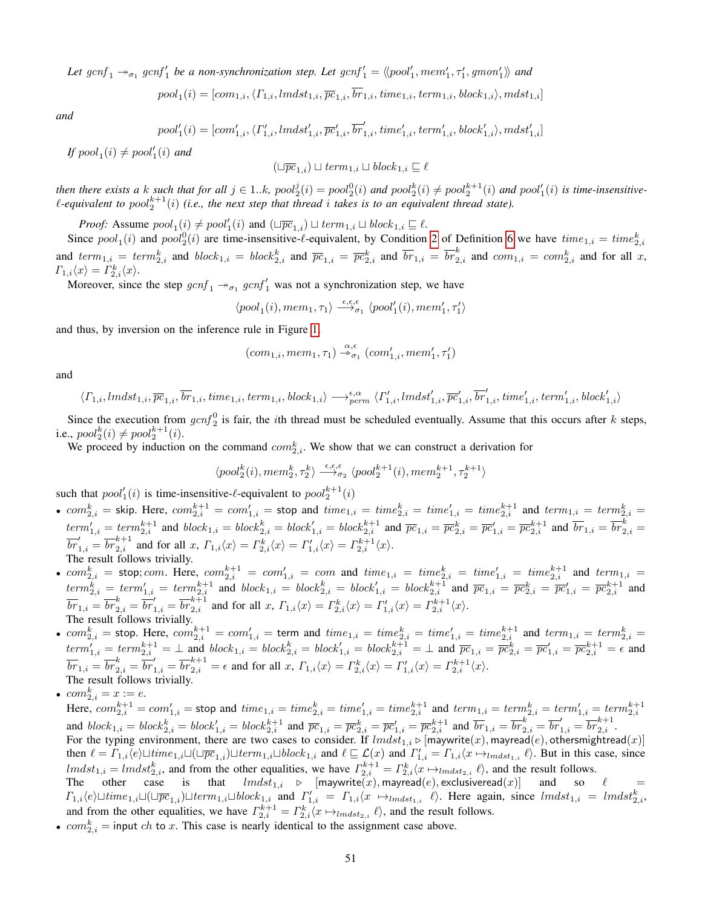*Let $gcnf_1 \twoheadrightarrow_{\sigma_1} gcnf'_1$ be a non-synchronization step. Let $gcnf'_1 = \langle\!\langle pool'_1, mem'_1, \tau'_1, gmon'_1 \rangle\!\rangle$ and*

$$pool_1(i) = [com_{1,i}, \langle \Gamma_{1,i}, lmdst_{1,i}, \overline{pc}_{1,i}, \overline{br}_{1,i}, time_{1,i}, term_{1,i}, block_{1,i} \rangle, mdst_{1,i}]$$

*and*

$$pool'_1(i) = [com'_{1,i}, \langle \Gamma'_{1,i}, lmdst'_{1,i}, \overline{pc}'_{1,i}, \overline{br}'_{1,i}, time'_{1,i}, term'_{1,i}, block'_{1,i} \rangle, mdst'_{1,i}]$$

*If $pool_1(i) \neq pool'_1(i)$ and*

$$(\sqcup \overline{pc}_{1,i}) \sqcup term_{1,i} \sqcup block_{1,i} \sqsubseteq \ell$$

*then there exists a $k$ such that for all $j \in 1..k$, $pool^j_2(i) = pool^0_2(i)$ and $pool^k_2(i) \neq pool^{k+1}_2(i)$ and $pool'_1(i)$ is time-insensitive-$\ell$-equivalent to $pool^{k+1}_2(i)$ (i.e., the next step that thread $i$ takes is to an equivalent thread state).*

*Proof:* Assume $pool_1(i) \neq pool'_1(i)$ and $(\sqcup \overline{pc}_{1,i}) \sqcup term_{1,i} \sqcup block_{1,i} \sqsubseteq \ell$.

Since $pool_1(i)$ and $pool^0_2(i)$ are time-insensitive-$\ell$-equivalent, by Condition 2 of Definition 6 we have $time_{1,i} = time^k_{2,i}$ and $term_{1,i} = term^k_{2,i}$ and $block_{1,i} = block^k_{2,i}$ and $\overline{pc}_{1,i} = \overline{pc}^k_{2,i}$ and $\overline{br}_{1,i} = \overline{br}^k_{2,i}$ and $com_{1,i} = com^k_{2,i}$ and for all $x$, $\Gamma_{1,i}\langle x \rangle = \Gamma^k_{2,i}\langle x \rangle$.

Moreover, since the step $gcnf_1 \twoheadrightarrow_{\sigma_1} gcnf'_1$ was not a synchronization step, we have

$$\langle pool_1(i), mem_1, \tau_1 \rangle \xrightarrow{\epsilon,\epsilon,\epsilon}_{\sigma_1} \langle pool'_1(i), mem'_1, \tau'_1 \rangle$$

and thus, by inversion on the inference rule in Figure 1,

$$(com_{1,i}, mem_1, \tau_1) \xrightarrow{\alpha,\epsilon}_{\sigma_1} (com'_{1,i}, mem'_1, \tau'_1)$$

and

$$\langle \Gamma_{1,i}, lmdst_{1,i}, \overline{pc}_{1,i}, \overline{br}_{1,i}, time_{1,i}, term_{1,i}, block_{1,i} \rangle \longrightarrow^{\epsilon,\alpha}_{perm} \langle \Gamma'_{1,i}, lmdst'_{1,i}, \overline{pc}'_{1,i}, \overline{br}'_{1,i}, time'_{1,i}, term'_{1,i}, block'_{1,i} \rangle$$

Since the execution from $gcnf^0_2$ is fair, the $i$th thread must be scheduled eventually. Assume that this occurs after $k$ steps, i.e., $pool^k_2(i) \neq pool^{k+1}_2(i)$.

We proceed by induction on the command $com^k_{2,i}$. We show that we can construct a derivation for

$$\langle pool^k_2(i), mem^k_2, \tau^k_2 \rangle \xrightarrow{\epsilon,\epsilon,\epsilon}_{\sigma_2} \langle pool^{k+1}_2(i), mem^{k+1}_2, \tau^{k+1}_2 \rangle$$

such that $pool'_1(i)$ is time-insensitive-$\ell$-equivalent to $pool^{k+1}_2(i)$

- $com^k_{2,i} = \mathsf{skip}$. Here, $com^{k+1}_{2,i} = com'_{1,i} = \mathsf{stop}$ and $time_{1,i} = time^k_{2,i} = time'_{1,i} = time^{k+1}_{2,i}$ and $term_{1,i} = term^k_{2,i} = term'_{1,i} = term^{k+1}_{2,i}$ and $block_{1,i} = block^k_{2,i} = block'_{1,i} = block^{k+1}_{2,i}$ and $\overline{pc}_{1,i} = \overline{pc}^k_{2,i} = \overline{pc}'_{1,i} = \overline{pc}^{k+1}_{2,i}$ and $\overline{br}_{1,i} = \overline{br}^k_{2,i} = \overline{br}'_{1,i} = \overline{br}^{k+1}_{2,i}$ and for all $x$, $\Gamma_{1,i}\langle x \rangle = \Gamma^k_{2,i}\langle x \rangle = \Gamma'_{1,i}\langle x \rangle = \Gamma^{k+1}_{2,i}\langle x \rangle$.
  The result follows trivially.
- $com^k_{2,i} = \mathsf{stop}; com$. Here, $com^{k+1}_{2,i} = com'_{1,i} = com$ and $time_{1,i} = time^k_{2,i} = time'_{1,i} = time^{k+1}_{2,i}$ and $term_{1,i} = term^k_{2,i} = term'_{1,i} = term^{k+1}_{2,i}$ and $block_{1,i} = block^k_{2,i} = block'_{1,i} = block^{k+1}_{2,i}$ and $\overline{pc}_{1,i} = \overline{pc}^k_{2,i} = \overline{pc}'_{1,i} = \overline{pc}^{k+1}_{2,i}$ and $\overline{br}_{1,i} = \overline{br}^k_{2,i} = \overline{br}'_{1,i} = \overline{br}^{k+1}_{2,i}$ and for all $x$, $\Gamma_{1,i}\langle x \rangle = \Gamma^k_{2,i}\langle x \rangle = \Gamma'_{1,i}\langle x \rangle = \Gamma^{k+1}_{2,i}\langle x \rangle$.
  The result follows trivially.
- $com^k_{2,i} = \mathsf{stop}$. Here, $com^{k+1}_{2,i} = com'_{1,i} = \mathsf{term}$ and $time_{1,i} = time^k_{2,i} = time'_{1,i} = time^{k+1}_{2,i}$ and $term_{1,i} = term^k_{2,i} = term'_{1,i} = term^{k+1}_{2,i} = \bot$ and $block_{1,i} = block^k_{2,i} = block'_{1,i} = block^{k+1}_{2,i} = \bot$ and $\overline{pc}_{1,i} = \overline{pc}^k_{2,i} = \overline{pc}'_{1,i} = \overline{pc}^{k+1}_{2,i} = \epsilon$ and $\overline{br}_{1,i} = \overline{br}^k_{2,i} = \overline{br}'_{1,i} = \overline{br}^{k+1}_{2,i} = \epsilon$ and for all $x$, $\Gamma_{1,i}\langle x \rangle = \Gamma^k_{2,i}\langle x \rangle = \Gamma'_{1,i}\langle x \rangle = \Gamma^{k+1}_{2,i}\langle x \rangle$.
  The result follows trivially.
- $com^k_{2,i} = x := e$.
  Here, $com^{k+1}_{2,i} = com'_{1,i} = \mathsf{stop}$ and $time_{1,i} = time^k_{2,i} = time'_{1,i} = time^{k+1}_{2,i}$ and $term_{1,i} = term^k_{2,i} = term'_{1,i} = term^{k+1}_{2,i}$ and $block_{1,i} = block^k_{2,i} = block'_{1,i} = block^{k+1}_{2,i}$ and $\overline{pc}_{1,i} = \overline{pc}^k_{2,i} = \overline{pc}'_{1,i} = \overline{pc}^{k+1}_{2,i}$ and $\overline{br}_{1,i} = \overline{br}^k_{2,i} = \overline{br}'_{1,i} = \overline{br}^{k+1}_{2,i}$.
  For the typing environment, there are two cases to consider. If $lmdst_{1,i} \triangleright [\mathsf{maywrite}(x), \mathsf{mayread}(e), \mathsf{othersmightread}(x)]$ then $\ell = \Gamma_{1,i}\langle e \rangle \sqcup time_{1,i} \sqcup (\sqcup \overline{pc}_{1,i}) \sqcup term_{1,i} \sqcup block_{1,i}$ and $\ell \sqsubseteq \mathcal{L}(x)$ and $\Gamma'_{1,i} = \Gamma_{1,i}\langle x \mapsto_{lmdst_{1,i}} \ell \rangle$. But in this case, since $lmdst_{1,i} = lmdst^k_{2,i}$, and from the other equalities, we have $\Gamma^{k+1}_{2,i} = \Gamma^k_{2,i}\langle x \mapsto_{lmdst_{2,i}} \ell \rangle$, and the result follows.
  The other case is that $lmdst_{1,i} \triangleright [\mathsf{maywrite}(x), \mathsf{mayread}(e), \mathsf{exclusiveread}(x)]$ and so $\ell = \Gamma_{1,i}\langle e \rangle \sqcup time_{1,i} \sqcup (\sqcup \overline{pc}_{1,i}) \sqcup term_{1,i} \sqcup block_{1,i}$ and $\Gamma'_{1,i} = \Gamma_{1,i}\langle x \mapsto_{lmdst_{1,i}} \ell \rangle$. Here again, since $lmdst_{1,i} = lmdst^k_{2,i}$, and from the other equalities, we have $\Gamma^{k+1}_{2,i} = \Gamma^k_{2,i}\langle x \mapsto_{lmdst_{2,i}} \ell \rangle$, and the result follows.
- $com^k_{2,i} = \mathsf{input}\ ch\ \mathsf{to}\ x$. This case is nearly identical to the assignment case above.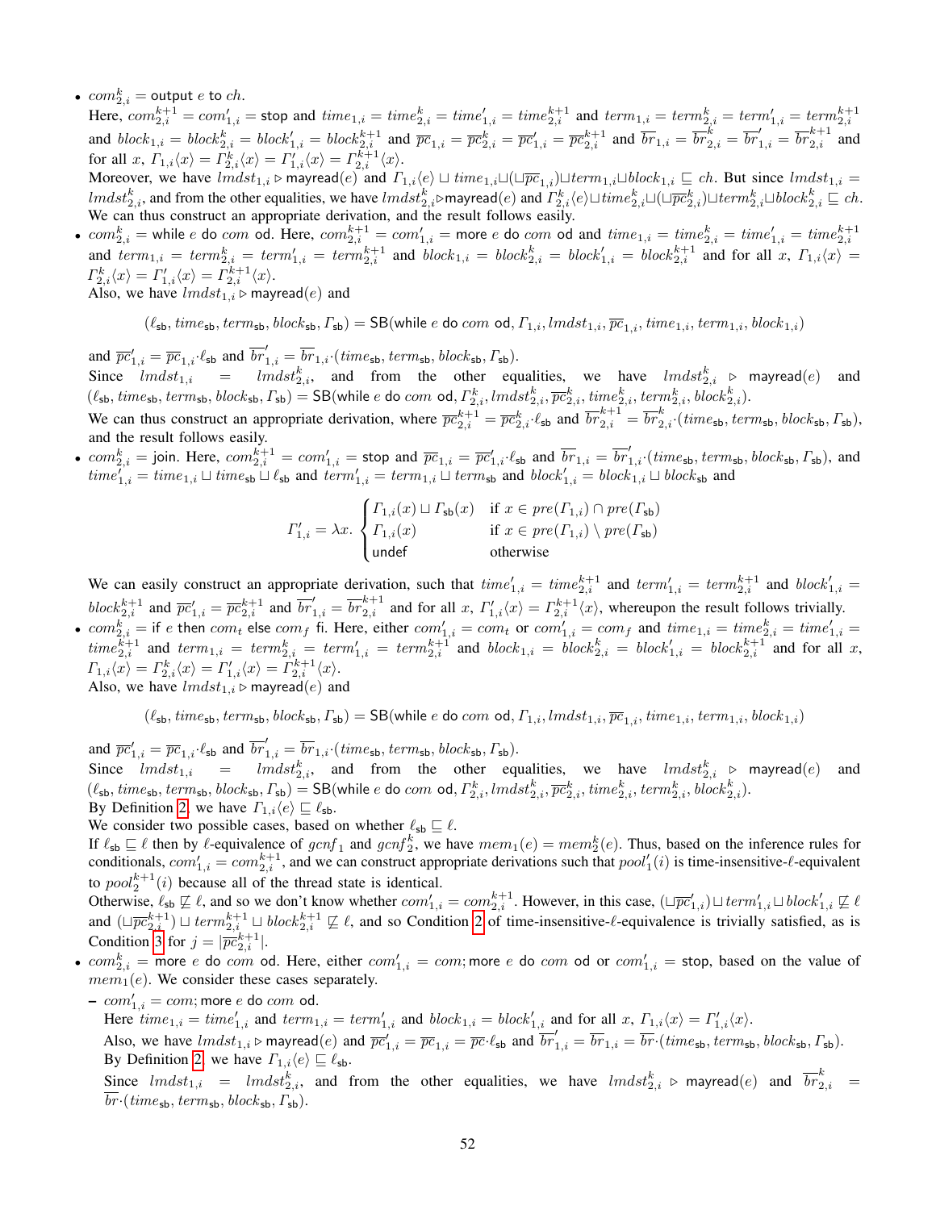- $com^k_{2,i} = \mathsf{output}\ e\ \mathsf{to}\ ch$.
  Here, $com^{k+1}_{2,i} = com'_{1,i} = \mathsf{stop}$ and $time_{1,i} = time^k_{2,i} = time'_{1,i} = time^{k+1}_{2,i}$ and $term_{1,i} = term^k_{2,i} = term'_{1,i} = term^{k+1}_{2,i}$ and $block_{1,i} = block^k_{2,i} = block'_{1,i} = block^{k+1}_{2,i}$ and $\overline{pc}_{1,i} = \overline{pc}^k_{2,i} = \overline{pc}'_{1,i} = \overline{pc}^{k+1}_{2,i}$ and $\overline{br}_{1,i} = \overline{br}^k_{2,i} = \overline{br}'_{1,i} = \overline{br}^{k+1}_{2,i}$ and for all $x$, $\Gamma_{1,i}\langle x\rangle = \Gamma^k_{2,i}\langle x\rangle = \Gamma'_{1,i}\langle x\rangle = \Gamma^{k+1}_{2,i}\langle x\rangle$.
  Moreover, we have $lmdst_{1,i} \triangleright \mathsf{mayread}(e)$ and $\Gamma_{1,i}\langle e\rangle \sqcup time_{1,i} \sqcup (\sqcup\overline{pc}_{1,i}) \sqcup term_{1,i} \sqcup block_{1,i} \sqsubseteq ch$. But since $lmdst_{1,i} = lmdst^k_{2,i}$, and from the other equalities, we have $lmdst^k_{2,i} \triangleright \mathsf{mayread}(e)$ and $\Gamma^k_{2,i}\langle e\rangle \sqcup time^k_{2,i} \sqcup (\sqcup\overline{pc}^k_{2,i}) \sqcup term^k_{2,i} \sqcup block^k_{2,i} \sqsubseteq ch$.
  We can thus construct an appropriate derivation, and the result follows easily.
- $com^k_{2,i} = \mathsf{while}\ e\ \mathsf{do}\ com\ \mathsf{od}$. Here, $com^{k+1}_{2,i} = com'_{1,i} = \mathsf{more}\ e\ \mathsf{do}\ com\ \mathsf{od}$ and $time_{1,i} = time^k_{2,i} = time'_{1,i} = time^{k+1}_{2,i}$ and $term_{1,i} = term^k_{2,i} = term'_{1,i} = term^{k+1}_{2,i}$ and $block_{1,i} = block^k_{2,i} = block'_{1,i} = block^{k+1}_{2,i}$ and for all $x$, $\Gamma_{1,i}\langle x\rangle = \Gamma^k_{2,i}\langle x\rangle = \Gamma'_{1,i}\langle x\rangle = \Gamma^{k+1}_{2,i}\langle x\rangle$.
  Also, we have $lmdst_{1,i} \triangleright \mathsf{mayread}(e)$ and

$$(\ell_{\mathsf{sb}}, time_{\mathsf{sb}}, term_{\mathsf{sb}}, block_{\mathsf{sb}}, \Gamma_{\mathsf{sb}}) = \mathsf{SB}(\mathsf{while}\ e\ \mathsf{do}\ com\ \mathsf{od}, \Gamma_{1,i}, lmdst_{1,i}, \overline{pc}_{1,i}, time_{1,i}, term_{1,i}, block_{1,i})$$

  and $\overline{pc}'_{1,i} = \overline{pc}_{1,i}\cdot\ell_{\mathsf{sb}}$ and $\overline{br}'_{1,i} = \overline{br}_{1,i}\cdot(time_{\mathsf{sb}}, term_{\mathsf{sb}}, block_{\mathsf{sb}}, \Gamma_{\mathsf{sb}})$.
  Since $lmdst_{1,i} = lmdst^k_{2,i}$, and from the other equalities, we have $lmdst^k_{2,i} \triangleright \mathsf{mayread}(e)$ and $(\ell_{\mathsf{sb}}, time_{\mathsf{sb}}, term_{\mathsf{sb}}, block_{\mathsf{sb}}, \Gamma_{\mathsf{sb}}) = \mathsf{SB}(\mathsf{while}\ e\ \mathsf{do}\ com\ \mathsf{od}, \Gamma^k_{2,i}, lmdst^k_{2,i}, \overline{pc}^k_{2,i}, time^k_{2,i}, term^k_{2,i}, block^k_{2,i})$.
  We can thus construct an appropriate derivation, where $\overline{pc}^{k+1}_{2,i} = \overline{pc}^k_{2,i}\cdot\ell_{\mathsf{sb}}$ and $\overline{br}^{k+1}_{2,i} = \overline{br}^k_{2,i}\cdot(time_{\mathsf{sb}}, term_{\mathsf{sb}}, block_{\mathsf{sb}}, \Gamma_{\mathsf{sb}})$, and the result follows easily.
- $com^k_{2,i} = \mathsf{join}$. Here, $com^{k+1}_{2,i} = com'_{1,i} = \mathsf{stop}$ and $\overline{pc}_{1,i} = \overline{pc}'_{1,i}\cdot\ell_{\mathsf{sb}}$ and $\overline{br}_{1,i} = \overline{br}'_{1,i}\cdot(time_{\mathsf{sb}}, term_{\mathsf{sb}}, block_{\mathsf{sb}}, \Gamma_{\mathsf{sb}})$, and $time'_{1,i} = time_{1,i} \sqcup time_{\mathsf{sb}} \sqcup \ell_{\mathsf{sb}}$ and $term'_{1,i} = term_{1,i} \sqcup term_{\mathsf{sb}}$ and $block'_{1,i} = block_{1,i} \sqcup block_{\mathsf{sb}}$ and

$$\Gamma'_{1,i} = \lambda x. \begin{cases} \Gamma_{1,i}(x) \sqcup \Gamma_{\mathsf{sb}}(x) & \text{if } x \in pre(\Gamma_{1,i}) \cap pre(\Gamma_{\mathsf{sb}}) \\ \Gamma_{1,i}(x) & \text{if } x \in pre(\Gamma_{1,i}) \setminus pre(\Gamma_{\mathsf{sb}}) \\ \mathsf{undef} & \text{otherwise} \end{cases}$$

  We can easily construct an appropriate derivation, such that $time'_{1,i} = time^{k+1}_{2,i}$ and $term'_{1,i} = term^{k+1}_{2,i}$ and $block'_{1,i} = block^{k+1}_{2,i}$ and $\overline{pc}'_{1,i} = \overline{pc}^{k+1}_{2,i}$ and $\overline{br}'_{1,i} = \overline{br}^{k+1}_{2,i}$ and for all $x$, $\Gamma'_{1,i}\langle x\rangle = \Gamma^{k+1}_{2,i}\langle x\rangle$, whereupon the result follows trivially.
- $com^k_{2,i} = \mathsf{if}\ e\ \mathsf{then}\ com_t\ \mathsf{else}\ com_f\ \mathsf{fi}$. Here, either $com'_{1,i} = com_t$ or $com'_{1,i} = com_f$ and $time_{1,i} = time^k_{2,i} = time'_{1,i} = time^{k+1}_{2,i}$ and $term_{1,i} = term^k_{2,i} = term'_{1,i} = term^{k+1}_{2,i}$ and $block_{1,i} = block^k_{2,i} = block'_{1,i} = block^{k+1}_{2,i}$ and for all $x$, $\Gamma_{1,i}\langle x\rangle = \Gamma^k_{2,i}\langle x\rangle = \Gamma'_{1,i}\langle x\rangle = \Gamma^{k+1}_{2,i}\langle x\rangle$.
  Also, we have $lmdst_{1,i} \triangleright \mathsf{mayread}(e)$ and

$$(\ell_{\mathsf{sb}}, time_{\mathsf{sb}}, term_{\mathsf{sb}}, block_{\mathsf{sb}}, \Gamma_{\mathsf{sb}}) = \mathsf{SB}(\mathsf{while}\ e\ \mathsf{do}\ com\ \mathsf{od}, \Gamma_{1,i}, lmdst_{1,i}, \overline{pc}_{1,i}, time_{1,i}, term_{1,i}, block_{1,i})$$

  and $\overline{pc}'_{1,i} = \overline{pc}_{1,i}\cdot\ell_{\mathsf{sb}}$ and $\overline{br}'_{1,i} = \overline{br}_{1,i}\cdot(time_{\mathsf{sb}}, term_{\mathsf{sb}}, block_{\mathsf{sb}}, \Gamma_{\mathsf{sb}})$.
  Since $lmdst_{1,i} = lmdst^k_{2,i}$, and from the other equalities, we have $lmdst^k_{2,i} \triangleright \mathsf{mayread}(e)$ and $(\ell_{\mathsf{sb}}, time_{\mathsf{sb}}, term_{\mathsf{sb}}, block_{\mathsf{sb}}, \Gamma_{\mathsf{sb}}) = \mathsf{SB}(\mathsf{while}\ e\ \mathsf{do}\ com\ \mathsf{od}, \Gamma^k_{2,i}, lmdst^k_{2,i}, \overline{pc}^k_{2,i}, time^k_{2,i}, term^k_{2,i}, block^k_{2,i})$.
  By Definition 2, we have $\Gamma_{1,i}\langle e\rangle \sqsubseteq \ell_{\mathsf{sb}}$.
  We consider two possible cases, based on whether $\ell_{\mathsf{sb}} \sqsubseteq \ell$.
  If $\ell_{\mathsf{sb}} \sqsubseteq \ell$ then by $\ell$-equivalence of $gcnf_1$ and $gcnf^k_2$, we have $mem_1(e) = mem^k_2(e)$. Thus, based on the inference rules for conditionals, $com'_{1,i} = com^{k+1}_{2,i}$, and we can construct appropriate derivations such that $pool'_1(i)$ is time-insensitive-$\ell$-equivalent to $pool^{k+1}_2(i)$ because all of the thread state is identical.
  Otherwise, $\ell_{\mathsf{sb}} \not\sqsubseteq \ell$, and so we don't know whether $com'_{1,i} = com^{k+1}_{2,i}$. However, in this case, $(\sqcup\overline{pc}'_{1,i}) \sqcup term'_{1,i} \sqcup block'_{1,i} \not\sqsubseteq \ell$ and $(\sqcup\overline{pc}^{k+1}_{2,i}) \sqcup term^{k+1}_{2,i} \sqcup block^{k+1}_{2,i} \not\sqsubseteq \ell$, and so Condition 2 of time-insensitive-$\ell$-equivalence is trivially satisfied, as is Condition 3 for $j = |\overline{pc}^{k+1}_{2,i}|$.
- $com^k_{2,i} = \mathsf{more}\ e\ \mathsf{do}\ com\ \mathsf{od}$. Here, either $com'_{1,i} = com; \mathsf{more}\ e\ \mathsf{do}\ com\ \mathsf{od}$ or $com'_{1,i} = \mathsf{stop}$, based on the value of $mem_1(e)$. We consider these cases separately.
  - $com'_{1,i} = com; \mathsf{more}\ e\ \mathsf{do}\ com\ \mathsf{od}$.
    Here $time_{1,i} = time'_{1,i}$ and $term_{1,i} = term'_{1,i}$ and $block_{1,i} = block'_{1,i}$ and for all $x$, $\Gamma_{1,i}\langle x\rangle = \Gamma'_{1,i}\langle x\rangle$.
    Also, we have $lmdst_{1,i} \triangleright \mathsf{mayread}(e)$ and $\overline{pc}'_{1,i} = \overline{pc}_{1,i} = \overline{pc}\cdot\ell_{\mathsf{sb}}$ and $\overline{br}'_{1,i} = \overline{br}_{1,i} = \overline{br}\cdot(time_{\mathsf{sb}}, term_{\mathsf{sb}}, block_{\mathsf{sb}}, \Gamma_{\mathsf{sb}})$.
    By Definition 2, we have $\Gamma_{1,i}\langle e\rangle \sqsubseteq \ell_{\mathsf{sb}}$.
    Since $lmdst_{1,i} = lmdst^k_{2,i}$, and from the other equalities, we have $lmdst^k_{2,i} \triangleright \mathsf{mayread}(e)$ and $\overline{br}^k_{2,i} = \overline{br}\cdot(time_{\mathsf{sb}}, term_{\mathsf{sb}}, block_{\mathsf{sb}}, \Gamma_{\mathsf{sb}})$.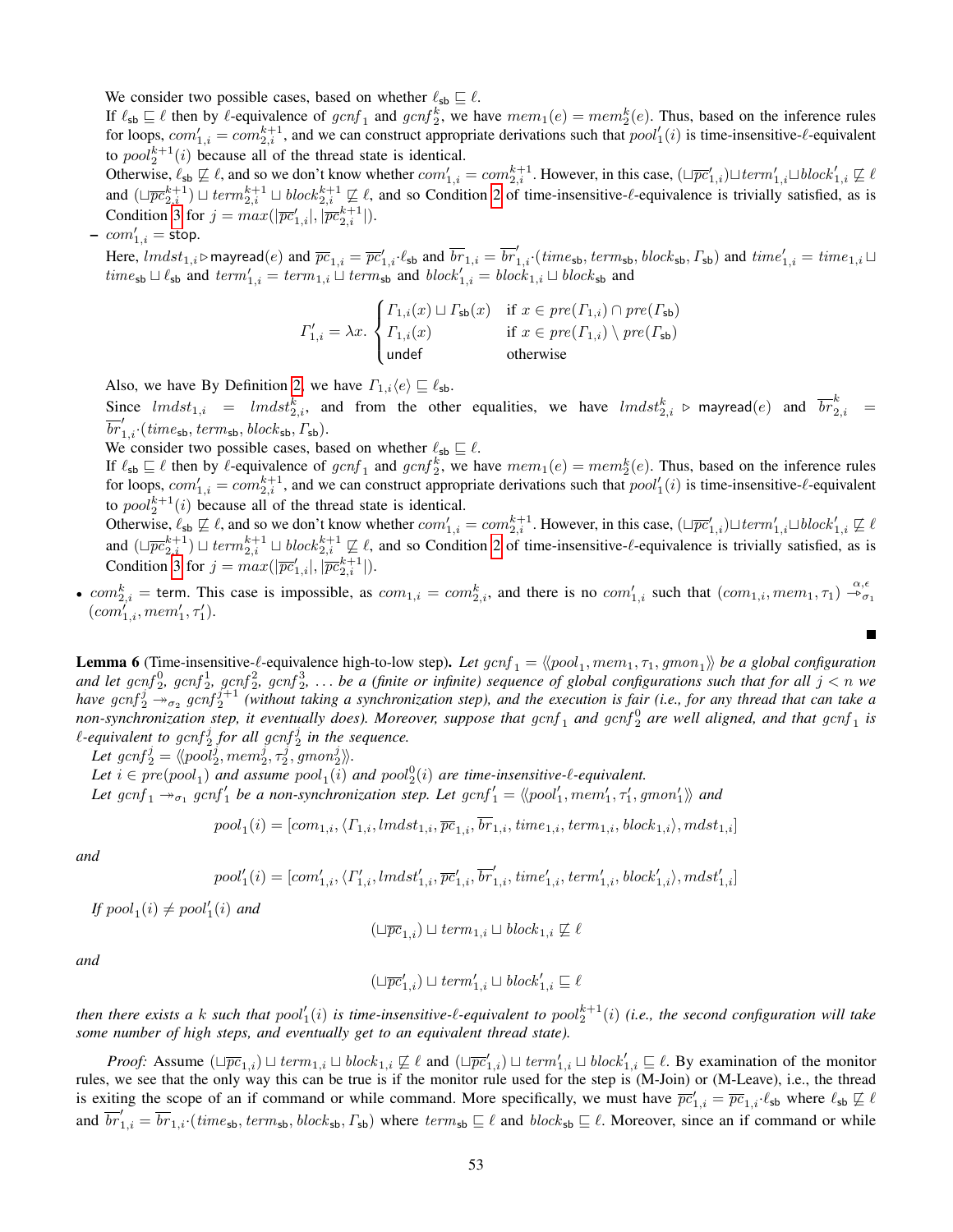We consider two possible cases, based on whether $\ell_{\mathsf{sb}} \sqsubseteq \ell$.

If $\ell_{\mathsf{sb}} \sqsubseteq \ell$ then by $\ell$-equivalence of $gcnf_1$ and $gcnf_2^k$, we have $mem_1(e) = mem_2^k(e)$. Thus, based on the inference rules for loops, $com'_{1,i} = com_{2,i}^{k+1}$, and we can construct appropriate derivations such that $pool'_1(i)$ is time-insensitive-$\ell$-equivalent to $pool_2^{k+1}(i)$ because all of the thread state is identical.

Otherwise, $\ell_{\mathsf{sb}} \not\sqsubseteq \ell$, and so we don't know whether $com'_{1,i} = com_{2,i}^{k+1}$. However, in this case, $(\sqcup \overline{pc}'_{1,i}) \sqcup term'_{1,i} \sqcup block'_{1,i} \not\sqsubseteq \ell$ and $(\sqcup \overline{pc}_{2,i}^{k+1}) \sqcup term_{2,i}^{k+1} \sqcup block_{2,i}^{k+1} \not\sqsubseteq \ell$, and so Condition 2 of time-insensitive-$\ell$-equivalence is trivially satisfied, as is Condition 3 for $j = max(|\overline{pc}'_{1,i}|, |\overline{pc}_{2,i}^{k+1}|)$.

– $com'_{1,i} = \mathsf{stop}$.

Here, $lmdst_{1,i} \triangleright \mathsf{mayread}(e)$ and $\overline{pc}_{1,i} = \overline{pc}'_{1,i} \cdot \ell_{\mathsf{sb}}$ and $\overline{br}_{1,i} = \overline{br}'_{1,i} \cdot (time_{\mathsf{sb}}, term_{\mathsf{sb}}, block_{\mathsf{sb}}, \Gamma_{\mathsf{sb}})$ and $time'_{1,i} = time_{1,i} \sqcup time_{\mathsf{sb}} \sqcup \ell_{\mathsf{sb}}$ and $term'_{1,i} = term_{1,i} \sqcup term_{\mathsf{sb}}$ and $block'_{1,i} = block_{1,i} \sqcup block_{\mathsf{sb}}$ and

$$\Gamma'_{1,i} = \lambda x. \begin{cases} \Gamma_{1,i}(x) \sqcup \Gamma_{\mathsf{sb}}(x) & \text{if } x \in pre(\Gamma_{1,i}) \cap pre(\Gamma_{\mathsf{sb}}) \\ \Gamma_{1,i}(x) & \text{if } x \in pre(\Gamma_{1,i}) \setminus pre(\Gamma_{\mathsf{sb}}) \\ \mathsf{undef} & \text{otherwise} \end{cases}$$

Also, we have By Definition 2, we have $\Gamma_{1,i}\langle e \rangle \sqsubseteq \ell_{\mathsf{sb}}$.

Since $lmdst_{1,i} = lmdst_{2,i}^k$, and from the other equalities, we have $lmdst_{2,i}^k \triangleright \mathsf{mayread}(e)$ and $\overline{br}_{2,i}^k = \overline{br}'_{1,i} \cdot (time_{\mathsf{sb}}, term_{\mathsf{sb}}, block_{\mathsf{sb}}, \Gamma_{\mathsf{sb}})$.

We consider two possible cases, based on whether $\ell_{\mathsf{sb}} \sqsubseteq \ell$.

If $\ell_{\mathsf{sb}} \sqsubseteq \ell$ then by $\ell$-equivalence of $gcnf_1$ and $gcnf_2^k$, we have $mem_1(e) = mem_2^k(e)$. Thus, based on the inference rules for loops, $com'_{1,i} = com_{2,i}^{k+1}$, and we can construct appropriate derivations such that $pool'_1(i)$ is time-insensitive-$\ell$-equivalent to $pool_2^{k+1}(i)$ because all of the thread state is identical.

Otherwise, $\ell_{\mathsf{sb}} \not\sqsubseteq \ell$, and so we don't know whether $com'_{1,i} = com_{2,i}^{k+1}$. However, in this case, $(\sqcup \overline{pc}'_{1,i}) \sqcup term'_{1,i} \sqcup block'_{1,i} \not\sqsubseteq \ell$ and $(\sqcup \overline{pc}_{2,i}^{k+1}) \sqcup term_{2,i}^{k+1} \sqcup block_{2,i}^{k+1} \not\sqsubseteq \ell$, and so Condition 2 of time-insensitive-$\ell$-equivalence is trivially satisfied, as is Condition 3 for $j = max(|\overline{pc}'_{1,i}|, |\overline{pc}_{2,i}^{k+1}|)$.

- $com_{2,i}^k = \mathsf{term}$. This case is impossible, as $com_{1,i} = com_{2,i}^k$, and there is no $com'_{1,i}$ such that $(com_{1,i}, mem_1, \tau_1) \xrightarrow{\alpha,\epsilon}_{\sigma_1} (com'_{1,i}, mem'_1, \tau'_1)$.

■

**Lemma 6** (Time-insensitive-$\ell$-equivalence high-to-low step). *Let $gcnf_1 = \langle\langle pool_1, mem_1, \tau_1, gmon_1 \rangle\rangle$ be a global configuration and let $gcnf_2^0$, $gcnf_2^1$, $gcnf_2^2$, $gcnf_2^3$, $\ldots$ be a (finite or infinite) sequence of global configurations such that for all $j < n$ we have $gcnf_2^j \twoheadrightarrow_{\sigma_2} gcnf_2^{j+1}$ (without taking a synchronization step), and the execution is fair (i.e., for any thread that can take a non-synchronization step, it eventually does). Moreover, suppose that $gcnf_1$ and $gcnf_2^0$ are well aligned, and that $gcnf_1$ is $\ell$-equivalent to $gcnf_2^j$ for all $gcnf_2^j$ in the sequence.*

*Let $gcnf_2^j = \langle\langle pool_2^j, mem_2^j, \tau_2^j, gmon_2^j \rangle\rangle$.*

*Let $i \in pre(pool_1)$ and assume $pool_1(i)$ and $pool_2^0(i)$ are time-insensitive-$\ell$-equivalent.*

*Let $gcnf_1 \twoheadrightarrow_{\sigma_1} gcnf'_1$ be a non-synchronization step. Let $gcnf'_1 = \langle\langle pool'_1, mem'_1, \tau'_1, gmon'_1 \rangle\rangle$ and*

$$pool_1(i) = [com_{1,i}, \langle \Gamma_{1,i}, lmdst_{1,i}, \overline{pc}_{1,i}, \overline{br}_{1,i}, time_{1,i}, term_{1,i}, block_{1,i} \rangle, mdst_{1,i}]$$

*and*

$$pool'_1(i) = [com'_{1,i}, \langle \Gamma'_{1,i}, lmdst'_{1,i}, \overline{pc}'_{1,i}, \overline{br}'_{1,i}, time'_{1,i}, term'_{1,i}, block'_{1,i} \rangle, mdst'_{1,i}]$$

*If $pool_1(i) \neq pool'_1(i)$ and*

$$(\sqcup \overline{pc}_{1,i}) \sqcup term_{1,i} \sqcup block_{1,i} \not\sqsubseteq \ell$$

*and*

$$(\sqcup \overline{pc}'_{1,i}) \sqcup term'_{1,i} \sqcup block'_{1,i} \sqsubseteq \ell$$

*then there exists a $k$ such that $pool'_1(i)$ is time-insensitive-$\ell$-equivalent to $pool_2^{k+1}(i)$ (i.e., the second configuration will take some number of high steps, and eventually get to an equivalent thread state).*

*Proof:* Assume $(\sqcup \overline{pc}_{1,i}) \sqcup term_{1,i} \sqcup block_{1,i} \not\sqsubseteq \ell$ and $(\sqcup \overline{pc}'_{1,i}) \sqcup term'_{1,i} \sqcup block'_{1,i} \sqsubseteq \ell$. By examination of the monitor rules, we see that the only way this can be true is if the monitor rule used for the step is (M-Join) or (M-Leave), i.e., the thread is exiting the scope of an if command or while command. More specifically, we must have $\overline{pc}'_{1,i} = \overline{pc}_{1,i} \cdot \ell_{\mathsf{sb}}$ where $\ell_{\mathsf{sb}} \not\sqsubseteq \ell$ and $\overline{br}'_{1,i} = \overline{br}_{1,i} \cdot (time_{\mathsf{sb}}, term_{\mathsf{sb}}, block_{\mathsf{sb}}, \Gamma_{\mathsf{sb}})$ where $term_{\mathsf{sb}} \sqsubseteq \ell$ and $block_{\mathsf{sb}} \sqsubseteq \ell$. Moreover, since an if command or while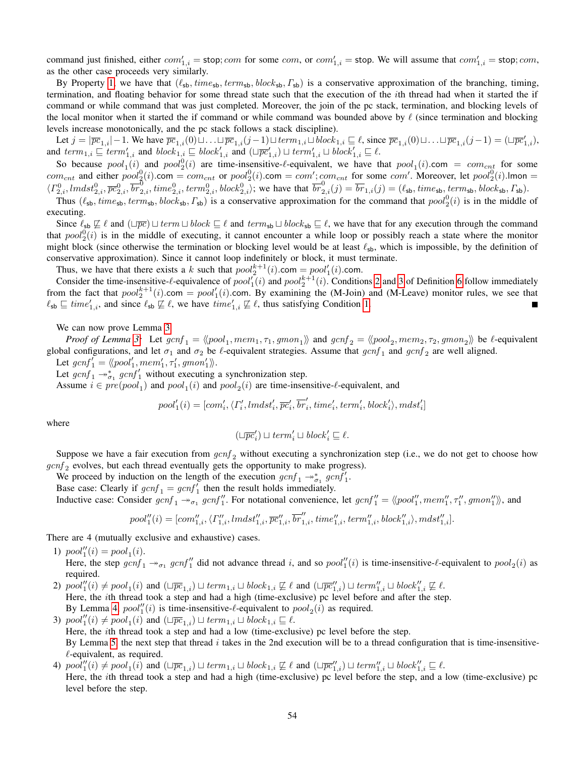command just finished, either $com'_{1,i} = \mathsf{stop}; com$ for some $com$, or $com'_{1,i} = \mathsf{stop}$. We will assume that $com'_{1,i} = \mathsf{stop}; com$, as the other case proceeds very similarly.

By Property 1, we have that $(\ell_{\mathsf{sb}}, time_{\mathsf{sb}}, term_{\mathsf{sb}}, block_{\mathsf{sb}}, \Gamma_{\mathsf{sb}})$ is a conservative approximation of the branching, timing, termination, and floating behavior for some thread state such that the execution of the $i$th thread had when it started the if command or while command that was just completed. Moreover, the join of the pc stack, termination, and blocking levels of the local monitor when it started the if command or while command was bounded above by $\ell$ (since termination and blocking levels increase monotonically, and the pc stack follows a stack discipline).

Let $j = |\overline{pc}_{1,i}| - 1$. We have $\overline{pc}_{1,i}(0) \sqcup \ldots \sqcup \overline{pc}_{1,i}(j-1) \sqcup term_{1,i} \sqcup block_{1,i} \sqsubseteq \ell$, since $\overline{pc}_{1,i}(0) \sqcup \ldots \sqcup \overline{pc}_{1,i}(j-1) = (\sqcup \overline{pc}'_{1,i})$, and $term_{1,i} \sqsubseteq term'_{1,i}$ and $block_{1,i} \sqsubseteq block'_{1,i}$ and $(\sqcup \overline{pc}'_{1,i}) \sqcup term'_{1,i} \sqcup block'_{1,i} \sqsubseteq \ell$.

So because $pool_1(i)$ and $pool_2^0(i)$ are time-insensitive-$\ell$-equivalent, we have that $pool_1(i).\mathsf{com} = com_{cnt}$ for some $com_{cnt}$ and either $pool_2^0(i).\mathsf{com} = com_{cnt}$ or $pool_2^0(i).\mathsf{com} = com'; com_{cnt}$ for some $com'$. Moreover, let $pool_2^0(i).\mathsf{lmon} = \langle \Gamma_{2,i}^0, lmdst_{2,i}^0, \overline{pc}_{2,i}^0, \overline{br}_{2,i}^0, time_{2,i}^0, term_{2,i}^0, block_{2,i}^0 \rangle$; we have that $\overline{br}_{2,i}^0(j) = \overline{br}_{1,i}(j) = (\ell_{\mathsf{sb}}, time_{\mathsf{sb}}, term_{\mathsf{sb}}, block_{\mathsf{sb}}, \Gamma_{\mathsf{sb}})$.

Thus $(\ell_{\mathsf{sb}}, time_{\mathsf{sb}}, term_{\mathsf{sb}}, block_{\mathsf{sb}}, \Gamma_{\mathsf{sb}})$ is a conservative approximation for the command that $pool_2^0(i)$ is in the middle of executing.

Since $\ell_{\mathsf{sb}} \not\sqsubseteq \ell$ and $(\sqcup \overline{pc}) \sqcup term \sqcup block \sqsubseteq \ell$ and $term_{\mathsf{sb}} \sqcup block_{\mathsf{sb}} \sqsubseteq \ell$, we have that for any execution through the command that $pool_2^0(i)$ is in the middle of executing, it cannot encounter a while loop or possibly reach a state where the monitor might block (since otherwise the termination or blocking level would be at least $\ell_{\mathsf{sb}}$, which is impossible, by the definition of conservative approximation). Since it cannot loop indefinitely or block, it must terminate.

Thus, we have that there exists a $k$ such that $pool_2^{k+1}(i).\mathsf{com} = pool'_1(i).\mathsf{com}$.

Consider the time-insensitive-$\ell$-equivalence of $pool'_1(i)$ and $pool_2^{k+1}(i)$. Conditions 2 and 3 of Definition 6 follow immediately from the fact that $pool_2^{k+1}(i).\mathsf{com} = pool'_1(i).\mathsf{com}$. By examining the (M-Join) and (M-Leave) monitor rules, we see that $\ell_{\mathsf{sb}} \sqsubseteq time'_{1,i}$, and since $\ell_{\mathsf{sb}} \not\sqsubseteq \ell$, we have $time'_{1,i} \not\sqsubseteq \ell$, thus satisfying Condition 1. ∎

We can now prove Lemma 3.

*Proof of Lemma 3:* Let $gcnf_1 = \langle\langle pool_1, mem_1, \tau_1, gmon_1 \rangle\rangle$ and $gcnf_2 = \langle\langle pool_2, mem_2, \tau_2, gmon_2 \rangle\rangle$ be $\ell$-equivalent global configurations, and let $\sigma_1$ and $\sigma_2$ be $\ell$-equivalent strategies. Assume that $gcnf_1$ and $gcnf_2$ are well aligned.

Let $gcnf'_1 = \langle\langle pool'_1, mem'_1, \tau'_1, gmon'_1 \rangle\rangle$.

Let $gcnf_1 \twoheadrightarrow^*_{\sigma_1} gcnf'_1$ without executing a synchronization step.

Assume $i \in pre(pool_1)$ and $pool_1(i)$ and $pool_2(i)$ are time-insensitive-$\ell$-equivalent, and

$$pool'_1(i) = [com'_i, \langle \Gamma'_i, lmdst'_i, \overline{pc}'_i, \overline{br}'_i, time'_i, term'_i, block'_i \rangle, mdst'_i]$$

where

$$(\sqcup \overline{pc}'_i) \sqcup term'_i \sqcup block'_i \sqsubseteq \ell.$$

Suppose we have a fair execution from $gcnf_2$ without executing a synchronization step (i.e., we do not get to choose how $gcnf_2$ evolves, but each thread eventually gets the opportunity to make progress).

We proceed by induction on the length of the execution $gcnf_1 \twoheadrightarrow^*_{\sigma_1} gcnf'_1$.

Base case: Clearly if $gcnf_1 = gcnf'_1$ then the result holds immediately.

Inductive case: Consider $gcnf_1 \twoheadrightarrow_{\sigma_1} gcnf''_1$. For notational convenience, let $gcnf''_1 = \langle\langle pool''_1, mem''_1, \tau''_1, gmon''_1 \rangle\rangle$, and

$$pool''_1(i) = [com''_{1,i}, \langle \Gamma''_{1,i}, lmdst''_{1,i}, \overline{pc}''_{1,i}, \overline{br}''_{1,i}, time''_{1,i}, term''_{1,i}, block''_{1,i} \rangle, mdst''_{1,i}].$$

There are 4 (mutually exclusive and exhaustive) cases.

1) $pool''_1(i) = pool_1(i)$.
   Here, the step $gcnf_1 \twoheadrightarrow_{\sigma_1} gcnf''_1$ did not advance thread $i$, and so $pool''_1(i)$ is time-insensitive-$\ell$-equivalent to $pool_2(i)$ as required.
2) $pool''_1(i) \neq pool_1(i)$ and $(\sqcup \overline{pc}_{1,i}) \sqcup term_{1,i} \sqcup block_{1,i} \not\sqsubseteq \ell$ and $(\sqcup \overline{pc}''_{1,i}) \sqcup term''_{1,i} \sqcup block''_{1,i} \not\sqsubseteq \ell$.
   Here, the $i$th thread took a step and had a high pc level before and after the step.
   By Lemma 4, $pool''_1(i)$ is time-insensitive-$\ell$-equivalent to $pool_2(i)$ as required.
3) $pool''_1(i) \neq pool_1(i)$ and $(\sqcup \overline{pc}_{1,i}) \sqcup term_{1,i} \sqcup block_{1,i} \sqsubseteq \ell$.
   Here, the $i$th thread took a step and had a low (time-exclusive) pc level before the step.
   By Lemma 5, the next step that thread $i$ takes in the 2nd execution will be to a thread configuration that is time-insensitive-$\ell$-equivalent, as required.
4) $pool''_1(i) \neq pool_1(i)$ and $(\sqcup \overline{pc}_{1,i}) \sqcup term_{1,i} \sqcup block_{1,i} \not\sqsubseteq \ell$ and $(\sqcup \overline{pc}''_{1,i}) \sqcup term''_{1,i} \sqcup block''_{1,i} \sqsubseteq \ell$.
   Here, the $i$th thread took a step and had a high (time-exclusive) pc level before the step, and a low (time-exclusive) pc level before the step.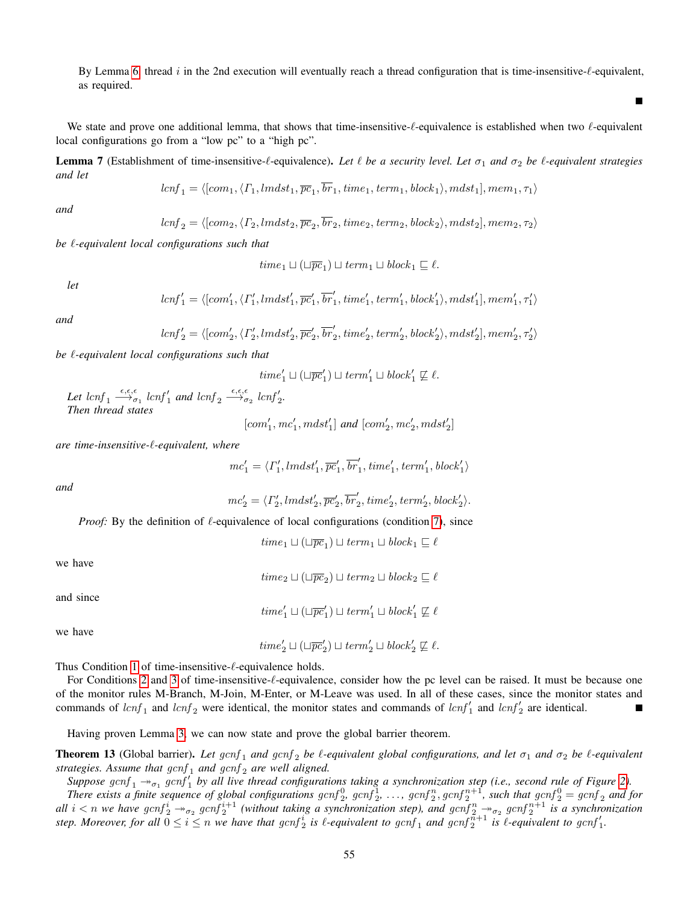By Lemma 6, thread $i$ in the 2nd execution will eventually reach a thread configuration that is time-insensitive-$\ell$-equivalent, as required. ■

We state and prove one additional lemma, that shows that time-insensitive-$\ell$-equivalence is established when two $\ell$-equivalent local configurations go from a "low pc" to a "high pc".

**Lemma 7** (Establishment of time-insensitive-$\ell$-equivalence). *Let $\ell$ be a security level. Let $\sigma_1$ and $\sigma_2$ be $\ell$-equivalent strategies and let*

$$lcnf_1 = \langle [com_1, \langle \Gamma_1, lmdst_1, \overline{pc}_1, \overline{br}_1, time_1, term_1, block_1 \rangle, mdst_1], mem_1, \tau_1 \rangle$$

*and*

$$lcnf_2 = \langle [com_2, \langle \Gamma_2, lmdst_2, \overline{pc}_2, \overline{br}_2, time_2, term_2, block_2 \rangle, mdst_2], mem_2, \tau_2 \rangle$$

*be $\ell$-equivalent local configurations such that*

$$time_1 \sqcup (\sqcup \overline{pc}_1) \sqcup term_1 \sqcup block_1 \sqsubseteq \ell.$$

*let*

$$lcnf'_1 = \langle [com'_1, \langle \Gamma'_1, lmdst'_1, \overline{pc}'_1, \overline{br}'_1, time'_1, term'_1, block'_1 \rangle, mdst'_1], mem'_1, \tau'_1 \rangle$$

*and*

$$lcnf'_2 = \langle [com'_2, \langle \Gamma'_2, lmdst'_2, \overline{pc}'_2, \overline{br}'_2, time'_2, term'_2, block'_2 \rangle, mdst'_2], mem'_2, \tau'_2 \rangle$$

*be $\ell$-equivalent local configurations such that*

$$time'_1 \sqcup (\sqcup \overline{pc}'_1) \sqcup term'_1 \sqcup block'_1 \not\sqsubseteq \ell.$$

*Let $lcnf_1 \xrightarrow{\epsilon,\epsilon,\epsilon}_{\sigma_1} lcnf'_1$ and $lcnf_2 \xrightarrow{\epsilon,\epsilon,\epsilon}_{\sigma_2} lcnf'_2$.*
*Then thread states*

$$[com'_1, mc'_1, mdst'_1] \text{ and } [com'_2, mc'_2, mdst'_2]$$

*are time-insensitive-$\ell$-equivalent, where*

$$mc'_1 = \langle \Gamma'_1, lmdst'_1, \overline{pc}'_1, \overline{br}'_1, time'_1, term'_1, block'_1 \rangle$$

*and*

$$mc'_2 = \langle \Gamma'_2, lmdst'_2, \overline{pc}'_2, \overline{br}'_2, time'_2, term'_2, block'_2 \rangle.$$

*Proof:* By the definition of $\ell$-equivalence of local configurations (condition 7), since

$$time_1 \sqcup (\sqcup \overline{pc}_1) \sqcup term_1 \sqcup block_1 \sqsubseteq \ell$$

we have

$$time_2 \sqcup (\sqcup \overline{pc}_2) \sqcup term_2 \sqcup block_2 \sqsubseteq \ell$$

and since

$$time'_1 \sqcup (\sqcup \overline{pc}'_1) \sqcup term'_1 \sqcup block'_1 \not\sqsubseteq \ell$$

we have

$$time'_2 \sqcup (\sqcup \overline{pc}'_2) \sqcup term'_2 \sqcup block'_2 \not\sqsubseteq \ell.$$

Thus Condition 1 of time-insensitive-$\ell$-equivalence holds.

For Conditions 2 and 3 of time-insensitive-$\ell$-equivalence, consider how the pc level can be raised. It must be because one of the monitor rules M-Branch, M-Join, M-Enter, or M-Leave was used. In all of these cases, since the monitor states and commands of $lcnf_1$ and $lcnf_2$ were identical, the monitor states and commands of $lcnf'_1$ and $lcnf'_2$ are identical. ■

Having proven Lemma 3, we can now state and prove the global barrier theorem.

**Theorem 13** (Global barrier). *Let $gcnf_1$ and $gcnf_2$ be $\ell$-equivalent global configurations, and let $\sigma_1$ and $\sigma_2$ be $\ell$-equivalent strategies. Assume that $gcnf_1$ and $gcnf_2$ are well aligned.*

*Suppose $gcnf_1 \twoheadrightarrow_{\sigma_1} gcnf'_1$ by all live thread configurations taking a synchronization step (i.e., second rule of Figure 2). There exists a finite sequence of global configurations $gcnf_2^0$, $gcnf_2^1$, $\ldots$, $gcnf_2^n$, $gcnf_2^{n+1}$, such that $gcnf_2^0 = gcnf_2$ and for all $i < n$ we have $gcnf_2^i \twoheadrightarrow_{\sigma_2} gcnf_2^{i+1}$ (without taking a synchronization step), and $gcnf_2^n \twoheadrightarrow_{\sigma_2} gcnf_2^{n+1}$ is a synchronization step. Moreover, for all $0 \leq i \leq n$ we have that $gcnf_2^i$ is $\ell$-equivalent to $gcnf_1$ and $gcnf_2^{n+1}$ is $\ell$-equivalent to $gcnf'_1$.*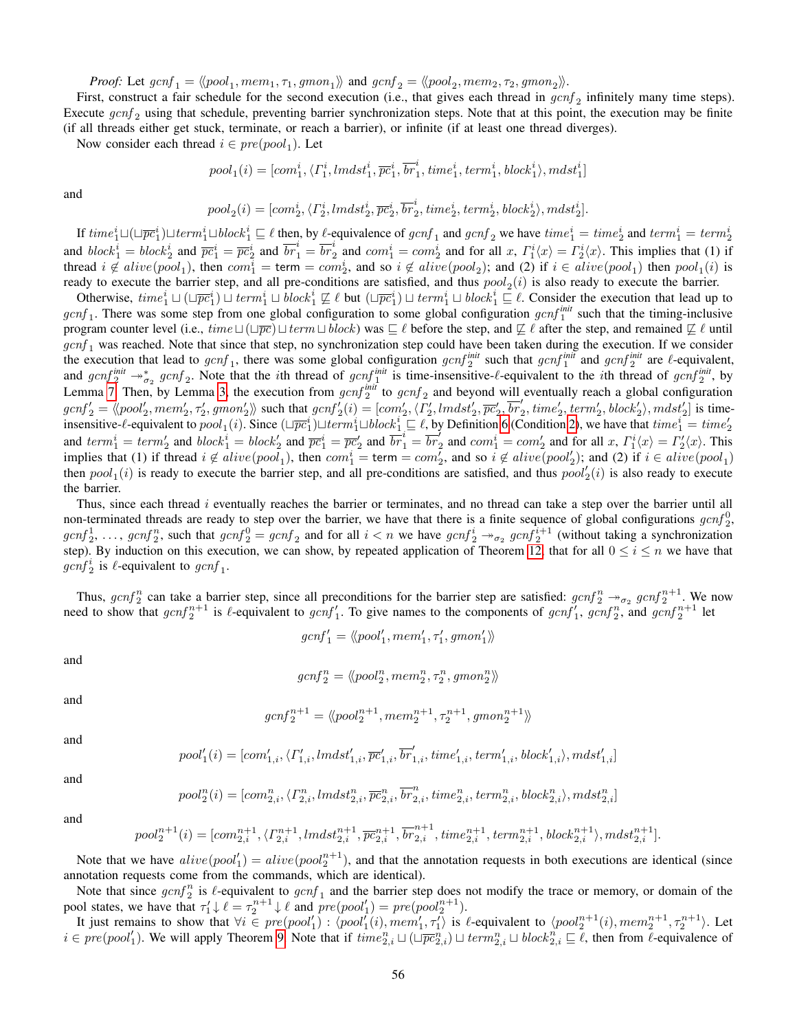*Proof:* Let $gcnf_1 = \langle\!\langle pool_1, mem_1, \tau_1, gmon_1 \rangle\!\rangle$ and $gcnf_2 = \langle\!\langle pool_2, mem_2, \tau_2, gmon_2 \rangle\!\rangle$.

First, construct a fair schedule for the second execution (i.e., that gives each thread in $gcnf_2$ infinitely many time steps). Execute $gcnf_2$ using that schedule, preventing barrier synchronization steps. Note that at this point, the execution may be finite (if all threads either get stuck, terminate, or reach a barrier), or infinite (if at least one thread diverges).

Now consider each thread $i \in pre(pool_1)$. Let

$$pool_1(i) = [com_1^i, \langle \Gamma_1^i, lmdst_1^i, \overline{pc}_1^i, \overline{br}_1^i, time_1^i, term_1^i, block_1^i \rangle, mdst_1^i]$$

and

$$pool_2(i) = [com_2^i, \langle \Gamma_2^i, lmdst_2^i, \overline{pc}_2^i, \overline{br}_2^i, time_2^i, term_2^i, block_2^i \rangle, mdst_2^i].$$

If $time_1^i \sqcup (\sqcup \overline{pc}_1^i) \sqcup term_1^i \sqcup block_1^i \sqsubseteq \ell$ then, by $\ell$-equivalence of $gcnf_1$ and $gcnf_2$ we have $time_1^i = time_2^i$ and $term_1^i = term_2^i$ and $block_1^i = block_2^i$ and $\overline{pc}_1^i = \overline{pc}_2^i$ and $\overline{br}_1^i = \overline{br}_2^i$ and $com_1^i = com_2^i$ and for all $x$, $\Gamma_1^i\langle x \rangle = \Gamma_2^i\langle x \rangle$. This implies that (1) if thread $i \notin alive(pool_1)$, then $com_1^i = \mathsf{term} = com_2^i$, and so $i \notin alive(pool_2)$; and (2) if $i \in alive(pool_1)$ then $pool_1(i)$ is ready to execute the barrier step, and all pre-conditions are satisfied, and thus $pool_2(i)$ is also ready to execute the barrier.

Otherwise, $time_1^i \sqcup (\sqcup \overline{pc}_1^i) \sqcup term_1^i \sqcup block_1^i \not\sqsubseteq \ell$ but $(\sqcup \overline{pc}_1^i) \sqcup term_1^i \sqcup block_1^i \sqsubseteq \ell$. Consider the execution that lead up to $gcnf_1$. There was some step from one global configuration to some global configuration $gcnf_1^{init}$ such that the timing-inclusive program counter level (i.e., $time \sqcup (\sqcup \overline{pc}) \sqcup term \sqcup block$) was $\sqsubseteq \ell$ before the step, and $\not\sqsubseteq \ell$ after the step, and remained $\not\sqsubseteq \ell$ until $gcnf_1$ was reached. Note that since that step, no synchronization step could have been taken during the execution. If we consider the execution that lead to $gcnf_1$, there was some global configuration $gcnf_2^{init}$ such that $gcnf_1^{init}$ and $gcnf_2^{init}$ are $\ell$-equivalent, and $gcnf_2^{init} \twoheadrightarrow_{\sigma_2}^* gcnf_2$. Note that the $i$th thread of $gcnf_1^{init}$ is time-insensitive-$\ell$-equivalent to the $i$th thread of $gcnf_2^{init}$, by Lemma 7. Then, by Lemma 3, the execution from $gcnf_2^{init}$ to $gcnf_2$ and beyond will eventually reach a global configuration $gcnf_2' = \langle\!\langle pool_2', mem_2', \tau_2', gmon_2' \rangle\!\rangle$ such that $gcnf_2'(i) = [com_2', \langle \Gamma_2', lmdst_2', \overline{pc}_2', \overline{br}_2', time_2', term_2', block_2' \rangle, mdst_2']$ is time-insensitive-$\ell$-equivalent to $pool_1(i)$. Since $(\sqcup \overline{pc}_1^i) \sqcup term_1^i \sqcup block_1^i \sqsubseteq \ell$, by Definition 6 (Condition 2), we have that $time_1^i = time_2'$ and $term_1^i = term_2'$ and $block_1^i = block_2'$ and $\overline{pc}_1^i = \overline{pc}_2'$ and $\overline{br}_1^i = \overline{br}_2'$ and $com_1^i = com_2'$ and for all $x$, $\Gamma_1^i\langle x \rangle = \Gamma_2'\langle x \rangle$. This implies that (1) if thread $i \notin alive(pool_1)$, then $com_1^i = \mathsf{term} = com_2'$, and so $i \notin alive(pool_2')$; and (2) if $i \in alive(pool_1)$ then $pool_1(i)$ is ready to execute the barrier step, and all pre-conditions are satisfied, and thus $pool_2'(i)$ is also ready to execute the barrier.

Thus, since each thread $i$ eventually reaches the barrier or terminates, and no thread can take a step over the barrier until all non-terminated threads are ready to step over the barrier, we have that there is a finite sequence of global configurations $gcnf_2^0$, $gcnf_2^1$, $\ldots$, $gcnf_2^n$, such that $gcnf_2^0 = gcnf_2$ and for all $i < n$ we have $gcnf_2^i \twoheadrightarrow_{\sigma_2} gcnf_2^{i+1}$ (without taking a synchronization step). By induction on this execution, we can show, by repeated application of Theorem 12, that for all $0 \leq i \leq n$ we have that $gcnf_2^i$ is $\ell$-equivalent to $gcnf_1$.

Thus, $gcnf_2^n$ can take a barrier step, since all preconditions for the barrier step are satisfied: $gcnf_2^n \twoheadrightarrow_{\sigma_2} gcnf_2^{n+1}$. We now need to show that $gcnf_2^{n+1}$ is $\ell$-equivalent to $gcnf_1'$. To give names to the components of $gcnf_1'$, $gcnf_2^n$, and $gcnf_2^{n+1}$ let

$$gcnf_1' = \langle\!\langle pool_1', mem_1', \tau_1', gmon_1' \rangle\!\rangle$$

and

$$gcnf_2^n = \langle\!\langle pool_2^n, mem_2^n, \tau_2^n, gmon_2^n \rangle\!\rangle$$

and

$$gcnf_2^{n+1} = \langle\!\langle pool_2^{n+1}, mem_2^{n+1}, \tau_2^{n+1}, gmon_2^{n+1} \rangle\!\rangle$$

and

$$pool_1'(i) = [com_{1,i}', \langle \Gamma_{1,i}', lmdst_{1,i}', \overline{pc}_{1,i}', \overline{br}_{1,i}', time_{1,i}', term_{1,i}', block_{1,i}' \rangle, mdst_{1,i}']$$

and

$$pool_2^n(i) = [com_{2,i}^n, \langle \Gamma_{2,i}^n, lmdst_{2,i}^n, \overline{pc}_{2,i}^n, \overline{br}_{2,i}^n, time_{2,i}^n, term_{2,i}^n, block_{2,i}^n \rangle, mdst_{2,i}^n]$$

and

$$pool_2^{n+1}(i) = [com_{2,i}^{n+1}, \langle \Gamma_{2,i}^{n+1}, lmdst_{2,i}^{n+1}, \overline{pc}_{2,i}^{n+1}, \overline{br}_{2,i}^{n+1}, time_{2,i}^{n+1}, term_{2,i}^{n+1}, block_{2,i}^{n+1} \rangle, mdst_{2,i}^{n+1}].$$

Note that we have $alive(pool_1') = alive(pool_2^{n+1})$, and that the annotation requests in both executions are identical (since annotation requests come from the commands, which are identical).

Note that since $gcnf_2^n$ is $\ell$-equivalent to $gcnf_1$ and the barrier step does not modify the trace or memory, or domain of the pool states, we have that $\tau_1' \downarrow \ell = \tau_2^{n+1} \downarrow \ell$ and $pre(pool_1') = pre(pool_2^{n+1})$.

It just remains to show that $\forall i \in pre(pool_1') : \langle pool_1'(i), mem_1', \tau_1' \rangle$ is $\ell$-equivalent to $\langle pool_2^{n+1}(i), mem_2^{n+1}, \tau_2^{n+1} \rangle$. Let $i \in pre(pool_1')$. We will apply Theorem 9. Note that if $time_{2,i}^n \sqcup (\sqcup \overline{pc}_{2,i}^n) \sqcup term_{2,i}^n \sqcup block_{2,i}^n \sqsubseteq \ell$, then from $\ell$-equivalence of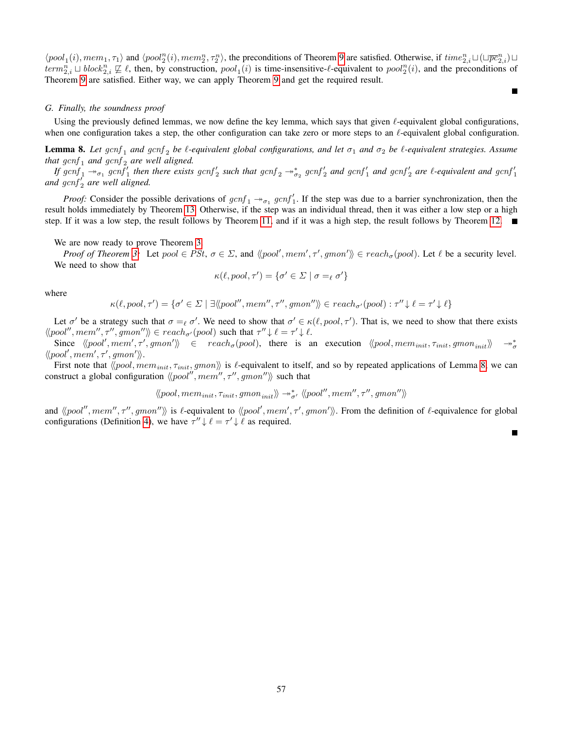$\langle pool_1(i), mem_1, \tau_1 \rangle$ and $\langle pool_2^n(i), mem_2^n, \tau_2^n \rangle$, the preconditions of Theorem 9 are satisfied. Otherwise, if $time_{2,i}^n \sqcup (\sqcup \overline{pc}_{2,i}^n) \sqcup term_{2,i}^n \sqcup block_{2,i}^n \not\sqsubseteq \ell$, then, by construction, $pool_1(i)$ is time-insensitive-$\ell$-equivalent to $pool_2^n(i)$, and the preconditions of Theorem 9 are satisfied. Either way, we can apply Theorem 9 and get the required result. ∎

### G. Finally, the soundness proof

Using the previously defined lemmas, we now define the key lemma, which says that given $\ell$-equivalent global configurations, when one configuration takes a step, the other configuration can take zero or more steps to an $\ell$-equivalent global configuration.

**Lemma 8.** *Let $gcnf_1$ and $gcnf_2$ be $\ell$-equivalent global configurations, and let $\sigma_1$ and $\sigma_2$ be $\ell$-equivalent strategies. Assume that $gcnf_1$ and $gcnf_2$ are well aligned.*

*If $gcnf_1 \twoheadrightarrow_{\sigma_1} gcnf_1'$ then there exists $gcnf_2'$ such that $gcnf_2 \twoheadrightarrow_{\sigma_2}^* gcnf_2'$ and $gcnf_1'$ and $gcnf_2'$ are $\ell$-equivalent and $gcnf_1'$ and $gcnf_2'$ are well aligned.*

*Proof:* Consider the possible derivations of $gcnf_1 \twoheadrightarrow_{\sigma_1} gcnf_1'$. If the step was due to a barrier synchronization, then the result holds immediately by Theorem 13. Otherwise, if the step was an individual thread, then it was either a low step or a high step. If it was a low step, the result follows by Theorem 11, and if it was a high step, the result follows by Theorem 12. ∎

We are now ready to prove Theorem 3.

*Proof of Theorem 3:* Let $pool \in PSt$, $\sigma \in \Sigma$, and $\langle\!\langle pool', mem', \tau', gmon' \rangle\!\rangle \in reach_\sigma(pool)$. Let $\ell$ be a security level. We need to show that

$$\kappa(\ell, pool, \tau') = \{\sigma' \in \Sigma \mid \sigma =_\ell \sigma'\}$$

where

$$\kappa(\ell, pool, \tau') = \{\sigma' \in \Sigma \mid \exists \langle\!\langle pool'', mem'', \tau'', gmon'' \rangle\!\rangle \in reach_{\sigma'}(pool) : \tau'' \downarrow \ell = \tau' \downarrow \ell\}$$

Let $\sigma'$ be a strategy such that $\sigma =_\ell \sigma'$. We need to show that $\sigma' \in \kappa(\ell, pool, \tau')$. That is, we need to show that there exists $\langle\!\langle pool'', mem'', \tau'', gmon'' \rangle\!\rangle \in reach_{\sigma'}(pool)$ such that $\tau'' \downarrow \ell = \tau' \downarrow \ell$.

Since $\langle\!\langle pool', mem', \tau', gmon' \rangle\!\rangle \in reach_\sigma(pool)$, there is an execution $\langle\!\langle pool, mem_{init}, \tau_{init}, gmon_{init} \rangle\!\rangle \twoheadrightarrow_\sigma^* \langle\!\langle pool', mem', \tau', gmon' \rangle\!\rangle$.

First note that $\langle\!\langle pool, mem_{init}, \tau_{init}, gmon \rangle\!\rangle$ is $\ell$-equivalent to itself, and so by repeated applications of Lemma 8, we can construct a global configuration $\langle\!\langle pool'', mem'', \tau'', gmon'' \rangle\!\rangle$ such that

$$\langle\!\langle pool, mem_{init}, \tau_{init}, gmon_{init} \rangle\!\rangle \twoheadrightarrow_{\sigma'}^* \langle\!\langle pool'', mem'', \tau'', gmon'' \rangle\!\rangle$$

and $\langle\!\langle pool'', mem'', \tau'', gmon'' \rangle\!\rangle$ is $\ell$-equivalent to $\langle\!\langle pool', mem', \tau', gmon' \rangle\!\rangle$. From the definition of $\ell$-equivalence for global configurations (Definition 4), we have $\tau'' \downarrow \ell = \tau' \downarrow \ell$ as required. ∎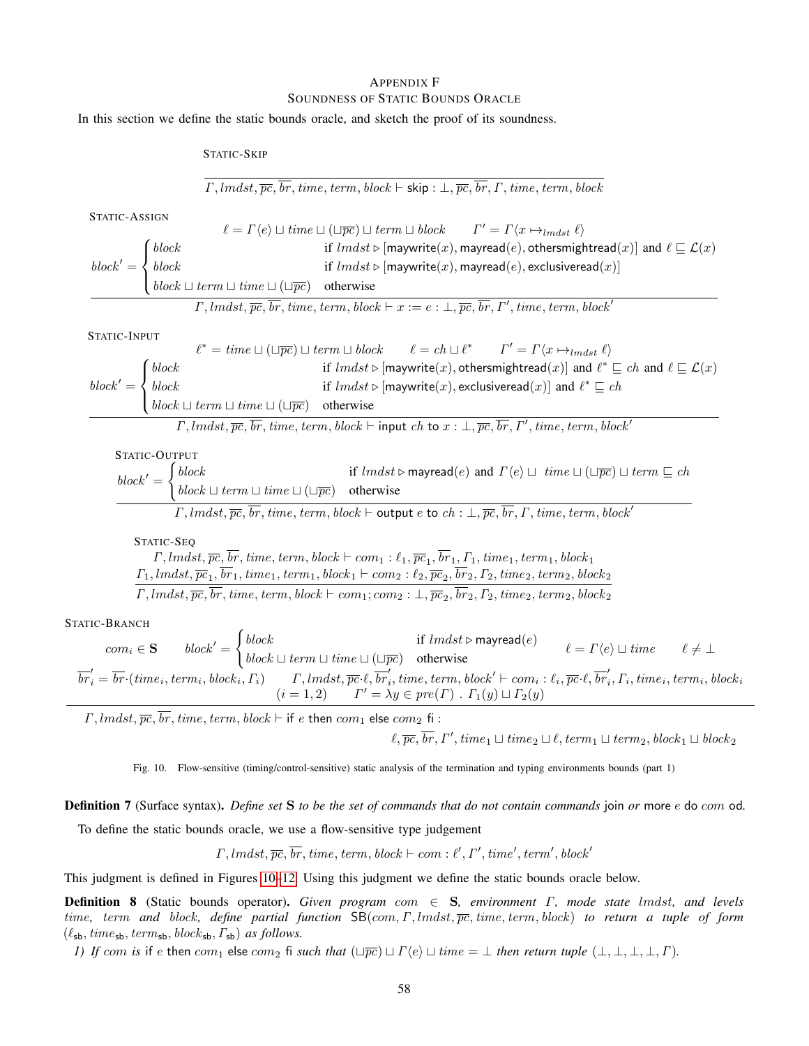# Appendix F
## Soundness of Static Bounds Oracle

In this section we define the static bounds oracle, and sketch the proof of its soundness.

STATIC-SKIP

$$\frac{}{\Gamma, lmdst, \overline{pc}, \overline{br}, time, term, block \vdash \mathsf{skip} : \bot, \overline{pc}, \overline{br}, \Gamma, time, term, block}$$

STATIC-ASSIGN

$$\frac{\begin{array}{c}\ell = \Gamma\langle e\rangle \sqcup time \sqcup (\sqcup\overline{pc}) \sqcup term \sqcup block \qquad \Gamma' = \Gamma\langle x \mapsto_{lmdst} \ell\rangle \\ block' = \begin{cases} block & \text{if } lmdst \triangleright [\mathsf{maywrite}(x), \mathsf{mayread}(e), \mathsf{othersmightread}(x)] \text{ and } \ell \sqsubseteq \mathcal{L}(x) \\ block & \text{if } lmdst \triangleright [\mathsf{maywrite}(x), \mathsf{mayread}(e), \mathsf{exclusiveread}(x)] \\ block \sqcup term \sqcup time \sqcup (\sqcup\overline{pc}) & \text{otherwise} \end{cases}\end{array}}{\Gamma, lmdst, \overline{pc}, \overline{br}, time, term, block \vdash x := e : \bot, \overline{pc}, \overline{br}, \Gamma', time, term, block'}$$

STATIC-INPUT

$$\frac{\begin{array}{c}\ell^* = time \sqcup (\sqcup\overline{pc}) \sqcup term \sqcup block \qquad \ell = ch \sqcup \ell^* \qquad \Gamma' = \Gamma\langle x \mapsto_{lmdst} \ell\rangle \\ block' = \begin{cases} block & \text{if } lmdst \triangleright [\mathsf{maywrite}(x), \mathsf{othersmightread}(x)] \text{ and } \ell^* \sqsubseteq ch \text{ and } \ell \sqsubseteq \mathcal{L}(x) \\ block & \text{if } lmdst \triangleright [\mathsf{maywrite}(x), \mathsf{exclusiveread}(x)] \text{ and } \ell^* \sqsubseteq ch \\ block \sqcup term \sqcup time \sqcup (\sqcup\overline{pc}) & \text{otherwise} \end{cases}\end{array}}{\Gamma, lmdst, \overline{pc}, \overline{br}, time, term, block \vdash \mathsf{input}\ ch\ \mathsf{to}\ x : \bot, \overline{pc}, \overline{br}, \Gamma', time, term, block'}$$

STATIC-OUTPUT

$$\frac{block' = \begin{cases} block & \text{if } lmdst \triangleright \mathsf{mayread}(e) \text{ and } \Gamma\langle e\rangle \sqcup\ time \sqcup (\sqcup\overline{pc}) \sqcup term \sqsubseteq ch \\ block \sqcup term \sqcup time \sqcup (\sqcup\overline{pc}) & \text{otherwise} \end{cases}}{\Gamma, lmdst, \overline{pc}, \overline{br}, time, term, block \vdash \mathsf{output}\ e\ \mathsf{to}\ ch : \bot, \overline{pc}, \overline{br}, \Gamma, time, term, block'}$$

STATIC-SEQ

$$\frac{\begin{array}{c}\Gamma, lmdst, \overline{pc}, \overline{br}, time, term, block \vdash com_1 : \ell_1, \overline{pc}_1, \overline{br}_1, \Gamma_1, time_1, term_1, block_1 \\ \Gamma_1, lmdst, \overline{pc}_1, \overline{br}_1, time_1, term_1, block_1 \vdash com_2 : \ell_2, \overline{pc}_2, \overline{br}_2, \Gamma_2, time_2, term_2, block_2\end{array}}{\Gamma, lmdst, \overline{pc}, \overline{br}, time, term, block \vdash com_1; com_2 : \bot, \overline{pc}_2, \overline{br}_2, \Gamma_2, time_2, term_2, block_2}$$

STATIC-BRANCH

$$\frac{\begin{array}{c}com_i \in \mathbf{S} \qquad block' = \begin{cases} block & \text{if } lmdst \triangleright \mathsf{mayread}(e) \\ block \sqcup term \sqcup time \sqcup (\sqcup\overline{pc}) & \text{otherwise} \end{cases} \qquad \ell = \Gamma\langle e\rangle \sqcup time \qquad \ell \neq \bot \\ \overline{br}'_i = \overline{br}\cdot(time_i, term_i, block_i, \Gamma_i) \qquad \Gamma, lmdst, \overline{pc}\cdot\ell, \overline{br}'_i, time, term, block' \vdash com_i : \ell_i, \overline{pc}\cdot\ell, \overline{br}'_i, \Gamma_i, time_i, term_i, block_i \\ (i = 1, 2) \qquad \Gamma' = \lambda y \in pre(\Gamma)\ .\ \Gamma_1(y) \sqcup \Gamma_2(y)\end{array}}{\begin{array}{c}\Gamma, lmdst, \overline{pc}, \overline{br}, time, term, block \vdash \mathsf{if}\ e\ \mathsf{then}\ com_1\ \mathsf{else}\ com_2\ \mathsf{fi} : \\ \ell, \overline{pc}, \overline{br}, \Gamma', time_1 \sqcup time_2 \sqcup \ell, term_1 \sqcup term_2, block_1 \sqcup block_2\end{array}}$$

Fig. 10. Flow-sensitive (timing/control-sensitive) static analysis of the termination and typing environments bounds (part 1)

**Definition 7** (Surface syntax). *Define set* $\mathbf{S}$ *to be the set of commands that do not contain commands* join *or* more $e$ do $com$ od.

To define the static bounds oracle, we use a flow-sensitive type judgement

$$\Gamma, lmdst, \overline{pc}, \overline{br}, time, term, block \vdash com : \ell', \Gamma', time', term', block'$$

This judgment is defined in Figures 10–12. Using this judgment we define the static bounds oracle below.

**Definition 8** (Static bounds operator). *Given program* $com \in \mathbf{S}$*, environment* $\Gamma$*, mode state* $lmdst$*, and levels* $time$*,* $term$ *and* $block$*, define partial function* $\mathsf{SB}(com, \Gamma, lmdst, \overline{pc}, time, term, block)$ *to return a tuple of form* $(\ell_{\mathsf{sb}}, time_{\mathsf{sb}}, term_{\mathsf{sb}}, block_{\mathsf{sb}}, \Gamma_{\mathsf{sb}})$ *as follows.*

*1) If* $com$ *is* if $e$ then $com_1$ else $com_2$ fi *such that* $(\sqcup\overline{pc}) \sqcup \Gamma\langle e\rangle \sqcup time = \bot$ *then return tuple* $(\bot, \bot, \bot, \bot, \Gamma)$.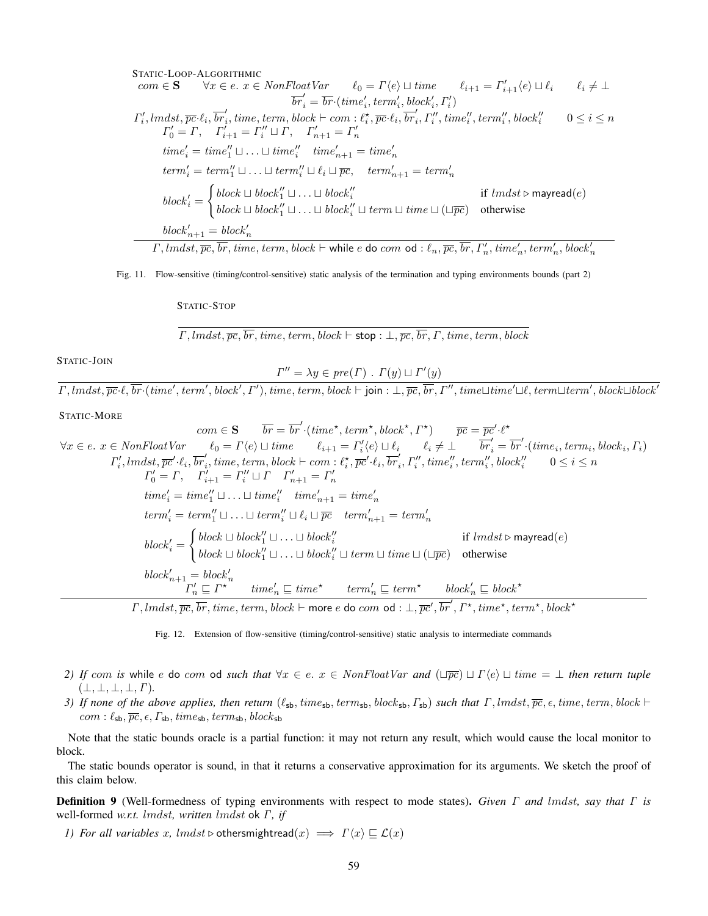STATIC-LOOP-ALGORITHMIC

$$
\frac{
\begin{array}{c}
com \in \mathbf{S} \qquad \forall x \in e.\ x \in \mathit{NonFloatVar} \qquad \ell_0 = \Gamma\langle e\rangle \sqcup time \qquad \ell_{i+1} = \Gamma'_{i+1}\langle e\rangle \sqcup \ell_i \qquad \ell_i \neq \bot \\
\overline{br}'_i = \overline{br}\cdot(time'_i, term'_i, block'_i, \Gamma'_i) \\
\Gamma'_i, lmdst, \overline{pc}\cdot\ell_i, \overline{br}'_i, time, term, block \vdash com : \ell^\star_i, \overline{pc}\cdot\ell_i, \overline{br}'_i, \Gamma''_i, time''_i, term''_i, block''_i \qquad 0 \le i \le n \\
\Gamma'_0 = \Gamma, \quad \Gamma'_{i+1} = \Gamma''_i \sqcup \Gamma, \quad \Gamma'_{n+1} = \Gamma'_n \\
time'_i = time''_1 \sqcup \ldots \sqcup time''_i \quad time'_{n+1} = time'_n \\
term'_i = term''_1 \sqcup \ldots \sqcup term''_i \sqcup \ell_i \sqcup \overline{pc}, \quad term'_{n+1} = term'_n \\
block'_i = \begin{cases} block \sqcup block''_1 \sqcup \ldots \sqcup block''_i & \text{if } lmdst \triangleright \mathsf{mayread}(e) \\ block \sqcup block''_1 \sqcup \ldots \sqcup block''_i \sqcup term \sqcup time \sqcup (\sqcup\overline{pc}) & \text{otherwise} \end{cases} \\
block'_{n+1} = block'_n
\end{array}
}{
\Gamma, lmdst, \overline{pc}, \overline{br}, time, term, block \vdash \mathsf{while}\ e\ \mathsf{do}\ com\ \mathsf{od} : \ell_n, \overline{pc}, \overline{br}, \Gamma'_n, time'_n, term'_n, block'_n
}
$$

Fig. 11. Flow-sensitive (timing/control-sensitive) static analysis of the termination and typing environments bounds (part 2)

STATIC-STOP

$$
\frac{}{\Gamma, lmdst, \overline{pc}, \overline{br}, time, term, block \vdash \mathsf{stop} : \bot, \overline{pc}, \overline{br}, \Gamma, time, term, block}
$$

STATIC-JOIN

$$
\frac{\Gamma'' = \lambda y \in pre(\Gamma)\ .\ \Gamma(y) \sqcup \Gamma'(y)}{\Gamma, lmdst, \overline{pc}\cdot\ell, \overline{br}\cdot(time', term', block', \Gamma'), time, term, block \vdash \mathsf{join} : \bot, \overline{pc}, \overline{br}, \Gamma'', time \sqcup time' \sqcup \ell, term \sqcup term', block \sqcup block'}
$$

STATIC-MORE

$$
\frac{
\begin{array}{c}
com \in \mathbf{S} \qquad \overline{br} = \overline{br}'\cdot(time^\star, term^\star, block^\star, \Gamma^\star) \qquad \overline{pc} = \overline{pc}'\cdot\ell^\star \\
\forall x \in e.\ x \in \mathit{NonFloatVar} \qquad \ell_0 = \Gamma\langle e\rangle \sqcup time \qquad \ell_{i+1} = \Gamma'_i\langle e\rangle \sqcup \ell_i \qquad \ell_i \neq \bot \qquad \overline{br}'_i = \overline{br}'\cdot(time_i, term_i, block_i, \Gamma_i) \\
\Gamma'_i, lmdst, \overline{pc}'\cdot\ell_i, \overline{br}'_i, time, term, block \vdash com : \ell^\star_i, \overline{pc}'\cdot\ell_i, \overline{br}'_i, \Gamma''_i, time''_i, term''_i, block''_i \qquad 0 \le i \le n \\
\Gamma'_0 = \Gamma, \quad \Gamma'_{i+1} = \Gamma''_i \sqcup \Gamma \quad \Gamma'_{n+1} = \Gamma'_n \\
time'_i = time''_1 \sqcup \ldots \sqcup time''_i \quad time'_{n+1} = time'_n \\
term'_i = term''_1 \sqcup \ldots \sqcup term''_i \sqcup \ell_i \sqcup \overline{pc} \quad term'_{n+1} = term'_n \\
block'_i = \begin{cases} block \sqcup block''_1 \sqcup \ldots \sqcup block''_i & \text{if } lmdst \triangleright \mathsf{mayread}(e) \\ block \sqcup block''_1 \sqcup \ldots \sqcup block''_i \sqcup term \sqcup time \sqcup (\sqcup\overline{pc}) & \text{otherwise} \end{cases} \\
block'_{n+1} = block'_n \\
\Gamma'_n \sqsubseteq \Gamma^\star \qquad time'_n \sqsubseteq time^\star \qquad term'_n \sqsubseteq term^\star \qquad block'_n \sqsubseteq block^\star
\end{array}
}{
\Gamma, lmdst, \overline{pc}, \overline{br}, time, term, block \vdash \mathsf{more}\ e\ \mathsf{do}\ com\ \mathsf{od} : \bot, \overline{pc}', \overline{br}', \Gamma^\star, time^\star, term^\star, block^\star
}
$$

Fig. 12. Extension of flow-sensitive (timing/control-sensitive) static analysis to intermediate commands

2) *If* $com$ *is* while $e$ do $com$ od *such that* $\forall x \in e.\ x \in \mathit{NonFloatVar}$ *and* $(\sqcup\overline{pc}) \sqcup \Gamma\langle e\rangle \sqcup time = \bot$ *then return tuple* $(\bot, \bot, \bot, \bot, \Gamma)$.

3) *If none of the above applies, then return* $(\ell_{\mathsf{sb}}, time_{\mathsf{sb}}, term_{\mathsf{sb}}, block_{\mathsf{sb}}, \Gamma_{\mathsf{sb}})$ *such that* $\Gamma, lmdst, \overline{pc}, \epsilon, time, term, block \vdash com : \ell_{\mathsf{sb}}, \overline{pc}, \epsilon, \Gamma_{\mathsf{sb}}, time_{\mathsf{sb}}, term_{\mathsf{sb}}, block_{\mathsf{sb}}$

Note that the static bounds oracle is a partial function: it may not return any result, which would cause the local monitor to block.

The static bounds operator is sound, in that it returns a conservative approximation for its arguments. We sketch the proof of this claim below.

**Definition 9** (Well-formedness of typing environments with respect to mode states). *Given* $\Gamma$ *and* $lmdst$*, say that* $\Gamma$ *is* well-formed *w.r.t.* $lmdst$*, written* $lmdst$ ok $\Gamma$*, if*

1) *For all variables* $x$*,* $lmdst \triangleright \mathsf{othersmightread}(x) \implies \Gamma\langle x\rangle \sqsubseteq \mathcal{L}(x)$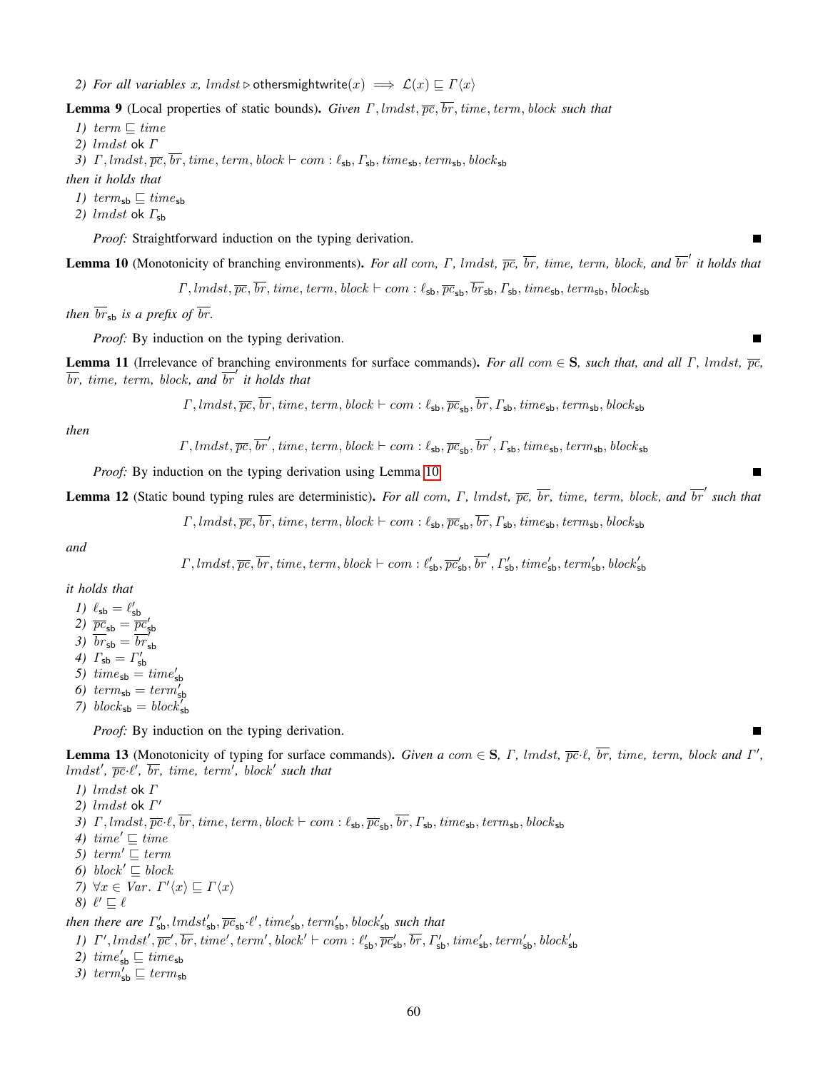*2) For all variables $x$, $lmdst \triangleright \mathsf{othersmightwrite}(x) \implies \mathcal{L}(x) \sqsubseteq \Gamma\langle x \rangle$*

**Lemma 9** (Local properties of static bounds). *Given $\Gamma, lmdst, \overline{pc}, \overline{br}, time, term, block$ such that*

*1) $term \sqsubseteq time$*
*2) $lmdst$ $\mathsf{ok}$ $\Gamma$*
*3) $\Gamma, lmdst, \overline{pc}, \overline{br}, time, term, block \vdash com : \ell_{\mathsf{sb}}, \Gamma_{\mathsf{sb}}, time_{\mathsf{sb}}, term_{\mathsf{sb}}, block_{\mathsf{sb}}$*

*then it holds that*

*1) $term_{\mathsf{sb}} \sqsubseteq time_{\mathsf{sb}}$*
*2) $lmdst$ $\mathsf{ok}$ $\Gamma_{\mathsf{sb}}$*

*Proof:* Straightforward induction on the typing derivation. ■

**Lemma 10** (Monotonicity of branching environments). *For all $com$, $\Gamma$, $lmdst$, $\overline{pc}$, $\overline{br}$, $time$, $term$, $block$, and $\overline{br}'$ it holds that*

$$\Gamma, lmdst, \overline{pc}, \overline{br}, time, term, block \vdash com : \ell_{\mathsf{sb}}, \overline{pc}_{\mathsf{sb}}, \overline{br}_{\mathsf{sb}}, \Gamma_{\mathsf{sb}}, time_{\mathsf{sb}}, term_{\mathsf{sb}}, block_{\mathsf{sb}}$$

*then $\overline{br}_{\mathsf{sb}}$ is a prefix of $\overline{br}$.*

*Proof:* By induction on the typing derivation. ■

**Lemma 11** (Irrelevance of branching environments for surface commands). *For all $com \in \mathbf{S}$, such that, and all $\Gamma$, $lmdst$, $\overline{pc}$, $\overline{br}$, $time$, $term$, $block$, and $\overline{br}'$ it holds that*

$$\Gamma, lmdst, \overline{pc}, \overline{br}, time, term, block \vdash com : \ell_{\mathsf{sb}}, \overline{pc}_{\mathsf{sb}}, \overline{br}, \Gamma_{\mathsf{sb}}, time_{\mathsf{sb}}, term_{\mathsf{sb}}, block_{\mathsf{sb}}$$

*then*

$$\Gamma, lmdst, \overline{pc}, \overline{br}', time, term, block \vdash com : \ell_{\mathsf{sb}}, \overline{pc}_{\mathsf{sb}}, \overline{br}', \Gamma_{\mathsf{sb}}, time_{\mathsf{sb}}, term_{\mathsf{sb}}, block_{\mathsf{sb}}$$

*Proof:* By induction on the typing derivation using Lemma 10 ■

**Lemma 12** (Static bound typing rules are deterministic). *For all $com$, $\Gamma$, $lmdst$, $\overline{pc}$, $\overline{br}$, $time$, $term$, $block$, and $\overline{br}'$ such that*

$$\Gamma, lmdst, \overline{pc}, \overline{br}, time, term, block \vdash com : \ell_{\mathsf{sb}}, \overline{pc}_{\mathsf{sb}}, \overline{br}, \Gamma_{\mathsf{sb}}, time_{\mathsf{sb}}, term_{\mathsf{sb}}, block_{\mathsf{sb}}$$

*and*

$$\Gamma, lmdst, \overline{pc}, \overline{br}, time, term, block \vdash com : \ell'_{\mathsf{sb}}, \overline{pc}'_{\mathsf{sb}}, \overline{br}', \Gamma'_{\mathsf{sb}}, time'_{\mathsf{sb}}, term'_{\mathsf{sb}}, block'_{\mathsf{sb}}$$

*it holds that*

*1) $\ell_{\mathsf{sb}} = \ell'_{\mathsf{sb}}$*
*2) $\overline{pc}_{\mathsf{sb}} = \overline{pc}'_{\mathsf{sb}}$*
*3) $\overline{br}_{\mathsf{sb}} = \overline{br}'_{\mathsf{sb}}$*
*4) $\Gamma_{\mathsf{sb}} = \Gamma'_{\mathsf{sb}}$*
*5) $time_{\mathsf{sb}} = time'_{\mathsf{sb}}$*
*6) $term_{\mathsf{sb}} = term'_{\mathsf{sb}}$*
*7) $block_{\mathsf{sb}} = block'_{\mathsf{sb}}$*

*Proof:* By induction on the typing derivation. ■

**Lemma 13** (Monotonicity of typing for surface commands). *Given a $com \in \mathbf{S}$, $\Gamma$, $lmdst$, $\overline{pc}{\cdot}\ell$, $\overline{br}$, $time$, $term$, $block$ and $\Gamma'$, $lmdst'$, $\overline{pc}{\cdot}\ell'$, $\overline{br}$, $time$, $term'$, $block'$ such that*

*1) $lmdst$ $\mathsf{ok}$ $\Gamma$*
*2) $lmdst$ $\mathsf{ok}$ $\Gamma'$*
*3) $\Gamma, lmdst, \overline{pc}{\cdot}\ell, \overline{br}, time, term, block \vdash com : \ell_{\mathsf{sb}}, \overline{pc}_{\mathsf{sb}}, \overline{br}, \Gamma_{\mathsf{sb}}, time_{\mathsf{sb}}, term_{\mathsf{sb}}, block_{\mathsf{sb}}$*
*4) $time' \sqsubseteq time$*
*5) $term' \sqsubseteq term$*
*6) $block' \sqsubseteq block$*
*7) $\forall x \in Var.\ \Gamma'\langle x \rangle \sqsubseteq \Gamma\langle x \rangle$*
*8) $\ell' \sqsubseteq \ell$*

*then there are $\Gamma'_{\mathsf{sb}}, lmdst'_{\mathsf{sb}}, \overline{pc}_{\mathsf{sb}}{\cdot}\ell', time'_{\mathsf{sb}}, term'_{\mathsf{sb}}, block'_{\mathsf{sb}}$ such that*

*1) $\Gamma', lmdst', \overline{pc}', \overline{br}, time', term', block' \vdash com : \ell'_{\mathsf{sb}}, \overline{pc}'_{\mathsf{sb}}, \overline{br}, \Gamma'_{\mathsf{sb}}, time'_{\mathsf{sb}}, term'_{\mathsf{sb}}, block'_{\mathsf{sb}}$*
*2) $time'_{\mathsf{sb}} \sqsubseteq time_{\mathsf{sb}}$*
*3) $term'_{\mathsf{sb}} \sqsubseteq term_{\mathsf{sb}}$*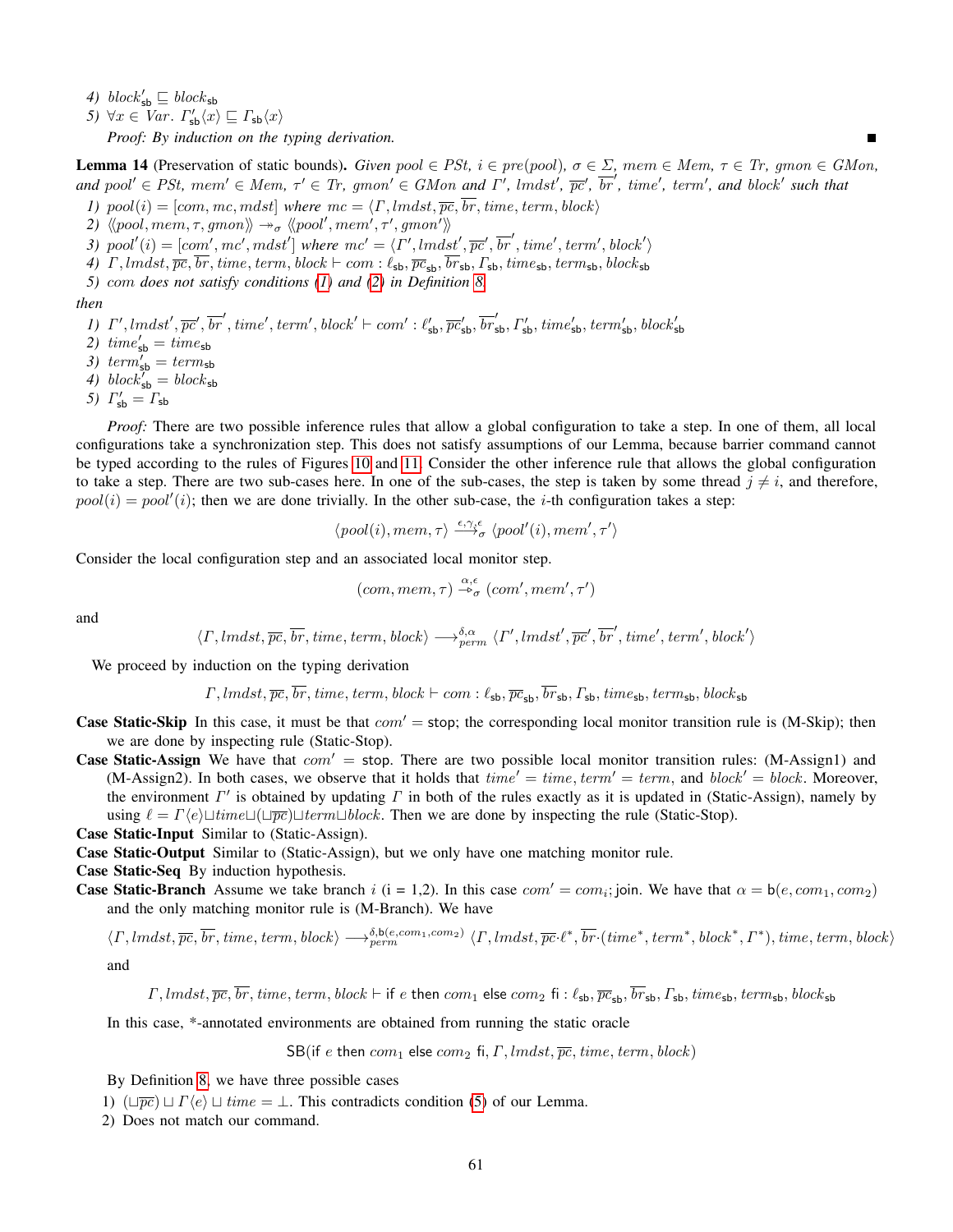4) $block'_{\mathsf{sb}} \sqsubseteq block_{\mathsf{sb}}$

5) $\forall x \in Var.\ \Gamma'_{\mathsf{sb}}\langle x\rangle \sqsubseteq \Gamma_{\mathsf{sb}}\langle x\rangle$

*Proof: By induction on the typing derivation.* ∎

**Lemma 14** (Preservation of static bounds)**.** *Given $pool \in PSt$, $i \in pre(pool)$, $\sigma \in \Sigma$, $mem \in Mem$, $\tau \in Tr$, $gmon \in GMon$, and $pool' \in PSt$, $mem' \in Mem$, $\tau' \in Tr$, $gmon' \in GMon$ and $\Gamma'$, $lmdst'$, $\overline{pc}'$, $\overline{br}'$, $time'$, $term'$, and $block'$ such that*

*1) $pool(i) = [com, mc, mdst]$ where $mc = \langle \Gamma, lmdst, \overline{pc}, \overline{br}, time, term, block\rangle$*

*2) $\langle\!\langle pool, mem, \tau, gmon\rangle\!\rangle \twoheadrightarrow_\sigma \langle\!\langle pool', mem', \tau', gmon'\rangle\!\rangle$*

*3) $pool'(i) = [com', mc', mdst']$ where $mc' = \langle \Gamma', lmdst', \overline{pc}', \overline{br}', time', term', block'\rangle$*

*4) $\Gamma, lmdst, \overline{pc}, \overline{br}, time, term, block \vdash com : \ell_{\mathsf{sb}}, \overline{pc}_{\mathsf{sb}}, \overline{br}_{\mathsf{sb}}, \Gamma_{\mathsf{sb}}, time_{\mathsf{sb}}, term_{\mathsf{sb}}, block_{\mathsf{sb}}$*

*5) $com$ does not satisfy conditions (1) and (2) in Definition 8.*

*then*

*1) $\Gamma', lmdst', \overline{pc}', \overline{br}', time', term', block' \vdash com' : \ell'_{\mathsf{sb}}, \overline{pc}'_{\mathsf{sb}}, \overline{br}'_{\mathsf{sb}}, \Gamma'_{\mathsf{sb}}, time'_{\mathsf{sb}}, term'_{\mathsf{sb}}, block'_{\mathsf{sb}}$*

*2) $time'_{\mathsf{sb}} = time_{\mathsf{sb}}$*

*3) $term'_{\mathsf{sb}} = term_{\mathsf{sb}}$*

*4) $block'_{\mathsf{sb}} = block_{\mathsf{sb}}$*

*5) $\Gamma'_{\mathsf{sb}} = \Gamma_{\mathsf{sb}}$*

*Proof:* There are two possible inference rules that allow a global configuration to take a step. In one of them, all local configurations take a synchronization step. This does not satisfy assumptions of our Lemma, because barrier command cannot be typed according to the rules of Figures 10 and 11. Consider the other inference rule that allows the global configuration to take a step. There are two sub-cases here. In one of the sub-cases, the step is taken by some thread $j \neq i$, and therefore, $pool(i) = pool'(i)$; then we are done trivially. In the other sub-case, the $i$-th configuration takes a step:

$$\langle pool(i), mem, \tau\rangle \xrightarrow{\epsilon,\gamma,\epsilon}_\sigma \langle pool'(i), mem', \tau'\rangle$$

Consider the local configuration step and an associated local monitor step.

$$(com, mem, \tau) \xrightarrow{\alpha,\epsilon}_\sigma (com', mem', \tau')$$

and

$$\langle \Gamma, lmdst, \overline{pc}, \overline{br}, time, term, block\rangle \longrightarrow^{\delta,\alpha}_{perm} \langle \Gamma', lmdst', \overline{pc}', \overline{br}', time', term', block'\rangle$$

We proceed by induction on the typing derivation

$$\Gamma, lmdst, \overline{pc}, \overline{br}, time, term, block \vdash com : \ell_{\mathsf{sb}}, \overline{pc}_{\mathsf{sb}}, \overline{br}_{\mathsf{sb}}, \Gamma_{\mathsf{sb}}, time_{\mathsf{sb}}, term_{\mathsf{sb}}, block_{\mathsf{sb}}$$

**Case Static-Skip** In this case, it must be that $com' = \mathsf{stop}$; the corresponding local monitor transition rule is (M-Skip); then we are done by inspecting rule (Static-Stop).

**Case Static-Assign** We have that $com' = \mathsf{stop}$. There are two possible local monitor transition rules: (M-Assign1) and (M-Assign2). In both cases, we observe that it holds that $time' = time, term' = term$, and $block' = block$. Moreover, the environment $\Gamma'$ is obtained by updating $\Gamma$ in both of the rules exactly as it is updated in (Static-Assign), namely by using $\ell = \Gamma\langle e\rangle \sqcup time \sqcup (\sqcup\overline{pc}) \sqcup term \sqcup block$. Then we are done by inspecting the rule (Static-Stop).

**Case Static-Input** Similar to (Static-Assign).

**Case Static-Output** Similar to (Static-Assign), but we only have one matching monitor rule.

**Case Static-Seq** By induction hypothesis.

**Case Static-Branch** Assume we take branch $i$ (i = 1,2). In this case $com' = com_i; \mathsf{join}$. We have that $\alpha = \mathsf{b}(e, com_1, com_2)$ and the only matching monitor rule is (M-Branch). We have

$$\langle \Gamma, lmdst, \overline{pc}, \overline{br}, time, term, block\rangle \longrightarrow^{\delta,\mathsf{b}(e,com_1,com_2)}_{perm} \langle \Gamma, lmdst, \overline{pc}\cdot\ell^*, \overline{br}\cdot(time^*, term^*, block^*, \Gamma^*), time, term, block\rangle$$

and

$$\Gamma, lmdst, \overline{pc}, \overline{br}, time, term, block \vdash \mathsf{if}\ e\ \mathsf{then}\ com_1\ \mathsf{else}\ com_2\ \mathsf{fi} : \ell_{\mathsf{sb}}, \overline{pc}_{\mathsf{sb}}, \overline{br}_{\mathsf{sb}}, \Gamma_{\mathsf{sb}}, time_{\mathsf{sb}}, term_{\mathsf{sb}}, block_{\mathsf{sb}}$$

In this case, *-annotated environments are obtained from running the static oracle

$$\mathsf{SB}(\mathsf{if}\ e\ \mathsf{then}\ com_1\ \mathsf{else}\ com_2\ \mathsf{fi}, \Gamma, lmdst, \overline{pc}, time, term, block)$$

By Definition 8, we have three possible cases

1) $(\sqcup\overline{pc}) \sqcup \Gamma\langle e\rangle \sqcup time = \bot$. This contradicts condition (5) of our Lemma.
2) Does not match our command.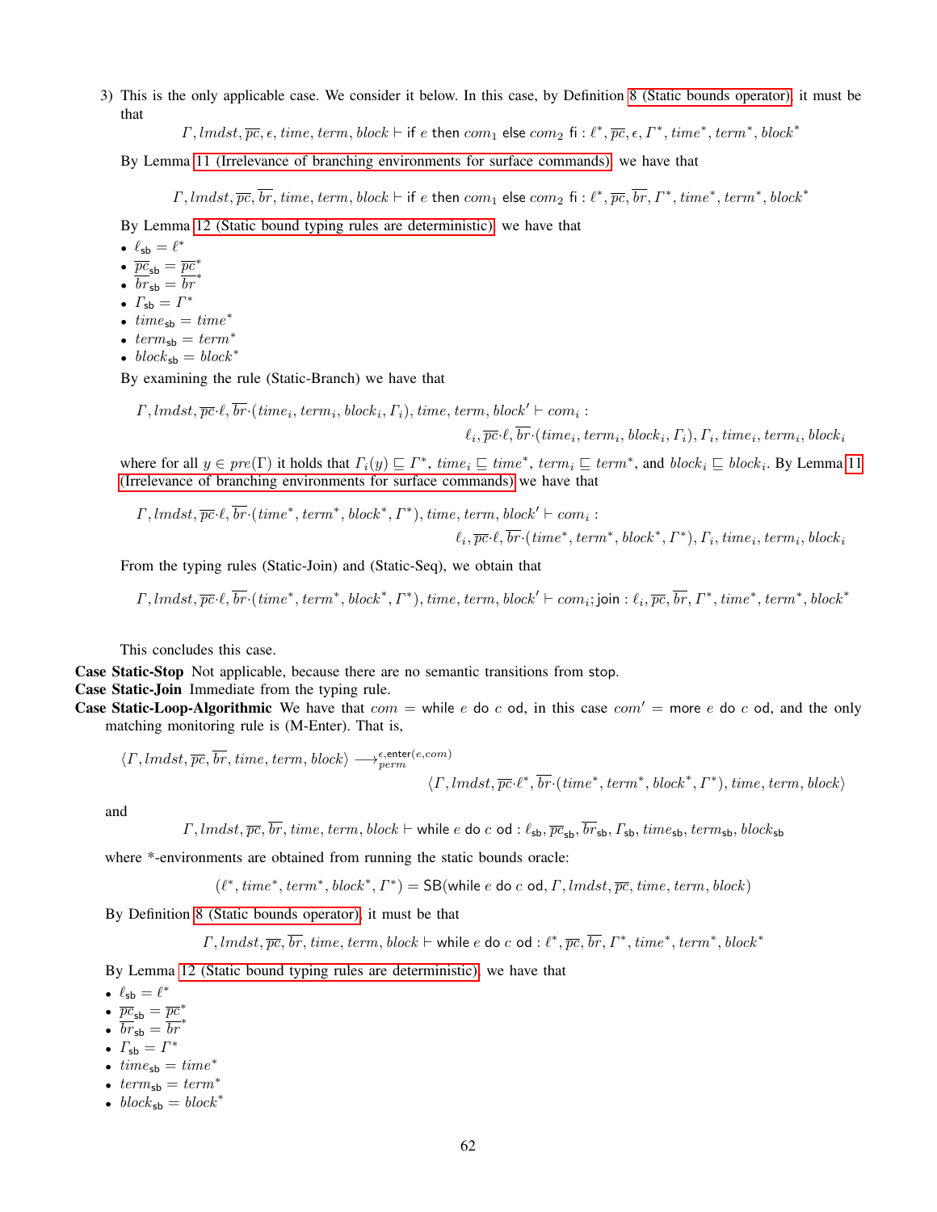3) This is the only applicable case. We consider it below. In this case, by Definition 8 (Static bounds operator), it must be that

$$\Gamma, lmdst, \overline{pc}, \epsilon, time, term, block \vdash \text{if } e \text{ then } com_1 \text{ else } com_2 \text{ fi} : \ell^*, \overline{pc}, \epsilon, \Gamma^*, time^*, term^*, block^*$$

By Lemma 11 (Irrelevance of branching environments for surface commands), we have that

$$\Gamma, lmdst, \overline{pc}, \overline{br}, time, term, block \vdash \text{if } e \text{ then } com_1 \text{ else } com_2 \text{ fi} : \ell^*, \overline{pc}, \overline{br}, \Gamma^*, time^*, term^*, block^*$$

By Lemma 12 (Static bound typing rules are deterministic), we have that

- $\ell_{\mathsf{sb}} = \ell^*$
- $\overline{pc}_{\mathsf{sb}} = \overline{pc}^*$
- $\overline{br}_{\mathsf{sb}} = \overline{br}^*$
- $\Gamma_{\mathsf{sb}} = \Gamma^*$
- $time_{\mathsf{sb}} = time^*$
- $term_{\mathsf{sb}} = term^*$
- $block_{\mathsf{sb}} = block^*$

By examining the rule (Static-Branch) we have that

$$\Gamma, lmdst, \overline{pc}{\cdot}\ell, \overline{br}{\cdot}(time_i, term_i, block_i, \Gamma_i), time, term, block' \vdash com_i : \\ \ell_i, \overline{pc}{\cdot}\ell, \overline{br}{\cdot}(time_i, term_i, block_i, \Gamma_i), \Gamma_i, time_i, term_i, block_i$$

where for all $y \in pre(\Gamma)$ it holds that $\Gamma_i(y) \sqsubseteq \Gamma^*$, $time_i \sqsubseteq time^*$, $term_i \sqsubseteq term^*$, and $block_i \sqsubseteq block_i$. By Lemma 11 (Irrelevance of branching environments for surface commands) we have that

$$\Gamma, lmdst, \overline{pc}{\cdot}\ell, \overline{br}{\cdot}(time^*, term^*, block^*, \Gamma^*), time, term, block' \vdash com_i : \\ \ell_i, \overline{pc}{\cdot}\ell, \overline{br}{\cdot}(time^*, term^*, block^*, \Gamma^*), \Gamma_i, time_i, term_i, block_i$$

From the typing rules (Static-Join) and (Static-Seq), we obtain that

$$\Gamma, lmdst, \overline{pc}{\cdot}\ell, \overline{br}{\cdot}(time^*, term^*, block^*, \Gamma^*), time, term, block' \vdash com_i; \text{join} : \ell_i, \overline{pc}, \overline{br}, \Gamma^*, time^*, term^*, block^*$$

This concludes this case.

**Case Static-Stop** Not applicable, because there are no semantic transitions from stop.

**Case Static-Join** Immediate from the typing rule.

**Case Static-Loop-Algorithmic** We have that $com = \text{while } e \text{ do } c \text{ od}$, in this case $com' = \text{more } e \text{ do } c \text{ od}$, and the only matching monitoring rule is (M-Enter). That is,

$$\langle \Gamma, lmdst, \overline{pc}, \overline{br}, time, term, block \rangle \longrightarrow_{perm}^{\epsilon, \text{enter}(e, com)} \\ \langle \Gamma, lmdst, \overline{pc}{\cdot}\ell^*, \overline{br}{\cdot}(time^*, term^*, block^*, \Gamma^*), time, term, block \rangle$$

and

$$\Gamma, lmdst, \overline{pc}, \overline{br}, time, term, block \vdash \text{while } e \text{ do } c \text{ od} : \ell_{\mathsf{sb}}, \overline{pc}_{\mathsf{sb}}, \overline{br}_{\mathsf{sb}}, \Gamma_{\mathsf{sb}}, time_{\mathsf{sb}}, term_{\mathsf{sb}}, block_{\mathsf{sb}}$$

where *-environments are obtained from running the static bounds oracle:

$$(\ell^*, time^*, term^*, block^*, \Gamma^*) = \mathsf{SB}(\text{while } e \text{ do } c \text{ od}, \Gamma, lmdst, \overline{pc}, time, term, block)$$

By Definition 8 (Static bounds operator), it must be that

$$\Gamma, lmdst, \overline{pc}, \overline{br}, time, term, block \vdash \text{while } e \text{ do } c \text{ od} : \ell^*, \overline{pc}, \overline{br}, \Gamma^*, time^*, term^*, block^*$$

By Lemma 12 (Static bound typing rules are deterministic), we have that

- $\ell_{\mathsf{sb}} = \ell^*$
- $\overline{pc}_{\mathsf{sb}} = \overline{pc}^*$
- $\overline{br}_{\mathsf{sb}} = \overline{br}^*$
- $\Gamma_{\mathsf{sb}} = \Gamma^*$
- $time_{\mathsf{sb}} = time^*$
- $term_{\mathsf{sb}} = term^*$
- $block_{\mathsf{sb}} = block^*$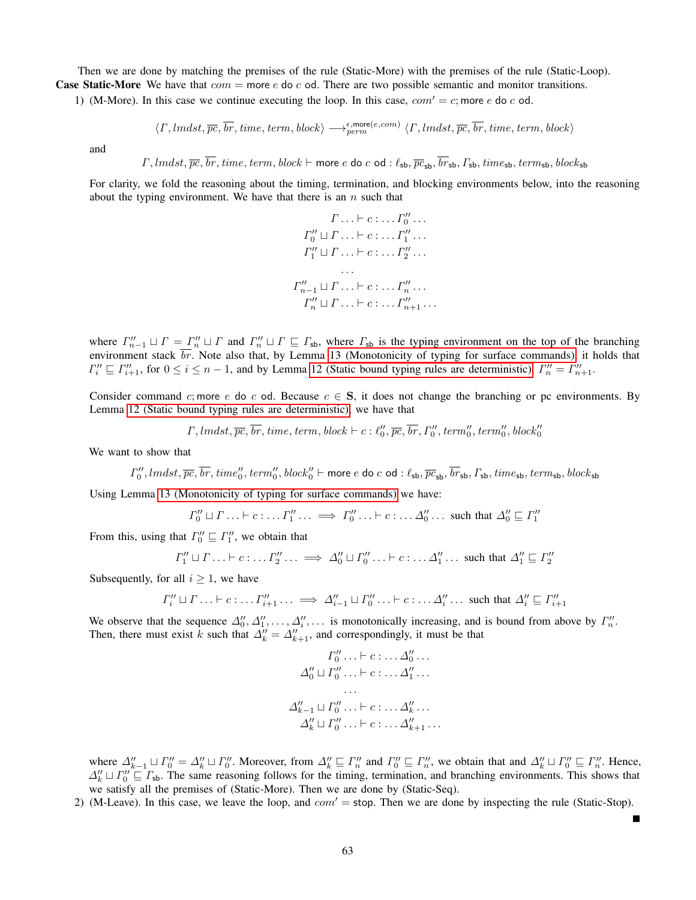Then we are done by matching the premises of the rule (Static-More) with the premises of the rule (Static-Loop).

**Case Static-More** We have that $com = \mathsf{more}\ e\ \mathsf{do}\ c\ \mathsf{od}$. There are two possible semantic and monitor transitions.

1) (M-More). In this case we continue executing the loop. In this case, $com' = c; \mathsf{more}\ e\ \mathsf{do}\ c\ \mathsf{od}$.

$$\langle \Gamma, lmdst, \overline{pc}, \overline{br}, time, term, block\rangle \longrightarrow_{perm}^{\epsilon, \mathsf{more}(e, com)} \langle \Gamma, lmdst, \overline{pc}, \overline{br}, time, term, block\rangle$$

and

$$\Gamma, lmdst, \overline{pc}, \overline{br}, time, term, block \vdash \mathsf{more}\ e\ \mathsf{do}\ c\ \mathsf{od} : \ell_{\mathsf{sb}}, \overline{pc}_{\mathsf{sb}}, \overline{br}_{\mathsf{sb}}, \Gamma_{\mathsf{sb}}, time_{\mathsf{sb}}, term_{\mathsf{sb}}, block_{\mathsf{sb}}$$

For clarity, we fold the reasoning about the timing, termination, and blocking environments below, into the reasoning about the typing environment. We have that there is an $n$ such that

$$\begin{array}{c} \Gamma \ldots \vdash c : \ldots \Gamma_0'' \ldots \\ \Gamma_0'' \sqcup \Gamma \ldots \vdash c : \ldots \Gamma_1'' \ldots \\ \Gamma_1'' \sqcup \Gamma \ldots \vdash c : \ldots \Gamma_2'' \ldots \\ \ldots \\ \Gamma_{n-1}'' \sqcup \Gamma \ldots \vdash c : \ldots \Gamma_n'' \ldots \\ \Gamma_n'' \sqcup \Gamma \ldots \vdash c : \ldots \Gamma_{n+1}'' \ldots \end{array}$$

where $\Gamma_{n-1}'' \sqcup \Gamma = \Gamma_n'' \sqcup \Gamma$ and $\Gamma_n'' \sqcup \Gamma \sqsubseteq \Gamma_{\mathsf{sb}}$, where $\Gamma_{\mathsf{sb}}$ is the typing environment on the top of the branching environment stack $\overline{br}$. Note also that, by Lemma 13 (Monotonicity of typing for surface commands) it holds that $\Gamma_i'' \sqsubseteq \Gamma_{i+1}''$, for $0 \le i \le n-1$, and by Lemma 12 (Static bound typing rules are deterministic) $\Gamma_n'' = \Gamma_{n+1}''$.

Consider command $c; \mathsf{more}\ e\ \mathsf{do}\ c\ \mathsf{od}$. Because $c \in \mathbf{S}$, it does not change the branching or pc environments. By Lemma 12 (Static bound typing rules are deterministic), we have that

$$\Gamma, lmdst, \overline{pc}, \overline{br}, time, term, block \vdash c : \ell_0'', \overline{pc}, \overline{br}, \Gamma_0'', term_0'', term_0'', block_0''$$

We want to show that

$$\Gamma_0'', lmdst, \overline{pc}, \overline{br}, time_0'', term_0'', block_0'' \vdash \mathsf{more}\ e\ \mathsf{do}\ c\ \mathsf{od} : \ell_{\mathsf{sb}}, \overline{pc}_{\mathsf{sb}}, \overline{br}_{\mathsf{sb}}, \Gamma_{\mathsf{sb}}, time_{\mathsf{sb}}, term_{\mathsf{sb}}, block_{\mathsf{sb}}$$

Using Lemma 13 (Monotonicity of typing for surface commands) we have:

$$\Gamma_0'' \sqcup \Gamma \ldots \vdash c : \ldots \Gamma_1'' \ldots \implies \Gamma_0'' \ldots \vdash c : \ldots \Delta_0'' \ldots \text{ such that } \Delta_0'' \sqsubseteq \Gamma_1''$$

From this, using that $\Gamma_0'' \sqsubseteq \Gamma_1''$, we obtain that

$$\Gamma_1'' \sqcup \Gamma \ldots \vdash c : \ldots \Gamma_2'' \ldots \implies \Delta_0'' \sqcup \Gamma_0'' \ldots \vdash c : \ldots \Delta_1'' \ldots \text{ such that } \Delta_1'' \sqsubseteq \Gamma_2''$$

Subsequently, for all $i \ge 1$, we have

$$\Gamma_i'' \sqcup \Gamma \ldots \vdash c : \ldots \Gamma_{i+1}'' \ldots \implies \Delta_{i-1}'' \sqcup \Gamma_0'' \ldots \vdash c : \ldots \Delta_i'' \ldots \text{ such that } \Delta_i'' \sqsubseteq \Gamma_{i+1}''$$

We observe that the sequence $\Delta_0'', \Delta_1'', \ldots, \Delta_i'', \ldots$ is monotonically increasing, and is bound from above by $\Gamma_n''$. Then, there must exist $k$ such that $\Delta_k'' = \Delta_{k+1}''$, and correspondingly, it must be that

$$\begin{array}{c} \Gamma_0'' \ldots \vdash c : \ldots \Delta_0'' \ldots \\ \Delta_0'' \sqcup \Gamma_0'' \ldots \vdash c : \ldots \Delta_1'' \ldots \\ \ldots \\ \Delta_{k-1}'' \sqcup \Gamma_0'' \ldots \vdash c : \ldots \Delta_k'' \ldots \\ \Delta_k'' \sqcup \Gamma_0'' \ldots \vdash c : \ldots \Delta_{k+1}'' \ldots \end{array}$$

where $\Delta_{k-1}'' \sqcup \Gamma_0'' = \Delta_k'' \sqcup \Gamma_0''$. Moreover, from $\Delta_k'' \sqsubseteq \Gamma_n''$ and $\Gamma_0'' \sqsubseteq \Gamma_n''$, we obtain that and $\Delta_k'' \sqcup \Gamma_0'' \sqsubseteq \Gamma_n''$. Hence, $\Delta_k'' \sqcup \Gamma_0'' \sqsubseteq \Gamma_{\mathsf{sb}}$. The same reasoning follows for the timing, termination, and branching environments. This shows that we satisfy all the premises of (Static-More). Then we are done by (Static-Seq).

2) (M-Leave). In this case, we leave the loop, and $com' = \mathsf{stop}$. Then we are done by inspecting the rule (Static-Stop).

■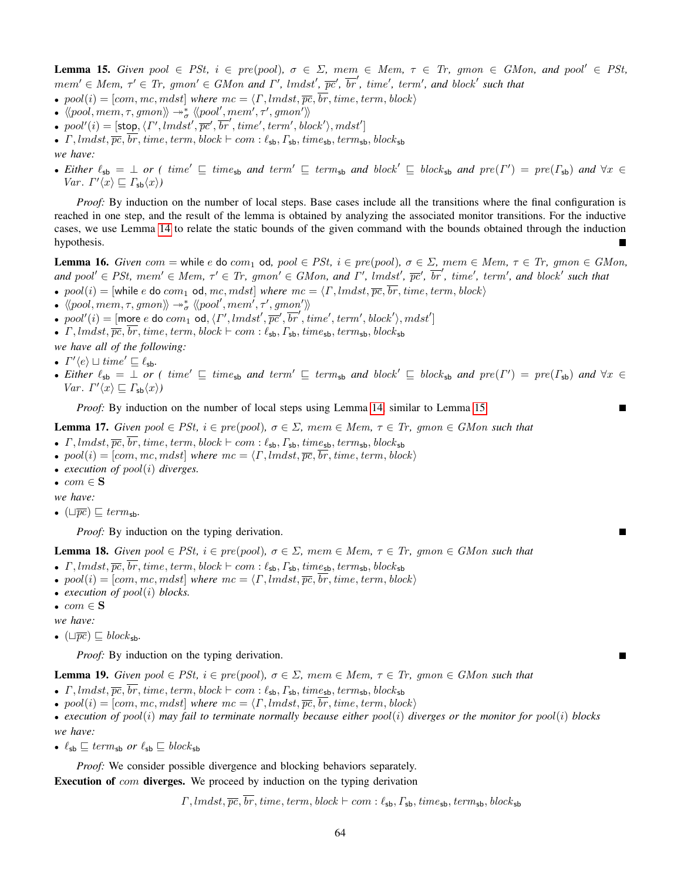**Lemma 15.** *Given $pool \in PSt$, $i \in pre(pool)$, $\sigma \in \Sigma$, $mem \in Mem$, $\tau \in Tr$, $gmon \in GMon$, and $pool' \in PSt$, $mem' \in Mem$, $\tau' \in Tr$, $gmon' \in GMon$ and $\Gamma'$, $lmdst'$, $\overline{pc}'$, $\overline{br}'$, $time'$, $term'$, and $block'$ such that*

- $pool(i) = [com, mc, mdst]$ *where* $mc = \langle \Gamma, lmdst, \overline{pc}, \overline{br}, time, term, block \rangle$
- $\langle\!\langle pool, mem, \tau, gmon \rangle\!\rangle \twoheadrightarrow^*_\sigma \langle\!\langle pool', mem', \tau', gmon' \rangle\!\rangle$
- $pool'(i) = [\mathsf{stop}, \langle \Gamma', lmdst', \overline{pc}', \overline{br}', time', term', block' \rangle, mdst']$
- $\Gamma, lmdst, \overline{pc}, \overline{br}, time, term, block \vdash com : \ell_{\mathsf{sb}}, \Gamma_{\mathsf{sb}}, time_{\mathsf{sb}}, term_{\mathsf{sb}}, block_{\mathsf{sb}}$

*we have:*

- *Either* $\ell_{\mathsf{sb}} = \bot$ *or* ( $time' \sqsubseteq time_{\mathsf{sb}}$ *and* $term' \sqsubseteq term_{\mathsf{sb}}$ *and* $block' \sqsubseteq block_{\mathsf{sb}}$ *and* $pre(\Gamma') = pre(\Gamma_{\mathsf{sb}})$ *and* $\forall x \in Var.\ \Gamma'\langle x \rangle \sqsubseteq \Gamma_{\mathsf{sb}}\langle x \rangle$)

*Proof:* By induction on the number of local steps. Base cases include all the transitions where the final configuration is reached in one step, and the result of the lemma is obtained by analyzing the associated monitor transitions. For the inductive cases, we use Lemma 14 to relate the static bounds of the given command with the bounds obtained through the induction hypothesis. ∎

**Lemma 16.** *Given $com = \mathsf{while}\ e\ \mathsf{do}\ com_1\ \mathsf{od}$, $pool \in PSt$, $i \in pre(pool)$, $\sigma \in \Sigma$, $mem \in Mem$, $\tau \in Tr$, $gmon \in GMon$, and $pool' \in PSt$, $mem' \in Mem$, $\tau' \in Tr$, $gmon' \in GMon$, and $\Gamma'$, $lmdst'$, $\overline{pc}'$, $\overline{br}'$, $time'$, $term'$, and $block'$ such that*

- $pool(i) = [\mathsf{while}\ e\ \mathsf{do}\ com_1\ \mathsf{od}, mc, mdst]$ *where* $mc = \langle \Gamma, lmdst, \overline{pc}, \overline{br}, time, term, block \rangle$
- $\langle\!\langle pool, mem, \tau, gmon \rangle\!\rangle \twoheadrightarrow^*_\sigma \langle\!\langle pool', mem', \tau', gmon' \rangle\!\rangle$
- $pool'(i) = [\mathsf{more}\ e\ \mathsf{do}\ com_1\ \mathsf{od}, \langle \Gamma', lmdst', \overline{pc}', \overline{br}', time', term', block' \rangle, mdst']$
- $\Gamma, lmdst, \overline{pc}, \overline{br}, time, term, block \vdash com : \ell_{\mathsf{sb}}, \Gamma_{\mathsf{sb}}, time_{\mathsf{sb}}, term_{\mathsf{sb}}, block_{\mathsf{sb}}$

*we have all of the following:*

- $\Gamma'\langle e \rangle \sqcup time' \sqsubseteq \ell_{\mathsf{sb}}$.
- *Either* $\ell_{\mathsf{sb}} = \bot$ *or* ( $time' \sqsubseteq time_{\mathsf{sb}}$ *and* $term' \sqsubseteq term_{\mathsf{sb}}$ *and* $block' \sqsubseteq block_{\mathsf{sb}}$ *and* $pre(\Gamma') = pre(\Gamma_{\mathsf{sb}})$ *and* $\forall x \in Var.\ \Gamma'\langle x \rangle \sqsubseteq \Gamma_{\mathsf{sb}}\langle x \rangle$)

*Proof:* By induction on the number of local steps using Lemma 14, similar to Lemma 15. ∎

**Lemma 17.** *Given $pool \in PSt$, $i \in pre(pool)$, $\sigma \in \Sigma$, $mem \in Mem$, $\tau \in Tr$, $gmon \in GMon$ such that*

- $\Gamma, lmdst, \overline{pc}, \overline{br}, time, term, block \vdash com : \ell_{\mathsf{sb}}, \Gamma_{\mathsf{sb}}, time_{\mathsf{sb}}, term_{\mathsf{sb}}, block_{\mathsf{sb}}$
- $pool(i) = [com, mc, mdst]$ *where* $mc = \langle \Gamma, lmdst, \overline{pc}, \overline{br}, time, term, block \rangle$
- *execution of* $pool(i)$ *diverges.*
- $com \in \mathbf{S}$

*we have:*

- $(\sqcup \overline{pc}) \sqsubseteq term_{\mathsf{sb}}$.

*Proof:* By induction on the typing derivation. ∎

**Lemma 18.** *Given $pool \in PSt$, $i \in pre(pool)$, $\sigma \in \Sigma$, $mem \in Mem$, $\tau \in Tr$, $gmon \in GMon$ such that*

- $\Gamma, lmdst, \overline{pc}, \overline{br}, time, term, block \vdash com : \ell_{\mathsf{sb}}, \Gamma_{\mathsf{sb}}, time_{\mathsf{sb}}, term_{\mathsf{sb}}, block_{\mathsf{sb}}$
- $pool(i) = [com, mc, mdst]$ *where* $mc = \langle \Gamma, lmdst, \overline{pc}, \overline{br}, time, term, block \rangle$
- *execution of* $pool(i)$ *blocks.*
- $com \in \mathbf{S}$

*we have:*

- $(\sqcup \overline{pc}) \sqsubseteq block_{\mathsf{sb}}$.

*Proof:* By induction on the typing derivation. ∎

**Lemma 19.** *Given $pool \in PSt$, $i \in pre(pool)$, $\sigma \in \Sigma$, $mem \in Mem$, $\tau \in Tr$, $gmon \in GMon$ such that*

- $\Gamma, lmdst, \overline{pc}, \overline{br}, time, term, block \vdash com : \ell_{\mathsf{sb}}, \Gamma_{\mathsf{sb}}, time_{\mathsf{sb}}, term_{\mathsf{sb}}, block_{\mathsf{sb}}$
- $pool(i) = [com, mc, mdst]$ *where* $mc = \langle \Gamma, lmdst, \overline{pc}, \overline{br}, time, term, block \rangle$
- *execution of* $pool(i)$ *may fail to terminate normally because either* $pool(i)$ *diverges or the monitor for* $pool(i)$ *blocks*

*we have:*

- $\ell_{\mathsf{sb}} \sqsubseteq term_{\mathsf{sb}}$ *or* $\ell_{\mathsf{sb}} \sqsubseteq block_{\mathsf{sb}}$

*Proof:* We consider possible divergence and blocking behaviors separately.

**Execution of $com$ diverges.** We proceed by induction on the typing derivation

$$\Gamma, lmdst, \overline{pc}, \overline{br}, time, term, block \vdash com : \ell_{\mathsf{sb}}, \Gamma_{\mathsf{sb}}, time_{\mathsf{sb}}, term_{\mathsf{sb}}, block_{\mathsf{sb}}$$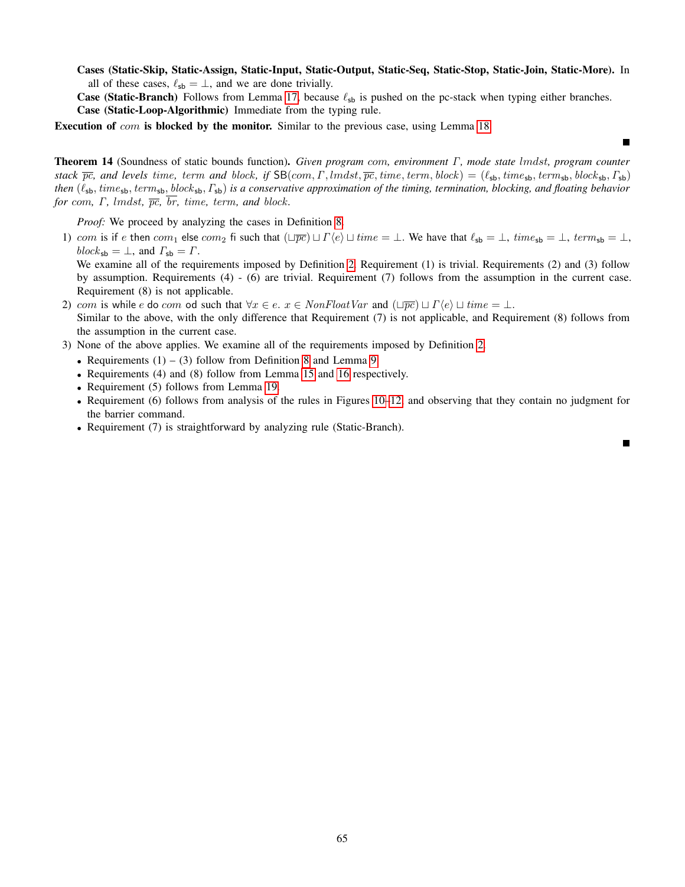**Cases (Static-Skip, Static-Assign, Static-Input, Static-Output, Static-Seq, Static-Stop, Static-Join, Static-More).** In all of these cases, $\ell_{\mathsf{sb}} = \bot$, and we are done trivially.

**Case (Static-Branch)** Follows from Lemma 17, because $\ell_{\mathsf{sb}}$ is pushed on the pc-stack when typing either branches.

**Case (Static-Loop-Algorithmic)** Immediate from the typing rule.

**Execution of** $com$ **is blocked by the monitor.** Similar to the previous case, using Lemma 18.

■

**Theorem 14** (Soundness of static bounds function)**.** *Given program $com$, environment $\Gamma$, mode state $lmdst$, program counter stack $\overline{pc}$, and levels $time$, $term$ and $block$, if $\mathsf{SB}(com, \Gamma, lmdst, \overline{pc}, time, term, block) = (\ell_{\mathsf{sb}}, time_{\mathsf{sb}}, term_{\mathsf{sb}}, block_{\mathsf{sb}}, \Gamma_{\mathsf{sb}})$ then $(\ell_{\mathsf{sb}}, time_{\mathsf{sb}}, term_{\mathsf{sb}}, block_{\mathsf{sb}}, \Gamma_{\mathsf{sb}})$ is a conservative approximation of the timing, termination, blocking, and floating behavior for $com$, $\Gamma$, $lmdst$, $\overline{pc}$, $\overline{br}$, $time$, $term$, and $block$.*

*Proof:* We proceed by analyzing the cases in Definition 8.

1) $com$ is $\mathsf{if}\ e\ \mathsf{then}\ com_1\ \mathsf{else}\ com_2\ \mathsf{fi}$ such that $(\sqcup\overline{pc}) \sqcup \Gamma\langle e \rangle \sqcup time = \bot$. We have that $\ell_{\mathsf{sb}} = \bot$, $time_{\mathsf{sb}} = \bot$, $term_{\mathsf{sb}} = \bot$, $block_{\mathsf{sb}} = \bot$, and $\Gamma_{\mathsf{sb}} = \Gamma$.
   We examine all of the requirements imposed by Definition 2. Requirement (1) is trivial. Requirements (2) and (3) follow by assumption. Requirements (4) - (6) are trivial. Requirement (7) follows from the assumption in the current case. Requirement (8) is not applicable.
2) $com$ is $\mathsf{while}\ e\ \mathsf{do}\ com\ \mathsf{od}$ such that $\forall x \in e.\ x \in NonFloatVar$ and $(\sqcup\overline{pc}) \sqcup \Gamma\langle e \rangle \sqcup time = \bot$.
   Similar to the above, with the only difference that Requirement (7) is not applicable, and Requirement (8) follows from the assumption in the current case.
3) None of the above applies. We examine all of the requirements imposed by Definition 2.
   - Requirements (1) – (3) follow from Definition 8 and Lemma 9.
   - Requirements (4) and (8) follow from Lemma 15 and 16 respectively.
   - Requirement (5) follows from Lemma 19.
   - Requirement (6) follows from analysis of the rules in Figures 10–12, and observing that they contain no judgment for the barrier command.
   - Requirement (7) is straightforward by analyzing rule (Static-Branch).

■